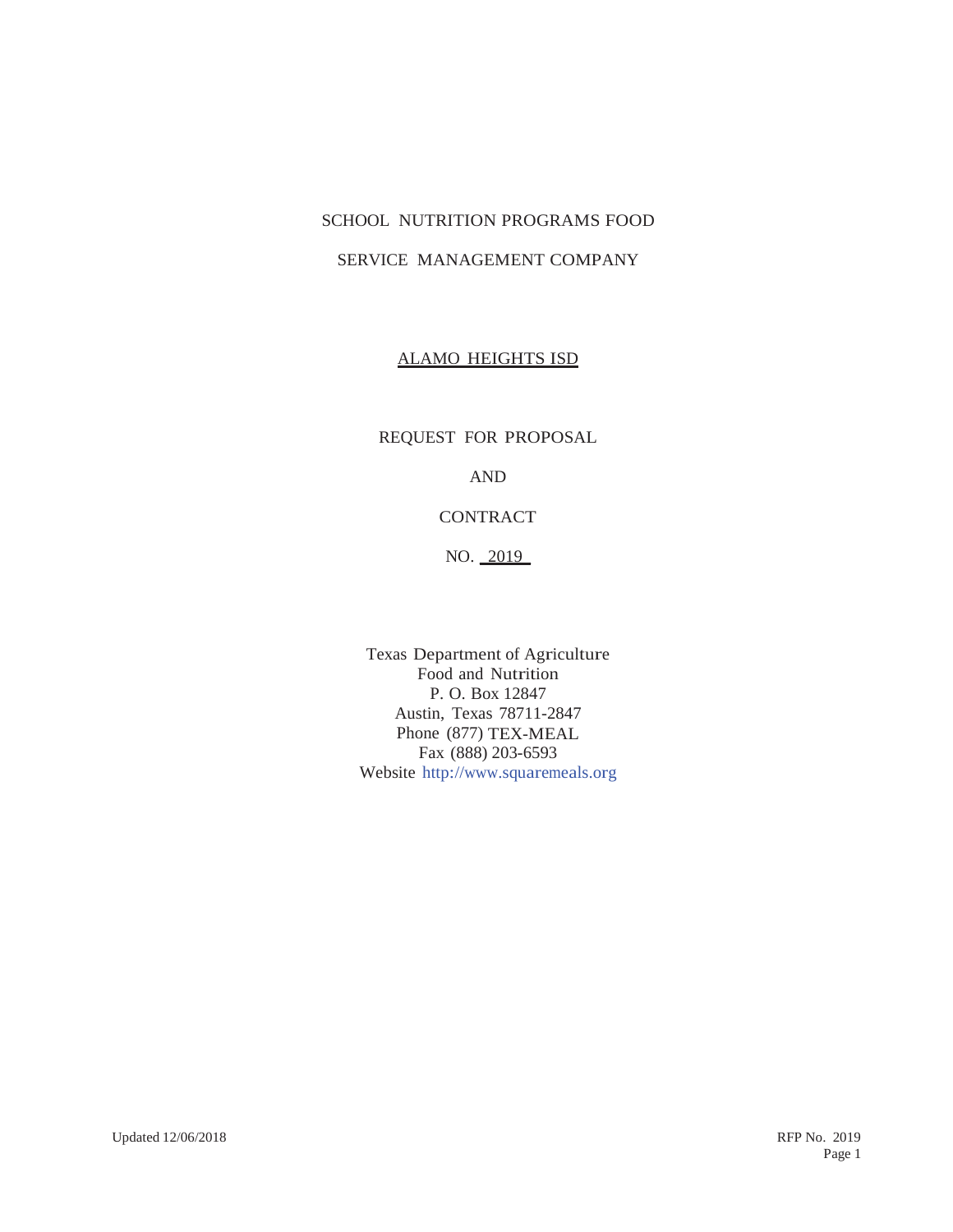# SCHOOL NUTRITION PROGRAMS FOOD SERVICE MANAGEMENT COMPANY

## ALAMO HEIGHTS ISD

REQUEST FOR PROPOSAL

AND

CONTRACT

NO. 2019

Texas Department of Agriculture
Food and Nutrition
P. O. Box 12847
Austin, Texas 78711-2847
Phone (877) TEX-MEAL
Fax (888) 203-6593
Website http://www.squaremeals.org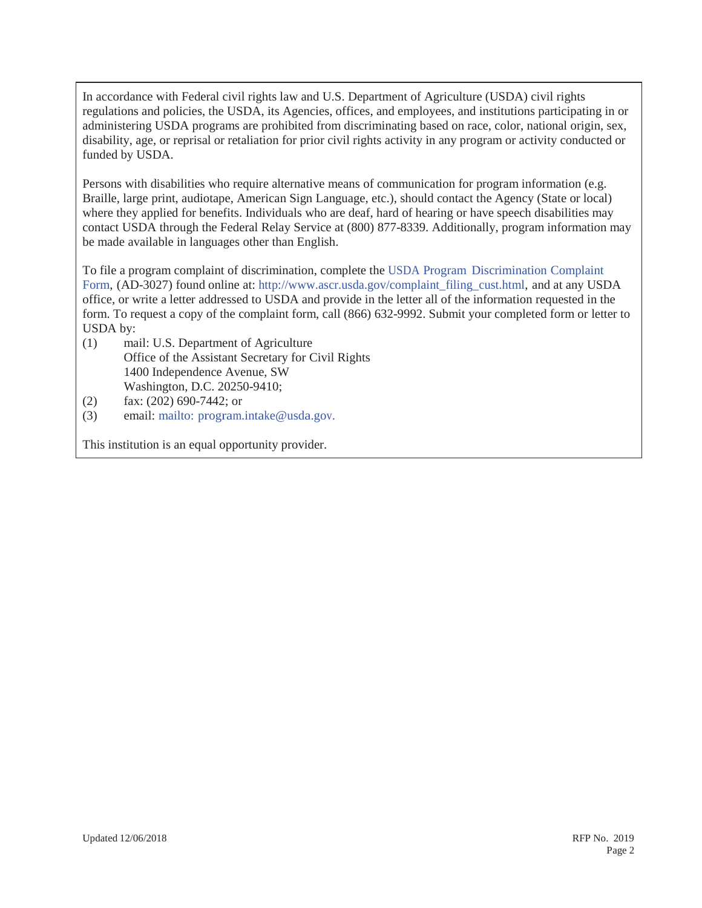In accordance with Federal civil rights law and U.S. Department of Agriculture (USDA) civil rights regulations and policies, the USDA, its Agencies, offices, and employees, and institutions participating in or administering USDA programs are prohibited from discriminating based on race, color, national origin, sex, disability, age, or reprisal or retaliation for prior civil rights activity in any program or activity conducted or funded by USDA.

Persons with disabilities who require alternative means of communication for program information (e.g. Braille, large print, audiotape, American Sign Language, etc.), should contact the Agency (State or local) where they applied for benefits. Individuals who are deaf, hard of hearing or have speech disabilities may contact USDA through the Federal Relay Service at (800) 877-8339. Additionally, program information may be made available in languages other than English.

To file a program complaint of discrimination, complete the USDA Program Discrimination Complaint Form, (AD-3027) found online at: http://www.ascr.usda.gov/complaint_filing_cust.html, and at any USDA office, or write a letter addressed to USDA and provide in the letter all of the information requested in the form. To request a copy of the complaint form, call (866) 632-9992. Submit your completed form or letter to USDA by:

(1) mail: U.S. Department of Agriculture
Office of the Assistant Secretary for Civil Rights
1400 Independence Avenue, SW
Washington, D.C. 20250-9410;

(2) fax: (202) 690-7442; or

(3) email: mailto: program.intake@usda.gov.

This institution is an equal opportunity provider.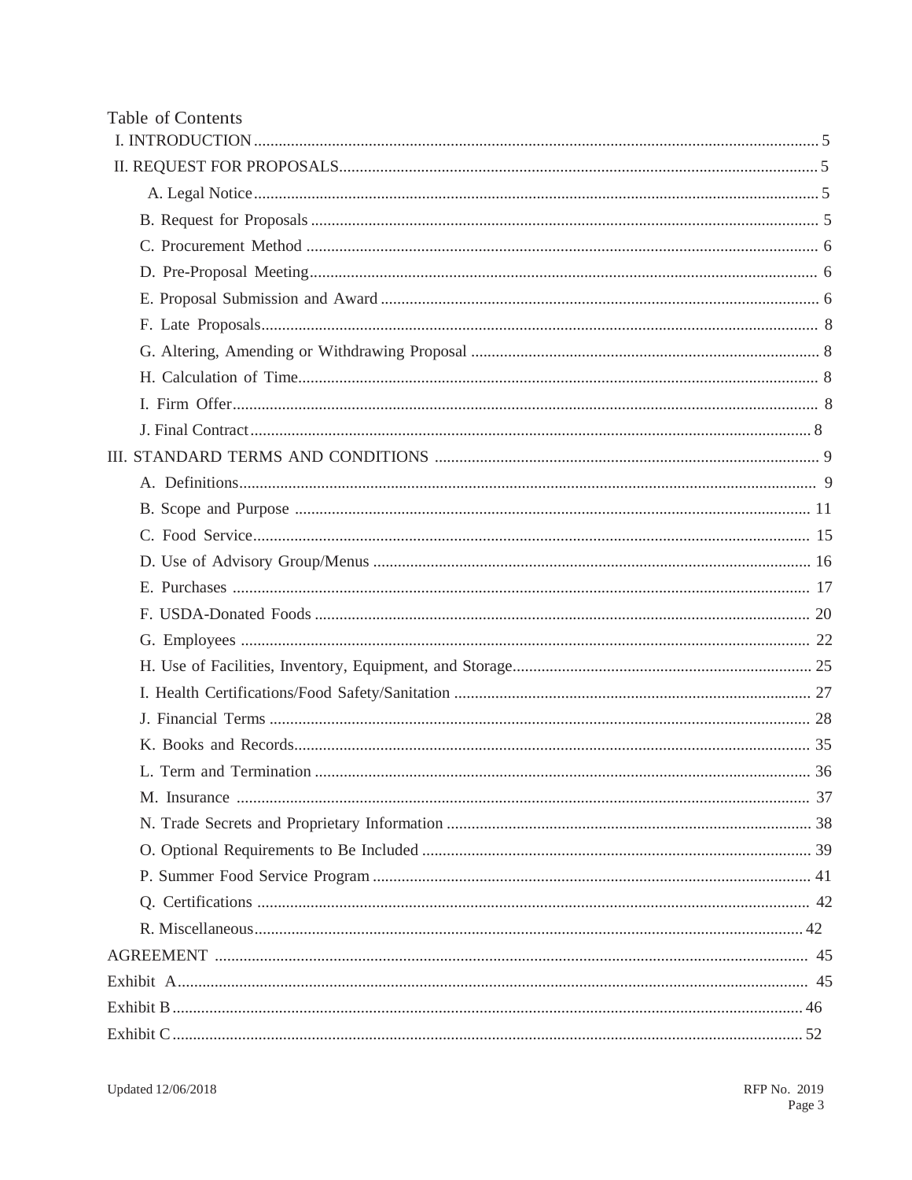# Table of Contents

- I. INTRODUCTION ........ 5
- II. REQUEST FOR PROPOSALS ........ 5
  - A. Legal Notice ........ 5
  - B. Request for Proposals ........ 5
  - C. Procurement Method ........ 6
  - D. Pre-Proposal Meeting ........ 6
  - E. Proposal Submission and Award ........ 6
  - F. Late Proposals ........ 8
  - G. Altering, Amending or Withdrawing Proposal ........ 8
  - H. Calculation of Time ........ 8
  - I. Firm Offer ........ 8
  - J. Final Contract ........ 8
- III. STANDARD TERMS AND CONDITIONS ........ 9
  - A. Definitions ........ 9
  - B. Scope and Purpose ........ 11
  - C. Food Service ........ 15
  - D. Use of Advisory Group/Menus ........ 16
  - E. Purchases ........ 17
  - F. USDA-Donated Foods ........ 20
  - G. Employees ........ 22
  - H. Use of Facilities, Inventory, Equipment, and Storage ........ 25
  - I. Health Certifications/Food Safety/Sanitation ........ 27
  - J. Financial Terms ........ 28
  - K. Books and Records ........ 35
  - L. Term and Termination ........ 36
  - M. Insurance ........ 37
  - N. Trade Secrets and Proprietary Information ........ 38
  - O. Optional Requirements to Be Included ........ 39
  - P. Summer Food Service Program ........ 41
  - Q. Certifications ........ 42
  - R. Miscellaneous ........ 42
- AGREEMENT ........ 45
- Exhibit A ........ 45
- Exhibit B ........ 46
- Exhibit C ........ 52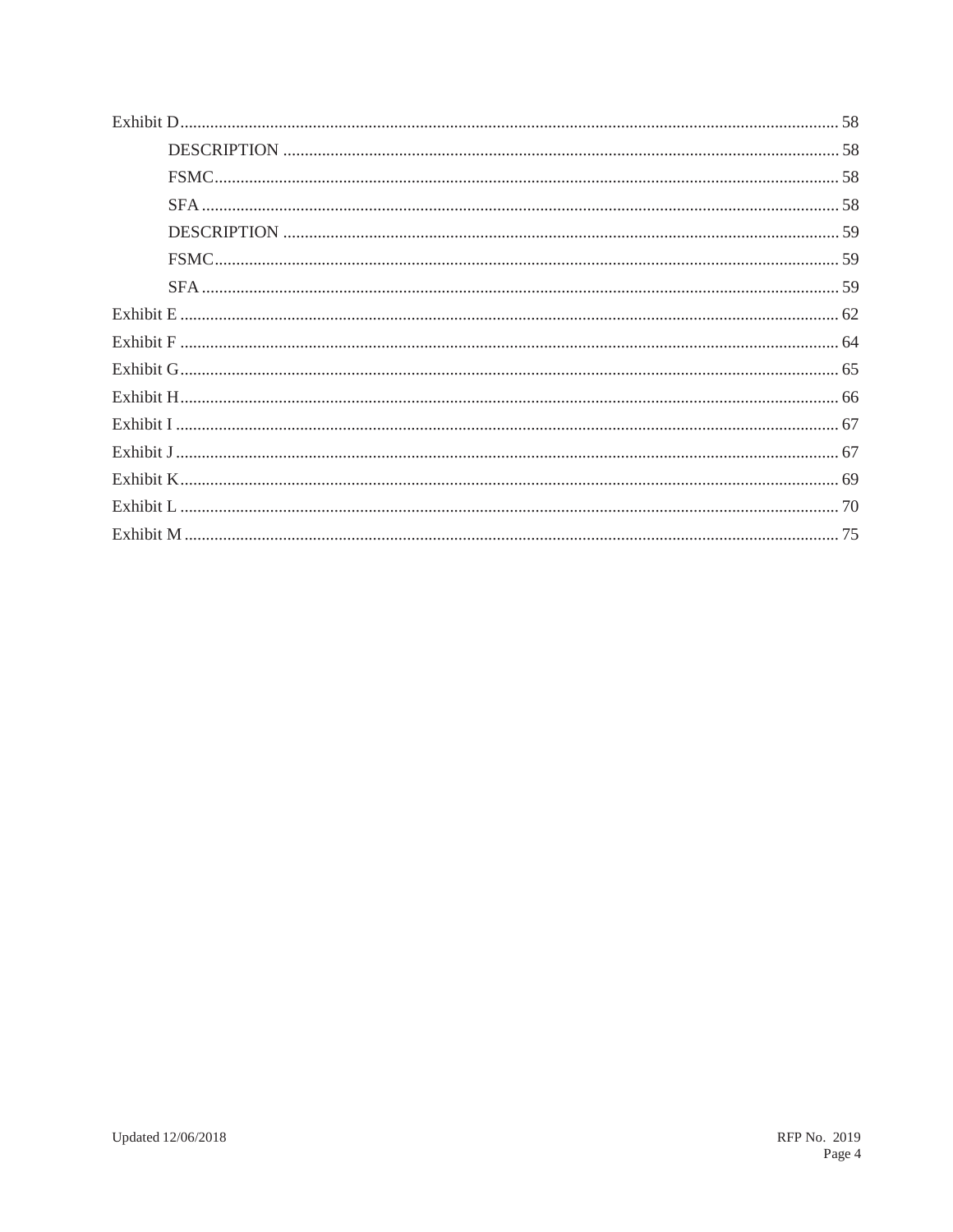Exhibit D ........................................................................................................................................ 58

- DESCRIPTION ............................................................................................................ 58
- FSMC............................................................................................................................. 58
- SFA ................................................................................................................................ 58
- DESCRIPTION ............................................................................................................ 59
- FSMC............................................................................................................................. 59
- SFA ................................................................................................................................ 59

Exhibit E ........................................................................................................................................ 62

Exhibit F ........................................................................................................................................ 64

Exhibit G ........................................................................................................................................ 65

Exhibit H ........................................................................................................................................ 66

Exhibit I ......................................................................................................................................... 67

Exhibit J ......................................................................................................................................... 67

Exhibit K ........................................................................................................................................ 69

Exhibit L ........................................................................................................................................ 70

Exhibit M ....................................................................................................................................... 75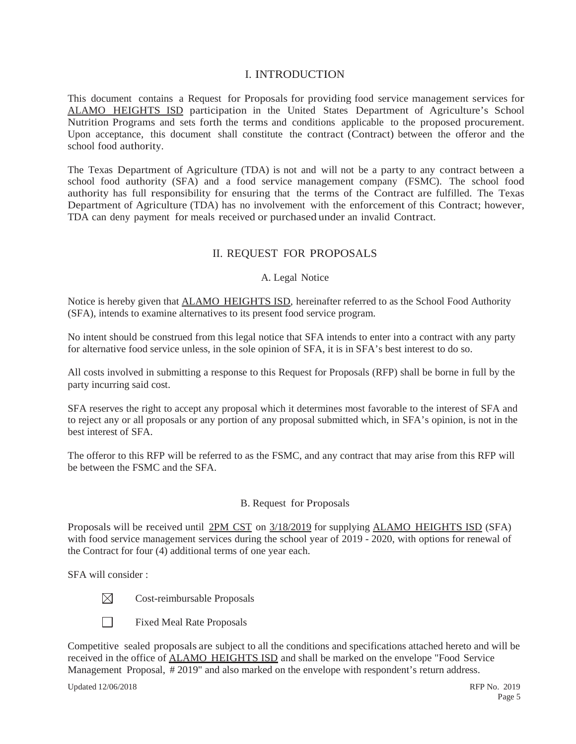# I. INTRODUCTION

This document contains a Request for Proposals for providing food service management services for ALAMO HEIGHTS ISD participation in the United States Department of Agriculture's School Nutrition Programs and sets forth the terms and conditions applicable to the proposed procurement. Upon acceptance, this document shall constitute the contract (Contract) between the offeror and the school food authority.

The Texas Department of Agriculture (TDA) is not and will not be a party to any contract between a school food authority (SFA) and a food service management company (FSMC). The school food authority has full responsibility for ensuring that the terms of the Contract are fulfilled. The Texas Department of Agriculture (TDA) has no involvement with the enforcement of this Contract; however, TDA can deny payment for meals received or purchased under an invalid Contract.

# II. REQUEST FOR PROPOSALS

## A. Legal Notice

Notice is hereby given that ALAMO HEIGHTS ISD, hereinafter referred to as the School Food Authority (SFA), intends to examine alternatives to its present food service program.

No intent should be construed from this legal notice that SFA intends to enter into a contract with any party for alternative food service unless, in the sole opinion of SFA, it is in SFA's best interest to do so.

All costs involved in submitting a response to this Request for Proposals (RFP) shall be borne in full by the party incurring said cost.

SFA reserves the right to accept any proposal which it determines most favorable to the interest of SFA and to reject any or all proposals or any portion of any proposal submitted which, in SFA's opinion, is not in the best interest of SFA.

The offeror to this RFP will be referred to as the FSMC, and any contract that may arise from this RFP will be between the FSMC and the SFA.

## B. Request for Proposals

Proposals will be received until 2PM CST on 3/18/2019 for supplying ALAMO HEIGHTS ISD (SFA) with food service management services during the school year of 2019 - 2020, with options for renewal of the Contract for four (4) additional terms of one year each.

SFA will consider :

- ☒ Cost-reimbursable Proposals
- ☐ Fixed Meal Rate Proposals

Competitive sealed proposals are subject to all the conditions and specifications attached hereto and will be received in the office of ALAMO HEIGHTS ISD and shall be marked on the envelope "Food Service Management Proposal, # 2019" and also marked on the envelope with respondent's return address.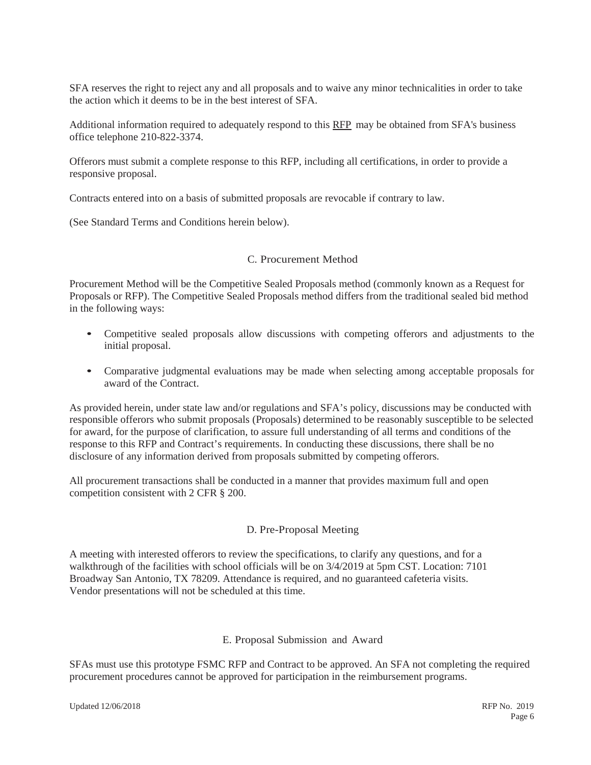SFA reserves the right to reject any and all proposals and to waive any minor technicalities in order to take the action which it deems to be in the best interest of SFA.

Additional information required to adequately respond to this RFP may be obtained from SFA's business office telephone 210-822-3374.

Offerors must submit a complete response to this RFP, including all certifications, in order to provide a responsive proposal.

Contracts entered into on a basis of submitted proposals are revocable if contrary to law.

(See Standard Terms and Conditions herein below).

## C. Procurement Method

Procurement Method will be the Competitive Sealed Proposals method (commonly known as a Request for Proposals or RFP). The Competitive Sealed Proposals method differs from the traditional sealed bid method in the following ways:

- Competitive sealed proposals allow discussions with competing offerors and adjustments to the initial proposal.
- Comparative judgmental evaluations may be made when selecting among acceptable proposals for award of the Contract.

As provided herein, under state law and/or regulations and SFA's policy, discussions may be conducted with responsible offerors who submit proposals (Proposals) determined to be reasonably susceptible to be selected for award, for the purpose of clarification, to assure full understanding of all terms and conditions of the response to this RFP and Contract's requirements. In conducting these discussions, there shall be no disclosure of any information derived from proposals submitted by competing offerors.

All procurement transactions shall be conducted in a manner that provides maximum full and open competition consistent with 2 CFR § 200.

## D. Pre-Proposal Meeting

A meeting with interested offerors to review the specifications, to clarify any questions, and for a walkthrough of the facilities with school officials will be on 3/4/2019 at 5pm CST. Location: 7101 Broadway San Antonio, TX 78209. Attendance is required, and no guaranteed cafeteria visits. Vendor presentations will not be scheduled at this time.

## E. Proposal Submission and Award

SFAs must use this prototype FSMC RFP and Contract to be approved. An SFA not completing the required procurement procedures cannot be approved for participation in the reimbursement programs.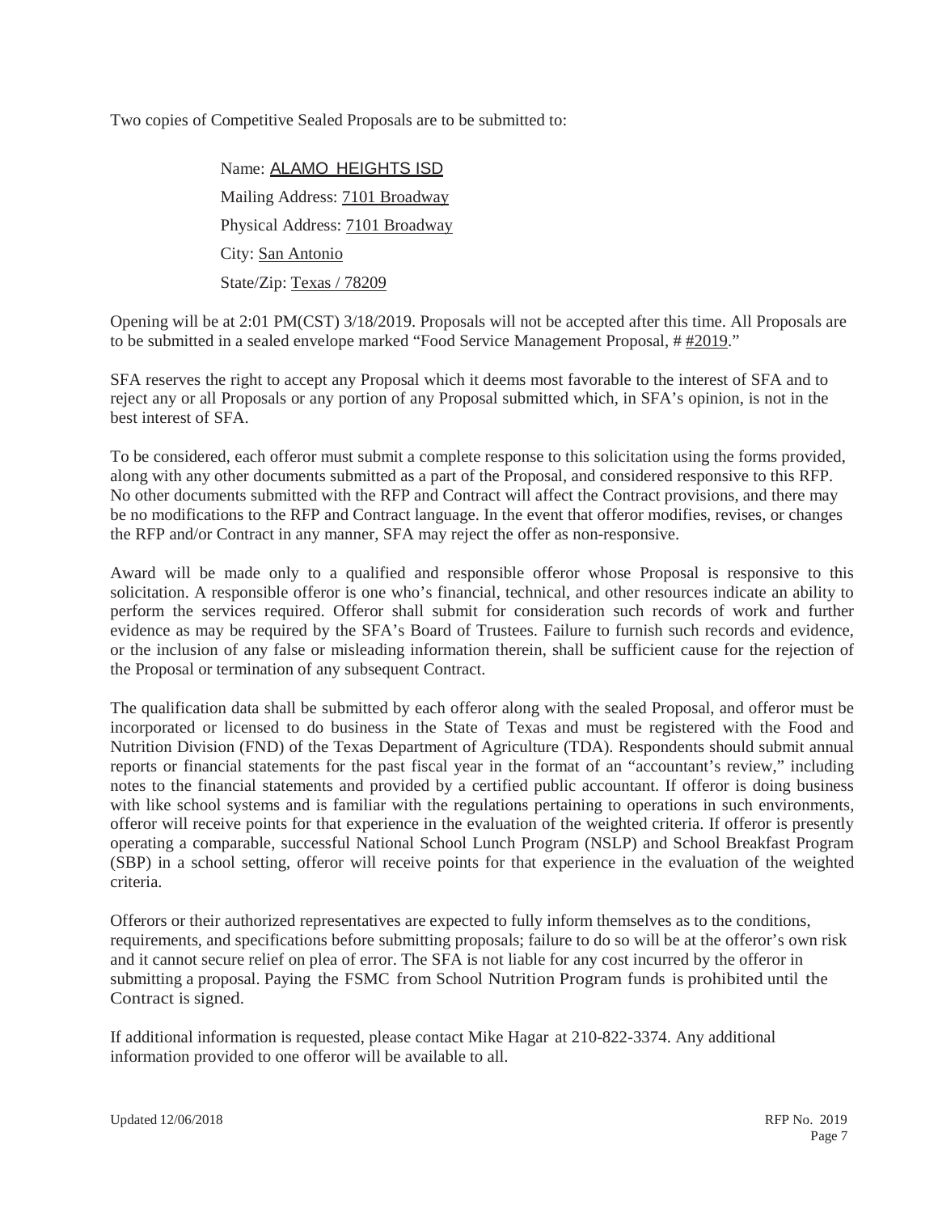Two copies of Competitive Sealed Proposals are to be submitted to:

Name: ALAMO HEIGHTS ISD

Mailing Address: 7101 Broadway

Physical Address: 7101 Broadway

City: San Antonio

State/Zip: Texas / 78209

Opening will be at 2:01 PM(CST) 3/18/2019. Proposals will not be accepted after this time. All Proposals are to be submitted in a sealed envelope marked "Food Service Management Proposal, # #2019."

SFA reserves the right to accept any Proposal which it deems most favorable to the interest of SFA and to reject any or all Proposals or any portion of any Proposal submitted which, in SFA's opinion, is not in the best interest of SFA.

To be considered, each offeror must submit a complete response to this solicitation using the forms provided, along with any other documents submitted as a part of the Proposal, and considered responsive to this RFP. No other documents submitted with the RFP and Contract will affect the Contract provisions, and there may be no modifications to the RFP and Contract language. In the event that offeror modifies, revises, or changes the RFP and/or Contract in any manner, SFA may reject the offer as non-responsive.

Award will be made only to a qualified and responsible offeror whose Proposal is responsive to this solicitation. A responsible offeror is one who's financial, technical, and other resources indicate an ability to perform the services required. Offeror shall submit for consideration such records of work and further evidence as may be required by the SFA's Board of Trustees. Failure to furnish such records and evidence, or the inclusion of any false or misleading information therein, shall be sufficient cause for the rejection of the Proposal or termination of any subsequent Contract.

The qualification data shall be submitted by each offeror along with the sealed Proposal, and offeror must be incorporated or licensed to do business in the State of Texas and must be registered with the Food and Nutrition Division (FND) of the Texas Department of Agriculture (TDA). Respondents should submit annual reports or financial statements for the past fiscal year in the format of an "accountant's review," including notes to the financial statements and provided by a certified public accountant. If offeror is doing business with like school systems and is familiar with the regulations pertaining to operations in such environments, offeror will receive points for that experience in the evaluation of the weighted criteria. If offeror is presently operating a comparable, successful National School Lunch Program (NSLP) and School Breakfast Program (SBP) in a school setting, offeror will receive points for that experience in the evaluation of the weighted criteria.

Offerors or their authorized representatives are expected to fully inform themselves as to the conditions, requirements, and specifications before submitting proposals; failure to do so will be at the offeror's own risk and it cannot secure relief on plea of error. The SFA is not liable for any cost incurred by the offeror in submitting a proposal. Paying the FSMC from School Nutrition Program funds is prohibited until the Contract is signed.

If additional information is requested, please contact Mike Hagar at 210-822-3374. Any additional information provided to one offeror will be available to all.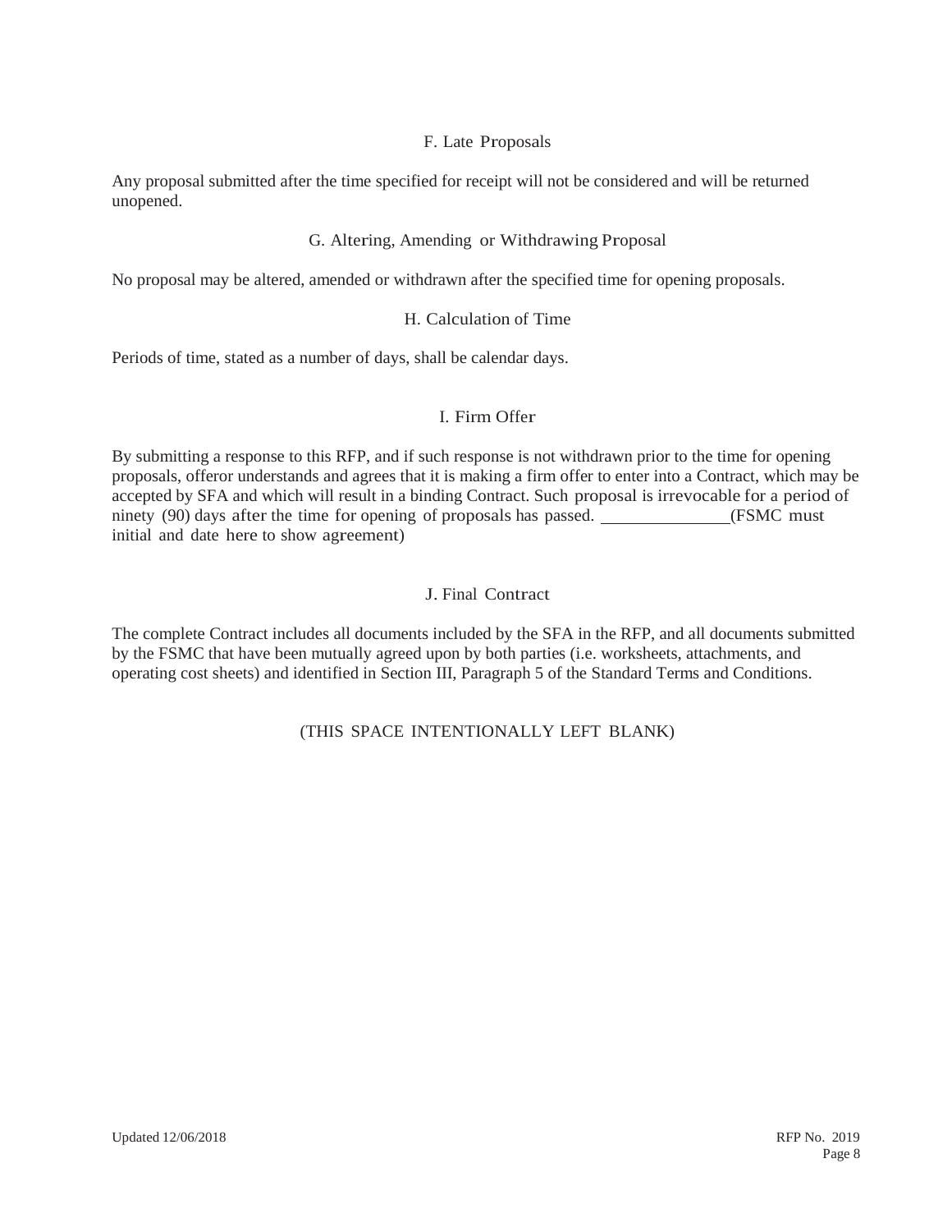### F. Late Proposals

Any proposal submitted after the time specified for receipt will not be considered and will be returned unopened.

### G. Altering, Amending or Withdrawing Proposal

No proposal may be altered, amended or withdrawn after the specified time for opening proposals.

### H. Calculation of Time

Periods of time, stated as a number of days, shall be calendar days.

### I. Firm Offer

By submitting a response to this RFP, and if such response is not withdrawn prior to the time for opening proposals, offeror understands and agrees that it is making a firm offer to enter into a Contract, which may be accepted by SFA and which will result in a binding Contract. Such proposal is irrevocable for a period of ninety (90) days after the time for opening of proposals has passed. ______________(FSMC must initial and date here to show agreement)

### J. Final Contract

The complete Contract includes all documents included by the SFA in the RFP, and all documents submitted by the FSMC that have been mutually agreed upon by both parties (i.e. worksheets, attachments, and operating cost sheets) and identified in Section III, Paragraph 5 of the Standard Terms and Conditions.

(THIS SPACE INTENTIONALLY LEFT BLANK)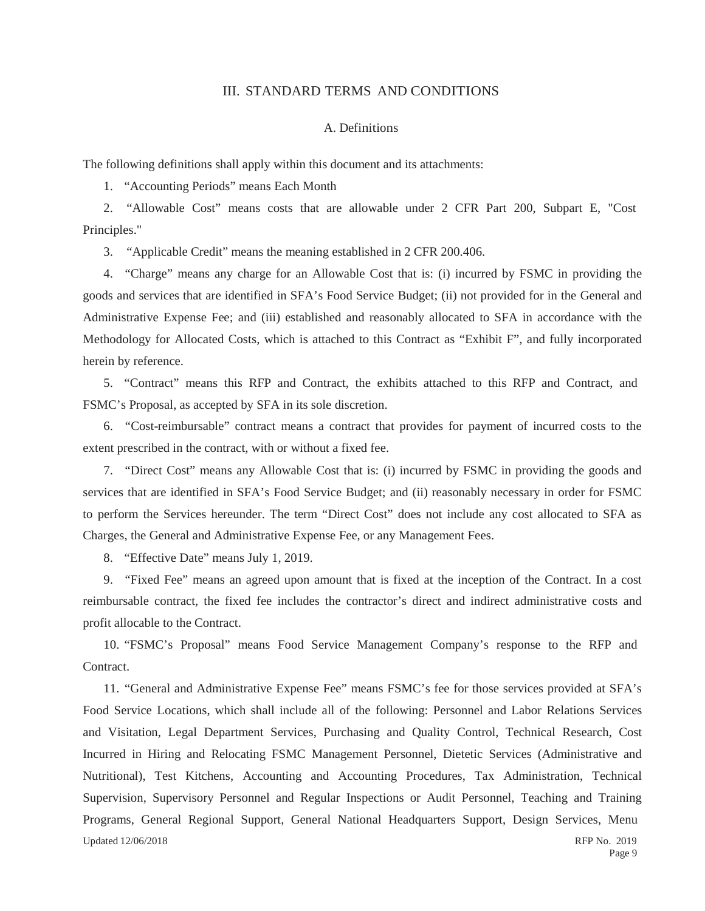## III. STANDARD TERMS AND CONDITIONS

### A. Definitions

The following definitions shall apply within this document and its attachments:

1. "Accounting Periods" means Each Month

2. "Allowable Cost" means costs that are allowable under 2 CFR Part 200, Subpart E, "Cost Principles."

3. "Applicable Credit" means the meaning established in 2 CFR 200.406.

4. "Charge" means any charge for an Allowable Cost that is: (i) incurred by FSMC in providing the goods and services that are identified in SFA's Food Service Budget; (ii) not provided for in the General and Administrative Expense Fee; and (iii) established and reasonably allocated to SFA in accordance with the Methodology for Allocated Costs, which is attached to this Contract as "Exhibit F", and fully incorporated herein by reference.

5. "Contract" means this RFP and Contract, the exhibits attached to this RFP and Contract, and FSMC's Proposal, as accepted by SFA in its sole discretion.

6. "Cost-reimbursable" contract means a contract that provides for payment of incurred costs to the extent prescribed in the contract, with or without a fixed fee.

7. "Direct Cost" means any Allowable Cost that is: (i) incurred by FSMC in providing the goods and services that are identified in SFA's Food Service Budget; and (ii) reasonably necessary in order for FSMC to perform the Services hereunder. The term "Direct Cost" does not include any cost allocated to SFA as Charges, the General and Administrative Expense Fee, or any Management Fees.

8. "Effective Date" means July 1, 2019.

9. "Fixed Fee" means an agreed upon amount that is fixed at the inception of the Contract. In a cost reimbursable contract, the fixed fee includes the contractor's direct and indirect administrative costs and profit allocable to the Contract.

10. "FSMC's Proposal" means Food Service Management Company's response to the RFP and Contract.

11. "General and Administrative Expense Fee" means FSMC's fee for those services provided at SFA's Food Service Locations, which shall include all of the following: Personnel and Labor Relations Services and Visitation, Legal Department Services, Purchasing and Quality Control, Technical Research, Cost Incurred in Hiring and Relocating FSMC Management Personnel, Dietetic Services (Administrative and Nutritional), Test Kitchens, Accounting and Accounting Procedures, Tax Administration, Technical Supervision, Supervisory Personnel and Regular Inspections or Audit Personnel, Teaching and Training Programs, General Regional Support, General National Headquarters Support, Design Services, Menu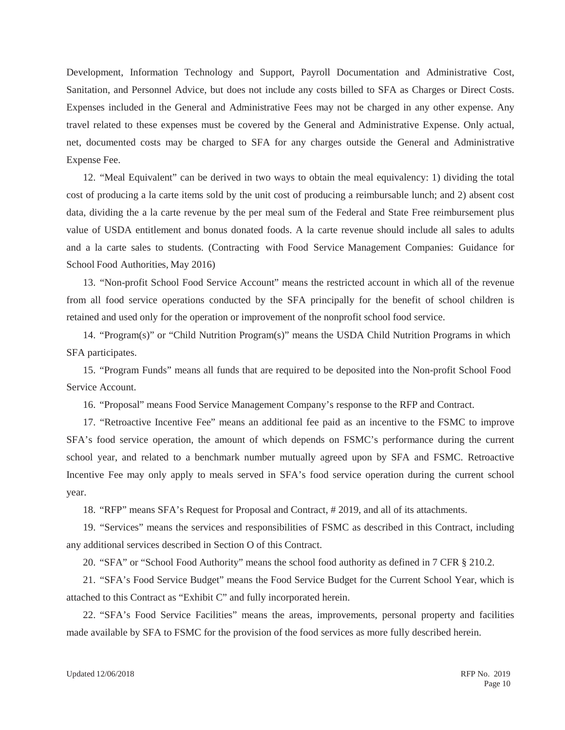Development, Information Technology and Support, Payroll Documentation and Administrative Cost, Sanitation, and Personnel Advice, but does not include any costs billed to SFA as Charges or Direct Costs. Expenses included in the General and Administrative Fees may not be charged in any other expense. Any travel related to these expenses must be covered by the General and Administrative Expense. Only actual, net, documented costs may be charged to SFA for any charges outside the General and Administrative Expense Fee.

12. "Meal Equivalent" can be derived in two ways to obtain the meal equivalency: 1) dividing the total cost of producing a la carte items sold by the unit cost of producing a reimbursable lunch; and 2) absent cost data, dividing the a la carte revenue by the per meal sum of the Federal and State Free reimbursement plus value of USDA entitlement and bonus donated foods. A la carte revenue should include all sales to adults and a la carte sales to students. (Contracting with Food Service Management Companies: Guidance for School Food Authorities, May 2016)

13. "Non-profit School Food Service Account" means the restricted account in which all of the revenue from all food service operations conducted by the SFA principally for the benefit of school children is retained and used only for the operation or improvement of the nonprofit school food service.

14. "Program(s)" or "Child Nutrition Program(s)" means the USDA Child Nutrition Programs in which SFA participates.

15. "Program Funds" means all funds that are required to be deposited into the Non-profit School Food Service Account.

16. "Proposal" means Food Service Management Company's response to the RFP and Contract.

17. "Retroactive Incentive Fee" means an additional fee paid as an incentive to the FSMC to improve SFA's food service operation, the amount of which depends on FSMC's performance during the current school year, and related to a benchmark number mutually agreed upon by SFA and FSMC. Retroactive Incentive Fee may only apply to meals served in SFA's food service operation during the current school year.

18. "RFP" means SFA's Request for Proposal and Contract, # 2019, and all of its attachments.

19. "Services" means the services and responsibilities of FSMC as described in this Contract, including any additional services described in Section O of this Contract.

20. "SFA" or "School Food Authority" means the school food authority as defined in 7 CFR § 210.2.

21. "SFA's Food Service Budget" means the Food Service Budget for the Current School Year, which is attached to this Contract as "Exhibit C" and fully incorporated herein.

22. "SFA's Food Service Facilities" means the areas, improvements, personal property and facilities made available by SFA to FSMC for the provision of the food services as more fully described herein.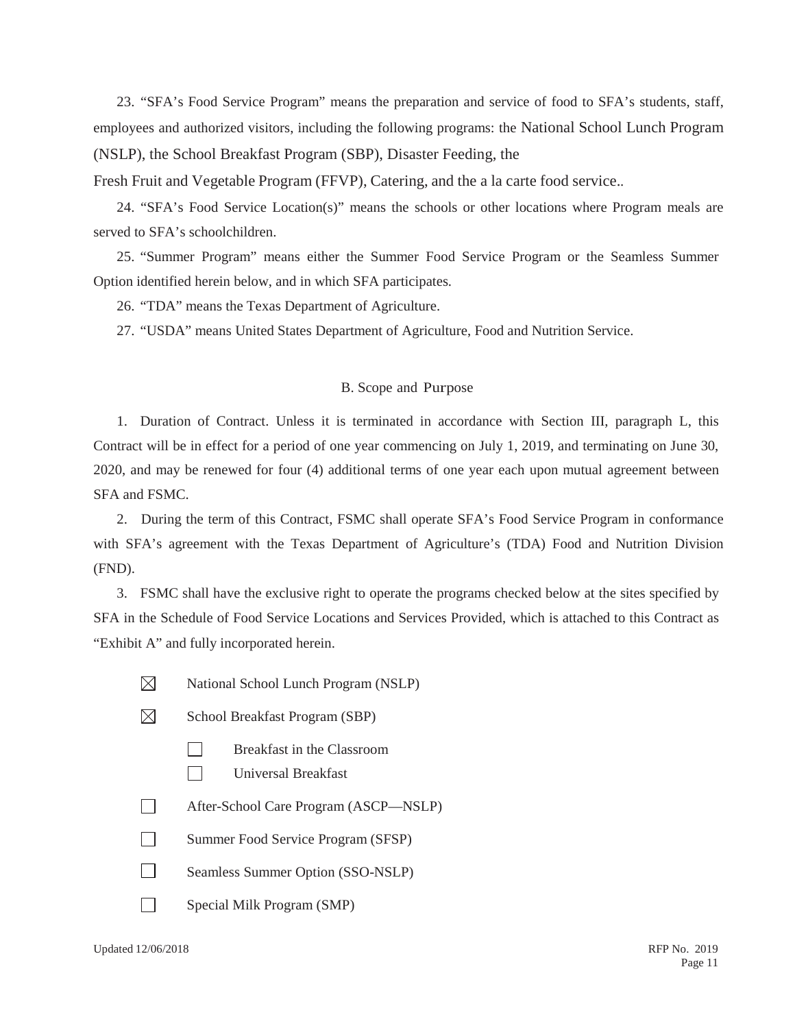23. "SFA's Food Service Program" means the preparation and service of food to SFA's students, staff, employees and authorized visitors, including the following programs: the National School Lunch Program (NSLP), the School Breakfast Program (SBP), Disaster Feeding, the Fresh Fruit and Vegetable Program (FFVP), Catering, and the a la carte food service..

24. "SFA's Food Service Location(s)" means the schools or other locations where Program meals are served to SFA's schoolchildren.

25. "Summer Program" means either the Summer Food Service Program or the Seamless Summer Option identified herein below, and in which SFA participates.

26. "TDA" means the Texas Department of Agriculture.

27. "USDA" means United States Department of Agriculture, Food and Nutrition Service.

## B. Scope and Purpose

1. Duration of Contract. Unless it is terminated in accordance with Section III, paragraph L, this Contract will be in effect for a period of one year commencing on July 1, 2019, and terminating on June 30, 2020, and may be renewed for four (4) additional terms of one year each upon mutual agreement between SFA and FSMC.

2. During the term of this Contract, FSMC shall operate SFA's Food Service Program in conformance with SFA's agreement with the Texas Department of Agriculture's (TDA) Food and Nutrition Division (FND).

3. FSMC shall have the exclusive right to operate the programs checked below at the sites specified by SFA in the Schedule of Food Service Locations and Services Provided, which is attached to this Contract as "Exhibit A" and fully incorporated herein.

- ☒ National School Lunch Program (NSLP)
- ☒ School Breakfast Program (SBP)
    - ☐ Breakfast in the Classroom
    - ☐ Universal Breakfast
- ☐ After-School Care Program (ASCP—NSLP)
- ☐ Summer Food Service Program (SFSP)
- ☐ Seamless Summer Option (SSO-NSLP)
- ☐ Special Milk Program (SMP)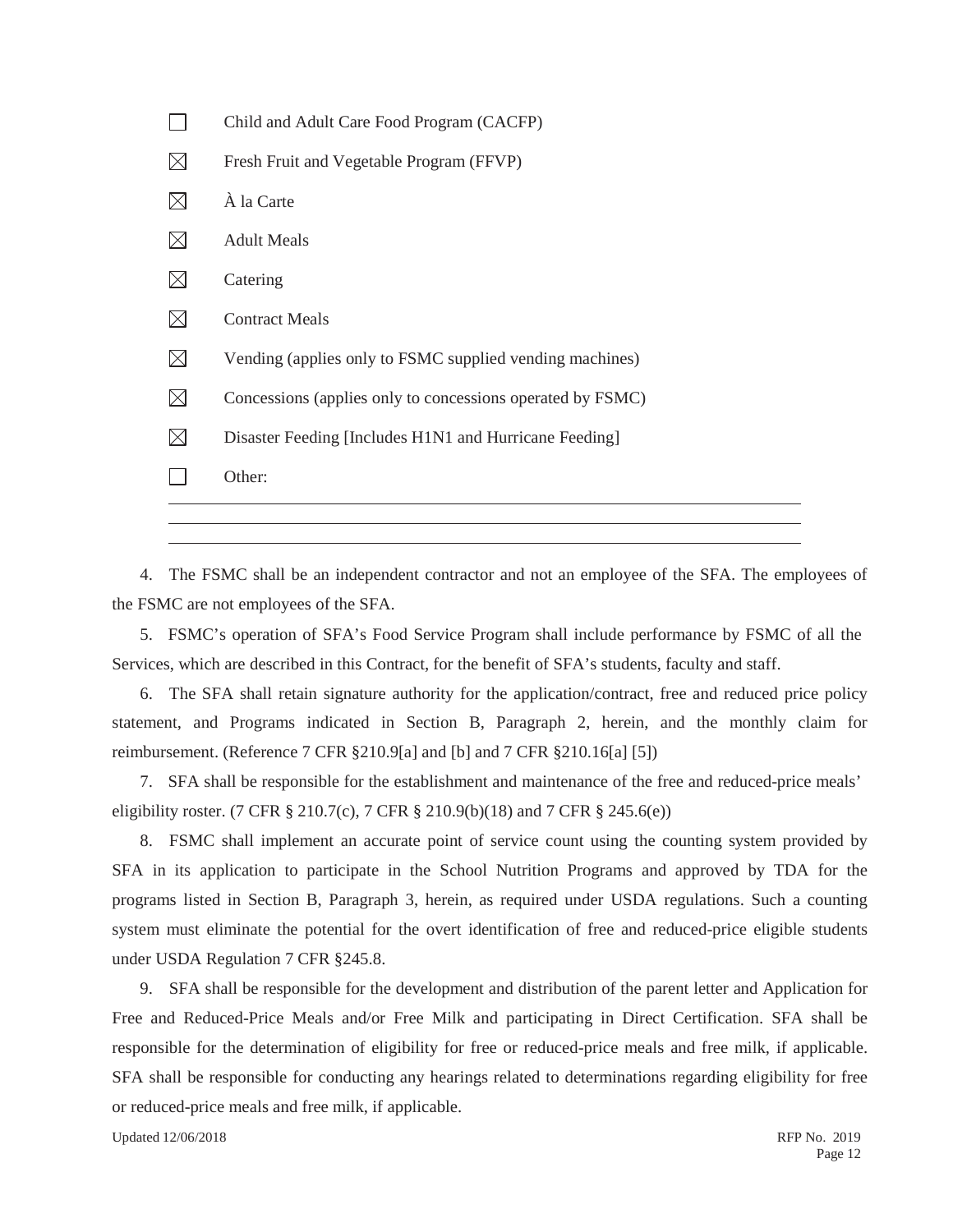- ☐ Child and Adult Care Food Program (CACFP)
- ☒ Fresh Fruit and Vegetable Program (FFVP)
- ☒ À la Carte
- ☒ Adult Meals
- ☒ Catering
- ☒ Contract Meals
- ☒ Vending (applies only to FSMC supplied vending machines)
- ☒ Concessions (applies only to concessions operated by FSMC)
- ☒ Disaster Feeding [Includes H1N1 and Hurricane Feeding]
- ☐ Other: ______________________________________________

4. The FSMC shall be an independent contractor and not an employee of the SFA. The employees of the FSMC are not employees of the SFA.

5. FSMC's operation of SFA's Food Service Program shall include performance by FSMC of all the Services, which are described in this Contract, for the benefit of SFA's students, faculty and staff.

6. The SFA shall retain signature authority for the application/contract, free and reduced price policy statement, and Programs indicated in Section B, Paragraph 2, herein, and the monthly claim for reimbursement. (Reference 7 CFR §210.9[a] and [b] and 7 CFR §210.16[a] [5])

7. SFA shall be responsible for the establishment and maintenance of the free and reduced-price meals' eligibility roster. (7 CFR § 210.7(c), 7 CFR § 210.9(b)(18) and 7 CFR § 245.6(e))

8. FSMC shall implement an accurate point of service count using the counting system provided by SFA in its application to participate in the School Nutrition Programs and approved by TDA for the programs listed in Section B, Paragraph 3, herein, as required under USDA regulations. Such a counting system must eliminate the potential for the overt identification of free and reduced-price eligible students under USDA Regulation 7 CFR §245.8.

9. SFA shall be responsible for the development and distribution of the parent letter and Application for Free and Reduced-Price Meals and/or Free Milk and participating in Direct Certification. SFA shall be responsible for the determination of eligibility for free or reduced-price meals and free milk, if applicable. SFA shall be responsible for conducting any hearings related to determinations regarding eligibility for free or reduced-price meals and free milk, if applicable.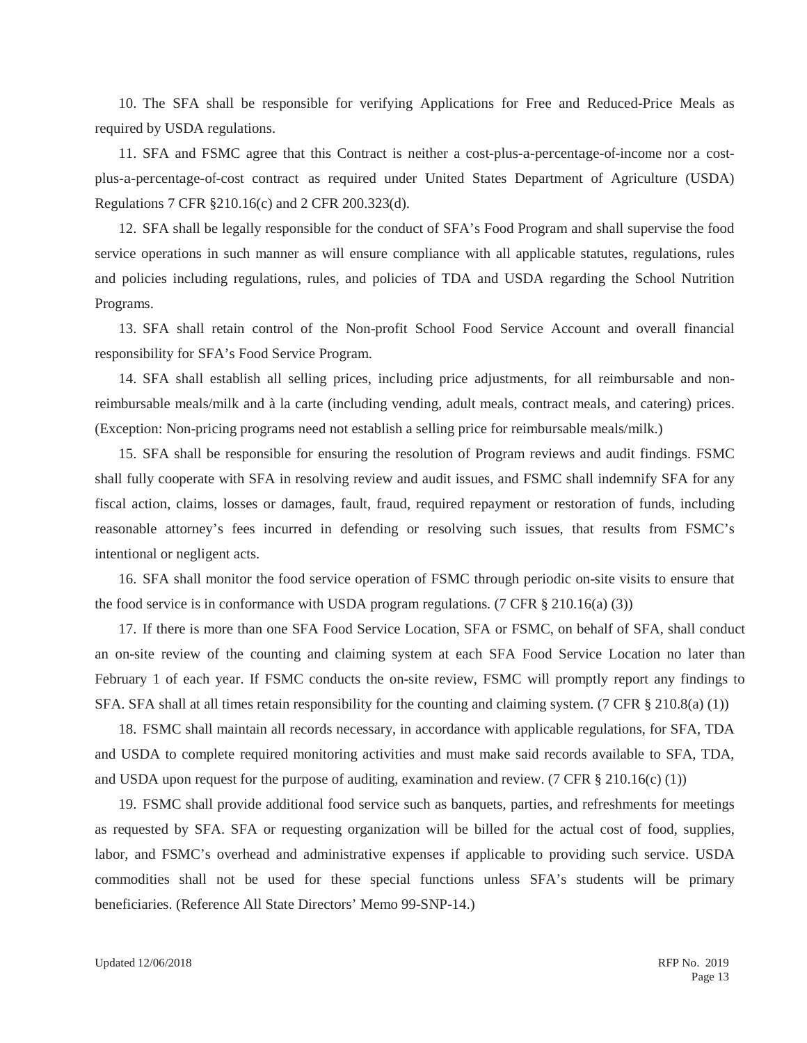10. The SFA shall be responsible for verifying Applications for Free and Reduced-Price Meals as required by USDA regulations.

11. SFA and FSMC agree that this Contract is neither a cost-plus-a-percentage-of-income nor a cost-plus-a-percentage-of-cost contract as required under United States Department of Agriculture (USDA) Regulations 7 CFR §210.16(c) and 2 CFR 200.323(d).

12. SFA shall be legally responsible for the conduct of SFA's Food Program and shall supervise the food service operations in such manner as will ensure compliance with all applicable statutes, regulations, rules and policies including regulations, rules, and policies of TDA and USDA regarding the School Nutrition Programs.

13. SFA shall retain control of the Non-profit School Food Service Account and overall financial responsibility for SFA's Food Service Program.

14. SFA shall establish all selling prices, including price adjustments, for all reimbursable and non-reimbursable meals/milk and à la carte (including vending, adult meals, contract meals, and catering) prices. (Exception: Non-pricing programs need not establish a selling price for reimbursable meals/milk.)

15. SFA shall be responsible for ensuring the resolution of Program reviews and audit findings. FSMC shall fully cooperate with SFA in resolving review and audit issues, and FSMC shall indemnify SFA for any fiscal action, claims, losses or damages, fault, fraud, required repayment or restoration of funds, including reasonable attorney's fees incurred in defending or resolving such issues, that results from FSMC's intentional or negligent acts.

16. SFA shall monitor the food service operation of FSMC through periodic on-site visits to ensure that the food service is in conformance with USDA program regulations. (7 CFR § 210.16(a) (3))

17. If there is more than one SFA Food Service Location, SFA or FSMC, on behalf of SFA, shall conduct an on-site review of the counting and claiming system at each SFA Food Service Location no later than February 1 of each year. If FSMC conducts the on-site review, FSMC will promptly report any findings to SFA. SFA shall at all times retain responsibility for the counting and claiming system. (7 CFR § 210.8(a) (1))

18. FSMC shall maintain all records necessary, in accordance with applicable regulations, for SFA, TDA and USDA to complete required monitoring activities and must make said records available to SFA, TDA, and USDA upon request for the purpose of auditing, examination and review. (7 CFR § 210.16(c) (1))

19. FSMC shall provide additional food service such as banquets, parties, and refreshments for meetings as requested by SFA. SFA or requesting organization will be billed for the actual cost of food, supplies, labor, and FSMC's overhead and administrative expenses if applicable to providing such service. USDA commodities shall not be used for these special functions unless SFA's students will be primary beneficiaries. (Reference All State Directors' Memo 99-SNP-14.)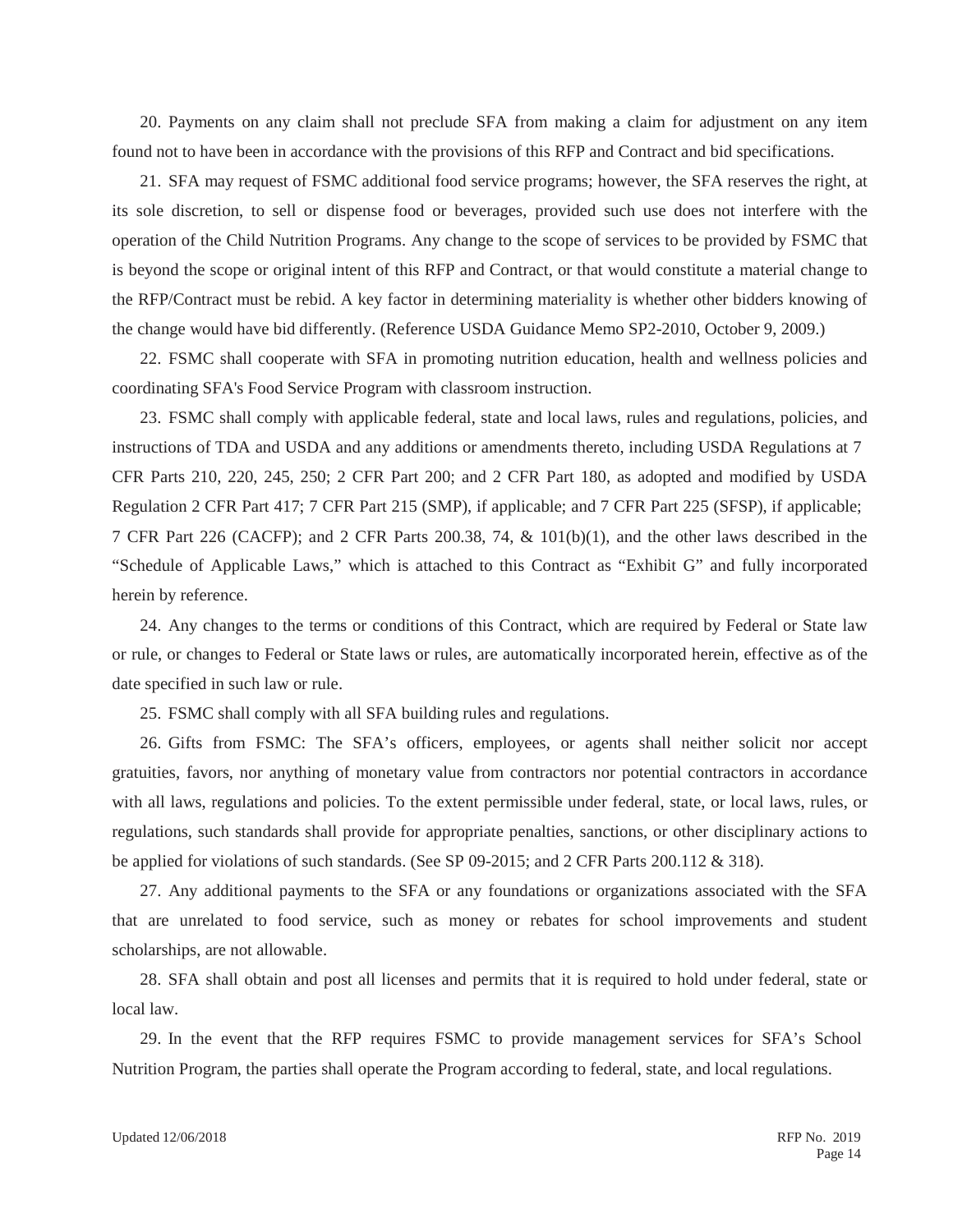20. Payments on any claim shall not preclude SFA from making a claim for adjustment on any item found not to have been in accordance with the provisions of this RFP and Contract and bid specifications.

21. SFA may request of FSMC additional food service programs; however, the SFA reserves the right, at its sole discretion, to sell or dispense food or beverages, provided such use does not interfere with the operation of the Child Nutrition Programs. Any change to the scope of services to be provided by FSMC that is beyond the scope or original intent of this RFP and Contract, or that would constitute a material change to the RFP/Contract must be rebid. A key factor in determining materiality is whether other bidders knowing of the change would have bid differently. (Reference USDA Guidance Memo SP2-2010, October 9, 2009.)

22. FSMC shall cooperate with SFA in promoting nutrition education, health and wellness policies and coordinating SFA's Food Service Program with classroom instruction.

23. FSMC shall comply with applicable federal, state and local laws, rules and regulations, policies, and instructions of TDA and USDA and any additions or amendments thereto, including USDA Regulations at 7 CFR Parts 210, 220, 245, 250; 2 CFR Part 200; and 2 CFR Part 180, as adopted and modified by USDA Regulation 2 CFR Part 417; 7 CFR Part 215 (SMP), if applicable; and 7 CFR Part 225 (SFSP), if applicable; 7 CFR Part 226 (CACFP); and 2 CFR Parts 200.38, 74, & 101(b)(1), and the other laws described in the "Schedule of Applicable Laws," which is attached to this Contract as "Exhibit G" and fully incorporated herein by reference.

24. Any changes to the terms or conditions of this Contract, which are required by Federal or State law or rule, or changes to Federal or State laws or rules, are automatically incorporated herein, effective as of the date specified in such law or rule.

25. FSMC shall comply with all SFA building rules and regulations.

26. Gifts from FSMC: The SFA's officers, employees, or agents shall neither solicit nor accept gratuities, favors, nor anything of monetary value from contractors nor potential contractors in accordance with all laws, regulations and policies. To the extent permissible under federal, state, or local laws, rules, or regulations, such standards shall provide for appropriate penalties, sanctions, or other disciplinary actions to be applied for violations of such standards. (See SP 09-2015; and 2 CFR Parts 200.112 & 318).

27. Any additional payments to the SFA or any foundations or organizations associated with the SFA that are unrelated to food service, such as money or rebates for school improvements and student scholarships, are not allowable.

28. SFA shall obtain and post all licenses and permits that it is required to hold under federal, state or local law.

29. In the event that the RFP requires FSMC to provide management services for SFA's School Nutrition Program, the parties shall operate the Program according to federal, state, and local regulations.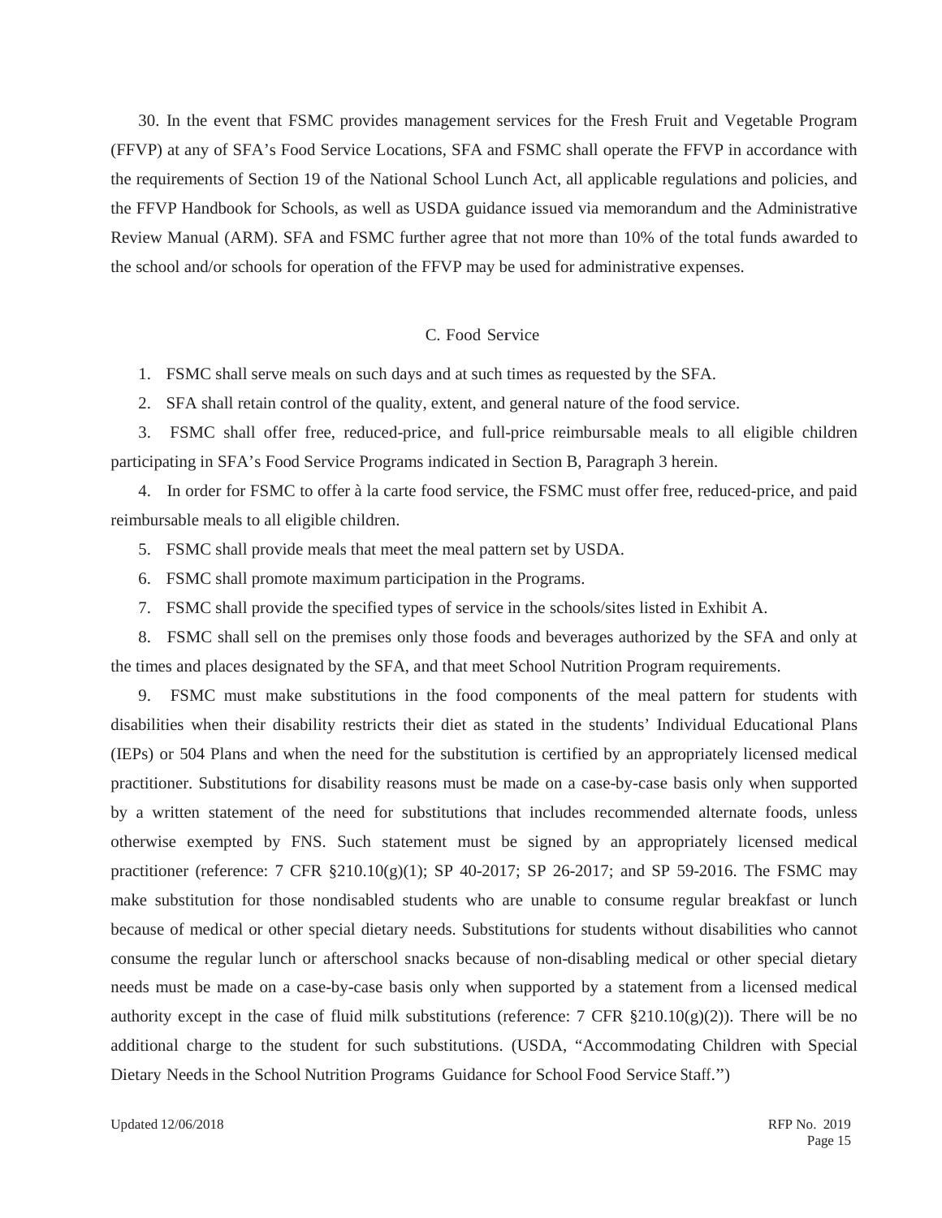30. In the event that FSMC provides management services for the Fresh Fruit and Vegetable Program (FFVP) at any of SFA's Food Service Locations, SFA and FSMC shall operate the FFVP in accordance with the requirements of Section 19 of the National School Lunch Act, all applicable regulations and policies, and the FFVP Handbook for Schools, as well as USDA guidance issued via memorandum and the Administrative Review Manual (ARM). SFA and FSMC further agree that not more than 10% of the total funds awarded to the school and/or schools for operation of the FFVP may be used for administrative expenses.

## C. Food Service

1. FSMC shall serve meals on such days and at such times as requested by the SFA.
2. SFA shall retain control of the quality, extent, and general nature of the food service.
3. FSMC shall offer free, reduced-price, and full-price reimbursable meals to all eligible children participating in SFA's Food Service Programs indicated in Section B, Paragraph 3 herein.
4. In order for FSMC to offer à la carte food service, the FSMC must offer free, reduced-price, and paid reimbursable meals to all eligible children.
5. FSMC shall provide meals that meet the meal pattern set by USDA.
6. FSMC shall promote maximum participation in the Programs.
7. FSMC shall provide the specified types of service in the schools/sites listed in Exhibit A.
8. FSMC shall sell on the premises only those foods and beverages authorized by the SFA and only at the times and places designated by the SFA, and that meet School Nutrition Program requirements.
9. FSMC must make substitutions in the food components of the meal pattern for students with disabilities when their disability restricts their diet as stated in the students' Individual Educational Plans (IEPs) or 504 Plans and when the need for the substitution is certified by an appropriately licensed medical practitioner. Substitutions for disability reasons must be made on a case-by-case basis only when supported by a written statement of the need for substitutions that includes recommended alternate foods, unless otherwise exempted by FNS. Such statement must be signed by an appropriately licensed medical practitioner (reference: 7 CFR §210.10(g)(1); SP 40-2017; SP 26-2017; and SP 59-2016. The FSMC may make substitution for those nondisabled students who are unable to consume regular breakfast or lunch because of medical or other special dietary needs. Substitutions for students without disabilities who cannot consume the regular lunch or afterschool snacks because of non-disabling medical or other special dietary needs must be made on a case-by-case basis only when supported by a statement from a licensed medical authority except in the case of fluid milk substitutions (reference: 7 CFR §210.10(g)(2)). There will be no additional charge to the student for such substitutions. (USDA, "Accommodating Children with Special Dietary Needs in the School Nutrition Programs Guidance for School Food Service Staff.")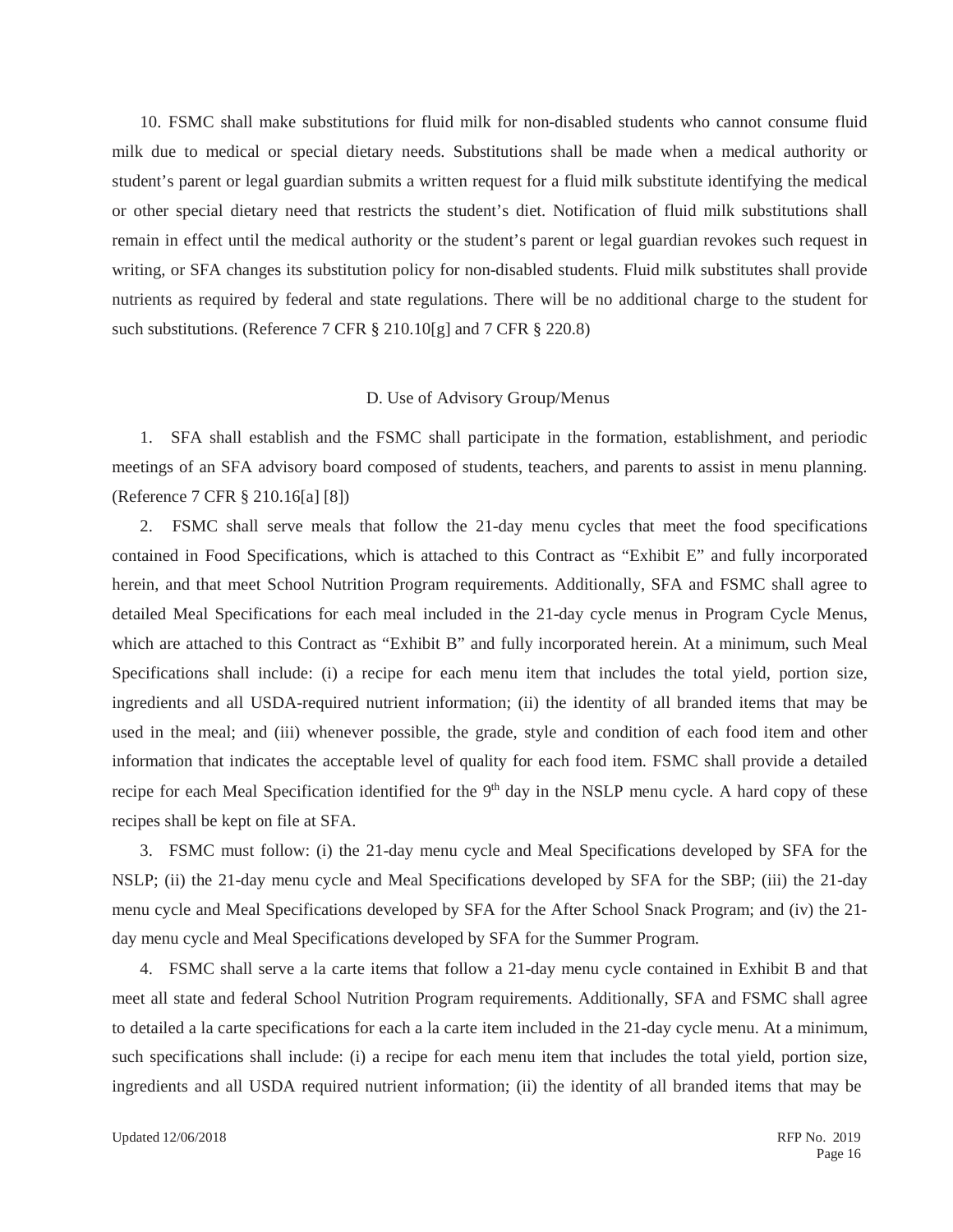10. FSMC shall make substitutions for fluid milk for non-disabled students who cannot consume fluid milk due to medical or special dietary needs. Substitutions shall be made when a medical authority or student's parent or legal guardian submits a written request for a fluid milk substitute identifying the medical or other special dietary need that restricts the student's diet. Notification of fluid milk substitutions shall remain in effect until the medical authority or the student's parent or legal guardian revokes such request in writing, or SFA changes its substitution policy for non-disabled students. Fluid milk substitutes shall provide nutrients as required by federal and state regulations. There will be no additional charge to the student for such substitutions. (Reference 7 CFR § 210.10[g] and 7 CFR § 220.8)

### D. Use of Advisory Group/Menus

1. SFA shall establish and the FSMC shall participate in the formation, establishment, and periodic meetings of an SFA advisory board composed of students, teachers, and parents to assist in menu planning. (Reference 7 CFR § 210.16[a] [8])

2. FSMC shall serve meals that follow the 21-day menu cycles that meet the food specifications contained in Food Specifications, which is attached to this Contract as "Exhibit E" and fully incorporated herein, and that meet School Nutrition Program requirements. Additionally, SFA and FSMC shall agree to detailed Meal Specifications for each meal included in the 21-day cycle menus in Program Cycle Menus, which are attached to this Contract as "Exhibit B" and fully incorporated herein. At a minimum, such Meal Specifications shall include: (i) a recipe for each menu item that includes the total yield, portion size, ingredients and all USDA-required nutrient information; (ii) the identity of all branded items that may be used in the meal; and (iii) whenever possible, the grade, style and condition of each food item and other information that indicates the acceptable level of quality for each food item. FSMC shall provide a detailed recipe for each Meal Specification identified for the 9th day in the NSLP menu cycle. A hard copy of these recipes shall be kept on file at SFA.

3. FSMC must follow: (i) the 21-day menu cycle and Meal Specifications developed by SFA for the NSLP; (ii) the 21-day menu cycle and Meal Specifications developed by SFA for the SBP; (iii) the 21-day menu cycle and Meal Specifications developed by SFA for the After School Snack Program; and (iv) the 21-day menu cycle and Meal Specifications developed by SFA for the Summer Program.

4. FSMC shall serve a la carte items that follow a 21-day menu cycle contained in Exhibit B and that meet all state and federal School Nutrition Program requirements. Additionally, SFA and FSMC shall agree to detailed a la carte specifications for each a la carte item included in the 21-day cycle menu. At a minimum, such specifications shall include: (i) a recipe for each menu item that includes the total yield, portion size, ingredients and all USDA required nutrient information; (ii) the identity of all branded items that may be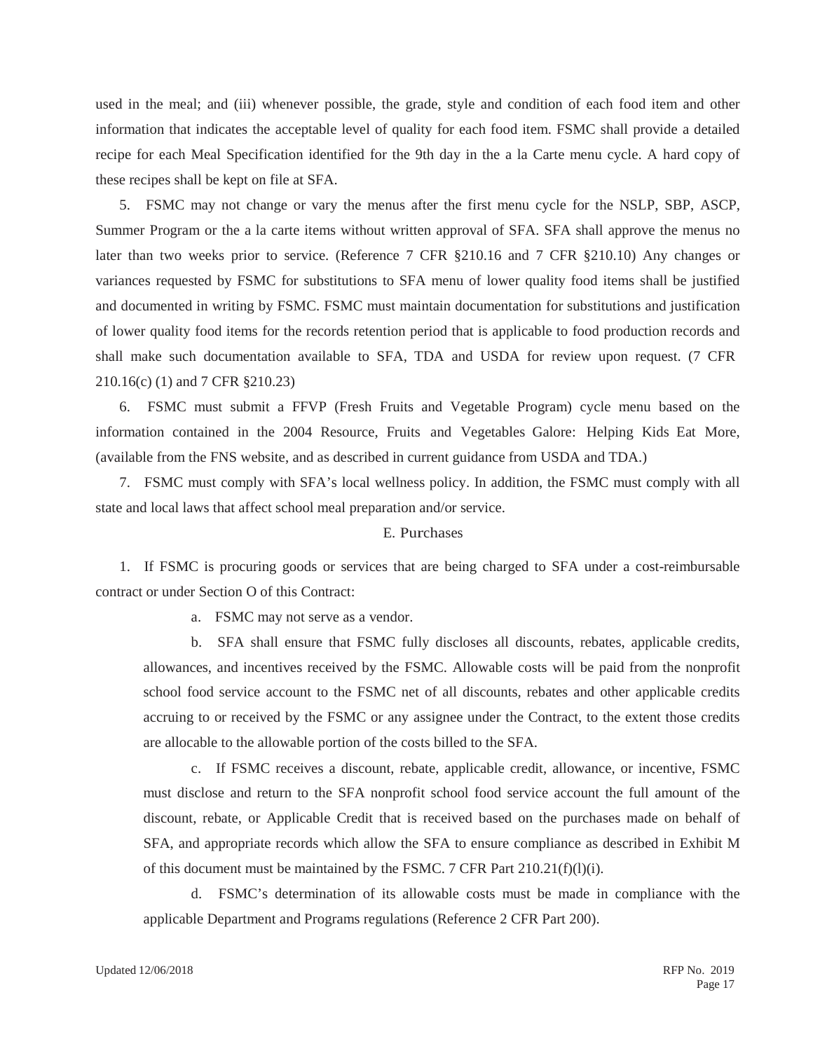used in the meal; and (iii) whenever possible, the grade, style and condition of each food item and other information that indicates the acceptable level of quality for each food item. FSMC shall provide a detailed recipe for each Meal Specification identified for the 9th day in the a la Carte menu cycle. A hard copy of these recipes shall be kept on file at SFA.

5. FSMC may not change or vary the menus after the first menu cycle for the NSLP, SBP, ASCP, Summer Program or the a la carte items without written approval of SFA. SFA shall approve the menus no later than two weeks prior to service. (Reference 7 CFR §210.16 and 7 CFR §210.10) Any changes or variances requested by FSMC for substitutions to SFA menu of lower quality food items shall be justified and documented in writing by FSMC. FSMC must maintain documentation for substitutions and justification of lower quality food items for the records retention period that is applicable to food production records and shall make such documentation available to SFA, TDA and USDA for review upon request. (7 CFR 210.16(c) (1) and 7 CFR §210.23)

6. FSMC must submit a FFVP (Fresh Fruits and Vegetable Program) cycle menu based on the information contained in the 2004 Resource, Fruits and Vegetables Galore: Helping Kids Eat More, (available from the FNS website, and as described in current guidance from USDA and TDA.)

7. FSMC must comply with SFA's local wellness policy. In addition, the FSMC must comply with all state and local laws that affect school meal preparation and/or service.

### E. Purchases

1. If FSMC is procuring goods or services that are being charged to SFA under a cost-reimbursable contract or under Section O of this Contract:

   a. FSMC may not serve as a vendor.

   b. SFA shall ensure that FSMC fully discloses all discounts, rebates, applicable credits, allowances, and incentives received by the FSMC. Allowable costs will be paid from the nonprofit school food service account to the FSMC net of all discounts, rebates and other applicable credits accruing to or received by the FSMC or any assignee under the Contract, to the extent those credits are allocable to the allowable portion of the costs billed to the SFA.

   c. If FSMC receives a discount, rebate, applicable credit, allowance, or incentive, FSMC must disclose and return to the SFA nonprofit school food service account the full amount of the discount, rebate, or Applicable Credit that is received based on the purchases made on behalf of SFA, and appropriate records which allow the SFA to ensure compliance as described in Exhibit M of this document must be maintained by the FSMC. 7 CFR Part 210.21(f)(l)(i).

   d. FSMC's determination of its allowable costs must be made in compliance with the applicable Department and Programs regulations (Reference 2 CFR Part 200).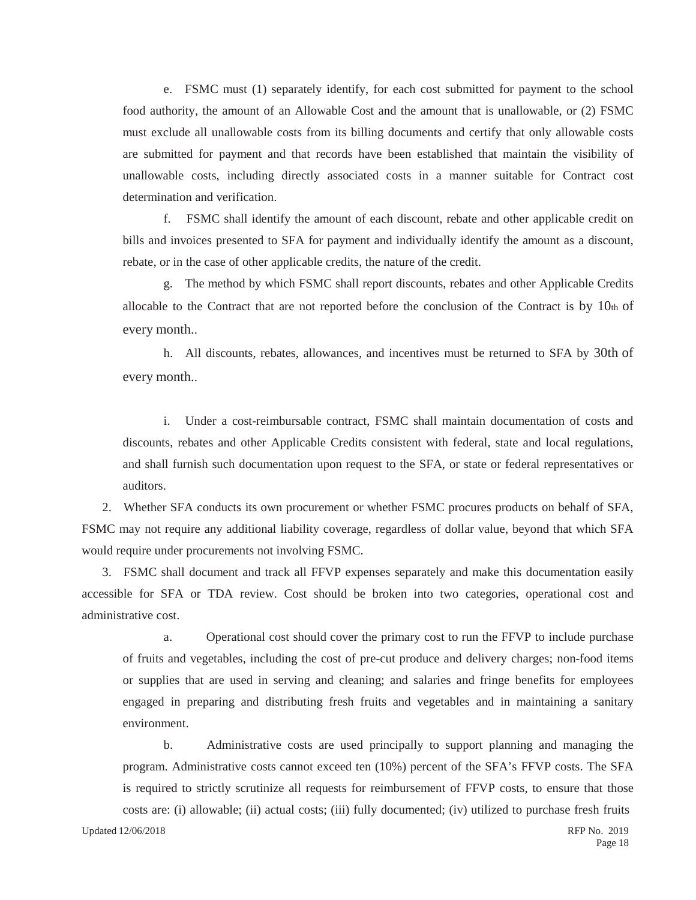e. FSMC must (1) separately identify, for each cost submitted for payment to the school food authority, the amount of an Allowable Cost and the amount that is unallowable, or (2) FSMC must exclude all unallowable costs from its billing documents and certify that only allowable costs are submitted for payment and that records have been established that maintain the visibility of unallowable costs, including directly associated costs in a manner suitable for Contract cost determination and verification.

f. FSMC shall identify the amount of each discount, rebate and other applicable credit on bills and invoices presented to SFA for payment and individually identify the amount as a discount, rebate, or in the case of other applicable credits, the nature of the credit.

g. The method by which FSMC shall report discounts, rebates and other Applicable Credits allocable to the Contract that are not reported before the conclusion of the Contract is by 10th of every month..

h. All discounts, rebates, allowances, and incentives must be returned to SFA by 30th of every month..

i. Under a cost-reimbursable contract, FSMC shall maintain documentation of costs and discounts, rebates and other Applicable Credits consistent with federal, state and local regulations, and shall furnish such documentation upon request to the SFA, or state or federal representatives or auditors.

2. Whether SFA conducts its own procurement or whether FSMC procures products on behalf of SFA, FSMC may not require any additional liability coverage, regardless of dollar value, beyond that which SFA would require under procurements not involving FSMC.

3. FSMC shall document and track all FFVP expenses separately and make this documentation easily accessible for SFA or TDA review. Cost should be broken into two categories, operational cost and administrative cost.

a. Operational cost should cover the primary cost to run the FFVP to include purchase of fruits and vegetables, including the cost of pre-cut produce and delivery charges; non-food items or supplies that are used in serving and cleaning; and salaries and fringe benefits for employees engaged in preparing and distributing fresh fruits and vegetables and in maintaining a sanitary environment.

b. Administrative costs are used principally to support planning and managing the program. Administrative costs cannot exceed ten (10%) percent of the SFA's FFVP costs. The SFA is required to strictly scrutinize all requests for reimbursement of FFVP costs, to ensure that those costs are: (i) allowable; (ii) actual costs; (iii) fully documented; (iv) utilized to purchase fresh fruits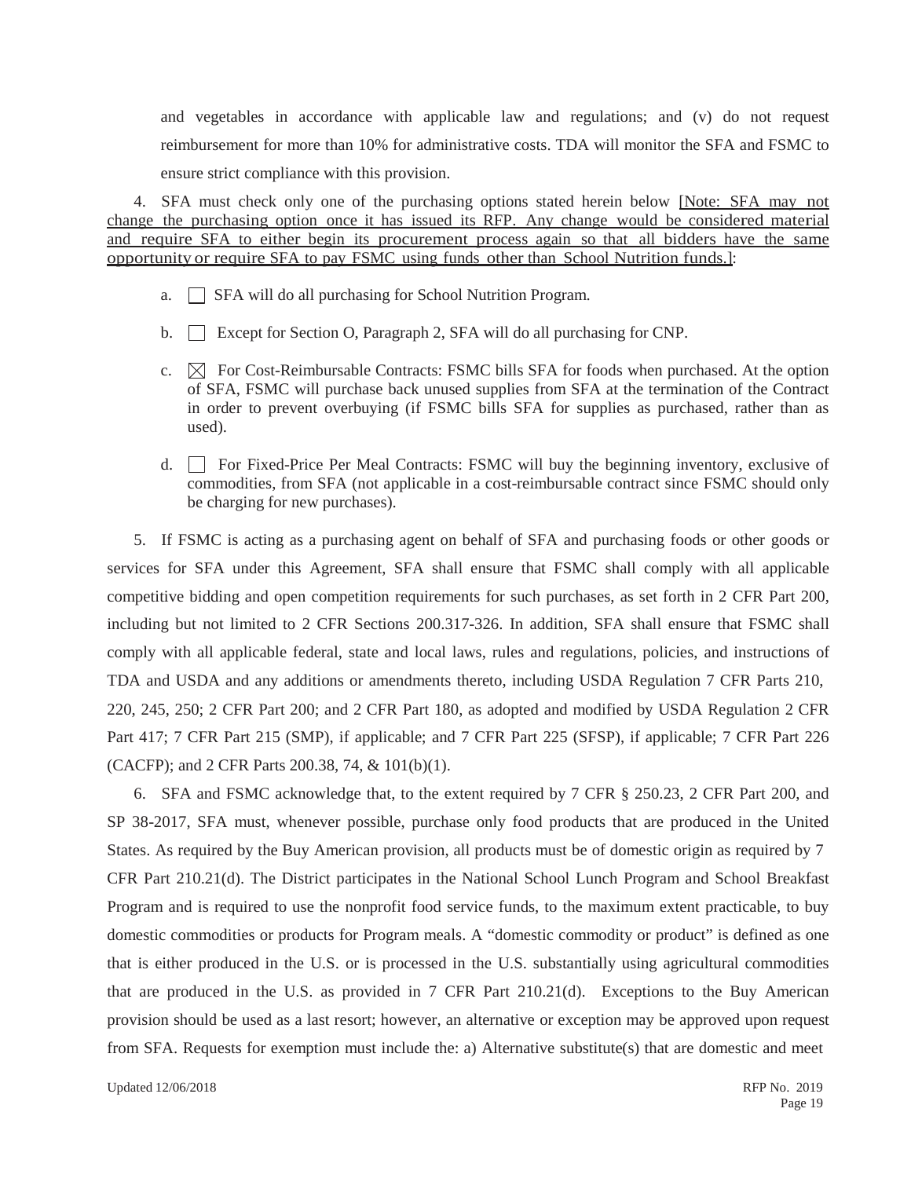and vegetables in accordance with applicable law and regulations; and (v) do not request reimbursement for more than 10% for administrative costs. TDA will monitor the SFA and FSMC to ensure strict compliance with this provision.

4. SFA must check only one of the purchasing options stated herein below <u>[Note: SFA may not change the purchasing option once it has issued its RFP. Any change would be considered material and require SFA to either begin its procurement process again so that all bidders have the same opportunity or require SFA to pay FSMC using funds other than School Nutrition funds.]</u>:

a. ☐ SFA will do all purchasing for School Nutrition Program.

b. ☐ Except for Section O, Paragraph 2, SFA will do all purchasing for CNP.

c. ☒ For Cost-Reimbursable Contracts: FSMC bills SFA for foods when purchased. At the option of SFA, FSMC will purchase back unused supplies from SFA at the termination of the Contract in order to prevent overbuying (if FSMC bills SFA for supplies as purchased, rather than as used).

d. ☐ For Fixed-Price Per Meal Contracts: FSMC will buy the beginning inventory, exclusive of commodities, from SFA (not applicable in a cost-reimbursable contract since FSMC should only be charging for new purchases).

5. If FSMC is acting as a purchasing agent on behalf of SFA and purchasing foods or other goods or services for SFA under this Agreement, SFA shall ensure that FSMC shall comply with all applicable competitive bidding and open competition requirements for such purchases, as set forth in 2 CFR Part 200, including but not limited to 2 CFR Sections 200.317-326. In addition, SFA shall ensure that FSMC shall comply with all applicable federal, state and local laws, rules and regulations, policies, and instructions of TDA and USDA and any additions or amendments thereto, including USDA Regulation 7 CFR Parts 210, 220, 245, 250; 2 CFR Part 200; and 2 CFR Part 180, as adopted and modified by USDA Regulation 2 CFR Part 417; 7 CFR Part 215 (SMP), if applicable; and 7 CFR Part 225 (SFSP), if applicable; 7 CFR Part 226 (CACFP); and 2 CFR Parts 200.38, 74, & 101(b)(1).

6. SFA and FSMC acknowledge that, to the extent required by 7 CFR § 250.23, 2 CFR Part 200, and SP 38-2017, SFA must, whenever possible, purchase only food products that are produced in the United States. As required by the Buy American provision, all products must be of domestic origin as required by 7 CFR Part 210.21(d). The District participates in the National School Lunch Program and School Breakfast Program and is required to use the nonprofit food service funds, to the maximum extent practicable, to buy domestic commodities or products for Program meals. A "domestic commodity or product" is defined as one that is either produced in the U.S. or is processed in the U.S. substantially using agricultural commodities that are produced in the U.S. as provided in 7 CFR Part 210.21(d). Exceptions to the Buy American provision should be used as a last resort; however, an alternative or exception may be approved upon request from SFA. Requests for exemption must include the: a) Alternative substitute(s) that are domestic and meet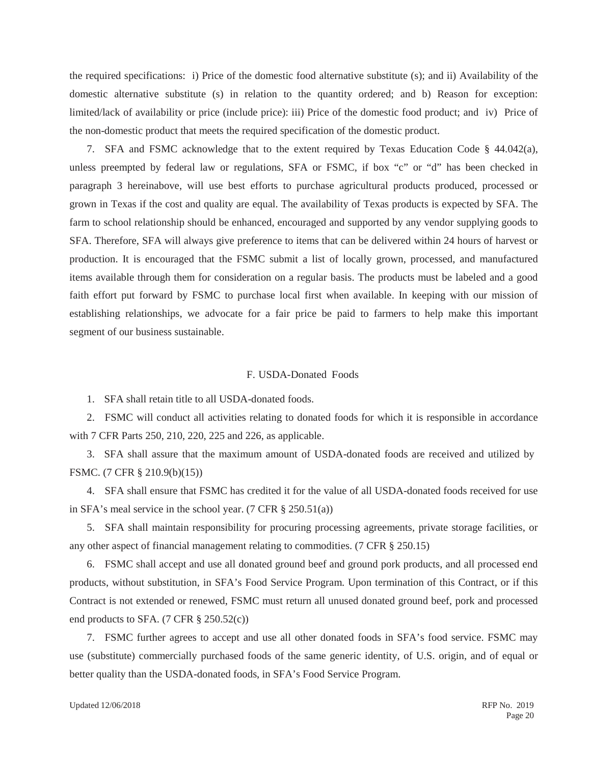the required specifications: i) Price of the domestic food alternative substitute (s); and ii) Availability of the domestic alternative substitute (s) in relation to the quantity ordered; and b) Reason for exception: limited/lack of availability or price (include price): iii) Price of the domestic food product; and iv) Price of the non-domestic product that meets the required specification of the domestic product.

7. SFA and FSMC acknowledge that to the extent required by Texas Education Code § 44.042(a), unless preempted by federal law or regulations, SFA or FSMC, if box "c" or "d" has been checked in paragraph 3 hereinabove, will use best efforts to purchase agricultural products produced, processed or grown in Texas if the cost and quality are equal. The availability of Texas products is expected by SFA. The farm to school relationship should be enhanced, encouraged and supported by any vendor supplying goods to SFA. Therefore, SFA will always give preference to items that can be delivered within 24 hours of harvest or production. It is encouraged that the FSMC submit a list of locally grown, processed, and manufactured items available through them for consideration on a regular basis. The products must be labeled and a good faith effort put forward by FSMC to purchase local first when available. In keeping with our mission of establishing relationships, we advocate for a fair price be paid to farmers to help make this important segment of our business sustainable.

## F. USDA-Donated Foods

1. SFA shall retain title to all USDA-donated foods.

2. FSMC will conduct all activities relating to donated foods for which it is responsible in accordance with 7 CFR Parts 250, 210, 220, 225 and 226, as applicable.

3. SFA shall assure that the maximum amount of USDA-donated foods are received and utilized by FSMC. (7 CFR § 210.9(b)(15))

4. SFA shall ensure that FSMC has credited it for the value of all USDA-donated foods received for use in SFA's meal service in the school year. (7 CFR § 250.51(a))

5. SFA shall maintain responsibility for procuring processing agreements, private storage facilities, or any other aspect of financial management relating to commodities. (7 CFR § 250.15)

6. FSMC shall accept and use all donated ground beef and ground pork products, and all processed end products, without substitution, in SFA's Food Service Program. Upon termination of this Contract, or if this Contract is not extended or renewed, FSMC must return all unused donated ground beef, pork and processed end products to SFA. (7 CFR § 250.52(c))

7. FSMC further agrees to accept and use all other donated foods in SFA's food service. FSMC may use (substitute) commercially purchased foods of the same generic identity, of U.S. origin, and of equal or better quality than the USDA-donated foods, in SFA's Food Service Program.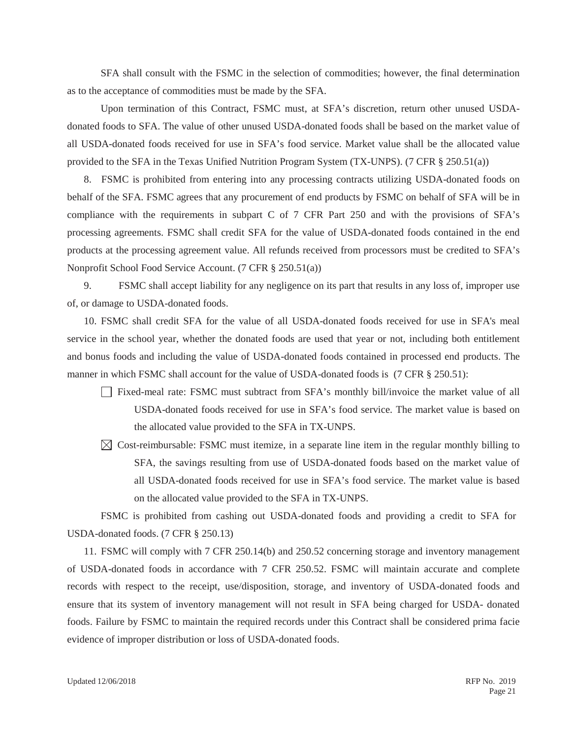SFA shall consult with the FSMC in the selection of commodities; however, the final determination as to the acceptance of commodities must be made by the SFA.

Upon termination of this Contract, FSMC must, at SFA's discretion, return other unused USDA-donated foods to SFA. The value of other unused USDA-donated foods shall be based on the market value of all USDA-donated foods received for use in SFA's food service. Market value shall be the allocated value provided to the SFA in the Texas Unified Nutrition Program System (TX-UNPS). (7 CFR § 250.51(a))

8. FSMC is prohibited from entering into any processing contracts utilizing USDA-donated foods on behalf of the SFA. FSMC agrees that any procurement of end products by FSMC on behalf of SFA will be in compliance with the requirements in subpart C of 7 CFR Part 250 and with the provisions of SFA's processing agreements. FSMC shall credit SFA for the value of USDA-donated foods contained in the end products at the processing agreement value. All refunds received from processors must be credited to SFA's Nonprofit School Food Service Account. (7 CFR § 250.51(a))

9. FSMC shall accept liability for any negligence on its part that results in any loss of, improper use of, or damage to USDA-donated foods.

10. FSMC shall credit SFA for the value of all USDA-donated foods received for use in SFA's meal service in the school year, whether the donated foods are used that year or not, including both entitlement and bonus foods and including the value of USDA-donated foods contained in processed end products. The manner in which FSMC shall account for the value of USDA-donated foods is (7 CFR § 250.51):

- ☐ Fixed-meal rate: FSMC must subtract from SFA's monthly bill/invoice the market value of all USDA-donated foods received for use in SFA's food service. The market value is based on the allocated value provided to the SFA in TX-UNPS.
- ☒ Cost-reimbursable: FSMC must itemize, in a separate line item in the regular monthly billing to SFA, the savings resulting from use of USDA-donated foods based on the market value of all USDA-donated foods received for use in SFA's food service. The market value is based on the allocated value provided to the SFA in TX-UNPS.

FSMC is prohibited from cashing out USDA-donated foods and providing a credit to SFA for USDA-donated foods. (7 CFR § 250.13)

11. FSMC will comply with 7 CFR 250.14(b) and 250.52 concerning storage and inventory management of USDA-donated foods in accordance with 7 CFR 250.52. FSMC will maintain accurate and complete records with respect to the receipt, use/disposition, storage, and inventory of USDA-donated foods and ensure that its system of inventory management will not result in SFA being charged for USDA- donated foods. Failure by FSMC to maintain the required records under this Contract shall be considered prima facie evidence of improper distribution or loss of USDA-donated foods.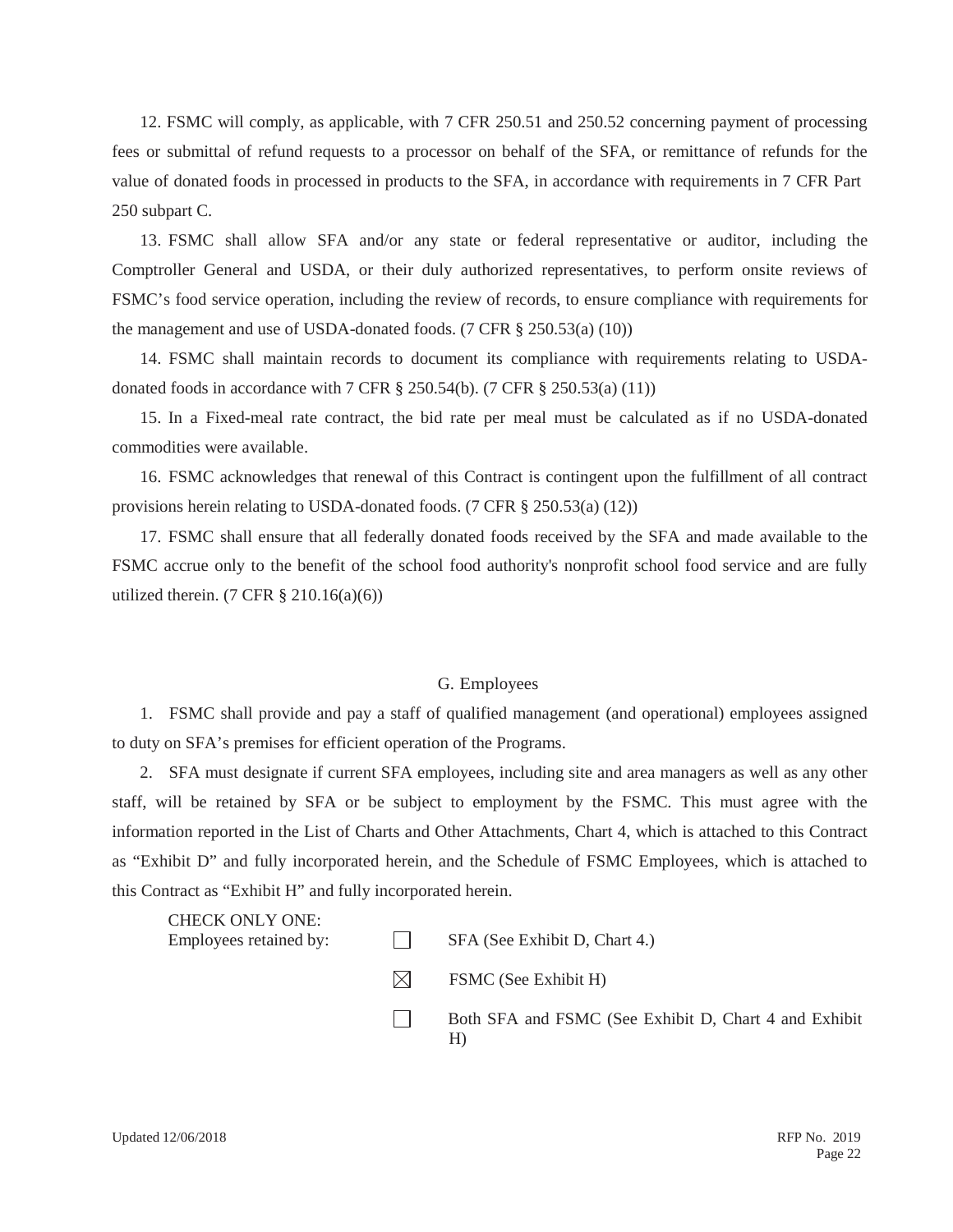12. FSMC will comply, as applicable, with 7 CFR 250.51 and 250.52 concerning payment of processing fees or submittal of refund requests to a processor on behalf of the SFA, or remittance of refunds for the value of donated foods in processed in products to the SFA, in accordance with requirements in 7 CFR Part 250 subpart C.

13. FSMC shall allow SFA and/or any state or federal representative or auditor, including the Comptroller General and USDA, or their duly authorized representatives, to perform onsite reviews of FSMC's food service operation, including the review of records, to ensure compliance with requirements for the management and use of USDA-donated foods. (7 CFR § 250.53(a) (10))

14. FSMC shall maintain records to document its compliance with requirements relating to USDA-donated foods in accordance with 7 CFR § 250.54(b). (7 CFR § 250.53(a) (11))

15. In a Fixed-meal rate contract, the bid rate per meal must be calculated as if no USDA-donated commodities were available.

16. FSMC acknowledges that renewal of this Contract is contingent upon the fulfillment of all contract provisions herein relating to USDA-donated foods. (7 CFR § 250.53(a) (12))

17. FSMC shall ensure that all federally donated foods received by the SFA and made available to the FSMC accrue only to the benefit of the school food authority's nonprofit school food service and are fully utilized therein. (7 CFR § 210.16(a)(6))

## G. Employees

1. FSMC shall provide and pay a staff of qualified management (and operational) employees assigned to duty on SFA's premises for efficient operation of the Programs.

2. SFA must designate if current SFA employees, including site and area managers as well as any other staff, will be retained by SFA or be subject to employment by the FSMC. This must agree with the information reported in the List of Charts and Other Attachments, Chart 4, which is attached to this Contract as "Exhibit D" and fully incorporated herein, and the Schedule of FSMC Employees, which is attached to this Contract as "Exhibit H" and fully incorporated herein.

CHECK ONLY ONE:
Employees retained by:

- ☐ SFA (See Exhibit D, Chart 4.)
- ☒ FSMC (See Exhibit H)
- ☐ Both SFA and FSMC (See Exhibit D, Chart 4 and Exhibit H)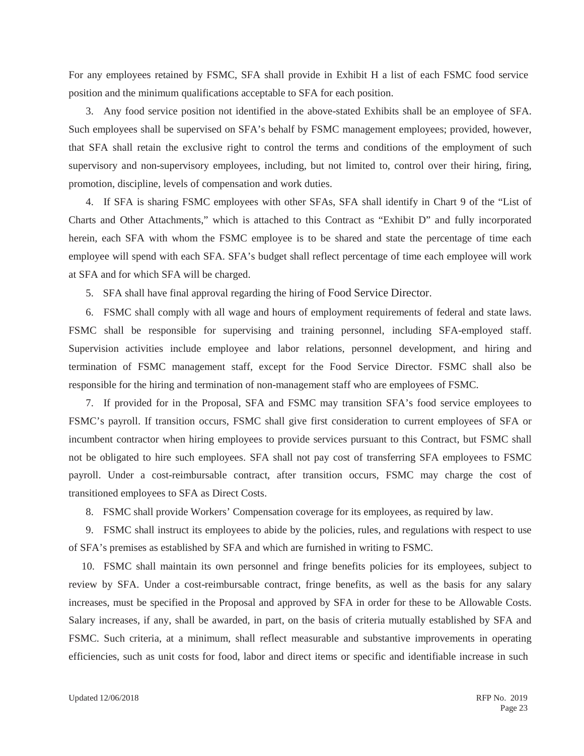For any employees retained by FSMC, SFA shall provide in Exhibit H a list of each FSMC food service position and the minimum qualifications acceptable to SFA for each position.

3. Any food service position not identified in the above-stated Exhibits shall be an employee of SFA. Such employees shall be supervised on SFA's behalf by FSMC management employees; provided, however, that SFA shall retain the exclusive right to control the terms and conditions of the employment of such supervisory and non-supervisory employees, including, but not limited to, control over their hiring, firing, promotion, discipline, levels of compensation and work duties.

4. If SFA is sharing FSMC employees with other SFAs, SFA shall identify in Chart 9 of the "List of Charts and Other Attachments," which is attached to this Contract as "Exhibit D" and fully incorporated herein, each SFA with whom the FSMC employee is to be shared and state the percentage of time each employee will spend with each SFA. SFA's budget shall reflect percentage of time each employee will work at SFA and for which SFA will be charged.

5. SFA shall have final approval regarding the hiring of Food Service Director.

6. FSMC shall comply with all wage and hours of employment requirements of federal and state laws. FSMC shall be responsible for supervising and training personnel, including SFA-employed staff. Supervision activities include employee and labor relations, personnel development, and hiring and termination of FSMC management staff, except for the Food Service Director. FSMC shall also be responsible for the hiring and termination of non-management staff who are employees of FSMC.

7. If provided for in the Proposal, SFA and FSMC may transition SFA's food service employees to FSMC's payroll. If transition occurs, FSMC shall give first consideration to current employees of SFA or incumbent contractor when hiring employees to provide services pursuant to this Contract, but FSMC shall not be obligated to hire such employees. SFA shall not pay cost of transferring SFA employees to FSMC payroll. Under a cost-reimbursable contract, after transition occurs, FSMC may charge the cost of transitioned employees to SFA as Direct Costs.

8. FSMC shall provide Workers' Compensation coverage for its employees, as required by law.

9. FSMC shall instruct its employees to abide by the policies, rules, and regulations with respect to use of SFA's premises as established by SFA and which are furnished in writing to FSMC.

10. FSMC shall maintain its own personnel and fringe benefits policies for its employees, subject to review by SFA. Under a cost-reimbursable contract, fringe benefits, as well as the basis for any salary increases, must be specified in the Proposal and approved by SFA in order for these to be Allowable Costs. Salary increases, if any, shall be awarded, in part, on the basis of criteria mutually established by SFA and FSMC. Such criteria, at a minimum, shall reflect measurable and substantive improvements in operating efficiencies, such as unit costs for food, labor and direct items or specific and identifiable increase in such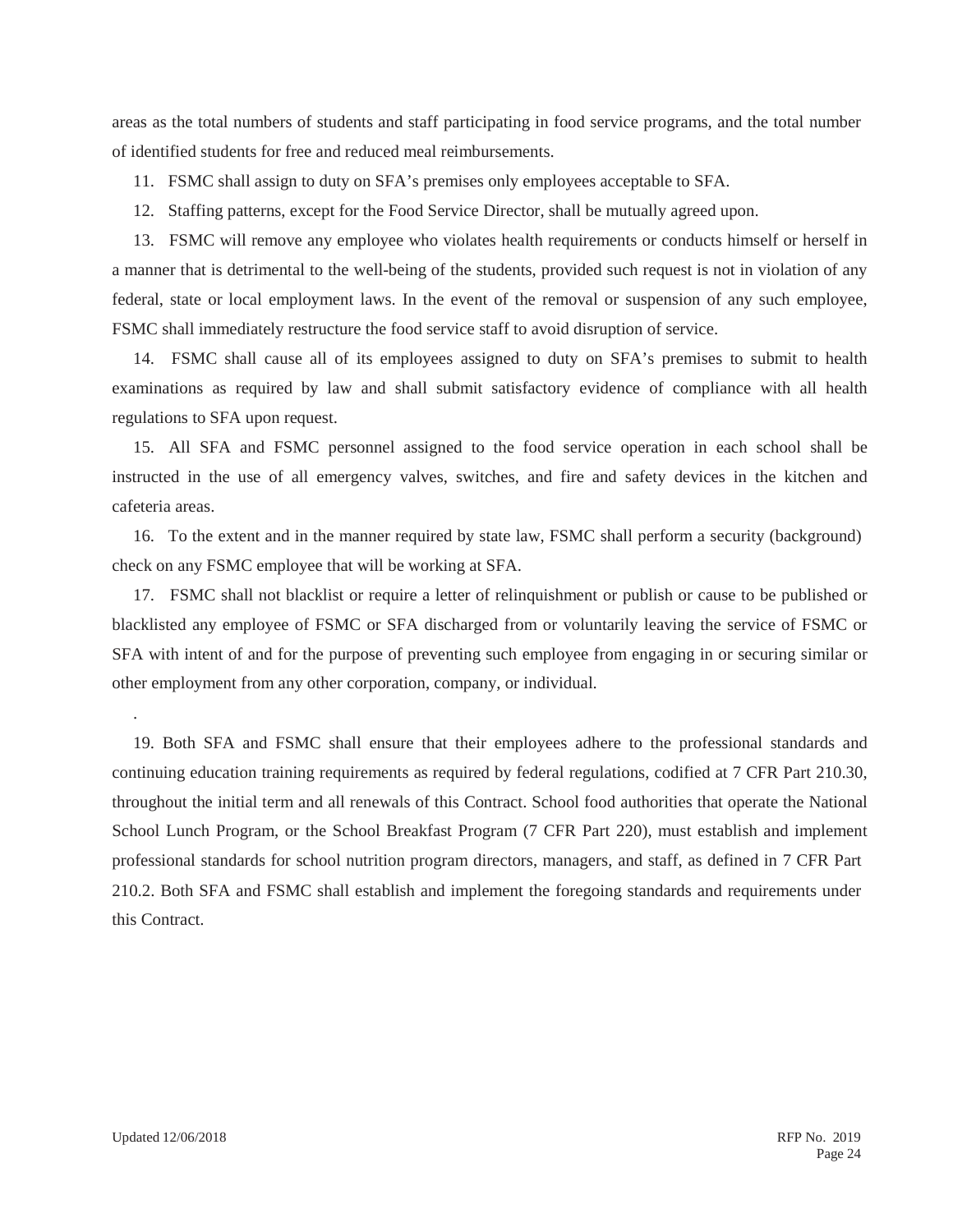areas as the total numbers of students and staff participating in food service programs, and the total number of identified students for free and reduced meal reimbursements.

11. FSMC shall assign to duty on SFA's premises only employees acceptable to SFA.

12. Staffing patterns, except for the Food Service Director, shall be mutually agreed upon.

13. FSMC will remove any employee who violates health requirements or conducts himself or herself in a manner that is detrimental to the well-being of the students, provided such request is not in violation of any federal, state or local employment laws. In the event of the removal or suspension of any such employee, FSMC shall immediately restructure the food service staff to avoid disruption of service.

14. FSMC shall cause all of its employees assigned to duty on SFA's premises to submit to health examinations as required by law and shall submit satisfactory evidence of compliance with all health regulations to SFA upon request.

15. All SFA and FSMC personnel assigned to the food service operation in each school shall be instructed in the use of all emergency valves, switches, and fire and safety devices in the kitchen and cafeteria areas.

16. To the extent and in the manner required by state law, FSMC shall perform a security (background) check on any FSMC employee that will be working at SFA.

17. FSMC shall not blacklist or require a letter of relinquishment or publish or cause to be published or blacklisted any employee of FSMC or SFA discharged from or voluntarily leaving the service of FSMC or SFA with intent of and for the purpose of preventing such employee from engaging in or securing similar or other employment from any other corporation, company, or individual.

.

19. Both SFA and FSMC shall ensure that their employees adhere to the professional standards and continuing education training requirements as required by federal regulations, codified at 7 CFR Part 210.30, throughout the initial term and all renewals of this Contract. School food authorities that operate the National School Lunch Program, or the School Breakfast Program (7 CFR Part 220), must establish and implement professional standards for school nutrition program directors, managers, and staff, as defined in 7 CFR Part 210.2. Both SFA and FSMC shall establish and implement the foregoing standards and requirements under this Contract.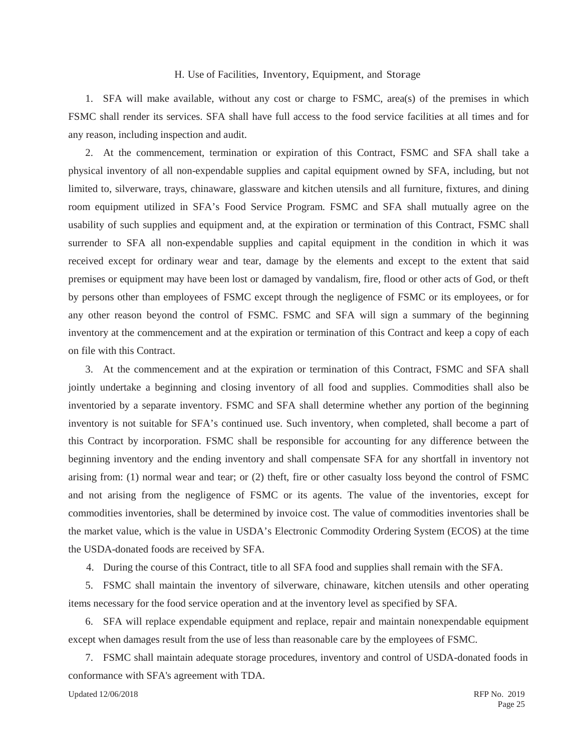### H. Use of Facilities, Inventory, Equipment, and Storage

1. SFA will make available, without any cost or charge to FSMC, area(s) of the premises in which FSMC shall render its services. SFA shall have full access to the food service facilities at all times and for any reason, including inspection and audit.

2. At the commencement, termination or expiration of this Contract, FSMC and SFA shall take a physical inventory of all non-expendable supplies and capital equipment owned by SFA, including, but not limited to, silverware, trays, chinaware, glassware and kitchen utensils and all furniture, fixtures, and dining room equipment utilized in SFA's Food Service Program. FSMC and SFA shall mutually agree on the usability of such supplies and equipment and, at the expiration or termination of this Contract, FSMC shall surrender to SFA all non-expendable supplies and capital equipment in the condition in which it was received except for ordinary wear and tear, damage by the elements and except to the extent that said premises or equipment may have been lost or damaged by vandalism, fire, flood or other acts of God, or theft by persons other than employees of FSMC except through the negligence of FSMC or its employees, or for any other reason beyond the control of FSMC. FSMC and SFA will sign a summary of the beginning inventory at the commencement and at the expiration or termination of this Contract and keep a copy of each on file with this Contract.

3. At the commencement and at the expiration or termination of this Contract, FSMC and SFA shall jointly undertake a beginning and closing inventory of all food and supplies. Commodities shall also be inventoried by a separate inventory. FSMC and SFA shall determine whether any portion of the beginning inventory is not suitable for SFA's continued use. Such inventory, when completed, shall become a part of this Contract by incorporation. FSMC shall be responsible for accounting for any difference between the beginning inventory and the ending inventory and shall compensate SFA for any shortfall in inventory not arising from: (1) normal wear and tear; or (2) theft, fire or other casualty loss beyond the control of FSMC and not arising from the negligence of FSMC or its agents. The value of the inventories, except for commodities inventories, shall be determined by invoice cost. The value of commodities inventories shall be the market value, which is the value in USDA's Electronic Commodity Ordering System (ECOS) at the time the USDA-donated foods are received by SFA.

4. During the course of this Contract, title to all SFA food and supplies shall remain with the SFA.

5. FSMC shall maintain the inventory of silverware, chinaware, kitchen utensils and other operating items necessary for the food service operation and at the inventory level as specified by SFA.

6. SFA will replace expendable equipment and replace, repair and maintain nonexpendable equipment except when damages result from the use of less than reasonable care by the employees of FSMC.

7. FSMC shall maintain adequate storage procedures, inventory and control of USDA-donated foods in conformance with SFA's agreement with TDA.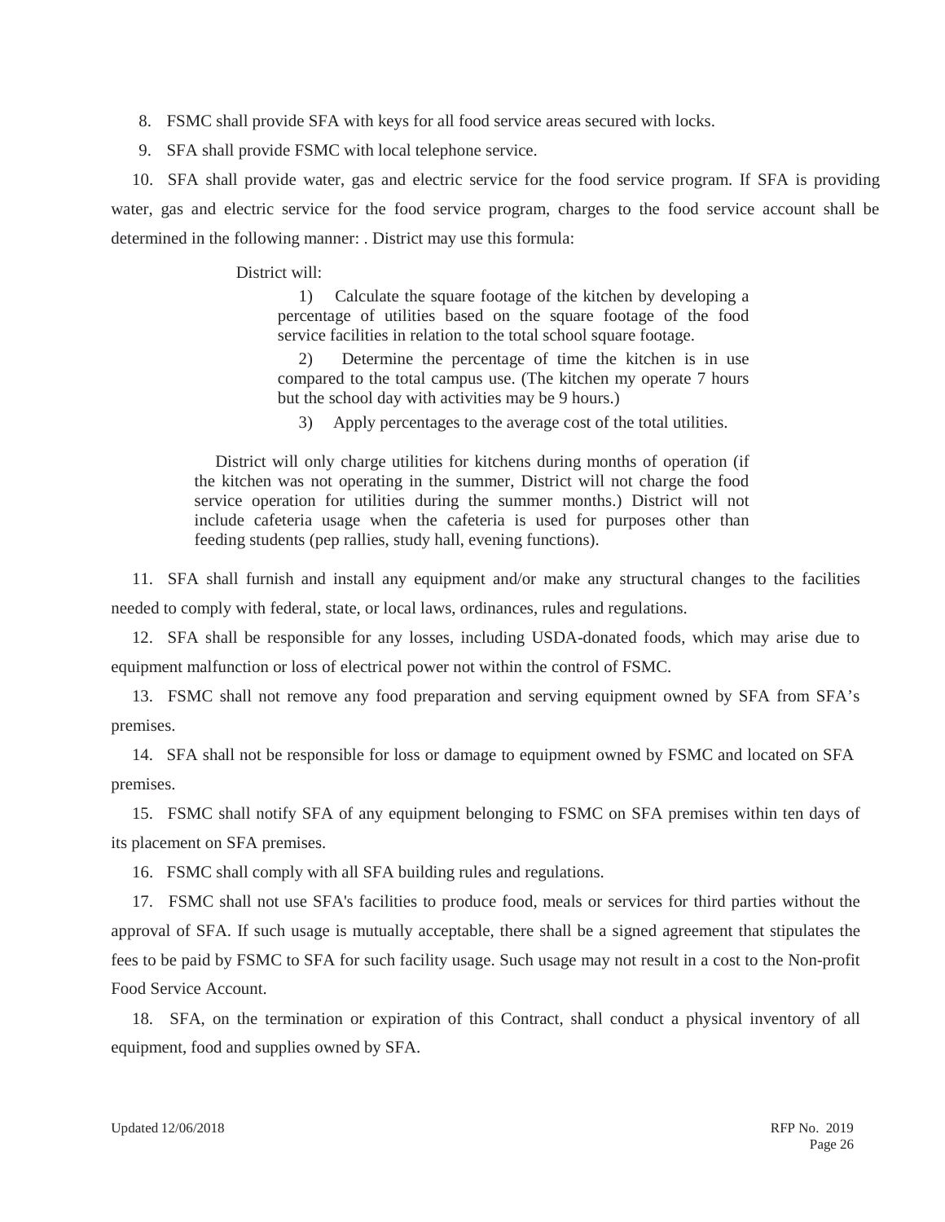8. FSMC shall provide SFA with keys for all food service areas secured with locks.

9. SFA shall provide FSMC with local telephone service.

10. SFA shall provide water, gas and electric service for the food service program. If SFA is providing water, gas and electric service for the food service program, charges to the food service account shall be determined in the following manner: . District may use this formula:

> District will:
>
> 1) Calculate the square footage of the kitchen by developing a percentage of utilities based on the square footage of the food service facilities in relation to the total school square footage.
>
> 2) Determine the percentage of time the kitchen is in use compared to the total campus use. (The kitchen my operate 7 hours but the school day with activities may be 9 hours.)
>
> 3) Apply percentages to the average cost of the total utilities.
>
> District will only charge utilities for kitchens during months of operation (if the kitchen was not operating in the summer, District will not charge the food service operation for utilities during the summer months.) District will not include cafeteria usage when the cafeteria is used for purposes other than feeding students (pep rallies, study hall, evening functions).

11. SFA shall furnish and install any equipment and/or make any structural changes to the facilities needed to comply with federal, state, or local laws, ordinances, rules and regulations.

12. SFA shall be responsible for any losses, including USDA-donated foods, which may arise due to equipment malfunction or loss of electrical power not within the control of FSMC.

13. FSMC shall not remove any food preparation and serving equipment owned by SFA from SFA's premises.

14. SFA shall not be responsible for loss or damage to equipment owned by FSMC and located on SFA premises.

15. FSMC shall notify SFA of any equipment belonging to FSMC on SFA premises within ten days of its placement on SFA premises.

16. FSMC shall comply with all SFA building rules and regulations.

17. FSMC shall not use SFA's facilities to produce food, meals or services for third parties without the approval of SFA. If such usage is mutually acceptable, there shall be a signed agreement that stipulates the fees to be paid by FSMC to SFA for such facility usage. Such usage may not result in a cost to the Non-profit Food Service Account.

18. SFA, on the termination or expiration of this Contract, shall conduct a physical inventory of all equipment, food and supplies owned by SFA.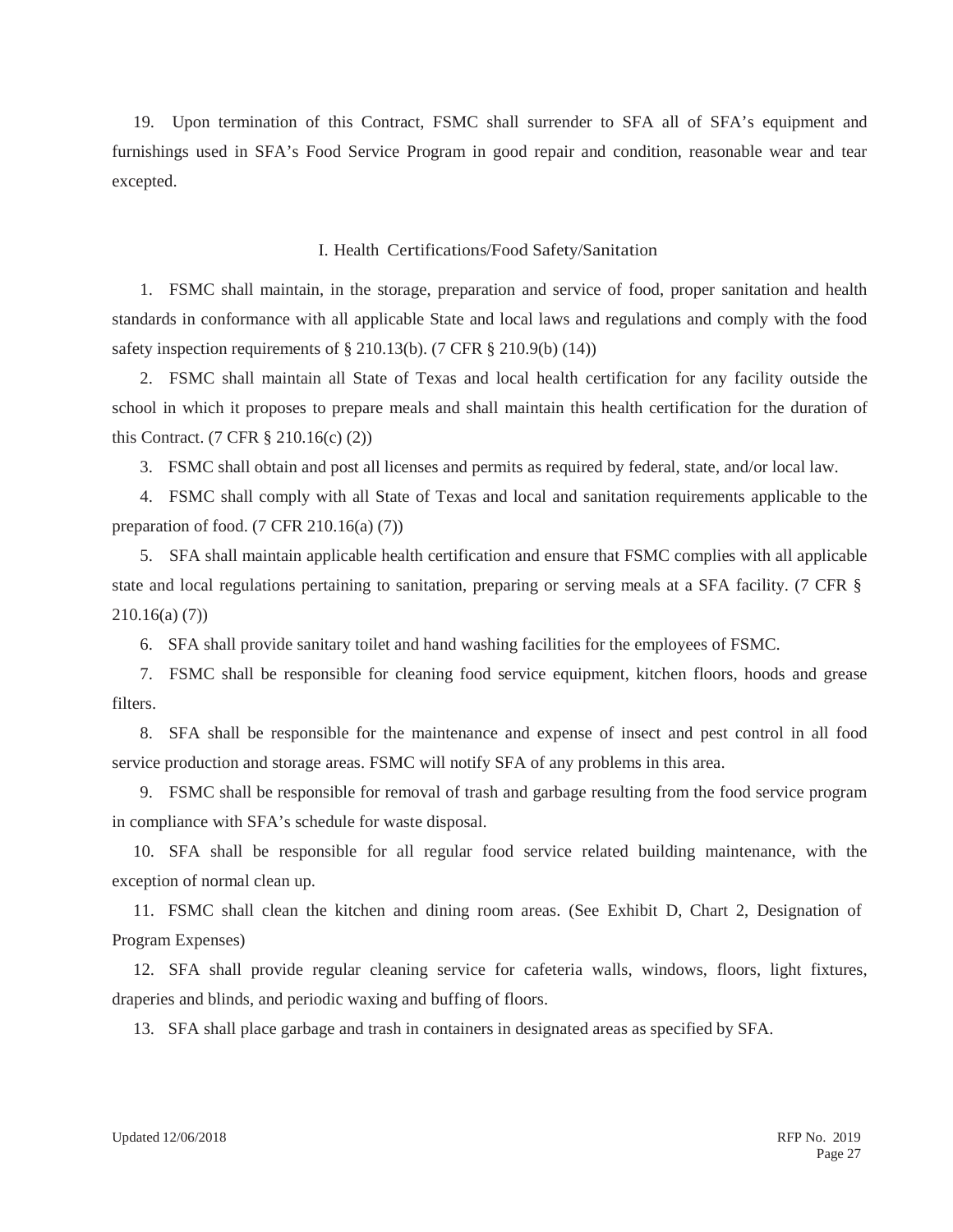19. Upon termination of this Contract, FSMC shall surrender to SFA all of SFA's equipment and furnishings used in SFA's Food Service Program in good repair and condition, reasonable wear and tear excepted.

## I. Health Certifications/Food Safety/Sanitation

1. FSMC shall maintain, in the storage, preparation and service of food, proper sanitation and health standards in conformance with all applicable State and local laws and regulations and comply with the food safety inspection requirements of § 210.13(b). (7 CFR § 210.9(b) (14))

2. FSMC shall maintain all State of Texas and local health certification for any facility outside the school in which it proposes to prepare meals and shall maintain this health certification for the duration of this Contract. (7 CFR § 210.16(c) (2))

3. FSMC shall obtain and post all licenses and permits as required by federal, state, and/or local law.

4. FSMC shall comply with all State of Texas and local and sanitation requirements applicable to the preparation of food. (7 CFR 210.16(a) (7))

5. SFA shall maintain applicable health certification and ensure that FSMC complies with all applicable state and local regulations pertaining to sanitation, preparing or serving meals at a SFA facility. (7 CFR § 210.16(a) (7))

6. SFA shall provide sanitary toilet and hand washing facilities for the employees of FSMC.

7. FSMC shall be responsible for cleaning food service equipment, kitchen floors, hoods and grease filters.

8. SFA shall be responsible for the maintenance and expense of insect and pest control in all food service production and storage areas. FSMC will notify SFA of any problems in this area.

9. FSMC shall be responsible for removal of trash and garbage resulting from the food service program in compliance with SFA's schedule for waste disposal.

10. SFA shall be responsible for all regular food service related building maintenance, with the exception of normal clean up.

11. FSMC shall clean the kitchen and dining room areas. (See Exhibit D, Chart 2, Designation of Program Expenses)

12. SFA shall provide regular cleaning service for cafeteria walls, windows, floors, light fixtures, draperies and blinds, and periodic waxing and buffing of floors.

13. SFA shall place garbage and trash in containers in designated areas as specified by SFA.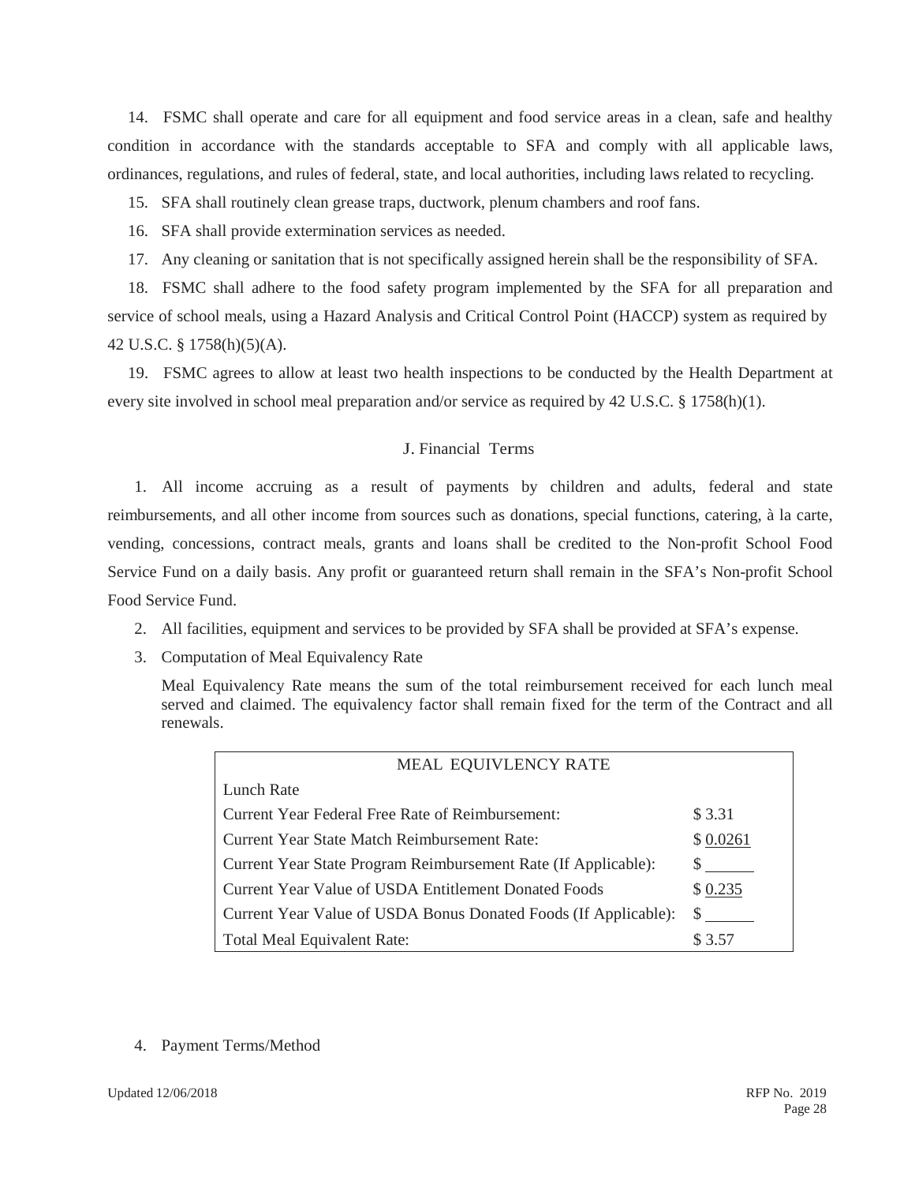14. FSMC shall operate and care for all equipment and food service areas in a clean, safe and healthy condition in accordance with the standards acceptable to SFA and comply with all applicable laws, ordinances, regulations, and rules of federal, state, and local authorities, including laws related to recycling.

15. SFA shall routinely clean grease traps, ductwork, plenum chambers and roof fans.

16. SFA shall provide extermination services as needed.

17. Any cleaning or sanitation that is not specifically assigned herein shall be the responsibility of SFA.

18. FSMC shall adhere to the food safety program implemented by the SFA for all preparation and service of school meals, using a Hazard Analysis and Critical Control Point (HACCP) system as required by 42 U.S.C. § 1758(h)(5)(A).

19. FSMC agrees to allow at least two health inspections to be conducted by the Health Department at every site involved in school meal preparation and/or service as required by 42 U.S.C. § 1758(h)(1).

## J. Financial Terms

1. All income accruing as a result of payments by children and adults, federal and state reimbursements, and all other income from sources such as donations, special functions, catering, à la carte, vending, concessions, contract meals, grants and loans shall be credited to the Non-profit School Food Service Fund on a daily basis. Any profit or guaranteed return shall remain in the SFA's Non-profit School Food Service Fund.

2. All facilities, equipment and services to be provided by SFA shall be provided at SFA's expense.

3. Computation of Meal Equivalency Rate

   Meal Equivalency Rate means the sum of the total reimbursement received for each lunch meal served and claimed. The equivalency factor shall remain fixed for the term of the Contract and all renewals.

| MEAL EQUIVLENCY RATE | |
|---|---|
| Lunch Rate | |
| Current Year Federal Free Rate of Reimbursement: | $ 3.31 |
| Current Year State Match Reimbursement Rate: | $ 0.0261 |
| Current Year State Program Reimbursement Rate (If Applicable): | $ ______ |
| Current Year Value of USDA Entitlement Donated Foods | $ 0.235 |
| Current Year Value of USDA Bonus Donated Foods (If Applicable): | $ ______ |
| Total Meal Equivalent Rate: | $ 3.57 |

4. Payment Terms/Method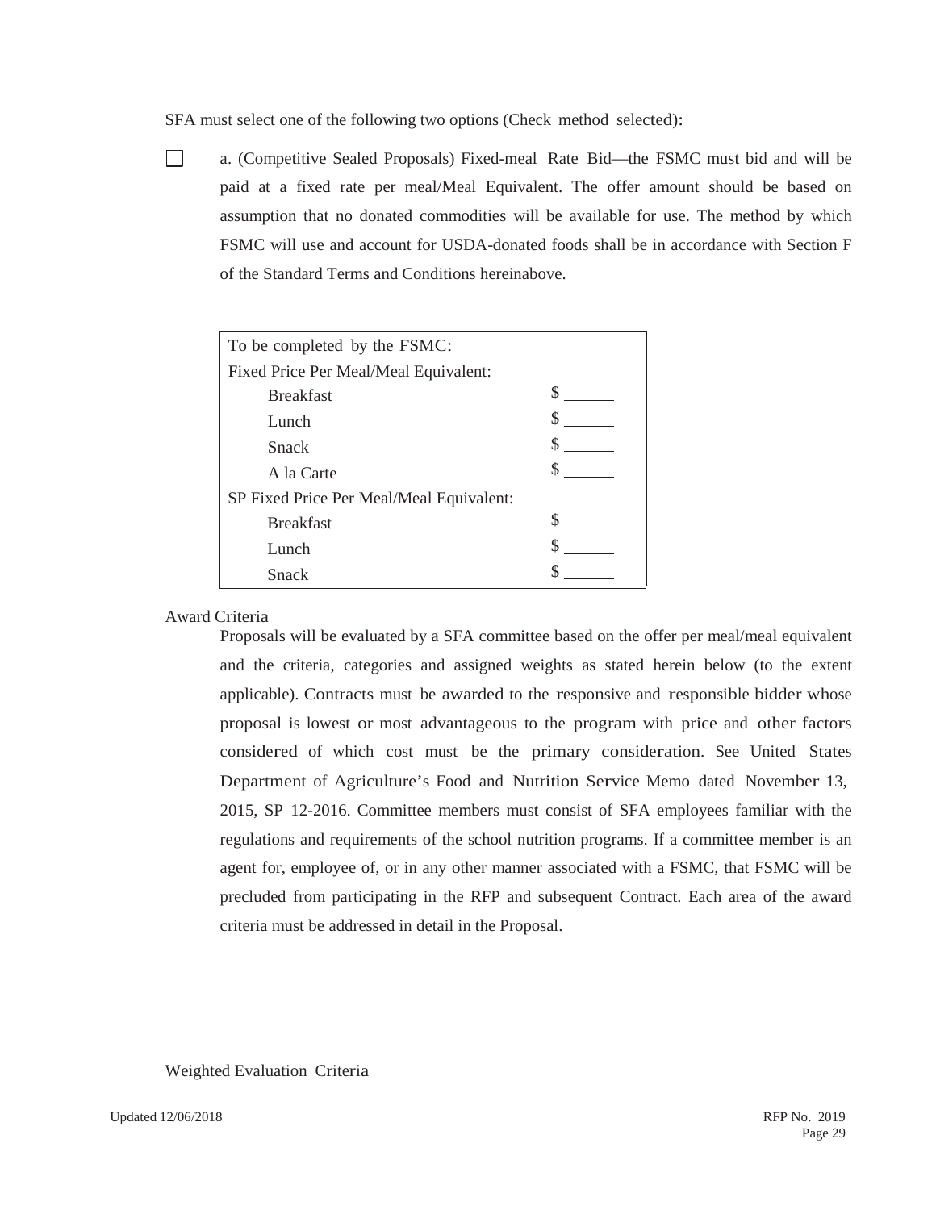SFA must select one of the following two options (Check method selected):

☐ a. (Competitive Sealed Proposals) Fixed-meal Rate Bid—the FSMC must bid and will be paid at a fixed rate per meal/Meal Equivalent. The offer amount should be based on assumption that no donated commodities will be available for use. The method by which FSMC will use and account for USDA-donated foods shall be in accordance with Section F of the Standard Terms and Conditions hereinabove.

| To be completed by the FSMC: | |
|---|---|
| Fixed Price Per Meal/Meal Equivalent: | |
| Breakfast | $ ______ |
| Lunch | $ ______ |
| Snack | $ ______ |
| A la Carte | $ ______ |
| SP Fixed Price Per Meal/Meal Equivalent: | |
| Breakfast | $ ______ |
| Lunch | $ ______ |
| Snack | $ ______ |

Award Criteria

Proposals will be evaluated by a SFA committee based on the offer per meal/meal equivalent and the criteria, categories and assigned weights as stated herein below (to the extent applicable). Contracts must be awarded to the responsive and responsible bidder whose proposal is lowest or most advantageous to the program with price and other factors considered of which cost must be the primary consideration. See United States Department of Agriculture's Food and Nutrition Service Memo dated November 13, 2015, SP 12-2016. Committee members must consist of SFA employees familiar with the regulations and requirements of the school nutrition programs. If a committee member is an agent for, employee of, or in any other manner associated with a FSMC, that FSMC will be precluded from participating in the RFP and subsequent Contract. Each area of the award criteria must be addressed in detail in the Proposal.

Weighted Evaluation Criteria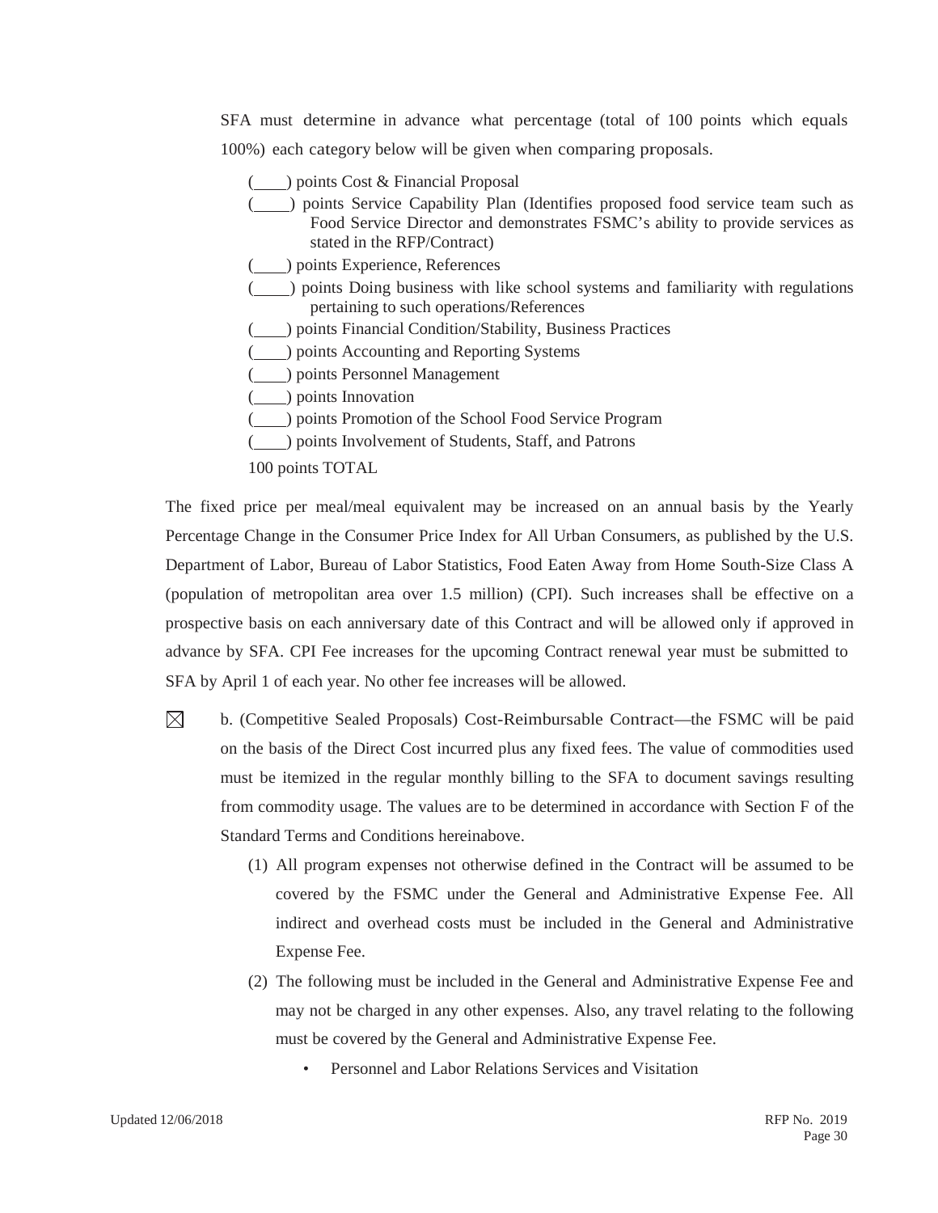SFA must determine in advance what percentage (total of 100 points which equals 100%) each category below will be given when comparing proposals.

(____) points Cost & Financial Proposal

(____) points Service Capability Plan (Identifies proposed food service team such as Food Service Director and demonstrates FSMC's ability to provide services as stated in the RFP/Contract)

(____) points Experience, References

(____) points Doing business with like school systems and familiarity with regulations pertaining to such operations/References

(____) points Financial Condition/Stability, Business Practices

(____) points Accounting and Reporting Systems

(____) points Personnel Management

(____) points Innovation

(____) points Promotion of the School Food Service Program

(____) points Involvement of Students, Staff, and Patrons

100 points TOTAL

The fixed price per meal/meal equivalent may be increased on an annual basis by the Yearly Percentage Change in the Consumer Price Index for All Urban Consumers, as published by the U.S. Department of Labor, Bureau of Labor Statistics, Food Eaten Away from Home South-Size Class A (population of metropolitan area over 1.5 million) (CPI). Such increases shall be effective on a prospective basis on each anniversary date of this Contract and will be allowed only if approved in advance by SFA. CPI Fee increases for the upcoming Contract renewal year must be submitted to SFA by April 1 of each year. No other fee increases will be allowed.

☒ b. (Competitive Sealed Proposals) Cost-Reimbursable Contract—the FSMC will be paid on the basis of the Direct Cost incurred plus any fixed fees. The value of commodities used must be itemized in the regular monthly billing to the SFA to document savings resulting from commodity usage. The values are to be determined in accordance with Section F of the Standard Terms and Conditions hereinabove.

(1) All program expenses not otherwise defined in the Contract will be assumed to be covered by the FSMC under the General and Administrative Expense Fee. All indirect and overhead costs must be included in the General and Administrative Expense Fee.

(2) The following must be included in the General and Administrative Expense Fee and may not be charged in any other expenses. Also, any travel relating to the following must be covered by the General and Administrative Expense Fee.

- Personnel and Labor Relations Services and Visitation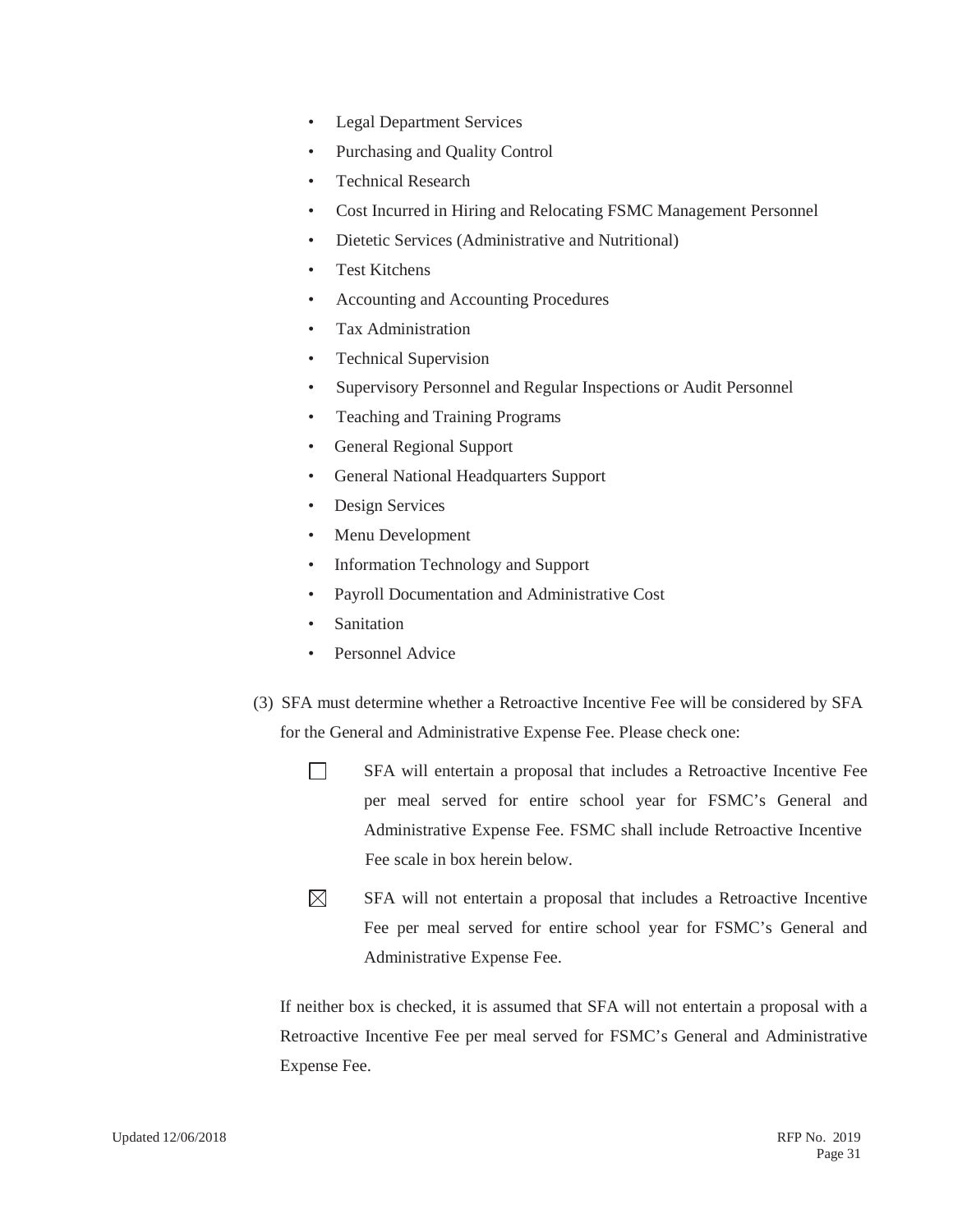- Legal Department Services
- Purchasing and Quality Control
- Technical Research
- Cost Incurred in Hiring and Relocating FSMC Management Personnel
- Dietetic Services (Administrative and Nutritional)
- Test Kitchens
- Accounting and Accounting Procedures
- Tax Administration
- Technical Supervision
- Supervisory Personnel and Regular Inspections or Audit Personnel
- Teaching and Training Programs
- General Regional Support
- General National Headquarters Support
- Design Services
- Menu Development
- Information Technology and Support
- Payroll Documentation and Administrative Cost
- Sanitation
- Personnel Advice

(3) SFA must determine whether a Retroactive Incentive Fee will be considered by SFA for the General and Administrative Expense Fee. Please check one:

☐ SFA will entertain a proposal that includes a Retroactive Incentive Fee per meal served for entire school year for FSMC's General and Administrative Expense Fee. FSMC shall include Retroactive Incentive Fee scale in box herein below.

☒ SFA will not entertain a proposal that includes a Retroactive Incentive Fee per meal served for entire school year for FSMC's General and Administrative Expense Fee.

If neither box is checked, it is assumed that SFA will not entertain a proposal with a Retroactive Incentive Fee per meal served for FSMC's General and Administrative Expense Fee.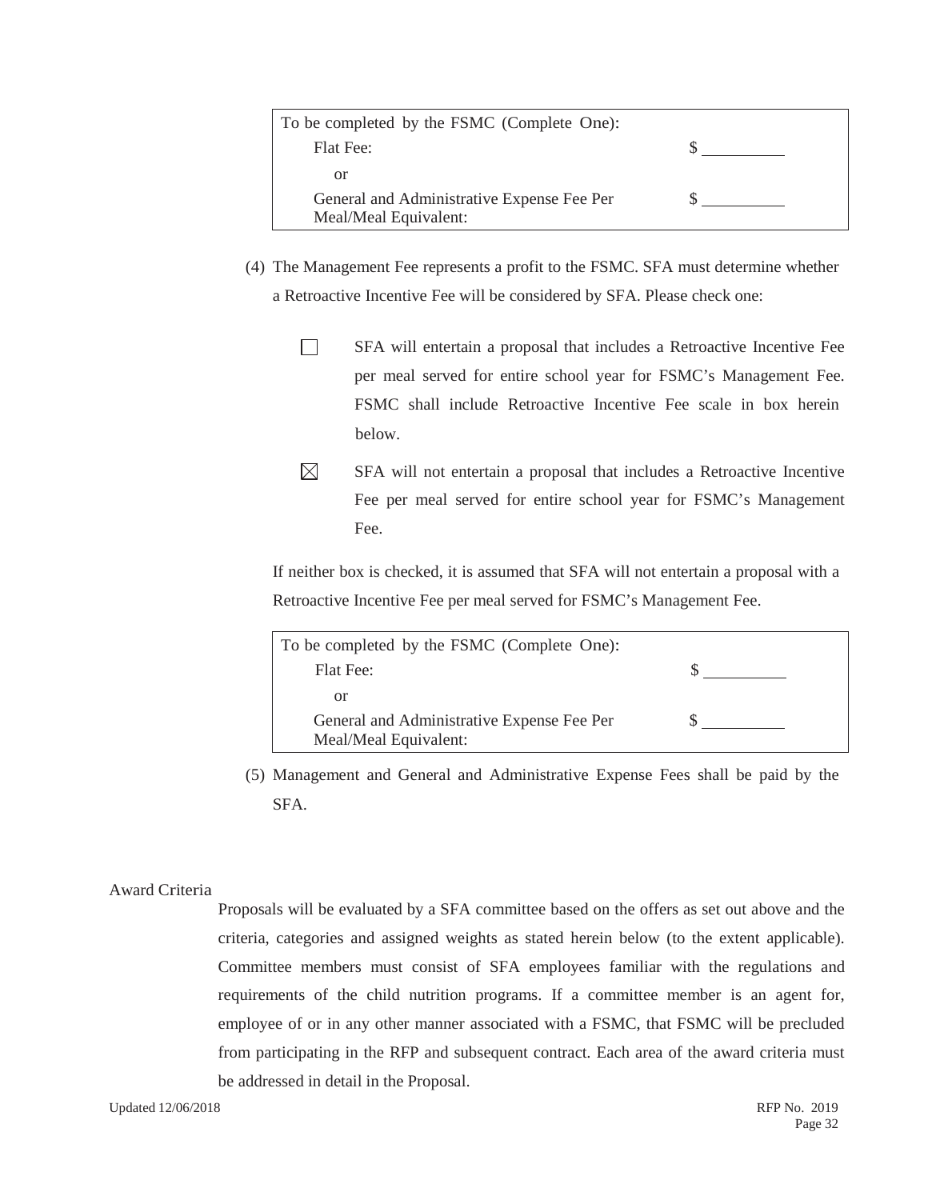| To be completed by the FSMC (Complete One): | |
|---|---|
| Flat Fee: | $ ________ |
| or | |
| General and Administrative Expense Fee Per Meal/Meal Equivalent: | $ ________ |

(4) The Management Fee represents a profit to the FSMC. SFA must determine whether a Retroactive Incentive Fee will be considered by SFA. Please check one:

☐ SFA will entertain a proposal that includes a Retroactive Incentive Fee per meal served for entire school year for FSMC's Management Fee. FSMC shall include Retroactive Incentive Fee scale in box herein below.

☒ SFA will not entertain a proposal that includes a Retroactive Incentive Fee per meal served for entire school year for FSMC's Management Fee.

If neither box is checked, it is assumed that SFA will not entertain a proposal with a Retroactive Incentive Fee per meal served for FSMC's Management Fee.

| To be completed by the FSMC (Complete One): | |
|---|---|
| Flat Fee: | $ ________ |
| or | |
| General and Administrative Expense Fee Per Meal/Meal Equivalent: | $ ________ |

(5) Management and General and Administrative Expense Fees shall be paid by the SFA.

Award Criteria

Proposals will be evaluated by a SFA committee based on the offers as set out above and the criteria, categories and assigned weights as stated herein below (to the extent applicable). Committee members must consist of SFA employees familiar with the regulations and requirements of the child nutrition programs. If a committee member is an agent for, employee of or in any other manner associated with a FSMC, that FSMC will be precluded from participating in the RFP and subsequent contract. Each area of the award criteria must be addressed in detail in the Proposal.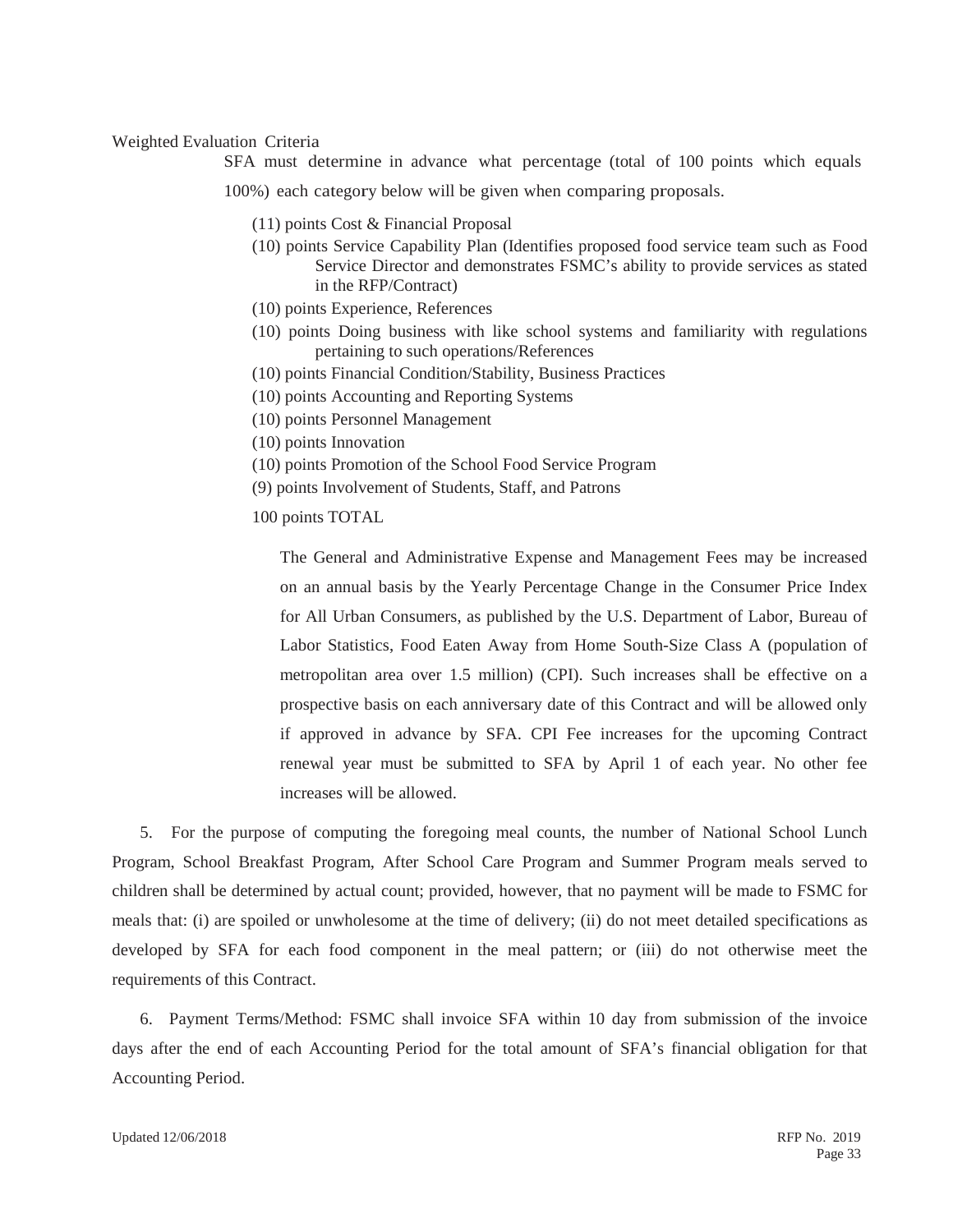Weighted Evaluation Criteria

SFA must determine in advance what percentage (total of 100 points which equals 100%) each category below will be given when comparing proposals.

(11) points Cost & Financial Proposal

(10) points Service Capability Plan (Identifies proposed food service team such as Food Service Director and demonstrates FSMC's ability to provide services as stated in the RFP/Contract)

(10) points Experience, References

(10) points Doing business with like school systems and familiarity with regulations pertaining to such operations/References

(10) points Financial Condition/Stability, Business Practices

(10) points Accounting and Reporting Systems

(10) points Personnel Management

(10) points Innovation

(10) points Promotion of the School Food Service Program

(9) points Involvement of Students, Staff, and Patrons

100 points TOTAL

The General and Administrative Expense and Management Fees may be increased on an annual basis by the Yearly Percentage Change in the Consumer Price Index for All Urban Consumers, as published by the U.S. Department of Labor, Bureau of Labor Statistics, Food Eaten Away from Home South-Size Class A (population of metropolitan area over 1.5 million) (CPI). Such increases shall be effective on a prospective basis on each anniversary date of this Contract and will be allowed only if approved in advance by SFA. CPI Fee increases for the upcoming Contract renewal year must be submitted to SFA by April 1 of each year. No other fee increases will be allowed.

5. For the purpose of computing the foregoing meal counts, the number of National School Lunch Program, School Breakfast Program, After School Care Program and Summer Program meals served to children shall be determined by actual count; provided, however, that no payment will be made to FSMC for meals that: (i) are spoiled or unwholesome at the time of delivery; (ii) do not meet detailed specifications as developed by SFA for each food component in the meal pattern; or (iii) do not otherwise meet the requirements of this Contract.

6. Payment Terms/Method: FSMC shall invoice SFA within 10 day from submission of the invoice days after the end of each Accounting Period for the total amount of SFA's financial obligation for that Accounting Period.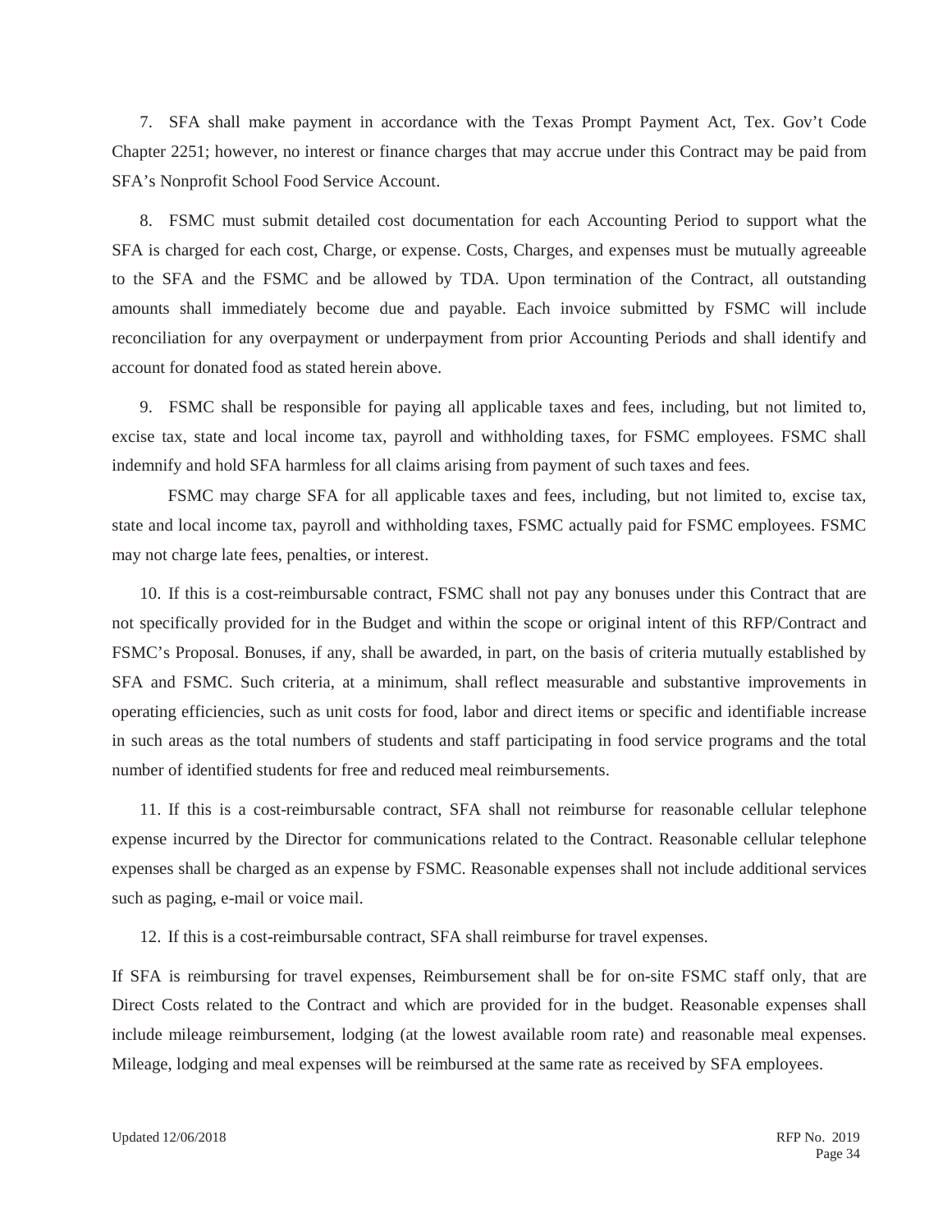7. SFA shall make payment in accordance with the Texas Prompt Payment Act, Tex. Gov't Code Chapter 2251; however, no interest or finance charges that may accrue under this Contract may be paid from SFA's Nonprofit School Food Service Account.

8. FSMC must submit detailed cost documentation for each Accounting Period to support what the SFA is charged for each cost, Charge, or expense. Costs, Charges, and expenses must be mutually agreeable to the SFA and the FSMC and be allowed by TDA. Upon termination of the Contract, all outstanding amounts shall immediately become due and payable. Each invoice submitted by FSMC will include reconciliation for any overpayment or underpayment from prior Accounting Periods and shall identify and account for donated food as stated herein above.

9. FSMC shall be responsible for paying all applicable taxes and fees, including, but not limited to, excise tax, state and local income tax, payroll and withholding taxes, for FSMC employees. FSMC shall indemnify and hold SFA harmless for all claims arising from payment of such taxes and fees.

FSMC may charge SFA for all applicable taxes and fees, including, but not limited to, excise tax, state and local income tax, payroll and withholding taxes, FSMC actually paid for FSMC employees. FSMC may not charge late fees, penalties, or interest.

10. If this is a cost-reimbursable contract, FSMC shall not pay any bonuses under this Contract that are not specifically provided for in the Budget and within the scope or original intent of this RFP/Contract and FSMC's Proposal. Bonuses, if any, shall be awarded, in part, on the basis of criteria mutually established by SFA and FSMC. Such criteria, at a minimum, shall reflect measurable and substantive improvements in operating efficiencies, such as unit costs for food, labor and direct items or specific and identifiable increase in such areas as the total numbers of students and staff participating in food service programs and the total number of identified students for free and reduced meal reimbursements.

11. If this is a cost-reimbursable contract, SFA shall not reimburse for reasonable cellular telephone expense incurred by the Director for communications related to the Contract. Reasonable cellular telephone expenses shall be charged as an expense by FSMC. Reasonable expenses shall not include additional services such as paging, e-mail or voice mail.

12. If this is a cost-reimbursable contract, SFA shall reimburse for travel expenses.

If SFA is reimbursing for travel expenses, Reimbursement shall be for on-site FSMC staff only, that are Direct Costs related to the Contract and which are provided for in the budget. Reasonable expenses shall include mileage reimbursement, lodging (at the lowest available room rate) and reasonable meal expenses. Mileage, lodging and meal expenses will be reimbursed at the same rate as received by SFA employees.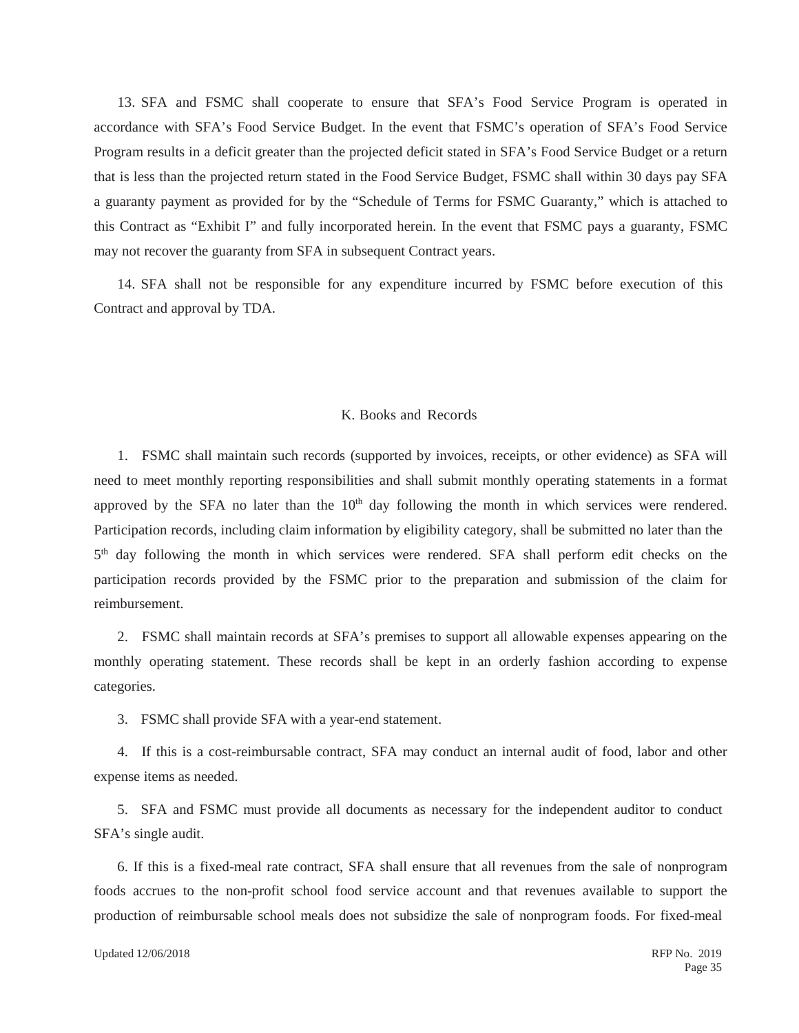13. SFA and FSMC shall cooperate to ensure that SFA's Food Service Program is operated in accordance with SFA's Food Service Budget. In the event that FSMC's operation of SFA's Food Service Program results in a deficit greater than the projected deficit stated in SFA's Food Service Budget or a return that is less than the projected return stated in the Food Service Budget, FSMC shall within 30 days pay SFA a guaranty payment as provided for by the "Schedule of Terms for FSMC Guaranty," which is attached to this Contract as "Exhibit I" and fully incorporated herein. In the event that FSMC pays a guaranty, FSMC may not recover the guaranty from SFA in subsequent Contract years.

14. SFA shall not be responsible for any expenditure incurred by FSMC before execution of this Contract and approval by TDA.

## K. Books and Records

1. FSMC shall maintain such records (supported by invoices, receipts, or other evidence) as SFA will need to meet monthly reporting responsibilities and shall submit monthly operating statements in a format approved by the SFA no later than the 10th day following the month in which services were rendered. Participation records, including claim information by eligibility category, shall be submitted no later than the 5th day following the month in which services were rendered. SFA shall perform edit checks on the participation records provided by the FSMC prior to the preparation and submission of the claim for reimbursement.

2. FSMC shall maintain records at SFA's premises to support all allowable expenses appearing on the monthly operating statement. These records shall be kept in an orderly fashion according to expense categories.

3. FSMC shall provide SFA with a year-end statement.

4. If this is a cost-reimbursable contract, SFA may conduct an internal audit of food, labor and other expense items as needed.

5. SFA and FSMC must provide all documents as necessary for the independent auditor to conduct SFA's single audit.

6. If this is a fixed-meal rate contract, SFA shall ensure that all revenues from the sale of nonprogram foods accrues to the non-profit school food service account and that revenues available to support the production of reimbursable school meals does not subsidize the sale of nonprogram foods. For fixed-meal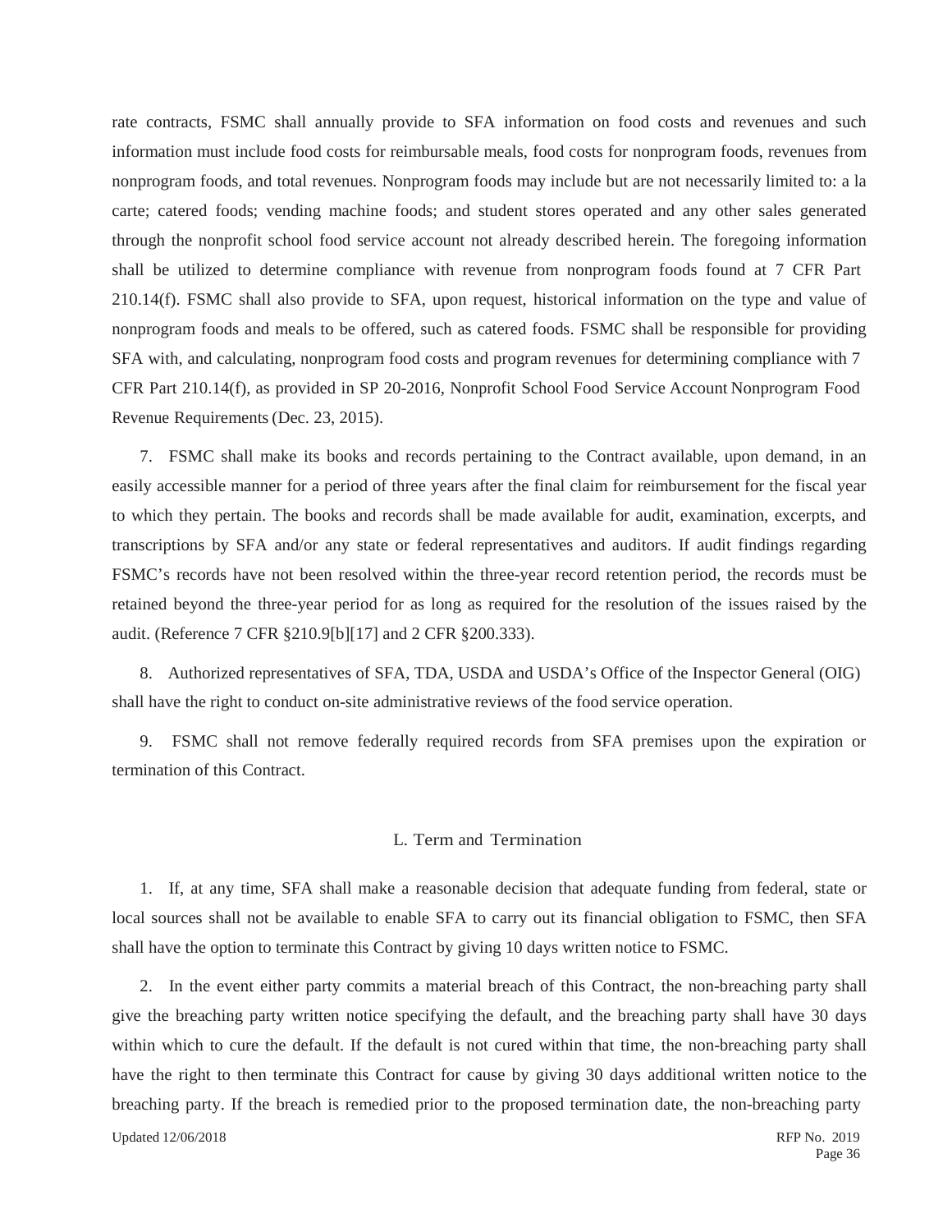rate contracts, FSMC shall annually provide to SFA information on food costs and revenues and such information must include food costs for reimbursable meals, food costs for nonprogram foods, revenues from nonprogram foods, and total revenues. Nonprogram foods may include but are not necessarily limited to: a la carte; catered foods; vending machine foods; and student stores operated and any other sales generated through the nonprofit school food service account not already described herein. The foregoing information shall be utilized to determine compliance with revenue from nonprogram foods found at 7 CFR Part 210.14(f). FSMC shall also provide to SFA, upon request, historical information on the type and value of nonprogram foods and meals to be offered, such as catered foods. FSMC shall be responsible for providing SFA with, and calculating, nonprogram food costs and program revenues for determining compliance with 7 CFR Part 210.14(f), as provided in SP 20-2016, Nonprofit School Food Service Account Nonprogram Food Revenue Requirements (Dec. 23, 2015).

7. FSMC shall make its books and records pertaining to the Contract available, upon demand, in an easily accessible manner for a period of three years after the final claim for reimbursement for the fiscal year to which they pertain. The books and records shall be made available for audit, examination, excerpts, and transcriptions by SFA and/or any state or federal representatives and auditors. If audit findings regarding FSMC's records have not been resolved within the three-year record retention period, the records must be retained beyond the three-year period for as long as required for the resolution of the issues raised by the audit. (Reference 7 CFR §210.9[b][17] and 2 CFR §200.333).

8. Authorized representatives of SFA, TDA, USDA and USDA's Office of the Inspector General (OIG) shall have the right to conduct on-site administrative reviews of the food service operation.

9. FSMC shall not remove federally required records from SFA premises upon the expiration or termination of this Contract.

## L. Term and Termination

1. If, at any time, SFA shall make a reasonable decision that adequate funding from federal, state or local sources shall not be available to enable SFA to carry out its financial obligation to FSMC, then SFA shall have the option to terminate this Contract by giving 10 days written notice to FSMC.

2. In the event either party commits a material breach of this Contract, the non-breaching party shall give the breaching party written notice specifying the default, and the breaching party shall have 30 days within which to cure the default. If the default is not cured within that time, the non-breaching party shall have the right to then terminate this Contract for cause by giving 30 days additional written notice to the breaching party. If the breach is remedied prior to the proposed termination date, the non-breaching party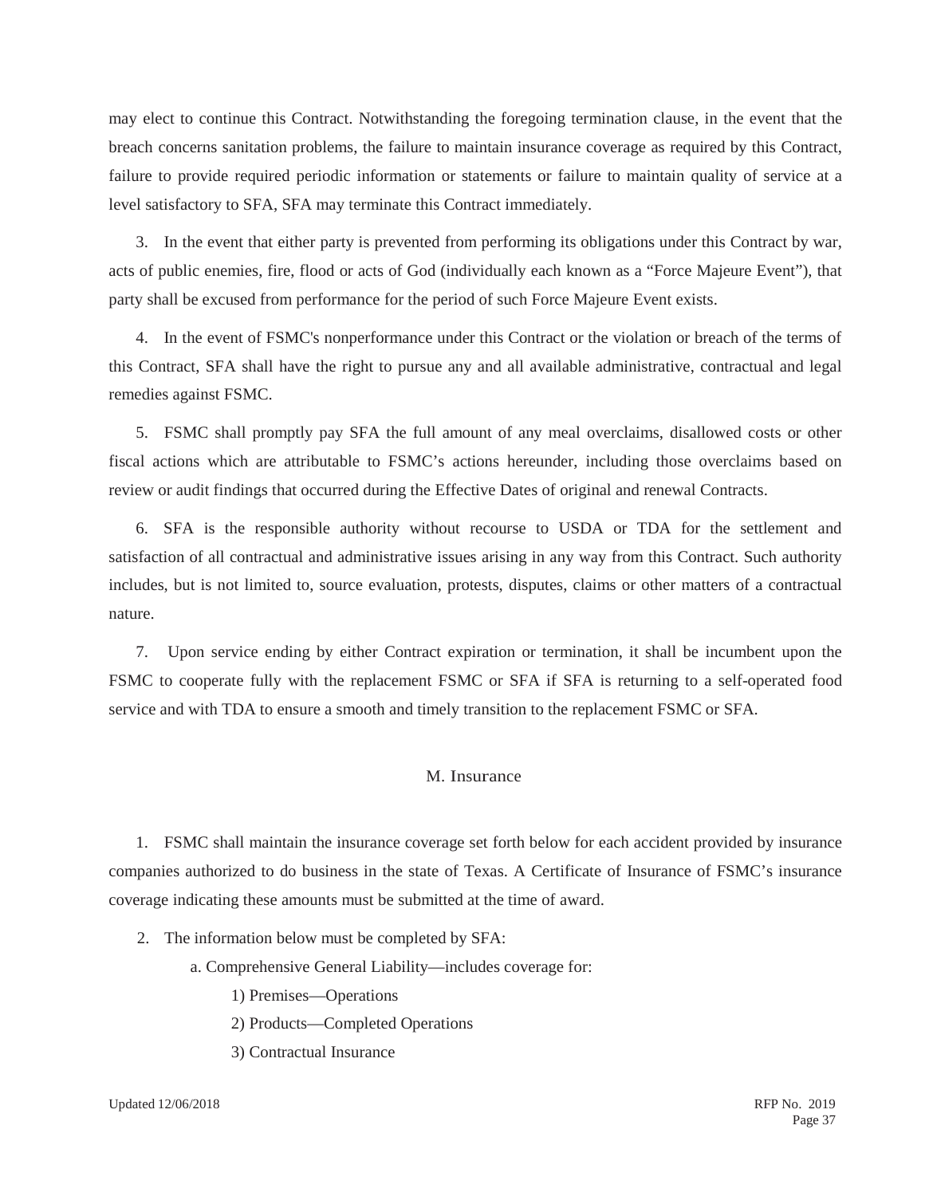may elect to continue this Contract. Notwithstanding the foregoing termination clause, in the event that the breach concerns sanitation problems, the failure to maintain insurance coverage as required by this Contract, failure to provide required periodic information or statements or failure to maintain quality of service at a level satisfactory to SFA, SFA may terminate this Contract immediately.

3. In the event that either party is prevented from performing its obligations under this Contract by war, acts of public enemies, fire, flood or acts of God (individually each known as a "Force Majeure Event"), that party shall be excused from performance for the period of such Force Majeure Event exists.

4. In the event of FSMC's nonperformance under this Contract or the violation or breach of the terms of this Contract, SFA shall have the right to pursue any and all available administrative, contractual and legal remedies against FSMC.

5. FSMC shall promptly pay SFA the full amount of any meal overclaims, disallowed costs or other fiscal actions which are attributable to FSMC's actions hereunder, including those overclaims based on review or audit findings that occurred during the Effective Dates of original and renewal Contracts.

6. SFA is the responsible authority without recourse to USDA or TDA for the settlement and satisfaction of all contractual and administrative issues arising in any way from this Contract. Such authority includes, but is not limited to, source evaluation, protests, disputes, claims or other matters of a contractual nature.

7. Upon service ending by either Contract expiration or termination, it shall be incumbent upon the FSMC to cooperate fully with the replacement FSMC or SFA if SFA is returning to a self-operated food service and with TDA to ensure a smooth and timely transition to the replacement FSMC or SFA.

## M. Insurance

1. FSMC shall maintain the insurance coverage set forth below for each accident provided by insurance companies authorized to do business in the state of Texas. A Certificate of Insurance of FSMC's insurance coverage indicating these amounts must be submitted at the time of award.

2. The information below must be completed by SFA:

   a. Comprehensive General Liability—includes coverage for:

      1) Premises—Operations

      2) Products—Completed Operations

      3) Contractual Insurance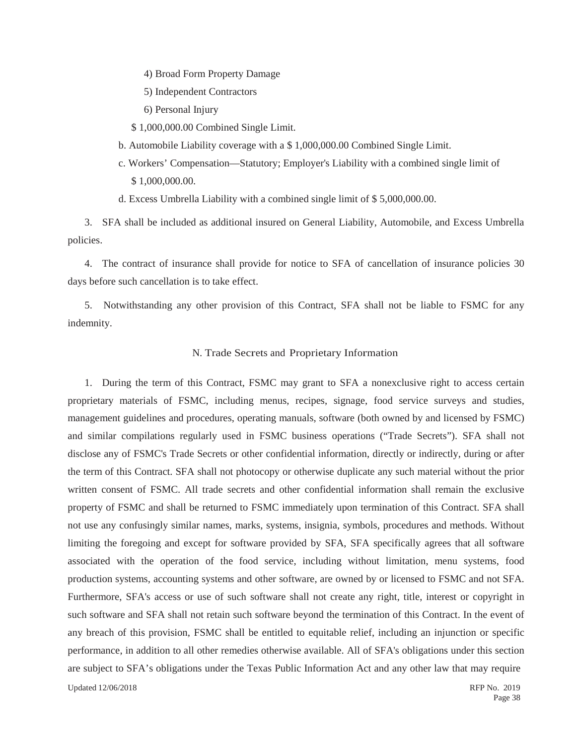4) Broad Form Property Damage

5) Independent Contractors

6) Personal Injury

$ 1,000,000.00 Combined Single Limit.

b. Automobile Liability coverage with a $ 1,000,000.00 Combined Single Limit.

c. Workers' Compensation—Statutory; Employer's Liability with a combined single limit of $ 1,000,000.00.

d. Excess Umbrella Liability with a combined single limit of $ 5,000,000.00.

3. SFA shall be included as additional insured on General Liability, Automobile, and Excess Umbrella policies.

4. The contract of insurance shall provide for notice to SFA of cancellation of insurance policies 30 days before such cancellation is to take effect.

5. Notwithstanding any other provision of this Contract, SFA shall not be liable to FSMC for any indemnity.

## N. Trade Secrets and Proprietary Information

1. During the term of this Contract, FSMC may grant to SFA a nonexclusive right to access certain proprietary materials of FSMC, including menus, recipes, signage, food service surveys and studies, management guidelines and procedures, operating manuals, software (both owned by and licensed by FSMC) and similar compilations regularly used in FSMC business operations ("Trade Secrets"). SFA shall not disclose any of FSMC's Trade Secrets or other confidential information, directly or indirectly, during or after the term of this Contract. SFA shall not photocopy or otherwise duplicate any such material without the prior written consent of FSMC. All trade secrets and other confidential information shall remain the exclusive property of FSMC and shall be returned to FSMC immediately upon termination of this Contract. SFA shall not use any confusingly similar names, marks, systems, insignia, symbols, procedures and methods. Without limiting the foregoing and except for software provided by SFA, SFA specifically agrees that all software associated with the operation of the food service, including without limitation, menu systems, food production systems, accounting systems and other software, are owned by or licensed to FSMC and not SFA. Furthermore, SFA's access or use of such software shall not create any right, title, interest or copyright in such software and SFA shall not retain such software beyond the termination of this Contract. In the event of any breach of this provision, FSMC shall be entitled to equitable relief, including an injunction or specific performance, in addition to all other remedies otherwise available. All of SFA's obligations under this section are subject to SFA's obligations under the Texas Public Information Act and any other law that may require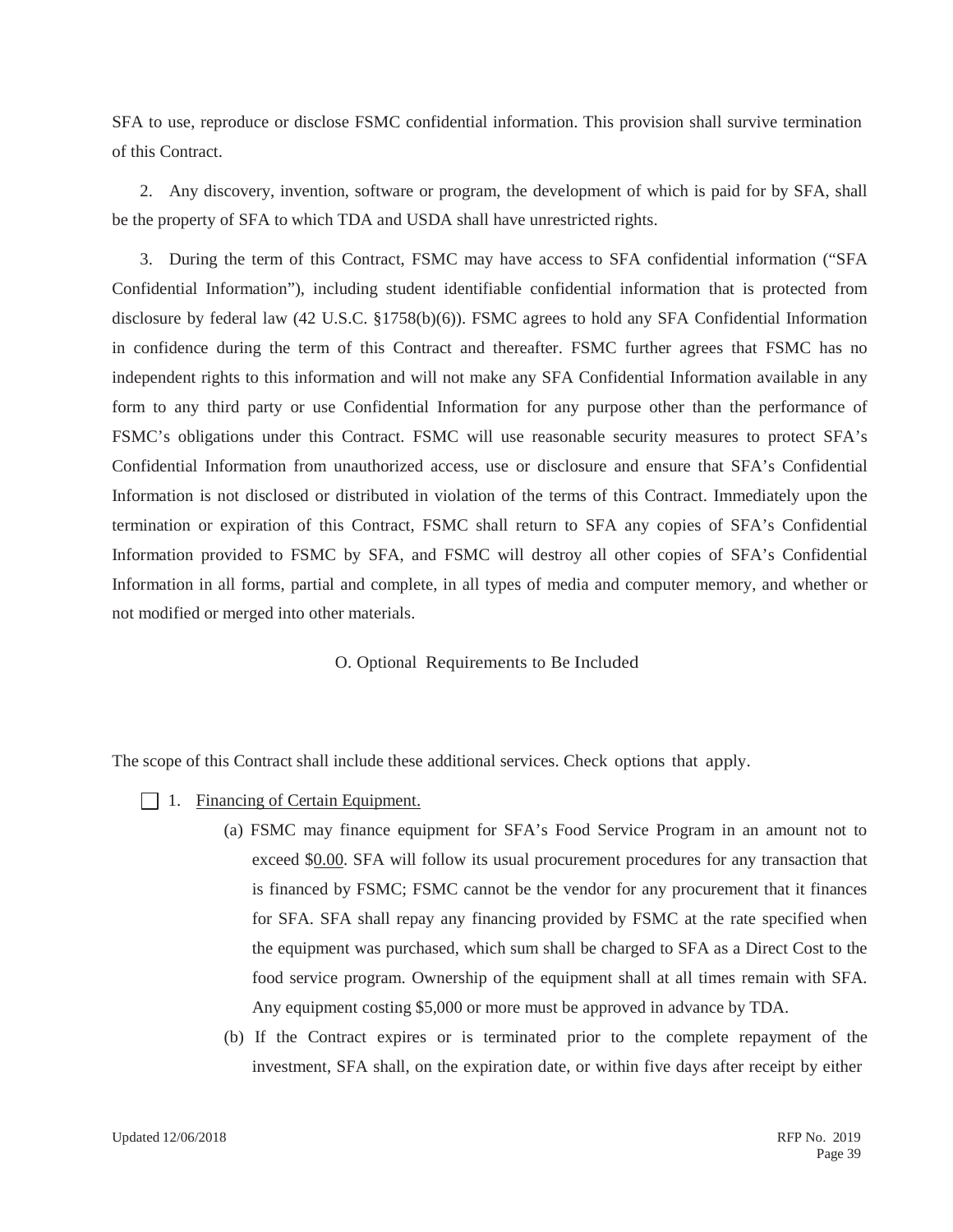SFA to use, reproduce or disclose FSMC confidential information. This provision shall survive termination of this Contract.

2. Any discovery, invention, software or program, the development of which is paid for by SFA, shall be the property of SFA to which TDA and USDA shall have unrestricted rights.

3. During the term of this Contract, FSMC may have access to SFA confidential information ("SFA Confidential Information"), including student identifiable confidential information that is protected from disclosure by federal law (42 U.S.C. §1758(b)(6)). FSMC agrees to hold any SFA Confidential Information in confidence during the term of this Contract and thereafter. FSMC further agrees that FSMC has no independent rights to this information and will not make any SFA Confidential Information available in any form to any third party or use Confidential Information for any purpose other than the performance of FSMC's obligations under this Contract. FSMC will use reasonable security measures to protect SFA's Confidential Information from unauthorized access, use or disclosure and ensure that SFA's Confidential Information is not disclosed or distributed in violation of the terms of this Contract. Immediately upon the termination or expiration of this Contract, FSMC shall return to SFA any copies of SFA's Confidential Information provided to FSMC by SFA, and FSMC will destroy all other copies of SFA's Confidential Information in all forms, partial and complete, in all types of media and computer memory, and whether or not modified or merged into other materials.

## O. Optional Requirements to Be Included

The scope of this Contract shall include these additional services. Check options that apply.

☐ 1. Financing of Certain Equipment.

(a) FSMC may finance equipment for SFA's Food Service Program in an amount not to exceed $0.00. SFA will follow its usual procurement procedures for any transaction that is financed by FSMC; FSMC cannot be the vendor for any procurement that it finances for SFA. SFA shall repay any financing provided by FSMC at the rate specified when the equipment was purchased, which sum shall be charged to SFA as a Direct Cost to the food service program. Ownership of the equipment shall at all times remain with SFA. Any equipment costing $5,000 or more must be approved in advance by TDA.

(b) If the Contract expires or is terminated prior to the complete repayment of the investment, SFA shall, on the expiration date, or within five days after receipt by either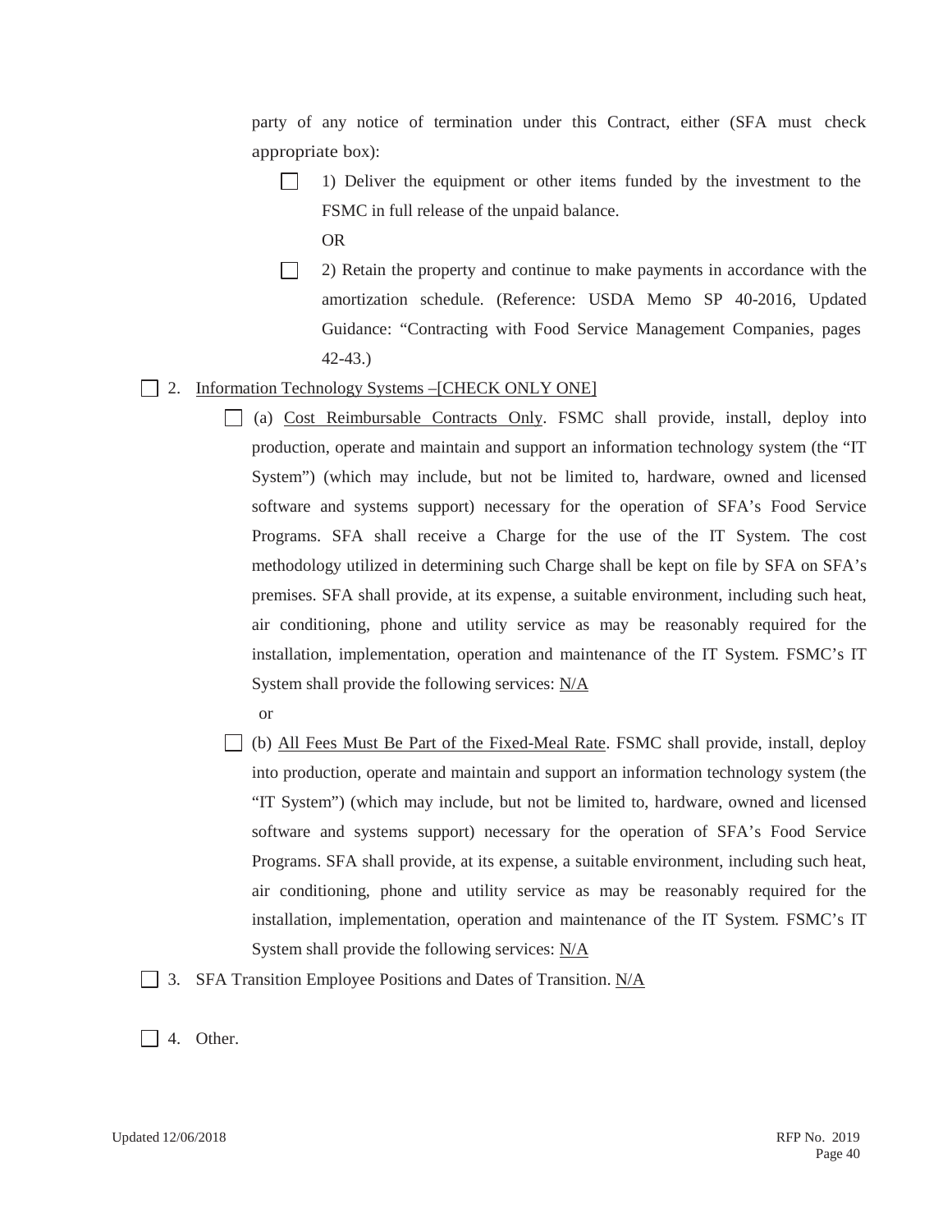party of any notice of termination under this Contract, either (SFA must check appropriate box):

☐ 1) Deliver the equipment or other items funded by the investment to the FSMC in full release of the unpaid balance.

OR

☐ 2) Retain the property and continue to make payments in accordance with the amortization schedule. (Reference: USDA Memo SP 40-2016, Updated Guidance: "Contracting with Food Service Management Companies, pages 42-43.)

☐ 2. <u>Information Technology Systems –[CHECK ONLY ONE]</u>

☐ (a) <u>Cost Reimbursable Contracts Only</u>. FSMC shall provide, install, deploy into production, operate and maintain and support an information technology system (the "IT System") (which may include, but not be limited to, hardware, owned and licensed software and systems support) necessary for the operation of SFA's Food Service Programs. SFA shall receive a Charge for the use of the IT System. The cost methodology utilized in determining such Charge shall be kept on file by SFA on SFA's premises. SFA shall provide, at its expense, a suitable environment, including such heat, air conditioning, phone and utility service as may be reasonably required for the installation, implementation, operation and maintenance of the IT System. FSMC's IT System shall provide the following services: <u>N/A</u>

or

☐ (b) <u>All Fees Must Be Part of the Fixed-Meal Rate</u>. FSMC shall provide, install, deploy into production, operate and maintain and support an information technology system (the "IT System") (which may include, but not be limited to, hardware, owned and licensed software and systems support) necessary for the operation of SFA's Food Service Programs. SFA shall provide, at its expense, a suitable environment, including such heat, air conditioning, phone and utility service as may be reasonably required for the installation, implementation, operation and maintenance of the IT System. FSMC's IT System shall provide the following services: <u>N/A</u>

☐ 3. SFA Transition Employee Positions and Dates of Transition. <u>N/A</u>

☐ 4. Other.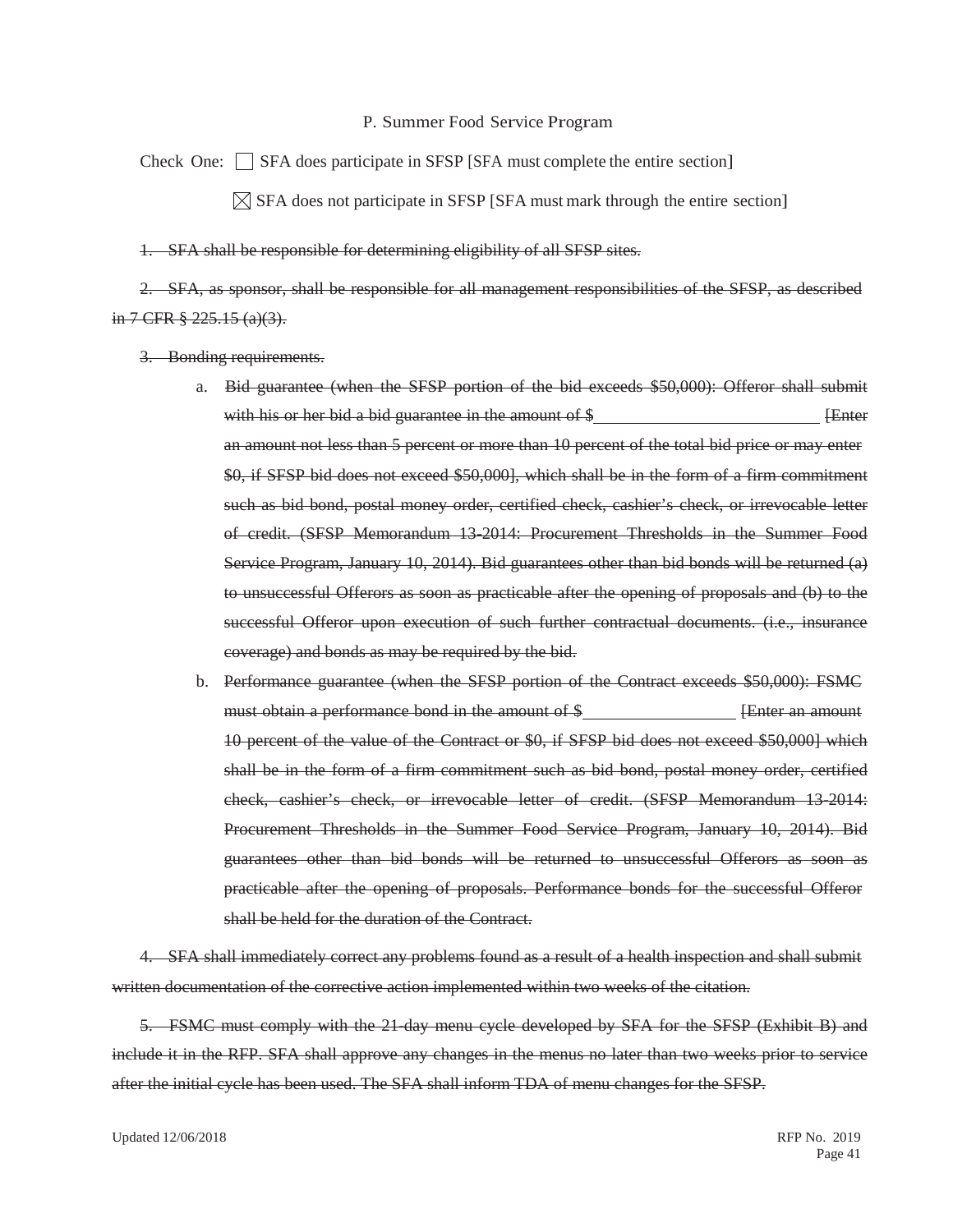P. Summer Food Service Program

Check One: ☐ SFA does participate in SFSP [SFA must complete the entire section]

☒ SFA does not participate in SFSP [SFA must mark through the entire section]

~~1. SFA shall be responsible for determining eligibility of all SFSP sites.~~

~~2. SFA, as sponsor, shall be responsible for all management responsibilities of the SFSP, as described in 7 CFR § 225.15 (a)(3).~~

~~3. Bonding requirements.~~

~~a. Bid guarantee (when the SFSP portion of the bid exceeds $50,000): Offeror shall submit with his or her bid a bid guarantee in the amount of $\_\_\_\_\_\_\_\_\_\_\_\_\_\_\_\_\_\_\_\_\_\_\_\_\_ [Enter an amount not less than 5 percent or more than 10 percent of the total bid price or may enter $0, if SFSP bid does not exceed $50,000], which shall be in the form of a firm commitment such as bid bond, postal money order, certified check, cashier's check, or irrevocable letter of credit. (SFSP Memorandum 13-2014: Procurement Thresholds in the Summer Food Service Program, January 10, 2014). Bid guarantees other than bid bonds will be returned (a) to unsuccessful Offerors as soon as practicable after the opening of proposals and (b) to the successful Offeror upon execution of such further contractual documents. (i.e., insurance coverage) and bonds as may be required by the bid.~~

~~b. Performance guarantee (when the SFSP portion of the Contract exceeds $50,000): FSMC must obtain a performance bond in the amount of $\_\_\_\_\_\_\_\_\_\_\_\_\_\_\_\_\_ [Enter an amount 10 percent of the value of the Contract or $0, if SFSP bid does not exceed $50,000] which shall be in the form of a firm commitment such as bid bond, postal money order, certified check, cashier's check, or irrevocable letter of credit. (SFSP Memorandum 13-2014: Procurement Thresholds in the Summer Food Service Program, January 10, 2014). Bid guarantees other than bid bonds will be returned to unsuccessful Offerors as soon as practicable after the opening of proposals. Performance bonds for the successful Offeror shall be held for the duration of the Contract.~~

~~4. SFA shall immediately correct any problems found as a result of a health inspection and shall submit written documentation of the corrective action implemented within two weeks of the citation.~~

~~5. FSMC must comply with the 21-day menu cycle developed by SFA for the SFSP (Exhibit B) and include it in the RFP. SFA shall approve any changes in the menus no later than two weeks prior to service after the initial cycle has been used. The SFA shall inform TDA of menu changes for the SFSP.~~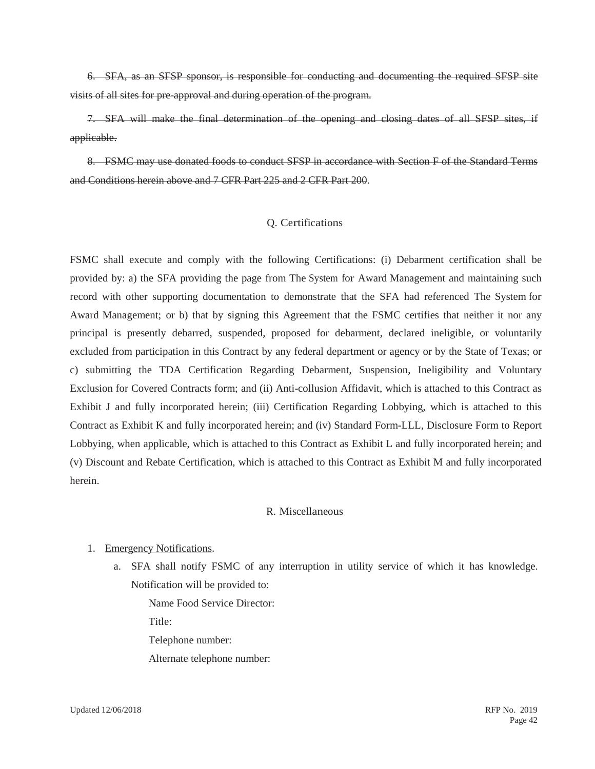~~6. SFA, as an SFSP sponsor, is responsible for conducting and documenting the required SFSP site visits of all sites for pre-approval and during operation of the program.~~

~~7. SFA will make the final determination of the opening and closing dates of all SFSP sites, if applicable.~~

~~8. FSMC may use donated foods to conduct SFSP in accordance with Section F of the Standard Terms and Conditions herein above and 7 CFR Part 225 and 2 CFR Part 200~~.

## Q. Certifications

FSMC shall execute and comply with the following Certifications: (i) Debarment certification shall be provided by: a) the SFA providing the page from The System for Award Management and maintaining such record with other supporting documentation to demonstrate that the SFA had referenced The System for Award Management; or b) that by signing this Agreement that the FSMC certifies that neither it nor any principal is presently debarred, suspended, proposed for debarment, declared ineligible, or voluntarily excluded from participation in this Contract by any federal department or agency or by the State of Texas; or c) submitting the TDA Certification Regarding Debarment, Suspension, Ineligibility and Voluntary Exclusion for Covered Contracts form; and (ii) Anti-collusion Affidavit, which is attached to this Contract as Exhibit J and fully incorporated herein; (iii) Certification Regarding Lobbying, which is attached to this Contract as Exhibit K and fully incorporated herein; and (iv) Standard Form-LLL, Disclosure Form to Report Lobbying, when applicable, which is attached to this Contract as Exhibit L and fully incorporated herein; and (v) Discount and Rebate Certification, which is attached to this Contract as Exhibit M and fully incorporated herein.

## R. Miscellaneous

1. Emergency Notifications.
   a. SFA shall notify FSMC of any interruption in utility service of which it has knowledge. Notification will be provided to:

      Name Food Service Director:

      Title:

      Telephone number:

      Alternate telephone number: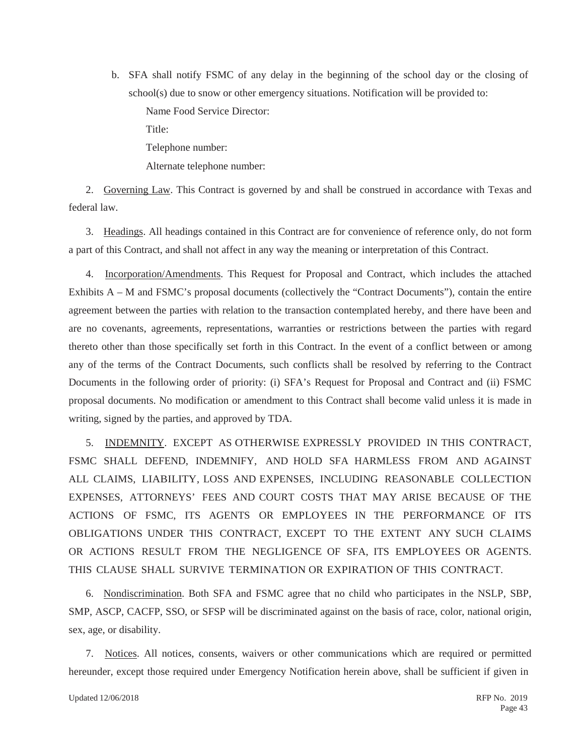b. SFA shall notify FSMC of any delay in the beginning of the school day or the closing of school(s) due to snow or other emergency situations. Notification will be provided to:

   Name Food Service Director:

   Title:

   Telephone number:

   Alternate telephone number:

2. Governing Law. This Contract is governed by and shall be construed in accordance with Texas and federal law.

3. Headings. All headings contained in this Contract are for convenience of reference only, do not form a part of this Contract, and shall not affect in any way the meaning or interpretation of this Contract.

4. Incorporation/Amendments. This Request for Proposal and Contract, which includes the attached Exhibits A – M and FSMC's proposal documents (collectively the "Contract Documents"), contain the entire agreement between the parties with relation to the transaction contemplated hereby, and there have been and are no covenants, agreements, representations, warranties or restrictions between the parties with regard thereto other than those specifically set forth in this Contract. In the event of a conflict between or among any of the terms of the Contract Documents, such conflicts shall be resolved by referring to the Contract Documents in the following order of priority: (i) SFA's Request for Proposal and Contract and (ii) FSMC proposal documents. No modification or amendment to this Contract shall become valid unless it is made in writing, signed by the parties, and approved by TDA.

5. INDEMNITY. EXCEPT AS OTHERWISE EXPRESSLY PROVIDED IN THIS CONTRACT, FSMC SHALL DEFEND, INDEMNIFY, AND HOLD SFA HARMLESS FROM AND AGAINST ALL CLAIMS, LIABILITY, LOSS AND EXPENSES, INCLUDING REASONABLE COLLECTION EXPENSES, ATTORNEYS' FEES AND COURT COSTS THAT MAY ARISE BECAUSE OF THE ACTIONS OF FSMC, ITS AGENTS OR EMPLOYEES IN THE PERFORMANCE OF ITS OBLIGATIONS UNDER THIS CONTRACT, EXCEPT TO THE EXTENT ANY SUCH CLAIMS OR ACTIONS RESULT FROM THE NEGLIGENCE OF SFA, ITS EMPLOYEES OR AGENTS. THIS CLAUSE SHALL SURVIVE TERMINATION OR EXPIRATION OF THIS CONTRACT.

6. Nondiscrimination. Both SFA and FSMC agree that no child who participates in the NSLP, SBP, SMP, ASCP, CACFP, SSO, or SFSP will be discriminated against on the basis of race, color, national origin, sex, age, or disability.

7. Notices. All notices, consents, waivers or other communications which are required or permitted hereunder, except those required under Emergency Notification herein above, shall be sufficient if given in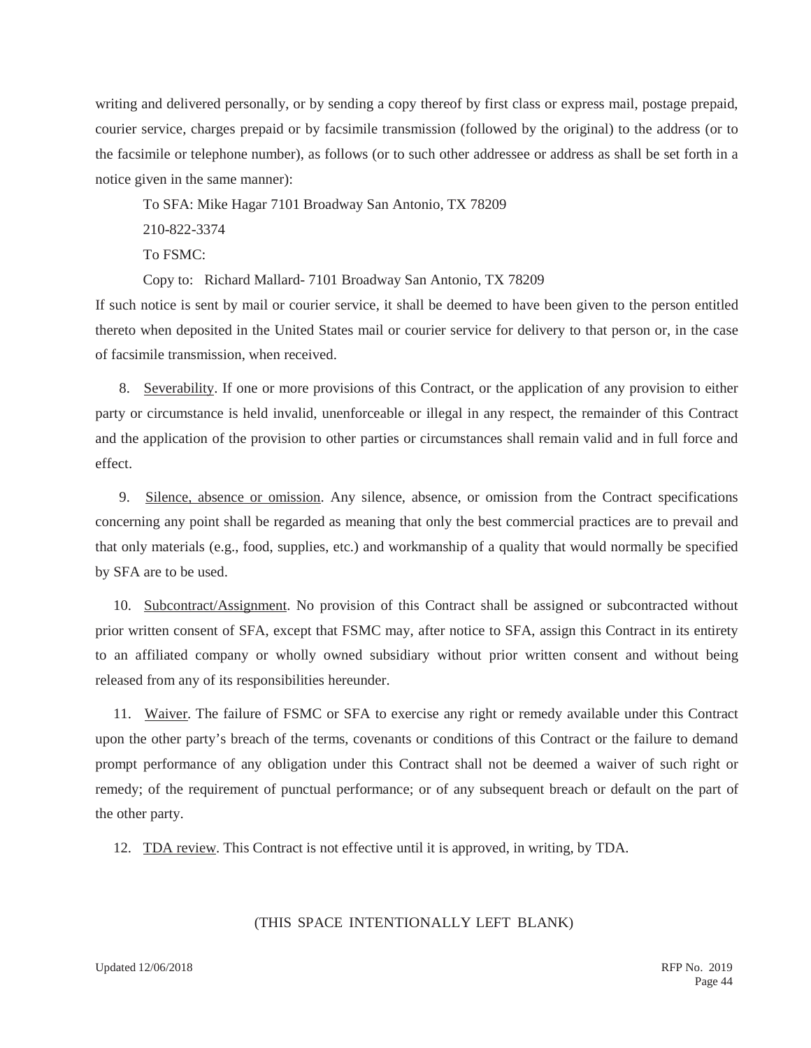writing and delivered personally, or by sending a copy thereof by first class or express mail, postage prepaid, courier service, charges prepaid or by facsimile transmission (followed by the original) to the address (or to the facsimile or telephone number), as follows (or to such other addressee or address as shall be set forth in a notice given in the same manner):

To SFA: Mike Hagar 7101 Broadway San Antonio, TX 78209

210-822-3374

To FSMC:

Copy to: Richard Mallard- 7101 Broadway San Antonio, TX 78209

If such notice is sent by mail or courier service, it shall be deemed to have been given to the person entitled thereto when deposited in the United States mail or courier service for delivery to that person or, in the case of facsimile transmission, when received.

8. Severability. If one or more provisions of this Contract, or the application of any provision to either party or circumstance is held invalid, unenforceable or illegal in any respect, the remainder of this Contract and the application of the provision to other parties or circumstances shall remain valid and in full force and effect.

9. Silence, absence or omission. Any silence, absence, or omission from the Contract specifications concerning any point shall be regarded as meaning that only the best commercial practices are to prevail and that only materials (e.g., food, supplies, etc.) and workmanship of a quality that would normally be specified by SFA are to be used.

10. Subcontract/Assignment. No provision of this Contract shall be assigned or subcontracted without prior written consent of SFA, except that FSMC may, after notice to SFA, assign this Contract in its entirety to an affiliated company or wholly owned subsidiary without prior written consent and without being released from any of its responsibilities hereunder.

11. Waiver. The failure of FSMC or SFA to exercise any right or remedy available under this Contract upon the other party's breach of the terms, covenants or conditions of this Contract or the failure to demand prompt performance of any obligation under this Contract shall not be deemed a waiver of such right or remedy; of the requirement of punctual performance; or of any subsequent breach or default on the part of the other party.

12. TDA review. This Contract is not effective until it is approved, in writing, by TDA.

(THIS SPACE INTENTIONALLY LEFT BLANK)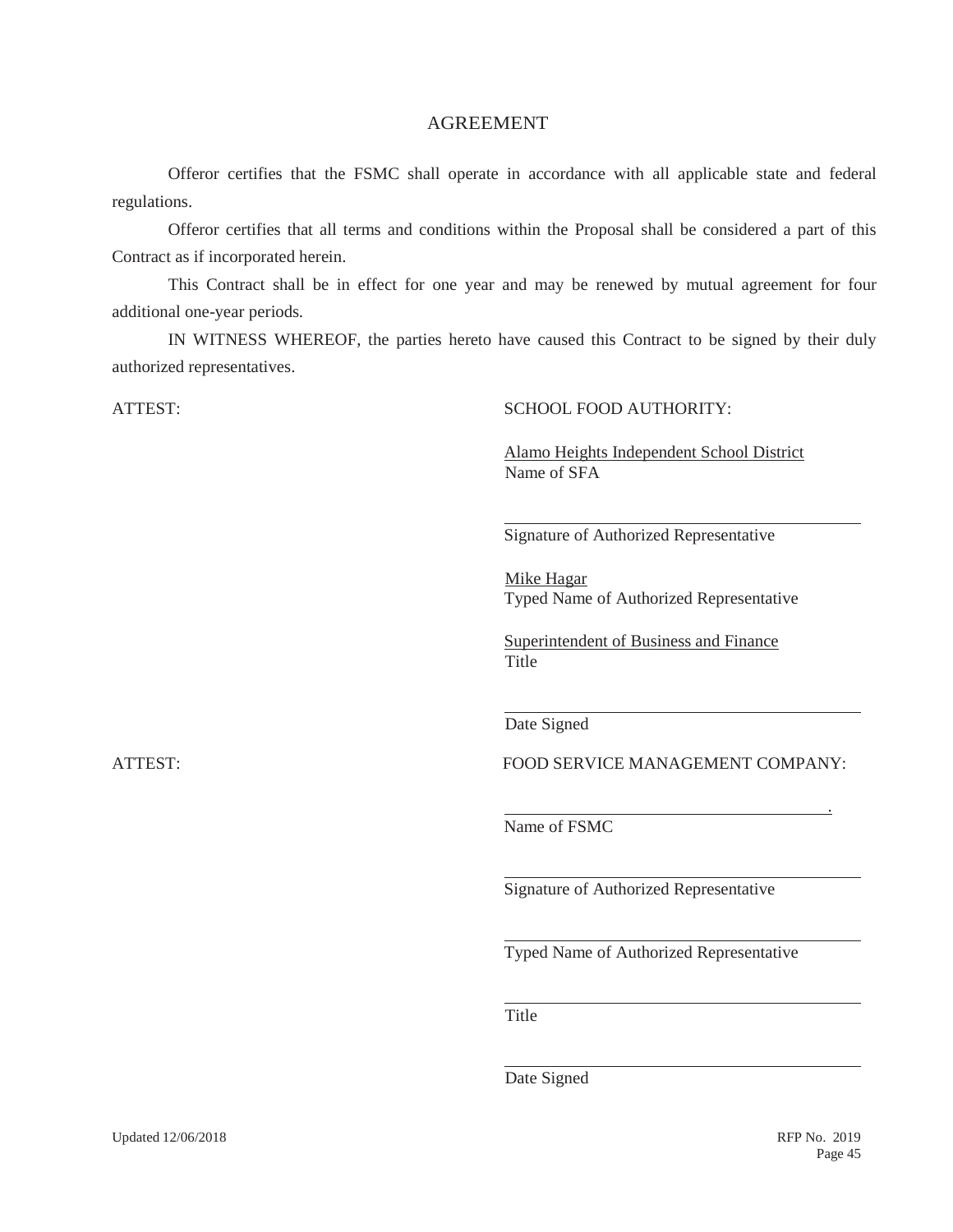# AGREEMENT

Offeror certifies that the FSMC shall operate in accordance with all applicable state and federal regulations.

Offeror certifies that all terms and conditions within the Proposal shall be considered a part of this Contract as if incorporated herein.

This Contract shall be in effect for one year and may be renewed by mutual agreement for four additional one-year periods.

IN WITNESS WHEREOF, the parties hereto have caused this Contract to be signed by their duly authorized representatives.

ATTEST:

SCHOOL FOOD AUTHORITY:

Alamo Heights Independent School District
Name of SFA

______________________________
Signature of Authorized Representative

Mike Hagar
Typed Name of Authorized Representative

Superintendent of Business and Finance
Title

______________________________
Date Signed

ATTEST:

FOOD SERVICE MANAGEMENT COMPANY:

______________________________.
Name of FSMC

______________________________
Signature of Authorized Representative

______________________________
Typed Name of Authorized Representative

______________________________
Title

______________________________
Date Signed

Updated 12/06/2018

RFP No. 2019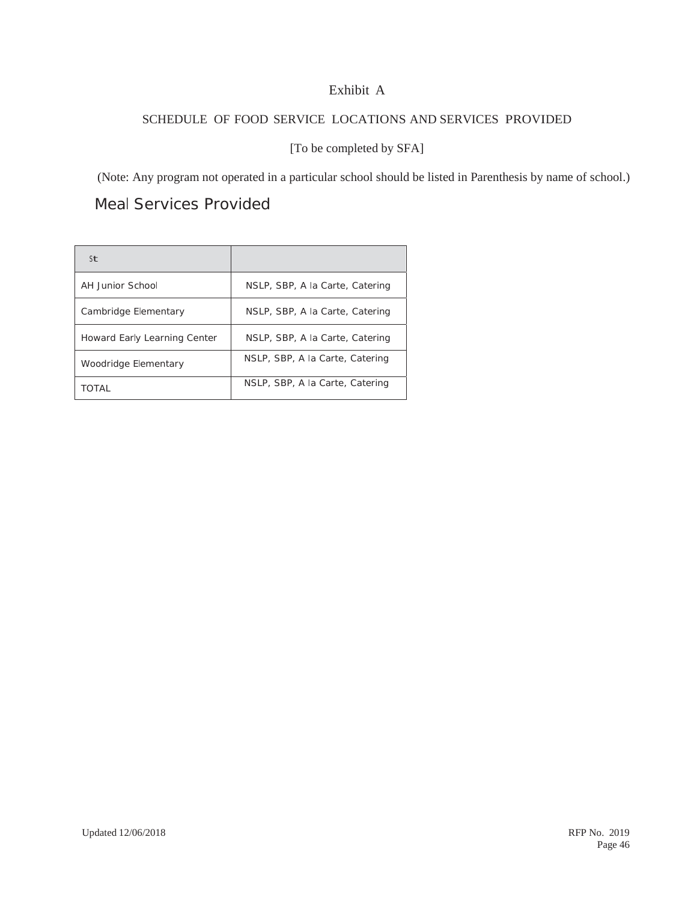# Exhibit A

## SCHEDULE OF FOOD SERVICE LOCATIONS AND SERVICES PROVIDED

[To be completed by SFA]

(Note: Any program not operated in a particular school should be listed in Parenthesis by name of school.)

## Meal Services Provided

| St | |
|---|---|
| AH Junior School | NSLP, SBP, A la Carte, Catering |
| Cambridge Elementary | NSLP, SBP, A la Carte, Catering |
| Howard Early Learning Center | NSLP, SBP, A la Carte, Catering |
| Woodridge Elementary | NSLP, SBP, A la Carte, Catering |
| TOTAL | NSLP, SBP, A la Carte, Catering |

Updated 12/06/2018

RFP No. 2019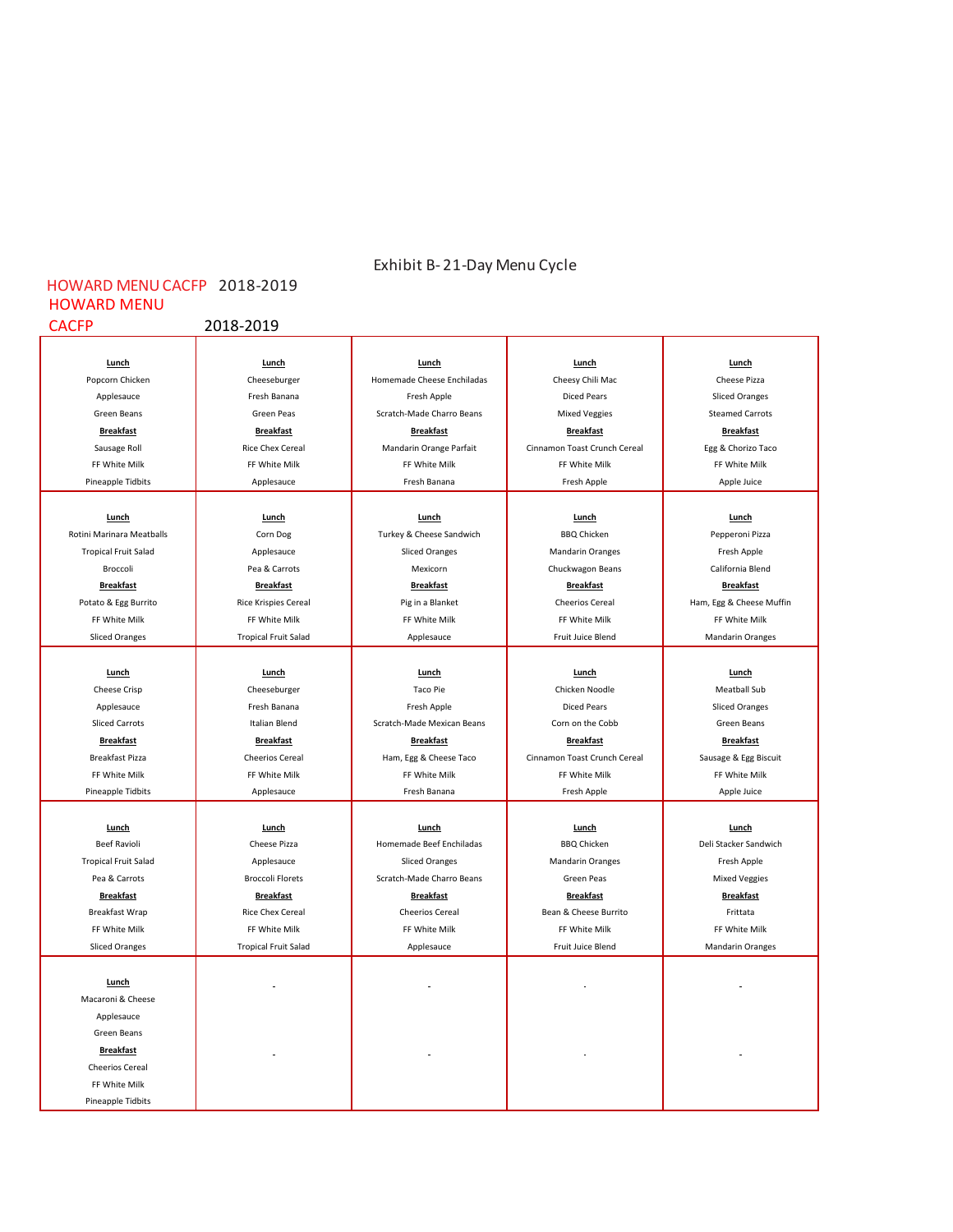Exhibit B- 21-Day Menu Cycle

HOWARD MENU CACFP 2018-2019

HOWARD MENU

CACFP 2018-2019

| | | | | |
|---|---|---|---|---|
| **Lunch**<br>Popcorn Chicken<br>Applesauce<br>Green Beans<br>**Breakfast**<br>Sausage Roll<br>FF White Milk<br>Pineapple Tidbits | **Lunch**<br>Cheeseburger<br>Fresh Banana<br>Green Peas<br>**Breakfast**<br>Rice Chex Cereal<br>FF White Milk<br>Applesauce | **Lunch**<br>Homemade Cheese Enchiladas<br>Fresh Apple<br>Scratch-Made Charro Beans<br>**Breakfast**<br>Mandarin Orange Parfait<br>FF White Milk<br>Fresh Banana | **Lunch**<br>Cheesy Chili Mac<br>Diced Pears<br>Mixed Veggies<br>**Breakfast**<br>Cinnamon Toast Crunch Cereal<br>FF White Milk<br>Fresh Apple | **Lunch**<br>Cheese Pizza<br>Sliced Oranges<br>Steamed Carrots<br>**Breakfast**<br>Egg & Chorizo Taco<br>FF White Milk<br>Apple Juice |
| **Lunch**<br>Rotini Marinara Meatballs<br>Tropical Fruit Salad<br>Broccoli<br>**Breakfast**<br>Potato & Egg Burrito<br>FF White Milk<br>Sliced Oranges | **Lunch**<br>Corn Dog<br>Applesauce<br>Pea & Carrots<br>**Breakfast**<br>Rice Krispies Cereal<br>FF White Milk<br>Tropical Fruit Salad | **Lunch**<br>Turkey & Cheese Sandwich<br>Sliced Oranges<br>Mexicorn<br>**Breakfast**<br>Pig in a Blanket<br>FF White Milk<br>Applesauce | **Lunch**<br>BBQ Chicken<br>Mandarin Oranges<br>Chuckwagon Beans<br>**Breakfast**<br>Cheerios Cereal<br>FF White Milk<br>Fruit Juice Blend | **Lunch**<br>Pepperoni Pizza<br>Fresh Apple<br>California Blend<br>**Breakfast**<br>Ham, Egg & Cheese Muffin<br>FF White Milk<br>Mandarin Oranges |
| **Lunch**<br>Cheese Crisp<br>Applesauce<br>Sliced Carrots<br>**Breakfast**<br>Breakfast Pizza<br>FF White Milk<br>Pineapple Tidbits | **Lunch**<br>Cheeseburger<br>Fresh Banana<br>Italian Blend<br>**Breakfast**<br>Cheerios Cereal<br>FF White Milk<br>Applesauce | **Lunch**<br>Taco Pie<br>Fresh Apple<br>Scratch-Made Mexican Beans<br>**Breakfast**<br>Ham, Egg & Cheese Taco<br>FF White Milk<br>Fresh Banana | **Lunch**<br>Chicken Noodle<br>Diced Pears<br>Corn on the Cobb<br>**Breakfast**<br>Cinnamon Toast Crunch Cereal<br>FF White Milk<br>Fresh Apple | **Lunch**<br>Meatball Sub<br>Sliced Oranges<br>Green Beans<br>**Breakfast**<br>Sausage & Egg Biscuit<br>FF White Milk<br>Apple Juice |
| **Lunch**<br>Beef Ravioli<br>Tropical Fruit Salad<br>Pea & Carrots<br>**Breakfast**<br>Breakfast Wrap<br>FF White Milk<br>Sliced Oranges | **Lunch**<br>Cheese Pizza<br>Applesauce<br>Broccoli Florets<br>**Breakfast**<br>Rice Chex Cereal<br>FF White Milk<br>Tropical Fruit Salad | **Lunch**<br>Homemade Beef Enchiladas<br>Sliced Oranges<br>Scratch-Made Charro Beans<br>**Breakfast**<br>Cheerios Cereal<br>FF White Milk<br>Applesauce | **Lunch**<br>BBQ Chicken<br>Mandarin Oranges<br>Green Peas<br>**Breakfast**<br>Bean & Cheese Burrito<br>FF White Milk<br>Fruit Juice Blend | **Lunch**<br>Deli Stacker Sandwich<br>Fresh Apple<br>Mixed Veggies<br>**Breakfast**<br>Frittata<br>FF White Milk<br>Mandarin Oranges |
| **Lunch**<br>Macaroni & Cheese<br>Applesauce<br>Green Beans<br>**Breakfast**<br>Cheerios Cereal<br>FF White Milk<br>Pineapple Tidbits | -<br>- | -<br>- | -<br>- | -<br>- |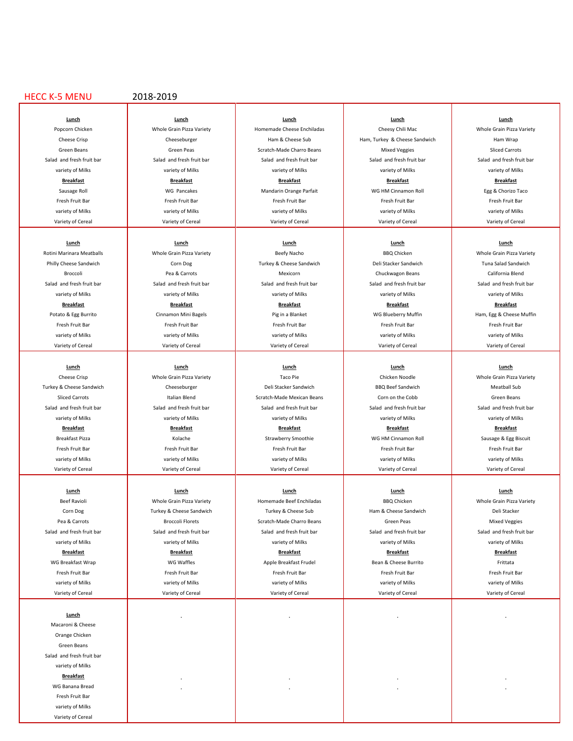# HECC K-5 MENU 2018-2019

| | | | | |
|---|---|---|---|---|
| **Lunch**<br>Popcorn Chicken<br>Cheese Crisp<br>Green Beans<br>Salad and fresh fruit bar<br>variety of Milks<br>**Breakfast**<br>Sausage Roll<br>Fresh Fruit Bar<br>variety of Milks<br>Variety of Cereal | **Lunch**<br>Whole Grain Pizza Variety<br>Cheeseburger<br>Green Peas<br>Salad and fresh fruit bar<br>variety of Milks<br>**Breakfast**<br>WG Pancakes<br>Fresh Fruit Bar<br>variety of Milks<br>Variety of Cereal | **Lunch**<br>Homemade Cheese Enchiladas<br>Ham & Cheese Sub<br>Scratch-Made Charro Beans<br>Salad and fresh fruit bar<br>variety of Milks<br>**Breakfast**<br>Mandarin Orange Parfait<br>Fresh Fruit Bar<br>variety of Milks<br>Variety of Cereal | **Lunch**<br>Cheesy Chili Mac<br>Ham, Turkey & Cheese Sandwich<br>Mixed Veggies<br>Salad and fresh fruit bar<br>variety of Milks<br>**Breakfast**<br>WG HM Cinnamon Roll<br>Fresh Fruit Bar<br>variety of Milks<br>Variety of Cereal | **Lunch**<br>Whole Grain Pizza Variety<br>Ham Wrap<br>Sliced Carrots<br>Salad and fresh fruit bar<br>variety of Milks<br>**Breakfast**<br>Egg & Chorizo Taco<br>Fresh Fruit Bar<br>variety of Milks<br>Variety of Cereal |
| **Lunch**<br>Rotini Marinara Meatballs<br>Philly Cheese Sandwich<br>Broccoli<br>Salad and fresh fruit bar<br>variety of Milks<br>**Breakfast**<br>Potato & Egg Burrito<br>Fresh Fruit Bar<br>variety of Milks<br>Variety of Cereal | **Lunch**<br>Whole Grain Pizza Variety<br>Corn Dog<br>Pea & Carrots<br>Salad and fresh fruit bar<br>variety of Milks<br>**Breakfast**<br>Cinnamon Mini Bagels<br>Fresh Fruit Bar<br>variety of Milks<br>Variety of Cereal | **Lunch**<br>Beefy Nacho<br>Turkey & Cheese Sandwich<br>Mexicorn<br>Salad and fresh fruit bar<br>variety of Milks<br>**Breakfast**<br>Pig in a Blanket<br>Fresh Fruit Bar<br>variety of Milks<br>Variety of Cereal | **Lunch**<br>BBQ Chicken<br>Deli Stacker Sandwich<br>Chuckwagon Beans<br>Salad and fresh fruit bar<br>variety of Milks<br>**Breakfast**<br>WG Blueberry Muffin<br>Fresh Fruit Bar<br>variety of Milks<br>Variety of Cereal | **Lunch**<br>Whole Grain Pizza Variety<br>Tuna Salad Sandwich<br>California Blend<br>Salad and fresh fruit bar<br>variety of Milks<br>**Breakfast**<br>Ham, Egg & Cheese Muffin<br>Fresh Fruit Bar<br>variety of Milks<br>Variety of Cereal |
| **Lunch**<br>Cheese Crisp<br>Turkey & Cheese Sandwich<br>Sliced Carrots<br>Salad and fresh fruit bar<br>variety of Milks<br>**Breakfast**<br>Breakfast Pizza<br>Fresh Fruit Bar<br>variety of Milks<br>Variety of Cereal | **Lunch**<br>Whole Grain Pizza Variety<br>Cheeseburger<br>Italian Blend<br>Salad and fresh fruit bar<br>variety of Milks<br>**Breakfast**<br>Kolache<br>Fresh Fruit Bar<br>variety of Milks<br>Variety of Cereal | **Lunch**<br>Taco Pie<br>Deli Stacker Sandwich<br>Scratch-Made Mexican Beans<br>Salad and fresh fruit bar<br>variety of Milks<br>**Breakfast**<br>Strawberry Smoothie<br>Fresh Fruit Bar<br>variety of Milks<br>Variety of Cereal | **Lunch**<br>Chicken Noodle<br>BBQ Beef Sandwich<br>Corn on the Cobb<br>Salad and fresh fruit bar<br>variety of Milks<br>**Breakfast**<br>WG HM Cinnamon Roll<br>Fresh Fruit Bar<br>variety of Milks<br>Variety of Cereal | **Lunch**<br>Whole Grain Pizza Variety<br>Meatball Sub<br>Green Beans<br>Salad and fresh fruit bar<br>variety of Milks<br>**Breakfast**<br>Sausage & Egg Biscuit<br>Fresh Fruit Bar<br>variety of Milks<br>Variety of Cereal |
| **Lunch**<br>Beef Ravioli<br>Corn Dog<br>Pea & Carrots<br>Salad and fresh fruit bar<br>variety of Milks<br>**Breakfast**<br>WG Breakfast Wrap<br>Fresh Fruit Bar<br>variety of Milks<br>Variety of Cereal | **Lunch**<br>Whole Grain Pizza Variety<br>Turkey & Cheese Sandwich<br>Broccoli Florets<br>Salad and fresh fruit bar<br>variety of Milks<br>**Breakfast**<br>WG Waffles<br>Fresh Fruit Bar<br>variety of Milks<br>Variety of Cereal | **Lunch**<br>Homemade Beef Enchiladas<br>Turkey & Cheese Sub<br>Scratch-Made Charro Beans<br>Salad and fresh fruit bar<br>variety of Milks<br>**Breakfast**<br>Apple Breakfast Frudel<br>Fresh Fruit Bar<br>variety of Milks<br>Variety of Cereal | **Lunch**<br>BBQ Chicken<br>Ham & Cheese Sandwich<br>Green Peas<br>Salad and fresh fruit bar<br>variety of Milks<br>**Breakfast**<br>Bean & Cheese Burrito<br>Fresh Fruit Bar<br>variety of Milks<br>Variety of Cereal | **Lunch**<br>Whole Grain Pizza Variety<br>Deli Stacker<br>Mixed Veggies<br>Salad and fresh fruit bar<br>variety of Milks<br>**Breakfast**<br>Frittata<br>Fresh Fruit Bar<br>variety of Milks<br>Variety of Cereal |
| **Lunch**<br>Macaroni & Cheese<br>Orange Chicken<br>Green Beans<br>Salad and fresh fruit bar<br>variety of Milks<br>**Breakfast**<br>WG Banana Bread<br>Fresh Fruit Bar<br>variety of Milks<br>Variety of Cereal | | | | |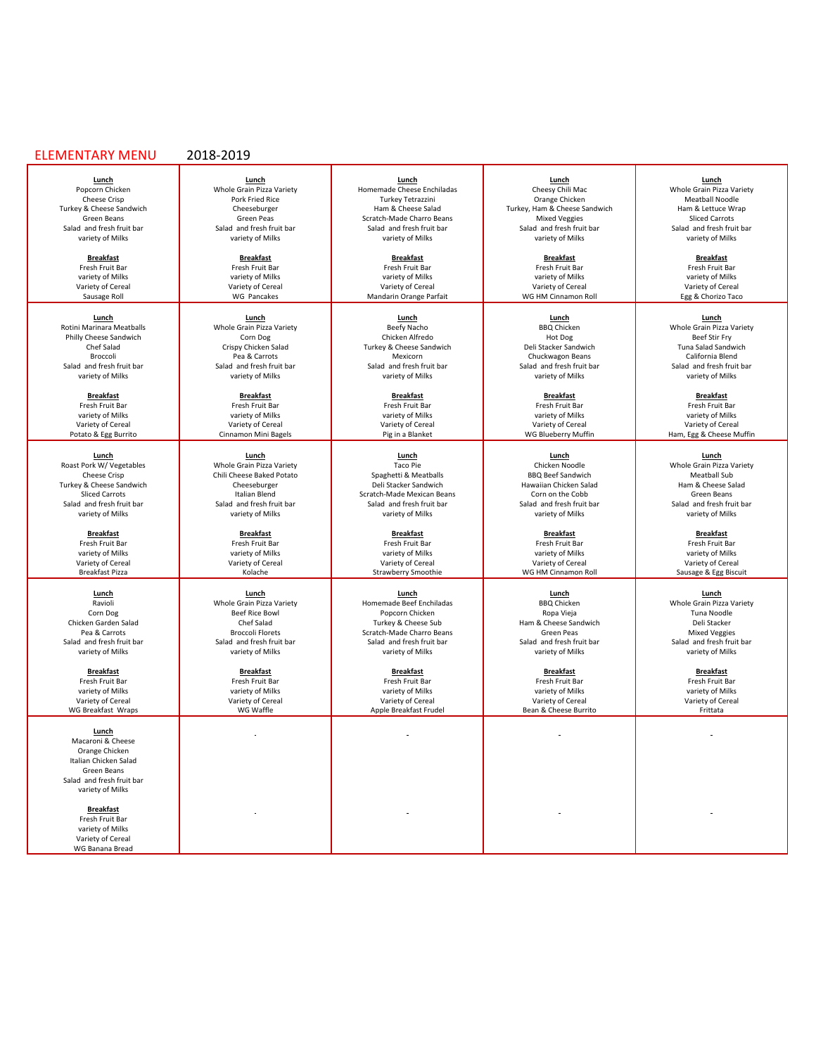# ELEMENTARY MENU 2018-2019

| | | | | |
|---|---|---|---|---|
| **Lunch**<br>Popcorn Chicken<br>Cheese Crisp<br>Turkey & Cheese Sandwich<br>Green Beans<br>Salad and fresh fruit bar<br>variety of Milks<br><br>**Breakfast**<br>Fresh Fruit Bar<br>variety of Milks<br>Variety of Cereal<br>Sausage Roll | **Lunch**<br>Whole Grain Pizza Variety<br>Pork Fried Rice<br>Cheeseburger<br>Green Peas<br>Salad and fresh fruit bar<br>variety of Milks<br><br>**Breakfast**<br>Fresh Fruit Bar<br>variety of Milks<br>Variety of Cereal<br>WG Pancakes | **Lunch**<br>Homemade Cheese Enchiladas<br>Turkey Tetrazzini<br>Ham & Cheese Salad<br>Scratch-Made Charro Beans<br>Salad and fresh fruit bar<br>variety of Milks<br><br>**Breakfast**<br>Fresh Fruit Bar<br>variety of Milks<br>Variety of Cereal<br>Mandarin Orange Parfait | **Lunch**<br>Cheesy Chili Mac<br>Orange Chicken<br>Turkey, Ham & Cheese Sandwich<br>Mixed Veggies<br>Salad and fresh fruit bar<br>variety of Milks<br><br>**Breakfast**<br>Fresh Fruit Bar<br>variety of Milks<br>Variety of Cereal<br>WG HM Cinnamon Roll | **Lunch**<br>Whole Grain Pizza Variety<br>Meatball Noodle<br>Ham & Lettuce Wrap<br>Sliced Carrots<br>Salad and fresh fruit bar<br>variety of Milks<br><br>**Breakfast**<br>Fresh Fruit Bar<br>variety of Milks<br>Variety of Cereal<br>Egg & Chorizo Taco |
| **Lunch**<br>Rotini Marinara Meatballs<br>Philly Cheese Sandwich<br>Chef Salad<br>Broccoli<br>Salad and fresh fruit bar<br>variety of Milks<br><br>**Breakfast**<br>Fresh Fruit Bar<br>variety of Milks<br>Variety of Cereal<br>Potato & Egg Burrito | **Lunch**<br>Whole Grain Pizza Variety<br>Corn Dog<br>Crispy Chicken Salad<br>Pea & Carrots<br>Salad and fresh fruit bar<br>variety of Milks<br><br>**Breakfast**<br>Fresh Fruit Bar<br>variety of Milks<br>Variety of Cereal<br>Cinnamon Mini Bagels | **Lunch**<br>Beefy Nacho<br>Chicken Alfredo<br>Turkey & Cheese Sandwich<br>Mexicorn<br>Salad and fresh fruit bar<br>variety of Milks<br><br>**Breakfast**<br>Fresh Fruit Bar<br>variety of Milks<br>Variety of Cereal<br>Pig in a Blanket | **Lunch**<br>BBQ Chicken<br>Hot Dog<br>Deli Stacker Sandwich<br>Chuckwagon Beans<br>Salad and fresh fruit bar<br>variety of Milks<br><br>**Breakfast**<br>Fresh Fruit Bar<br>variety of Milks<br>Variety of Cereal<br>WG Blueberry Muffin | **Lunch**<br>Whole Grain Pizza Variety<br>Beef Stir Fry<br>Tuna Salad Sandwich<br>California Blend<br>Salad and fresh fruit bar<br>variety of Milks<br><br>**Breakfast**<br>Fresh Fruit Bar<br>variety of Milks<br>Variety of Cereal<br>Ham, Egg & Cheese Muffin |
| **Lunch**<br>Roast Pork W/ Vegetables<br>Cheese Crisp<br>Turkey & Cheese Sandwich<br>Sliced Carrots<br>Salad and fresh fruit bar<br>variety of Milks<br><br>**Breakfast**<br>Fresh Fruit Bar<br>variety of Milks<br>Variety of Cereal<br>Breakfast Pizza | **Lunch**<br>Whole Grain Pizza Variety<br>Chili Cheese Baked Potato<br>Cheeseburger<br>Italian Blend<br>Salad and fresh fruit bar<br>variety of Milks<br><br>**Breakfast**<br>Fresh Fruit Bar<br>variety of Milks<br>Variety of Cereal<br>Kolache | **Lunch**<br>Taco Pie<br>Spaghetti & Meatballs<br>Deli Stacker Sandwich<br>Scratch-Made Mexican Beans<br>Salad and fresh fruit bar<br>variety of Milks<br><br>**Breakfast**<br>Fresh Fruit Bar<br>variety of Milks<br>Variety of Cereal<br>Strawberry Smoothie | **Lunch**<br>Chicken Noodle<br>BBQ Beef Sandwich<br>Hawaiian Chicken Salad<br>Corn on the Cobb<br>Salad and fresh fruit bar<br>variety of Milks<br><br>**Breakfast**<br>Fresh Fruit Bar<br>variety of Milks<br>Variety of Cereal<br>WG HM Cinnamon Roll | **Lunch**<br>Whole Grain Pizza Variety<br>Meatball Sub<br>Ham & Cheese Salad<br>Green Beans<br>Salad and fresh fruit bar<br>variety of Milks<br><br>**Breakfast**<br>Fresh Fruit Bar<br>variety of Milks<br>Variety of Cereal<br>Sausage & Egg Biscuit |
| **Lunch**<br>Ravioli<br>Corn Dog<br>Chicken Garden Salad<br>Pea & Carrots<br>Salad and fresh fruit bar<br>variety of Milks<br><br>**Breakfast**<br>Fresh Fruit Bar<br>variety of Milks<br>Variety of Cereal<br>WG Breakfast Wraps | **Lunch**<br>Whole Grain Pizza Variety<br>Beef Rice Bowl<br>Chef Salad<br>Broccoli Florets<br>Salad and fresh fruit bar<br>variety of Milks<br><br>**Breakfast**<br>Fresh Fruit Bar<br>variety of Milks<br>Variety of Cereal<br>WG Waffle | **Lunch**<br>Homemade Beef Enchiladas<br>Popcorn Chicken<br>Turkey & Cheese Sub<br>Scratch-Made Charro Beans<br>Salad and fresh fruit bar<br>variety of Milks<br><br>**Breakfast**<br>Fresh Fruit Bar<br>variety of Milks<br>Variety of Cereal<br>Apple Breakfast Frudel | **Lunch**<br>BBQ Chicken<br>Ropa Vieja<br>Ham & Cheese Sandwich<br>Green Peas<br>Salad and fresh fruit bar<br>variety of Milks<br><br>**Breakfast**<br>Fresh Fruit Bar<br>variety of Milks<br>Variety of Cereal<br>Bean & Cheese Burrito | **Lunch**<br>Whole Grain Pizza Variety<br>Tuna Noodle<br>Deli Stacker<br>Mixed Veggies<br>Salad and fresh fruit bar<br>variety of Milks<br><br>**Breakfast**<br>Fresh Fruit Bar<br>variety of Milks<br>Variety of Cereal<br>Frittata |
| **Lunch**<br>Macaroni & Cheese<br>Orange Chicken<br>Italian Chicken Salad<br>Green Beans<br>Salad and fresh fruit bar<br>variety of Milks<br><br>**Breakfast**<br>Fresh Fruit Bar<br>variety of Milks<br>Variety of Cereal<br>WG Banana Bread | -<br><br>- | -<br><br>- | -<br><br>- | -<br><br>- |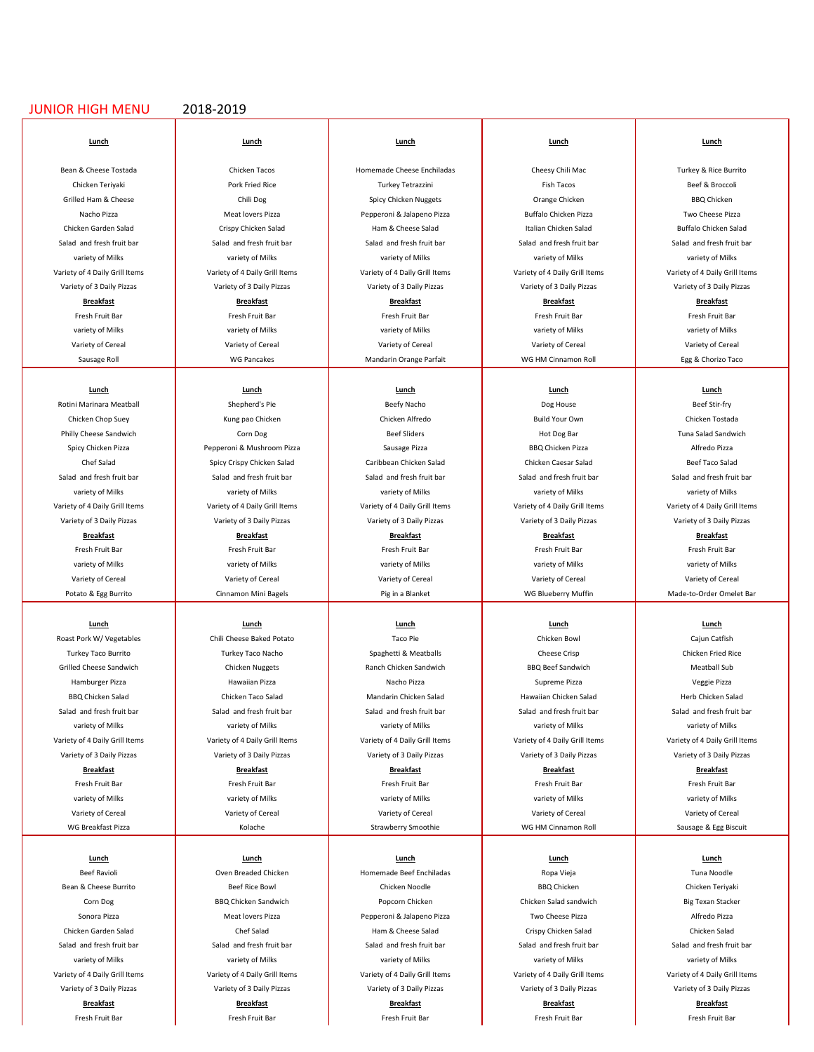# JUNIOR HIGH MENU 2018-2019

| **Lunch** | **Lunch** | **Lunch** | **Lunch** | **Lunch** |
|---|---|---|---|---|
| Bean & Cheese Tostada | Chicken Tacos | Homemade Cheese Enchiladas | Cheesy Chili Mac | Turkey & Rice Burrito |
| Chicken Teriyaki | Pork Fried Rice | Turkey Tetrazzini | Fish Tacos | Beef & Broccoli |
| Grilled Ham & Cheese | Chili Dog | Spicy Chicken Nuggets | Orange Chicken | BBQ Chicken |
| Nacho Pizza | Meat lovers Pizza | Pepperoni & Jalapeno Pizza | Buffalo Chicken Pizza | Two Cheese Pizza |
| Chicken Garden Salad | Crispy Chicken Salad | Ham & Cheese Salad | Italian Chicken Salad | Buffalo Chicken Salad |
| Salad and fresh fruit bar | Salad and fresh fruit bar | Salad and fresh fruit bar | Salad and fresh fruit bar | Salad and fresh fruit bar |
| variety of Milks | variety of Milks | variety of Milks | variety of Milks | variety of Milks |
| Variety of 4 Daily Grill Items | Variety of 4 Daily Grill Items | Variety of 4 Daily Grill Items | Variety of 4 Daily Grill Items | Variety of 4 Daily Grill Items |
| Variety of 3 Daily Pizzas | Variety of 3 Daily Pizzas | Variety of 3 Daily Pizzas | Variety of 3 Daily Pizzas | Variety of 3 Daily Pizzas |
| **Breakfast** | **Breakfast** | **Breakfast** | **Breakfast** | **Breakfast** |
| Fresh Fruit Bar | Fresh Fruit Bar | Fresh Fruit Bar | Fresh Fruit Bar | Fresh Fruit Bar |
| variety of Milks | variety of Milks | variety of Milks | variety of Milks | variety of Milks |
| Variety of Cereal | Variety of Cereal | Variety of Cereal | Variety of Cereal | Variety of Cereal |
| Sausage Roll | WG Pancakes | Mandarin Orange Parfait | WG HM Cinnamon Roll | Egg & Chorizo Taco |

| **Lunch** | **Lunch** | **Lunch** | **Lunch** | **Lunch** |
|---|---|---|---|---|
| Rotini Marinara Meatball | Shepherd's Pie | Beefy Nacho | Dog House | Beef Stir-fry |
| Chicken Chop Suey | Kung pao Chicken | Chicken Alfredo | Build Your Own | Chicken Tostada |
| Philly Cheese Sandwich | Corn Dog | Beef Sliders | Hot Dog Bar | Tuna Salad Sandwich |
| Spicy Chicken Pizza | Pepperoni & Mushroom Pizza | Sausage Pizza | BBQ Chicken Pizza | Alfredo Pizza |
| Chef Salad | Spicy Crispy Chicken Salad | Caribbean Chicken Salad | Chicken Caesar Salad | Beef Taco Salad |
| Salad and fresh fruit bar | Salad and fresh fruit bar | Salad and fresh fruit bar | Salad and fresh fruit bar | Salad and fresh fruit bar |
| variety of Milks | variety of Milks | variety of Milks | variety of Milks | variety of Milks |
| Variety of 4 Daily Grill Items | Variety of 4 Daily Grill Items | Variety of 4 Daily Grill Items | Variety of 4 Daily Grill Items | Variety of 4 Daily Grill Items |
| Variety of 3 Daily Pizzas | Variety of 3 Daily Pizzas | Variety of 3 Daily Pizzas | Variety of 3 Daily Pizzas | Variety of 3 Daily Pizzas |
| **Breakfast** | **Breakfast** | **Breakfast** | **Breakfast** | **Breakfast** |
| Fresh Fruit Bar | Fresh Fruit Bar | Fresh Fruit Bar | Fresh Fruit Bar | Fresh Fruit Bar |
| variety of Milks | variety of Milks | variety of Milks | variety of Milks | variety of Milks |
| Variety of Cereal | Variety of Cereal | Variety of Cereal | Variety of Cereal | Variety of Cereal |
| Potato & Egg Burrito | Cinnamon Mini Bagels | Pig in a Blanket | WG Blueberry Muffin | Made-to-Order Omelet Bar |

| **Lunch** | **Lunch** | **Lunch** | **Lunch** | **Lunch** |
|---|---|---|---|---|
| Roast Pork W/ Vegetables | Chili Cheese Baked Potato | Taco Pie | Chicken Bowl | Cajun Catfish |
| Turkey Taco Burrito | Turkey Taco Nacho | Spaghetti & Meatballs | Cheese Crisp | Chicken Fried Rice |
| Grilled Cheese Sandwich | Chicken Nuggets | Ranch Chicken Sandwich | BBQ Beef Sandwich | Meatball Sub |
| Hamburger Pizza | Hawaiian Pizza | Nacho Pizza | Supreme Pizza | Veggie Pizza |
| BBQ Chicken Salad | Chicken Taco Salad | Mandarin Chicken Salad | Hawaiian Chicken Salad | Herb Chicken Salad |
| Salad and fresh fruit bar | Salad and fresh fruit bar | Salad and fresh fruit bar | Salad and fresh fruit bar | Salad and fresh fruit bar |
| variety of Milks | variety of Milks | variety of Milks | variety of Milks | variety of Milks |
| Variety of 4 Daily Grill Items | Variety of 4 Daily Grill Items | Variety of 4 Daily Grill Items | Variety of 4 Daily Grill Items | Variety of 4 Daily Grill Items |
| Variety of 3 Daily Pizzas | Variety of 3 Daily Pizzas | Variety of 3 Daily Pizzas | Variety of 3 Daily Pizzas | Variety of 3 Daily Pizzas |
| **Breakfast** | **Breakfast** | **Breakfast** | **Breakfast** | **Breakfast** |
| Fresh Fruit Bar | Fresh Fruit Bar | Fresh Fruit Bar | Fresh Fruit Bar | Fresh Fruit Bar |
| variety of Milks | variety of Milks | variety of Milks | variety of Milks | variety of Milks |
| Variety of Cereal | Variety of Cereal | Variety of Cereal | Variety of Cereal | Variety of Cereal |
| WG Breakfast Pizza | Kolache | Strawberry Smoothie | WG HM Cinnamon Roll | Sausage & Egg Biscuit |

| **Lunch** | **Lunch** | **Lunch** | **Lunch** | **Lunch** |
|---|---|---|---|---|
| Beef Ravioli | Oven Breaded Chicken | Homemade Beef Enchiladas | Ropa Vieja | Tuna Noodle |
| Bean & Cheese Burrito | Beef Rice Bowl | Chicken Noodle | BBQ Chicken | Chicken Teriyaki |
| Corn Dog | BBQ Chicken Sandwich | Popcorn Chicken | Chicken Salad sandwich | Big Texan Stacker |
| Sonora Pizza | Meat lovers Pizza | Pepperoni & Jalapeno Pizza | Two Cheese Pizza | Alfredo Pizza |
| Chicken Garden Salad | Chef Salad | Ham & Cheese Salad | Crispy Chicken Salad | Chicken Salad |
| Salad and fresh fruit bar | Salad and fresh fruit bar | Salad and fresh fruit bar | Salad and fresh fruit bar | Salad and fresh fruit bar |
| variety of Milks | variety of Milks | variety of Milks | variety of Milks | variety of Milks |
| Variety of 4 Daily Grill Items | Variety of 4 Daily Grill Items | Variety of 4 Daily Grill Items | Variety of 4 Daily Grill Items | Variety of 4 Daily Grill Items |
| Variety of 3 Daily Pizzas | Variety of 3 Daily Pizzas | Variety of 3 Daily Pizzas | Variety of 3 Daily Pizzas | Variety of 3 Daily Pizzas |
| **Breakfast** | **Breakfast** | **Breakfast** | **Breakfast** | **Breakfast** |
| Fresh Fruit Bar | Fresh Fruit Bar | Fresh Fruit Bar | Fresh Fruit Bar | Fresh Fruit Bar |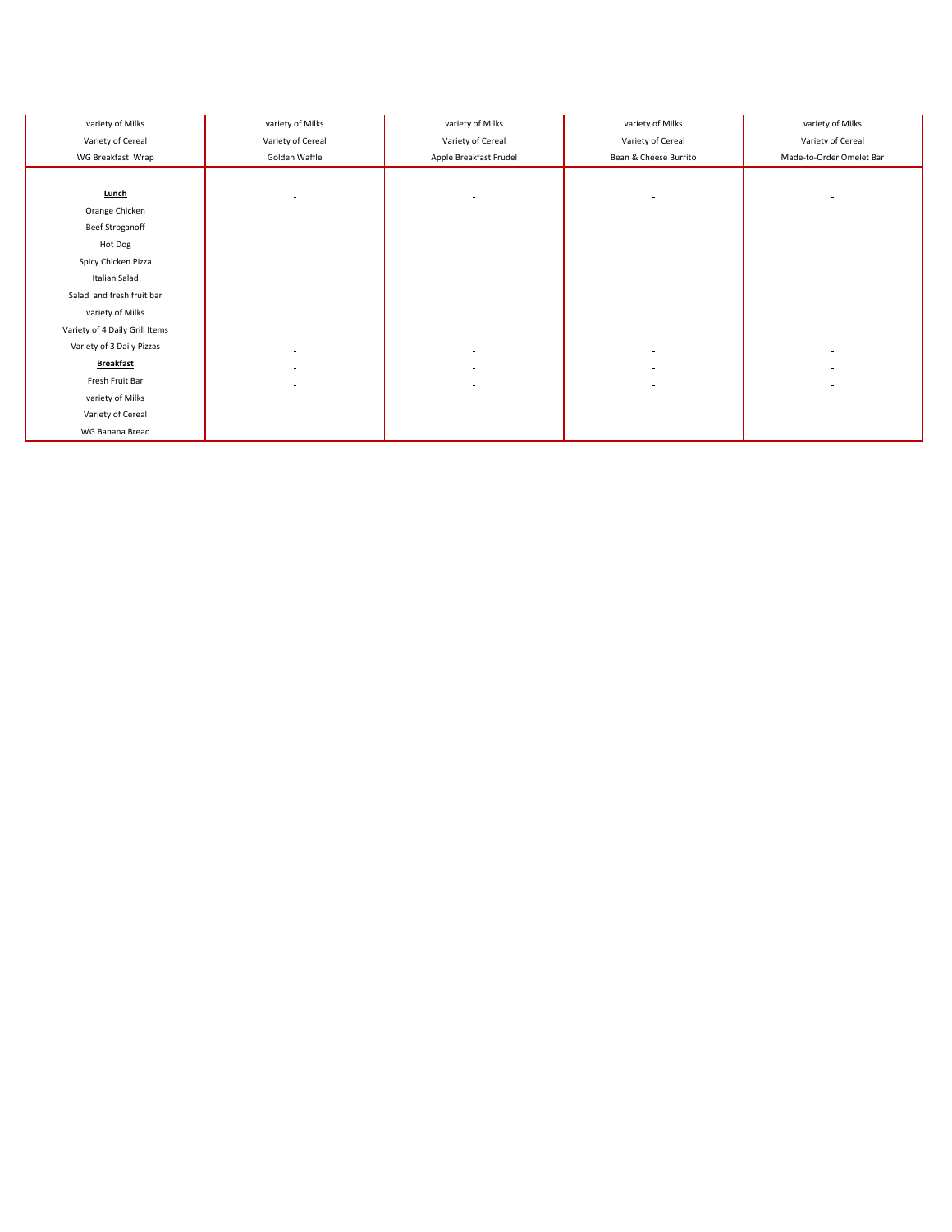| | | | | |
|---|---|---|---|---|
| variety of Milks | variety of Milks | variety of Milks | variety of Milks | variety of Milks |
| Variety of Cereal | Variety of Cereal | Variety of Cereal | Variety of Cereal | Variety of Cereal |
| WG Breakfast Wrap | Golden Waffle | Apple Breakfast Frudel | Bean & Cheese Burrito | Made-to-Order Omelet Bar |
| **Lunch** | - | - | - | - |
| Orange Chicken | | | | |
| Beef Stroganoff | | | | |
| Hot Dog | | | | |
| Spicy Chicken Pizza | | | | |
| Italian Salad | | | | |
| Salad and fresh fruit bar | | | | |
| variety of Milks | | | | |
| Variety of 4 Daily Grill Items | | | | |
| Variety of 3 Daily Pizzas | - | - | - | - |
| **Breakfast** | - | - | - | - |
| Fresh Fruit Bar | - | - | - | - |
| variety of Milks | - | - | - | - |
| Variety of Cereal | | | | |
| WG Banana Bread | | | | |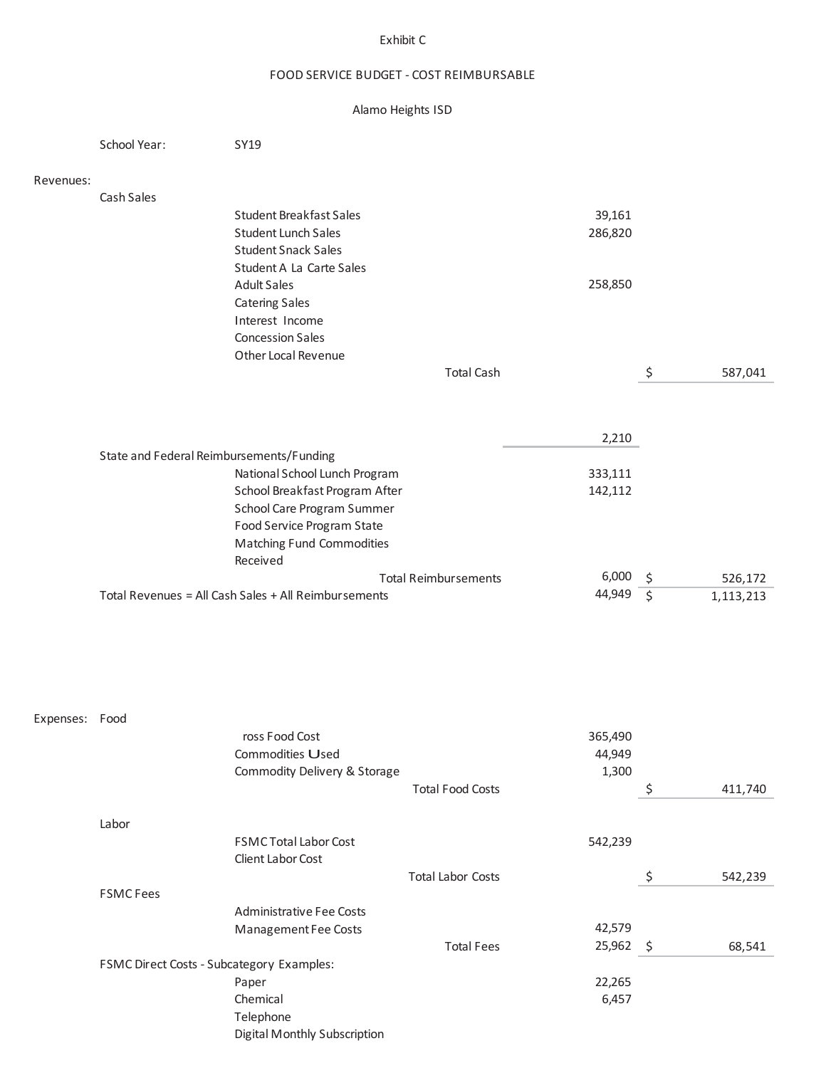Exhibit C

FOOD SERVICE BUDGET - COST REIMBURSABLE

Alamo Heights ISD

| | | | | | |
|---|---|---|---|---|---|
| School Year: | SY19 | | | | |
| **Revenues:** | | | | | |
| Cash Sales | | | | | |
| | Student Breakfast Sales | | 39,161 | | |
| | Student Lunch Sales | | 286,820 | | |
| | Student Snack Sales | | | | |
| | Student A La Carte Sales | | | | |
| | Adult Sales | | 258,850 | | |
| | Catering Sales | | | | |
| | Interest Income | | | | |
| | Concession Sales | | | | |
| | Other Local Revenue | | | | |
| | | Total Cash | | $ | 587,041 |
| | | | 2,210 | | |
| State and Federal Reimbursements/Funding | | | | | |
| | National School Lunch Program | | 333,111 | | |
| | School Breakfast Program After | | 142,112 | | |
| | School Care Program Summer | | | | |
| | Food Service Program State | | | | |
| | Matching Fund Commodities | | | | |
| | Received | | | | |
| | | Total Reimbursements | 6,000 | $ | 526,172 |
| Total Revenues = All Cash Sales + All Reimbursements | | | 44,949 | $ | 1,113,213 |
| **Expenses:** Food | | | | | |
| | ross Food Cost | | 365,490 | | |
| | Commodities Used | | 44,949 | | |
| | Commodity Delivery & Storage | | 1,300 | | |
| | | Total Food Costs | | $ | 411,740 |
| Labor | | | | | |
| | FSMC Total Labor Cost | | 542,239 | | |
| | Client Labor Cost | | | | |
| | | Total Labor Costs | | $ | 542,239 |
| FSMC Fees | | | | | |
| | Administrative Fee Costs | | | | |
| | Management Fee Costs | | 42,579 | | |
| | | Total Fees | 25,962 | $ | 68,541 |
| FSMC Direct Costs - Subcategory Examples: | | | | | |
| | Paper | | 22,265 | | |
| | Chemical | | 6,457 | | |
| | Telephone | | | | |
| | Digital Monthly Subscription | | | | |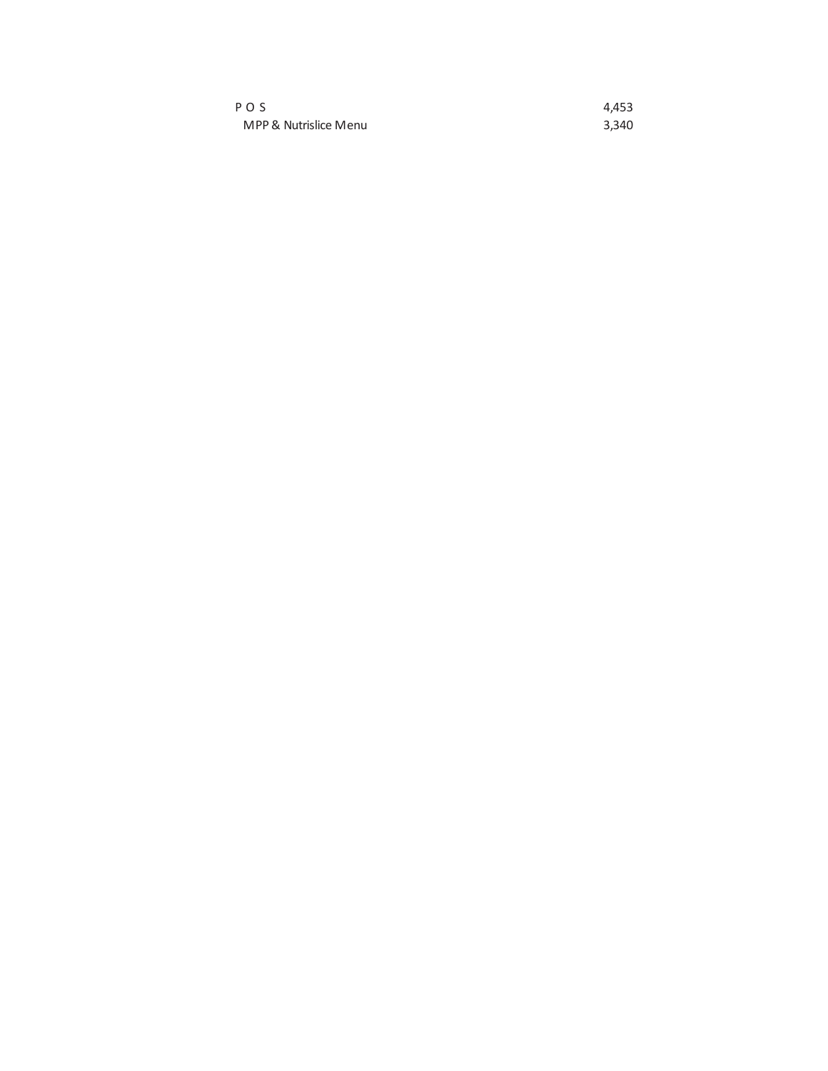| | |
|---|---|
| P O S | 4,453 |
| MPP & Nutrislice Menu | 3,340 |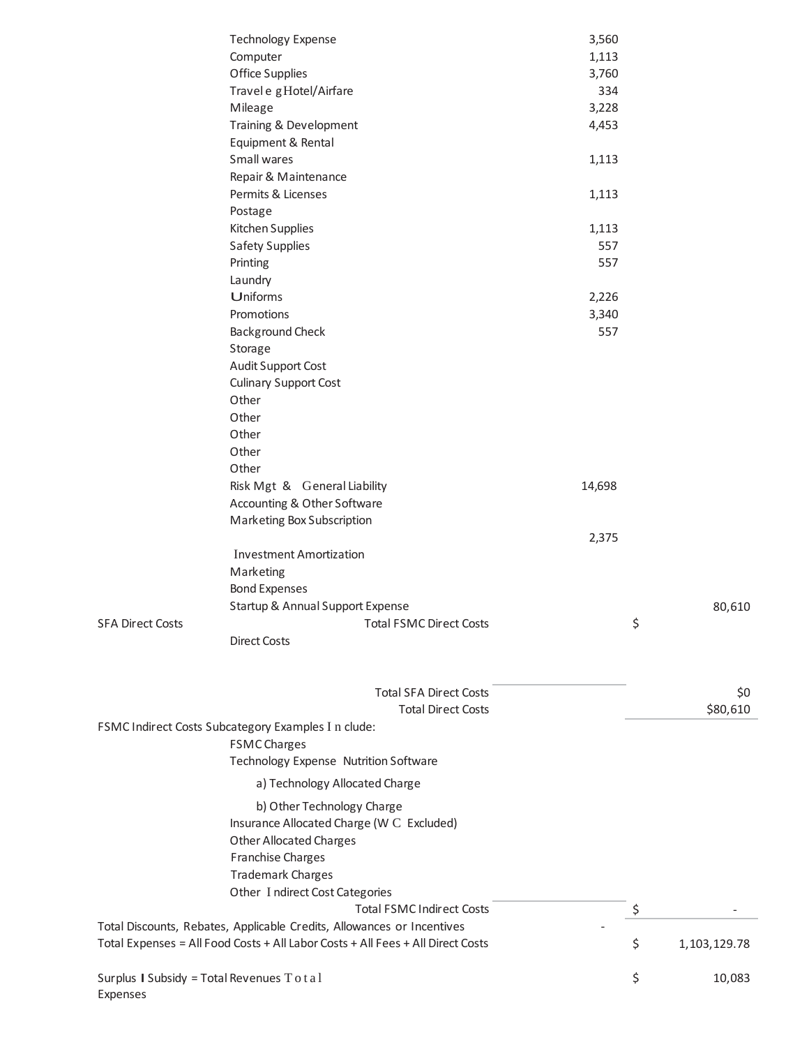| | | | | |
|---|---|---|---|---|
| | Technology Expense | 3,560 | | |
| | Computer | 1,113 | | |
| | Office Supplies | 3,760 | | |
| | Travel e g Hotel/Airfare | 334 | | |
| | Mileage | 3,228 | | |
| | Training & Development | 4,453 | | |
| | Equipment & Rental | | | |
| | Small wares | 1,113 | | |
| | Repair & Maintenance | | | |
| | Permits & Licenses | 1,113 | | |
| | Postage | | | |
| | Kitchen Supplies | 1,113 | | |
| | Safety Supplies | 557 | | |
| | Printing | 557 | | |
| | Laundry | | | |
| | Uniforms | 2,226 | | |
| | Promotions | 3,340 | | |
| | Background Check | 557 | | |
| | Storage | | | |
| | Audit Support Cost | | | |
| | Culinary Support Cost | | | |
| | Other | | | |
| | Other | | | |
| | Other | | | |
| | Other | | | |
| | Other | | | |
| | Risk Mgt & General Liability | 14,698 | | |
| | Accounting & Other Software | | | |
| | Marketing Box Subscription | | | |
| | | 2,375 | | |
| | Investment Amortization | | | |
| | Marketing | | | |
| | Bond Expenses | | | |
| | Startup & Annual Support Expense | | | 80,610 |
| SFA Direct Costs | Total FSMC Direct Costs | | $ | |
| | Direct Costs | | | |
| | Total SFA Direct Costs | | | $0 |
| | Total Direct Costs | | | $80,610 |
| FSMC Indirect Costs Subcategory Examples Include: | | | | |
| | FSMC Charges | | | |
| | Technology Expense Nutrition Software | | | |
| | a) Technology Allocated Charge | | | |
| | b) Other Technology Charge | | | |
| | Insurance Allocated Charge (W C Excluded) | | | |
| | Other Allocated Charges | | | |
| | Franchise Charges | | | |
| | Trademark Charges | | | |
| | Other Indirect Cost Categories | | | |
| | Total FSMC Indirect Costs | | $ | - |
| Total Discounts, Rebates, Applicable Credits, Allowances or Incentives | | - | | |
| Total Expenses = All Food Costs + All Labor Costs + All Fees + All Direct Costs | | | $ | 1,103,129.78 |
| Surplus I Subsidy = Total Revenues Total Expenses | | | $ | 10,083 |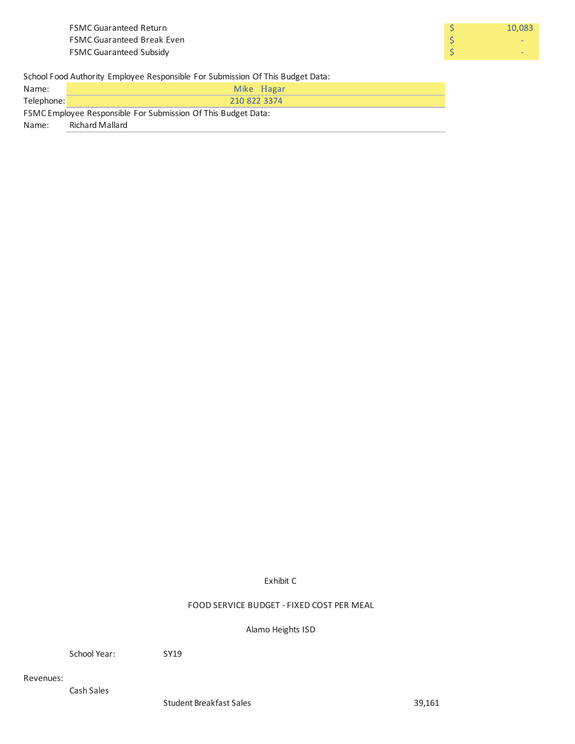| | |
|---|---|
| FSMC Guaranteed Return | $ 10,083 |
| FSMC Guaranteed Break Even | $ - |
| FSMC Guaranteed Subsidy | $ - |

School Food Authority Employee Responsible For Submission Of This Budget Data:

| | |
|---|---|
| Name: | Mike Hagar |
| Telephone: | 210 822 3374 |

FSMC Employee Responsible For Submission Of This Budget Data:

| | |
|---|---|
| Name: | Richard Mallard |

Exhibit C

FOOD SERVICE BUDGET - FIXED COST PER MEAL

Alamo Heights ISD

School Year: SY19

Revenues:

Cash Sales

| | |
|---|---|
| Student Breakfast Sales | 39,161 |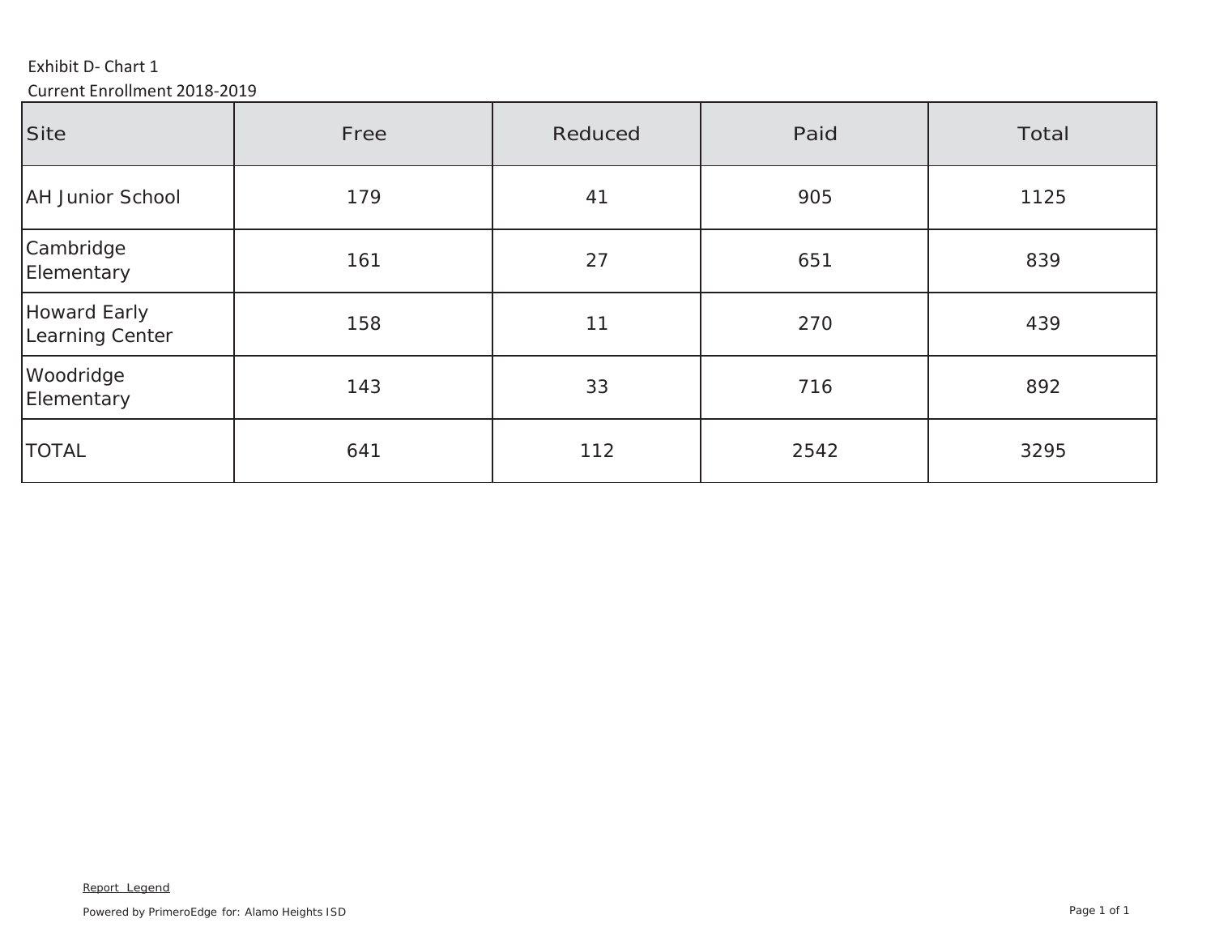Exhibit D- Chart 1

Current Enrollment 2018-2019

| Site | Free | Reduced | Paid | Total |
|---|---|---|---|---|
| AH Junior School | 179 | 41 | 905 | 1125 |
| Cambridge Elementary | 161 | 27 | 651 | 839 |
| Howard Early Learning Center | 158 | 11 | 270 | 439 |
| Woodridge Elementary | 143 | 33 | 716 | 892 |
| TOTAL | 641 | 112 | 2542 | 3295 |

Report Legend

Powered by PrimeroEdge for: Alamo Heights ISD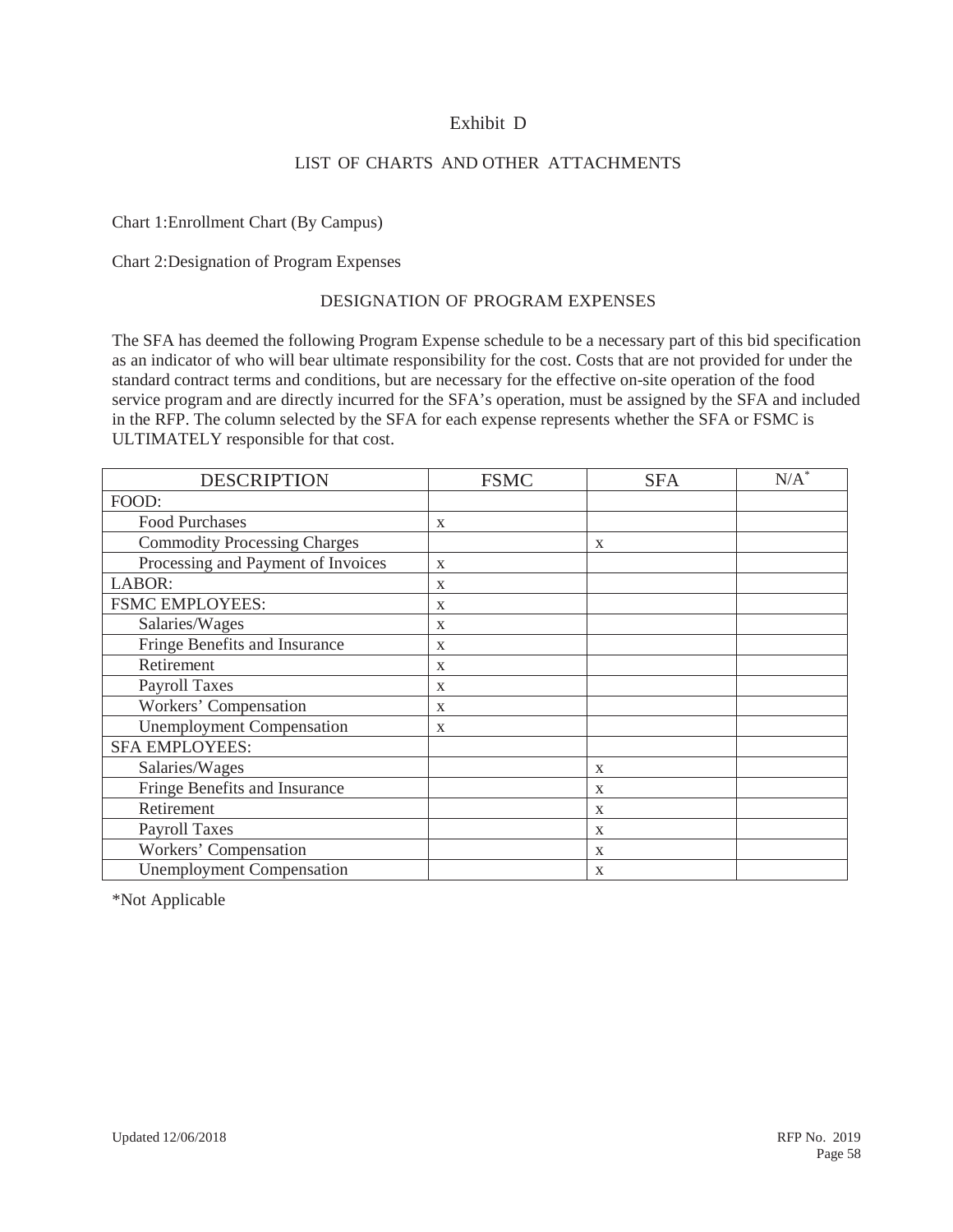# Exhibit D

## LIST OF CHARTS AND OTHER ATTACHMENTS

Chart 1:Enrollment Chart (By Campus)

Chart 2:Designation of Program Expenses

### DESIGNATION OF PROGRAM EXPENSES

The SFA has deemed the following Program Expense schedule to be a necessary part of this bid specification as an indicator of who will bear ultimate responsibility for the cost. Costs that are not provided for under the standard contract terms and conditions, but are necessary for the effective on-site operation of the food service program and are directly incurred for the SFA's operation, must be assigned by the SFA and included in the RFP. The column selected by the SFA for each expense represents whether the SFA or FSMC is ULTIMATELY responsible for that cost.

| DESCRIPTION | FSMC | SFA | N/A* |
|---|---|---|---|
| FOOD: | | | |
| Food Purchases | x | | |
| Commodity Processing Charges | | x | |
| Processing and Payment of Invoices | x | | |
| LABOR: | x | | |
| FSMC EMPLOYEES: | x | | |
| Salaries/Wages | x | | |
| Fringe Benefits and Insurance | x | | |
| Retirement | x | | |
| Payroll Taxes | x | | |
| Workers' Compensation | x | | |
| Unemployment Compensation | x | | |
| SFA EMPLOYEES: | | | |
| Salaries/Wages | | x | |
| Fringe Benefits and Insurance | | x | |
| Retirement | | x | |
| Payroll Taxes | | x | |
| Workers' Compensation | | x | |
| Unemployment Compensation | | x | |

*Not Applicable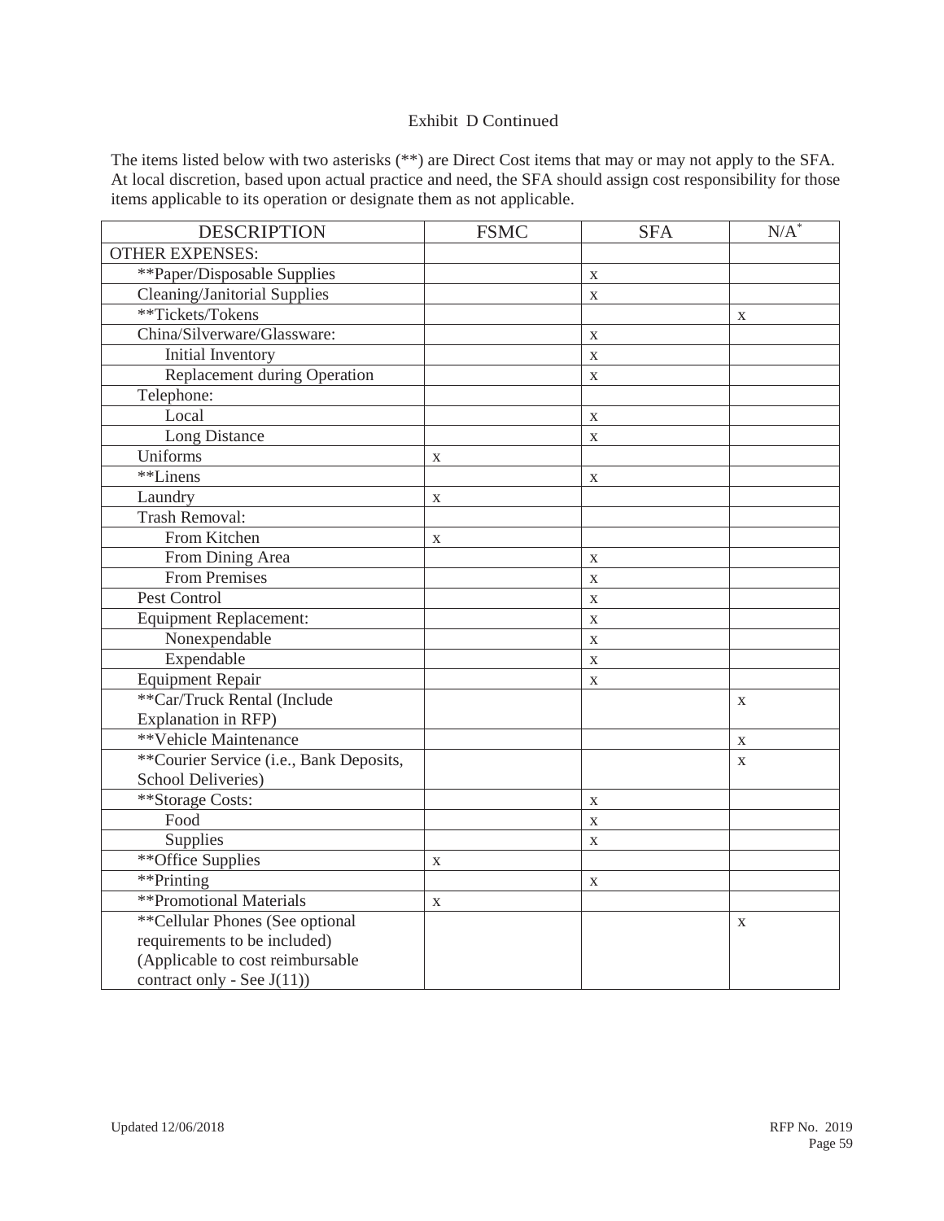Exhibit D Continued

The items listed below with two asterisks (**) are Direct Cost items that may or may not apply to the SFA. At local discretion, based upon actual practice and need, the SFA should assign cost responsibility for those items applicable to its operation or designate them as not applicable.

| DESCRIPTION | FSMC | SFA | N/A* |
|---|---|---|---|
| OTHER EXPENSES: | | | |
| **Paper/Disposable Supplies | | x | |
| Cleaning/Janitorial Supplies | | x | |
| **Tickets/Tokens | | | x |
| China/Silverware/Glassware: | | x | |
| Initial Inventory | | x | |
| Replacement during Operation | | x | |
| Telephone: | | | |
| Local | | x | |
| Long Distance | | x | |
| Uniforms | x | | |
| **Linens | | x | |
| Laundry | x | | |
| Trash Removal: | | | |
| From Kitchen | x | | |
| From Dining Area | | x | |
| From Premises | | x | |
| Pest Control | | x | |
| Equipment Replacement: | | x | |
| Nonexpendable | | x | |
| Expendable | | x | |
| Equipment Repair | | x | |
| **Car/Truck Rental (Include Explanation in RFP) | | | x |
| **Vehicle Maintenance | | | x |
| **Courier Service (i.e., Bank Deposits, School Deliveries) | | | x |
| **Storage Costs: | | x | |
| Food | | x | |
| Supplies | | x | |
| **Office Supplies | x | | |
| **Printing | | x | |
| **Promotional Materials | x | | |
| **Cellular Phones (See optional requirements to be included) (Applicable to cost reimbursable contract only - See J(11)) | | | x |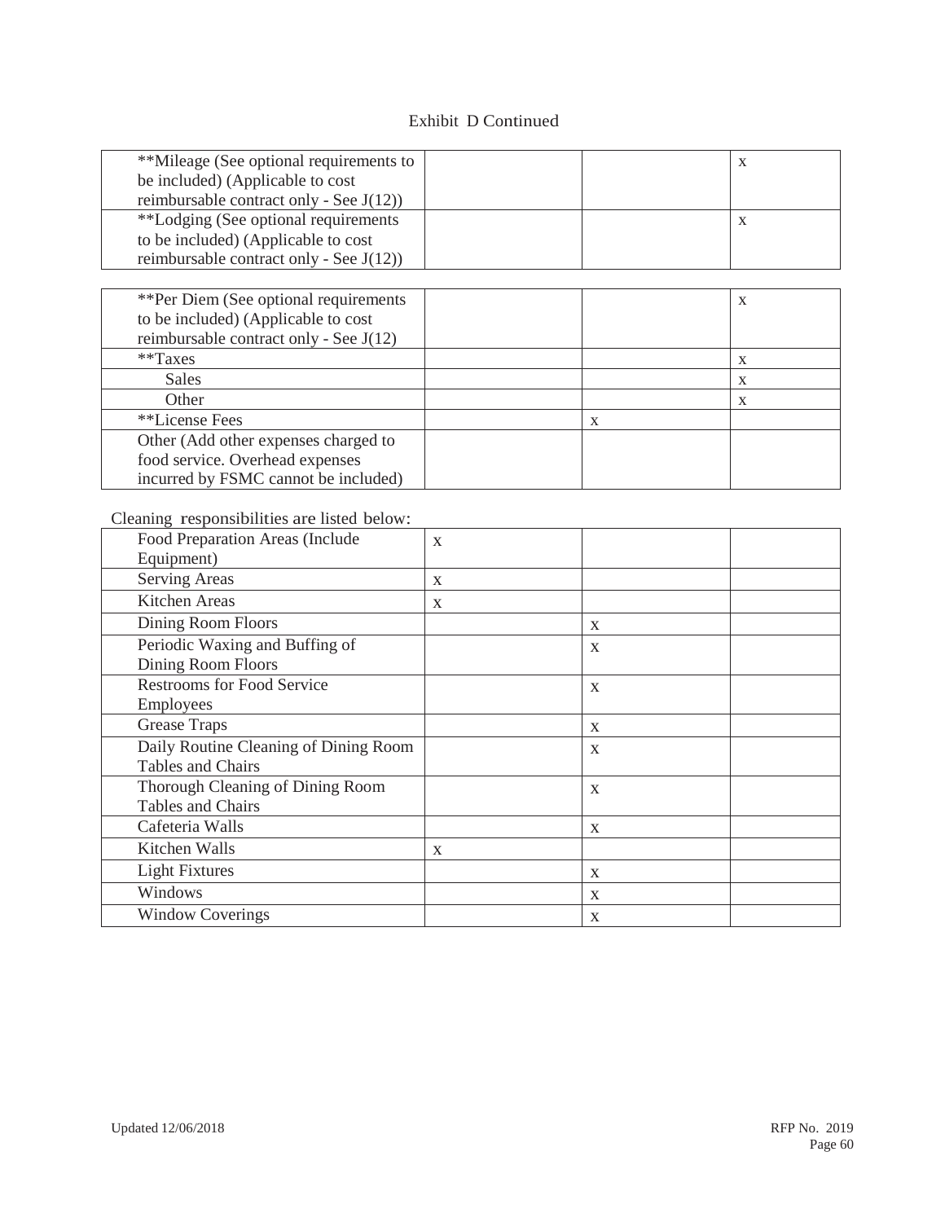Exhibit D Continued

| | | | |
|---|---|---|---|
| **Mileage (See optional requirements to be included) (Applicable to cost reimbursable contract only - See J(12)) | | | x |
| **Lodging (See optional requirements to be included) (Applicable to cost reimbursable contract only - See J(12)) | | | x |

| | | | |
|---|---|---|---|
| **Per Diem (See optional requirements to be included) (Applicable to cost reimbursable contract only - See J(12) | | | x |
| **Taxes | | | x |
| Sales | | | x |
| Other | | | x |
| **License Fees | | x | |
| Other (Add other expenses charged to food service. Overhead expenses incurred by FSMC cannot be included) | | | |

Cleaning responsibilities are listed below:

| | | | |
|---|---|---|---|
| Food Preparation Areas (Include Equipment) | x | | |
| Serving Areas | x | | |
| Kitchen Areas | x | | |
| Dining Room Floors | | x | |
| Periodic Waxing and Buffing of Dining Room Floors | | x | |
| Restrooms for Food Service Employees | | x | |
| Grease Traps | | x | |
| Daily Routine Cleaning of Dining Room Tables and Chairs | | x | |
| Thorough Cleaning of Dining Room Tables and Chairs | | x | |
| Cafeteria Walls | | x | |
| Kitchen Walls | x | | |
| Light Fixtures | | x | |
| Windows | | x | |
| Window Coverings | | x | |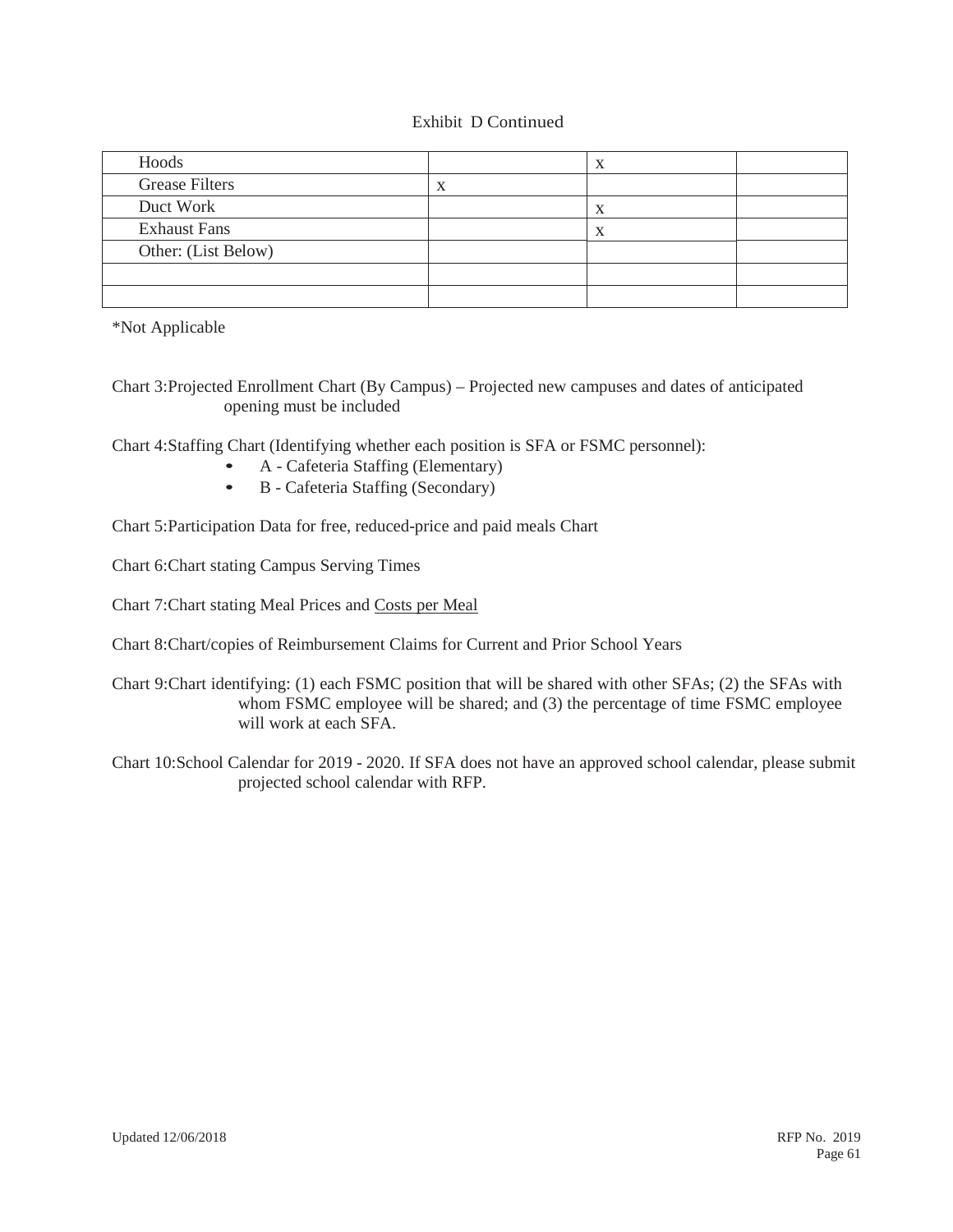Exhibit D Continued

| | | | |
|---|---|---|---|
| Hoods | | x | |
| Grease Filters | x | | |
| Duct Work | | x | |
| Exhaust Fans | | x | |
| Other: (List Below) | | | |
| | | | |
| | | | |

*Not Applicable

Chart 3:Projected Enrollment Chart (By Campus) – Projected new campuses and dates of anticipated opening must be included

Chart 4:Staffing Chart (Identifying whether each position is SFA or FSMC personnel):

- A - Cafeteria Staffing (Elementary)
- B - Cafeteria Staffing (Secondary)

Chart 5:Participation Data for free, reduced-price and paid meals Chart

Chart 6:Chart stating Campus Serving Times

Chart 7:Chart stating Meal Prices and Costs per Meal

Chart 8:Chart/copies of Reimbursement Claims for Current and Prior School Years

Chart 9:Chart identifying: (1) each FSMC position that will be shared with other SFAs; (2) the SFAs with whom FSMC employee will be shared; and (3) the percentage of time FSMC employee will work at each SFA.

Chart 10:School Calendar for 2019 - 2020. If SFA does not have an approved school calendar, please submit projected school calendar with RFP.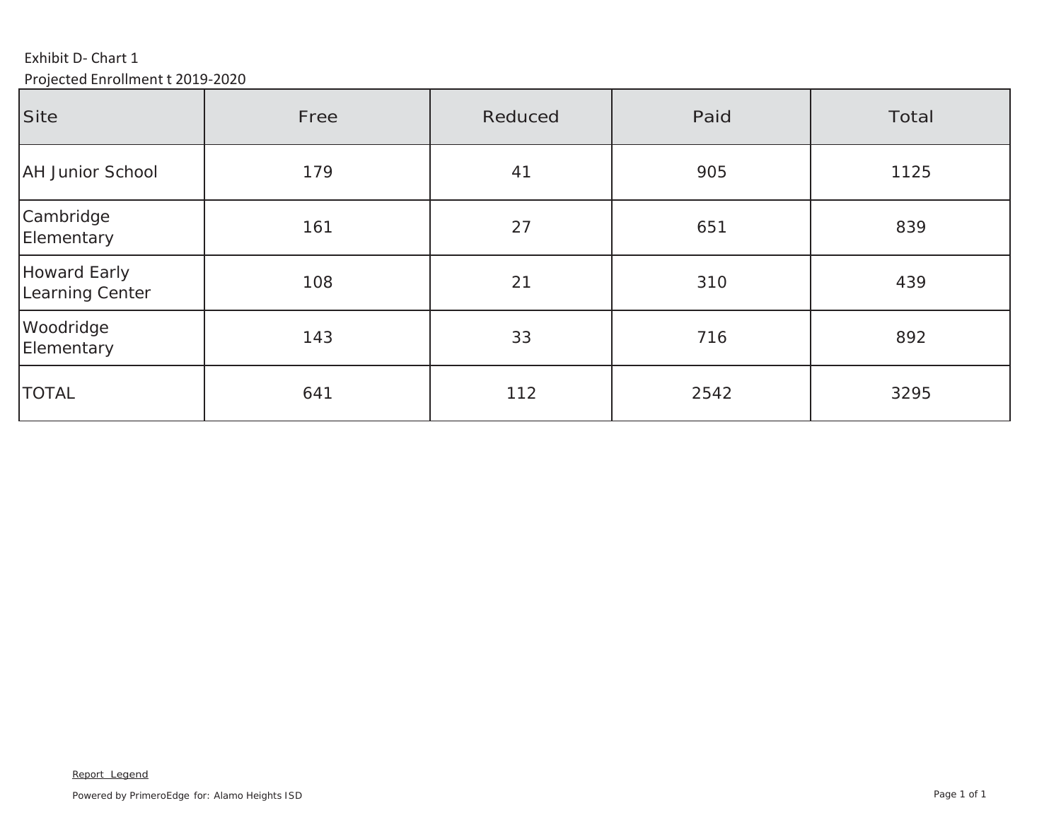Exhibit D- Chart 1

Projected Enrollment t 2019-2020

| Site | Free | Reduced | Paid | Total |
| --- | --- | --- | --- | --- |
| AH Junior School | 179 | 41 | 905 | 1125 |
| Cambridge Elementary | 161 | 27 | 651 | 839 |
| Howard Early Learning Center | 108 | 21 | 310 | 439 |
| Woodridge Elementary | 143 | 33 | 716 | 892 |
| TOTAL | 641 | 112 | 2542 | 3295 |

Report Legend

Powered by PrimeroEdge for: Alamo Heights ISD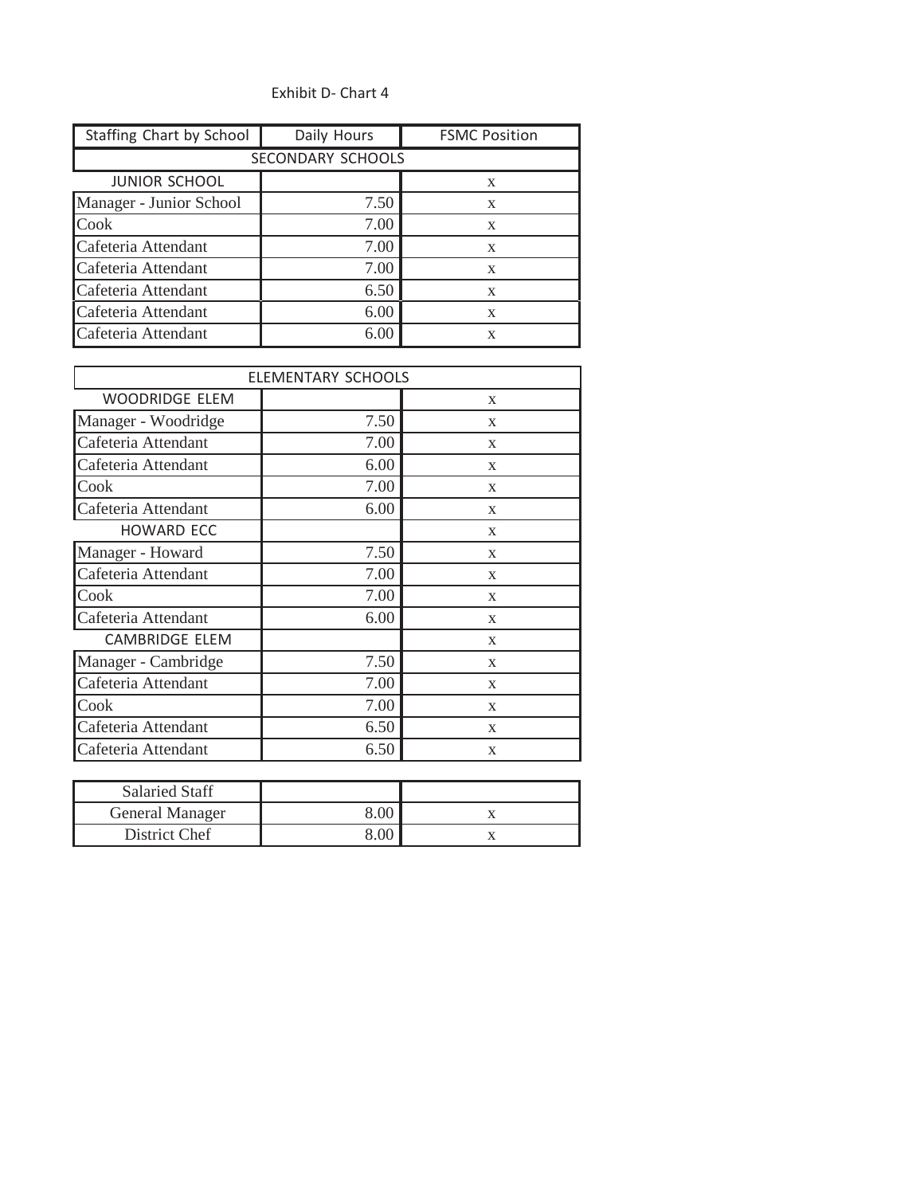Exhibit D- Chart 4

| Staffing Chart by School | Daily Hours | FSMC Position |
|---|---|---|
| SECONDARY SCHOOLS | | |
| JUNIOR SCHOOL | | x |
| Manager - Junior School | 7.50 | x |
| Cook | 7.00 | x |
| Cafeteria Attendant | 7.00 | x |
| Cafeteria Attendant | 7.00 | x |
| Cafeteria Attendant | 6.50 | x |
| Cafeteria Attendant | 6.00 | x |
| Cafeteria Attendant | 6.00 | x |

| ELEMENTARY SCHOOLS | | |
|---|---|---|
| WOODRIDGE ELEM | | x |
| Manager - Woodridge | 7.50 | x |
| Cafeteria Attendant | 7.00 | x |
| Cafeteria Attendant | 6.00 | x |
| Cook | 7.00 | x |
| Cafeteria Attendant | 6.00 | x |
| HOWARD ECC | | x |
| Manager - Howard | 7.50 | x |
| Cafeteria Attendant | 7.00 | x |
| Cook | 7.00 | x |
| Cafeteria Attendant | 6.00 | x |
| CAMBRIDGE ELEM | | x |
| Manager - Cambridge | 7.50 | x |
| Cafeteria Attendant | 7.00 | x |
| Cook | 7.00 | x |
| Cafeteria Attendant | 6.50 | x |
| Cafeteria Attendant | 6.50 | x |

| Salaried Staff | | |
|---|---|---|
| General Manager | 8.00 | x |
| District Chef | 8.00 | x |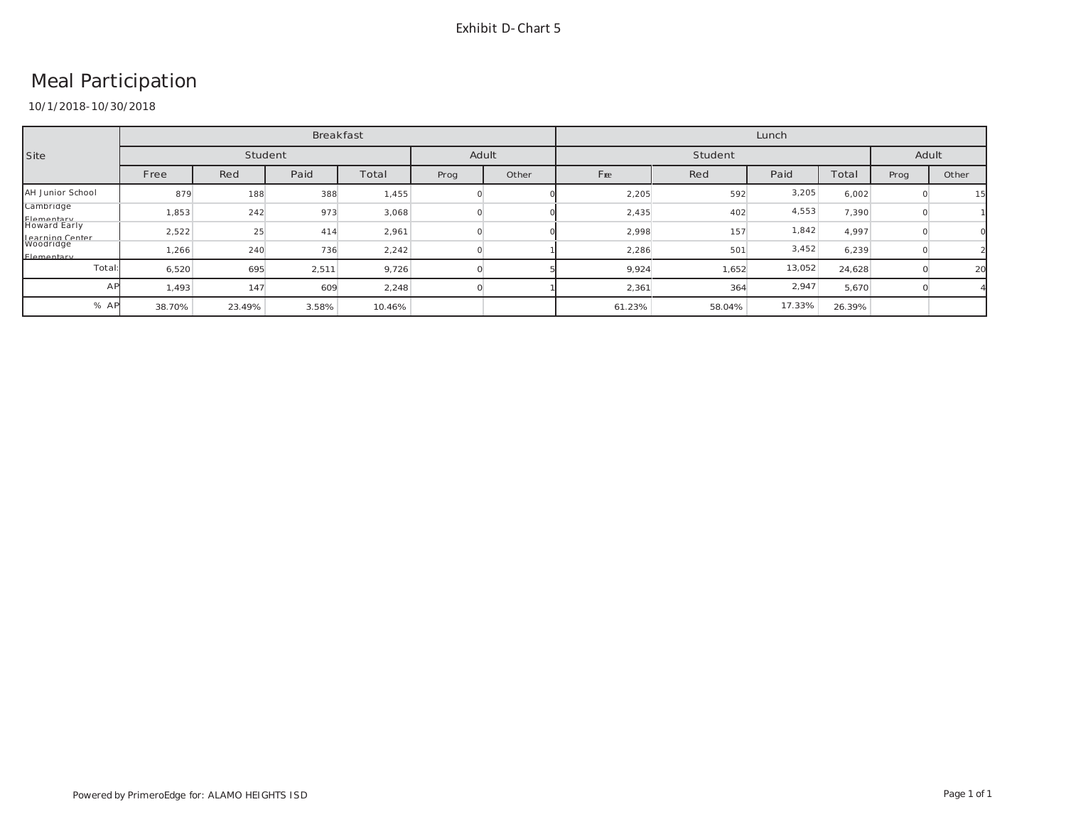Exhibit D- Chart 5

# Meal Participation

10/1/2018-10/30/2018

| Site | Breakfast | | | | | | Lunch | | | | | |
|---|---|---|---|---|---|---|---|---|---|---|---|---|
| | Student | | | | Adult | | Student | | | | Adult | |
| | Free | Red | Paid | Total | Prog | Other | Free | Red | Paid | Total | Prog | Other |
| AH Junior School | 879 | 188 | 388 | 1,455 | 0 | 0 | 2,205 | 592 | 3,205 | 6,002 | 0 | 15 |
| Cambridge Elementary | 1,853 | 242 | 973 | 3,068 | 0 | 0 | 2,435 | 402 | 4,553 | 7,390 | 0 | 1 |
| Howard Early Learning Center | 2,522 | 25 | 414 | 2,961 | 0 | 0 | 2,998 | 157 | 1,842 | 4,997 | 0 | 0 |
| Woodridge Elementary | 1,266 | 240 | 736 | 2,242 | 0 | 1 | 2,286 | 501 | 3,452 | 6,239 | 0 | 2 |
| Total: | 6,520 | 695 | 2,511 | 9,726 | 0 | 5 | 9,924 | 1,652 | 13,052 | 24,628 | 0 | 20 |
| AP | 1,493 | 147 | 609 | 2,248 | 0 | 1 | 2,361 | 364 | 2,947 | 5,670 | 0 | 4 |
| % AP | 38.70% | 23.49% | 3.58% | 10.46% | | | 61.23% | 58.04% | 17.33% | 26.39% | | |

Powered by PrimeroEdge for: ALAMO HEIGHTS ISD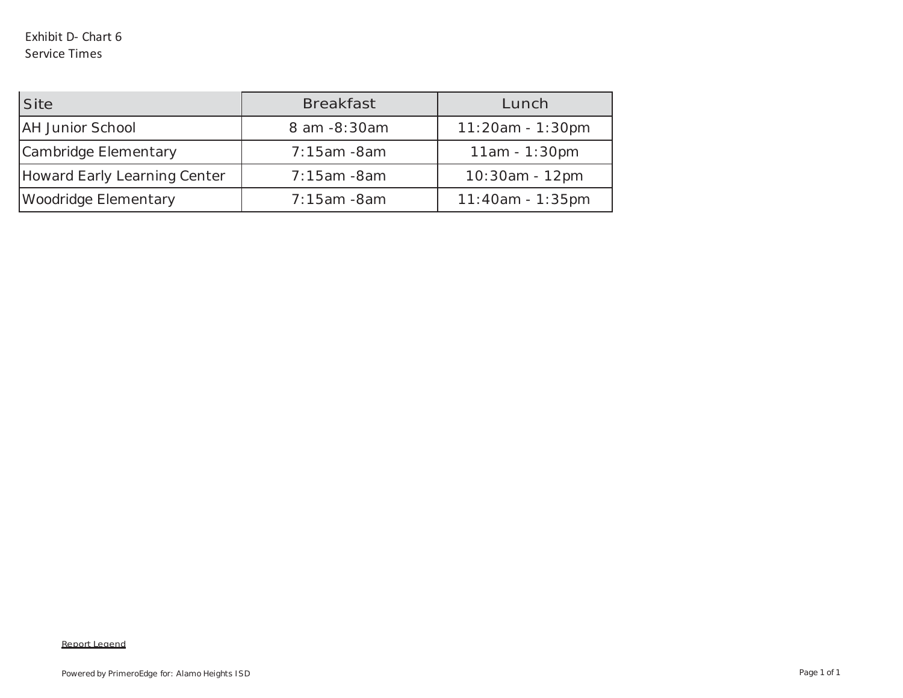Exhibit D- Chart 6
Service Times

| Site | Breakfast | Lunch |
|---|---|---|
| AH Junior School | 8 am -8:30am | 11:20am - 1:30pm |
| Cambridge Elementary | 7:15am -8am | 11am - 1:30pm |
| Howard Early Learning Center | 7:15am -8am | 10:30am - 12pm |
| Woodridge Elementary | 7:15am -8am | 11:40am - 1:35pm |

Report Legend

Powered by PrimeroEdge for: Alamo Heights ISD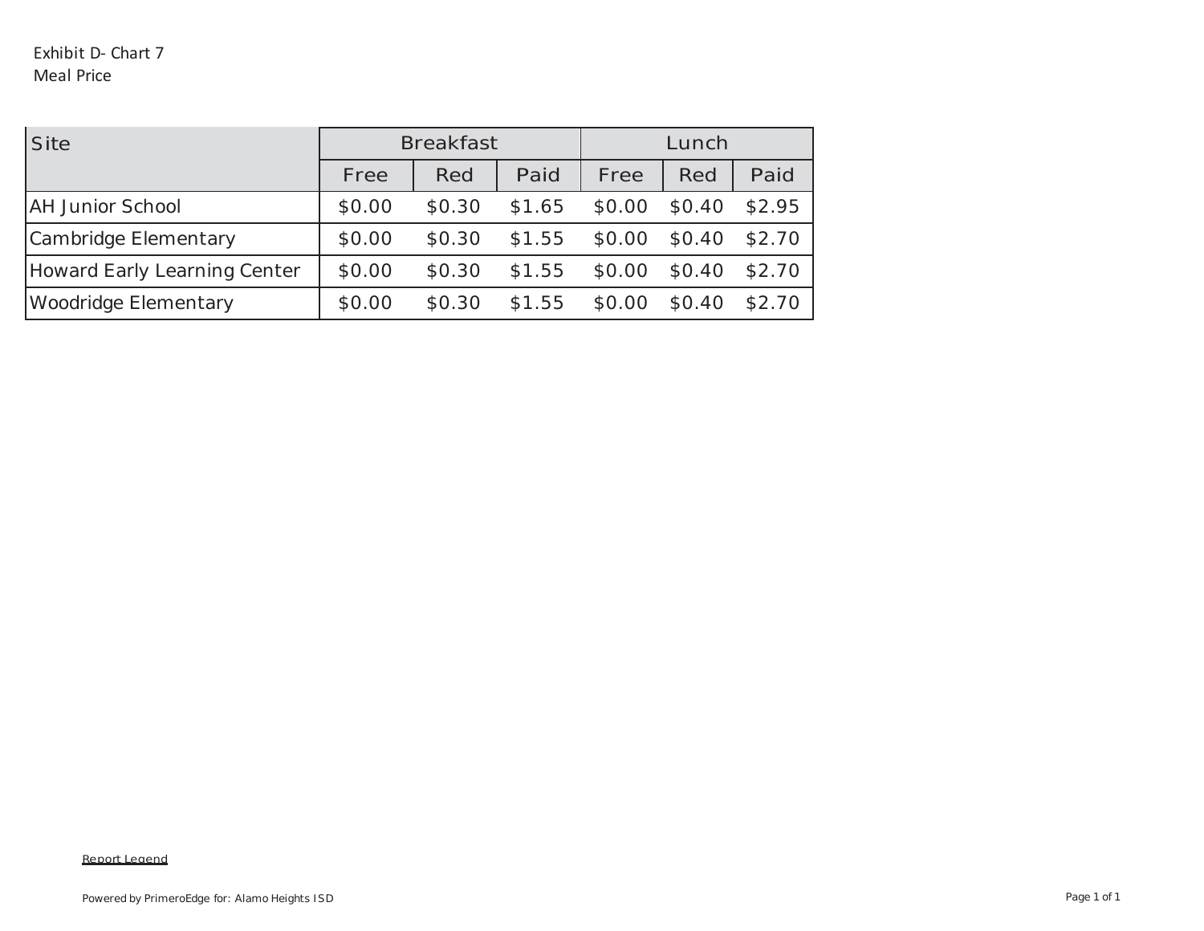Exhibit D- Chart 7
Meal Price

| Site | Breakfast | | | Lunch | | |
| --- | --- | --- | --- | --- | --- | --- |
| | Free | Red | Paid | Free | Red | Paid |
| AH Junior School | $0.00 | $0.30 | $1.65 | $0.00 | $0.40 | $2.95 |
| Cambridge Elementary | $0.00 | $0.30 | $1.55 | $0.00 | $0.40 | $2.70 |
| Howard Early Learning Center | $0.00 | $0.30 | $1.55 | $0.00 | $0.40 | $2.70 |
| Woodridge Elementary | $0.00 | $0.30 | $1.55 | $0.00 | $0.40 | $2.70 |

Report Legend

Powered by PrimeroEdge for: Alamo Heights ISD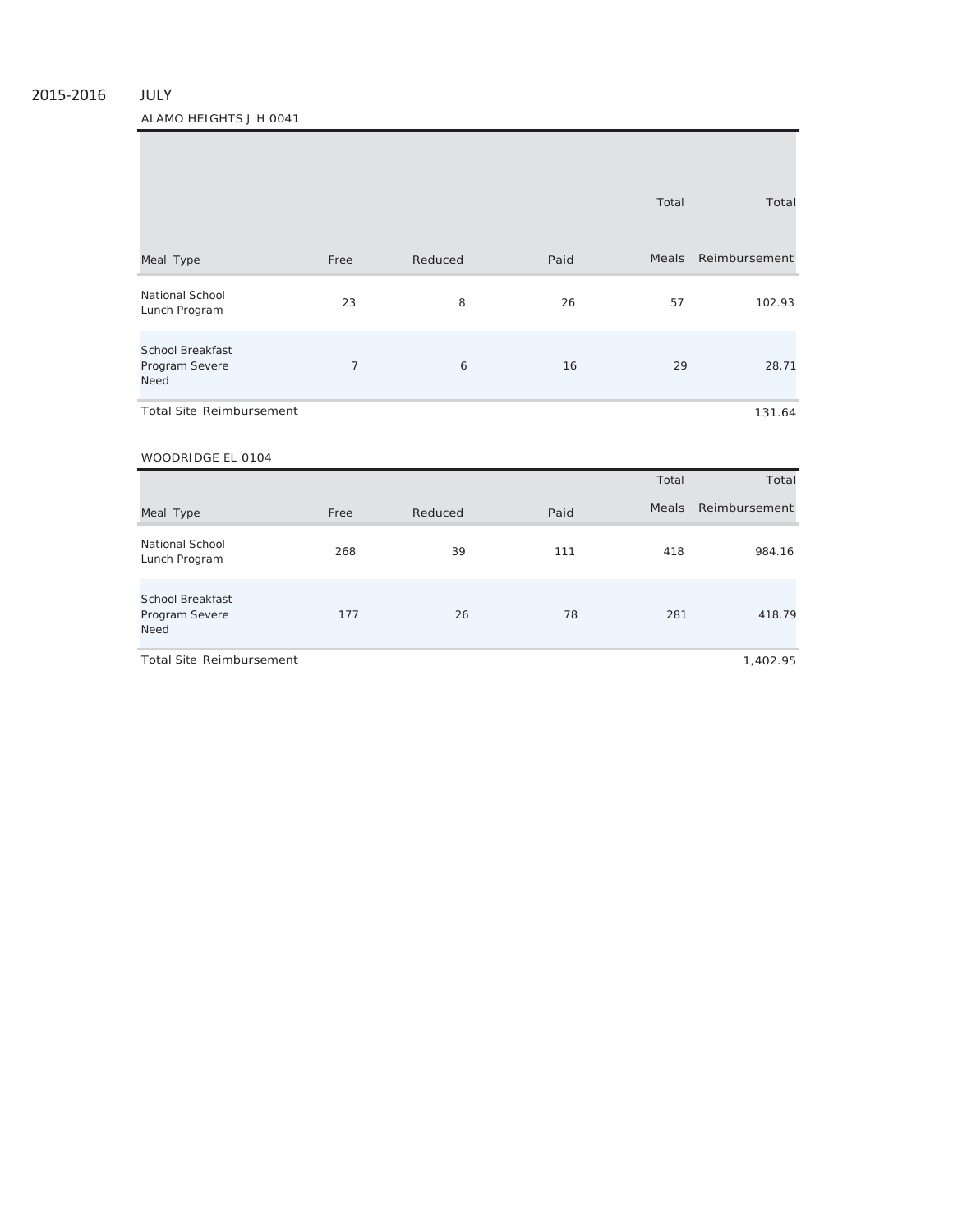2015-2016 JULY

ALAMO HEIGHTS J H 0041

| Meal Type | Free | Reduced | Paid | Total Meals | Total Reimbursement |
|---|---|---|---|---|---|
| National School Lunch Program | 23 | 8 | 26 | 57 | 102.93 |
| School Breakfast Program Severe Need | 7 | 6 | 16 | 29 | 28.71 |
| Total Site Reimbursement | | | | | 131.64 |

WOODRIDGE EL 0104

| Meal Type | Free | Reduced | Paid | Total Meals | Total Reimbursement |
|---|---|---|---|---|---|
| National School Lunch Program | 268 | 39 | 111 | 418 | 984.16 |
| School Breakfast Program Severe Need | 177 | 26 | 78 | 281 | 418.79 |
| Total Site Reimbursement | | | | | 1,402.95 |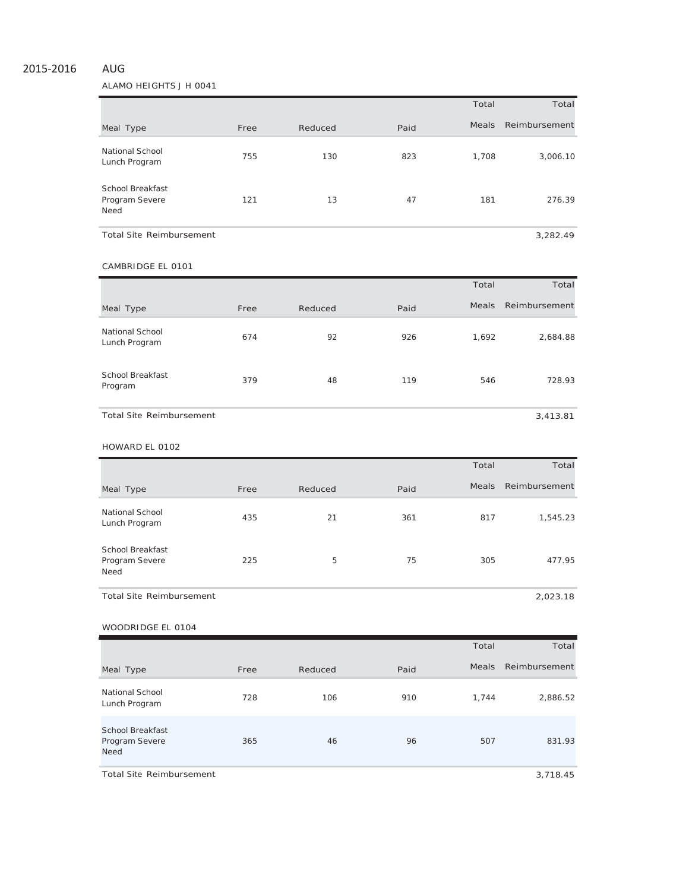2015-2016 AUG

ALAMO HEIGHTS J H 0041

| Meal Type | Free | Reduced | Paid | Total Meals | Total Reimbursement |
|---|---|---|---|---|---|
| National School Lunch Program | 755 | 130 | 823 | 1,708 | 3,006.10 |
| School Breakfast Program Severe Need | 121 | 13 | 47 | 181 | 276.39 |
| Total Site Reimbursement | | | | | 3,282.49 |

CAMBRIDGE EL 0101

| Meal Type | Free | Reduced | Paid | Total Meals | Total Reimbursement |
|---|---|---|---|---|---|
| National School Lunch Program | 674 | 92 | 926 | 1,692 | 2,684.88 |
| School Breakfast Program | 379 | 48 | 119 | 546 | 728.93 |
| Total Site Reimbursement | | | | | 3,413.81 |

HOWARD EL 0102

| Meal Type | Free | Reduced | Paid | Total Meals | Total Reimbursement |
|---|---|---|---|---|---|
| National School Lunch Program | 435 | 21 | 361 | 817 | 1,545.23 |
| School Breakfast Program Severe Need | 225 | 5 | 75 | 305 | 477.95 |
| Total Site Reimbursement | | | | | 2,023.18 |

WOODRIDGE EL 0104

| Meal Type | Free | Reduced | Paid | Total Meals | Total Reimbursement |
|---|---|---|---|---|---|
| National School Lunch Program | 728 | 106 | 910 | 1,744 | 2,886.52 |
| School Breakfast Program Severe Need | 365 | 46 | 96 | 507 | 831.93 |
| Total Site Reimbursement | | | | | 3,718.45 |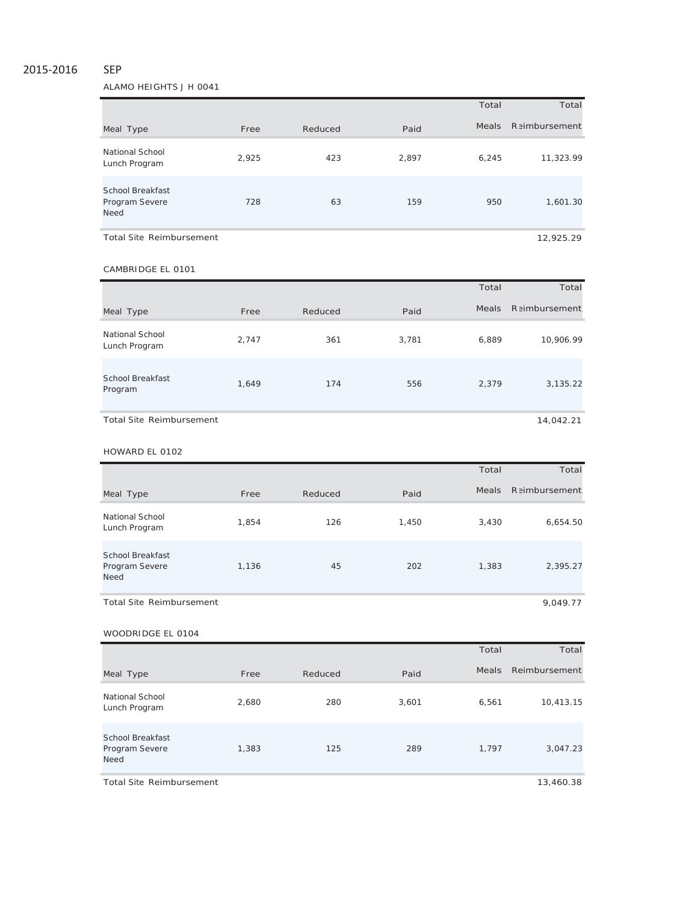2015-2016 SEP

ALAMO HEIGHTS J H 0041

| Meal Type | Free | Reduced | Paid | Total Meals | Total Reimbursement |
|---|---|---|---|---|---|
| National School Lunch Program | 2,925 | 423 | 2,897 | 6,245 | 11,323.99 |
| School Breakfast Program Severe Need | 728 | 63 | 159 | 950 | 1,601.30 |
| Total Site Reimbursement | | | | | 12,925.29 |

CAMBRIDGE EL 0101

| Meal Type | Free | Reduced | Paid | Total Meals | Total Reimbursement |
|---|---|---|---|---|---|
| National School Lunch Program | 2,747 | 361 | 3,781 | 6,889 | 10,906.99 |
| School Breakfast Program | 1,649 | 174 | 556 | 2,379 | 3,135.22 |
| Total Site Reimbursement | | | | | 14,042.21 |

HOWARD EL 0102

| Meal Type | Free | Reduced | Paid | Total Meals | Total Reimbursement |
|---|---|---|---|---|---|
| National School Lunch Program | 1,854 | 126 | 1,450 | 3,430 | 6,654.50 |
| School Breakfast Program Severe Need | 1,136 | 45 | 202 | 1,383 | 2,395.27 |
| Total Site Reimbursement | | | | | 9,049.77 |

WOODRIDGE EL 0104

| Meal Type | Free | Reduced | Paid | Total Meals | Total Reimbursement |
|---|---|---|---|---|---|
| National School Lunch Program | 2,680 | 280 | 3,601 | 6,561 | 10,413.15 |
| School Breakfast Program Severe Need | 1,383 | 125 | 289 | 1,797 | 3,047.23 |
| Total Site Reimbursement | | | | | 13,460.38 |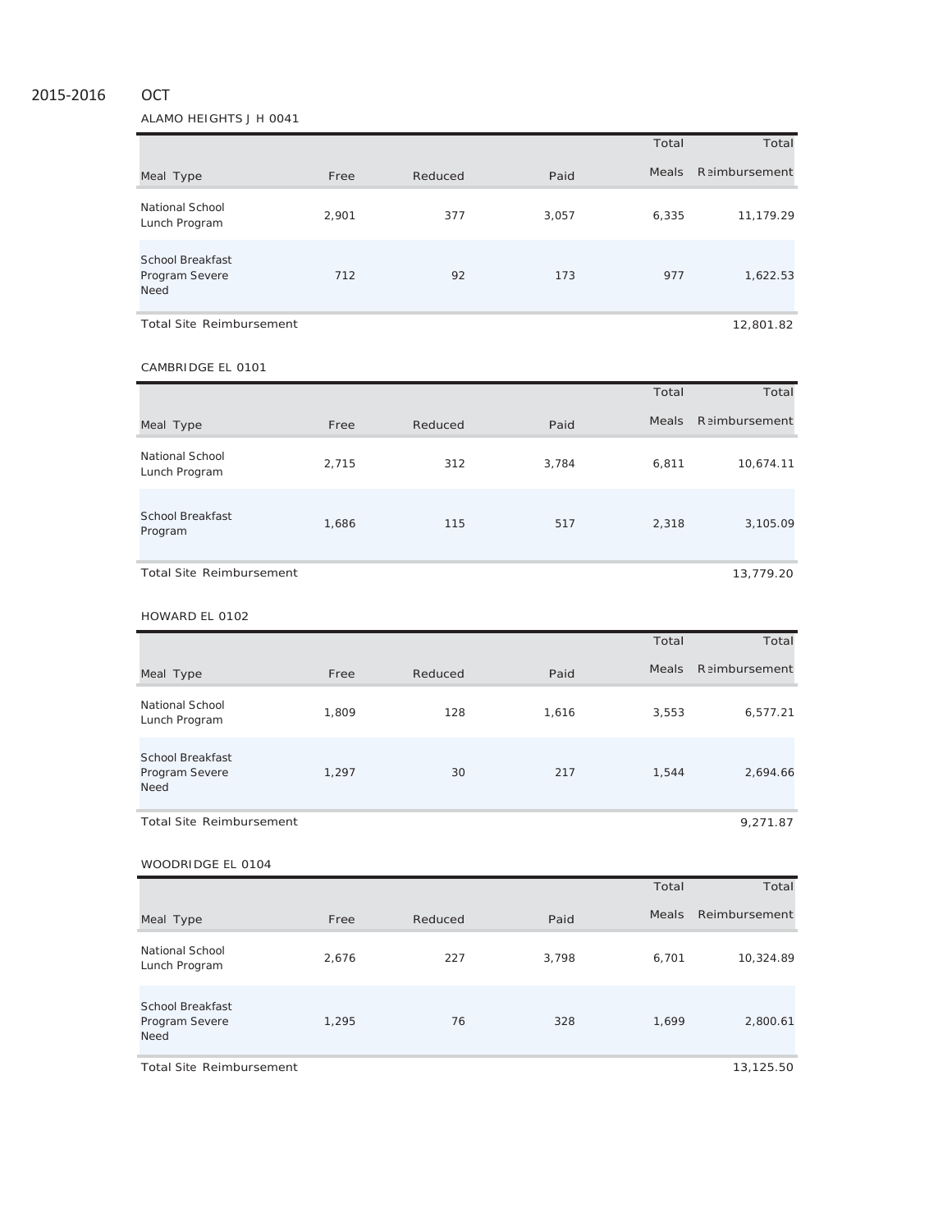2015-2016 OCT

ALAMO HEIGHTS J H 0041

| Meal Type | Free | Reduced | Paid | Total Meals | Total Reimbursement |
|---|---|---|---|---|---|
| National School Lunch Program | 2,901 | 377 | 3,057 | 6,335 | 11,179.29 |
| School Breakfast Program Severe Need | 712 | 92 | 173 | 977 | 1,622.53 |
| Total Site Reimbursement | | | | | 12,801.82 |

CAMBRIDGE EL 0101

| Meal Type | Free | Reduced | Paid | Total Meals | Total Reimbursement |
|---|---|---|---|---|---|
| National School Lunch Program | 2,715 | 312 | 3,784 | 6,811 | 10,674.11 |
| School Breakfast Program | 1,686 | 115 | 517 | 2,318 | 3,105.09 |
| Total Site Reimbursement | | | | | 13,779.20 |

HOWARD EL 0102

| Meal Type | Free | Reduced | Paid | Total Meals | Total Reimbursement |
|---|---|---|---|---|---|
| National School Lunch Program | 1,809 | 128 | 1,616 | 3,553 | 6,577.21 |
| School Breakfast Program Severe Need | 1,297 | 30 | 217 | 1,544 | 2,694.66 |
| Total Site Reimbursement | | | | | 9,271.87 |

WOODRIDGE EL 0104

| Meal Type | Free | Reduced | Paid | Total Meals | Total Reimbursement |
|---|---|---|---|---|---|
| National School Lunch Program | 2,676 | 227 | 3,798 | 6,701 | 10,324.89 |
| School Breakfast Program Severe Need | 1,295 | 76 | 328 | 1,699 | 2,800.61 |
| Total Site Reimbursement | | | | | 13,125.50 |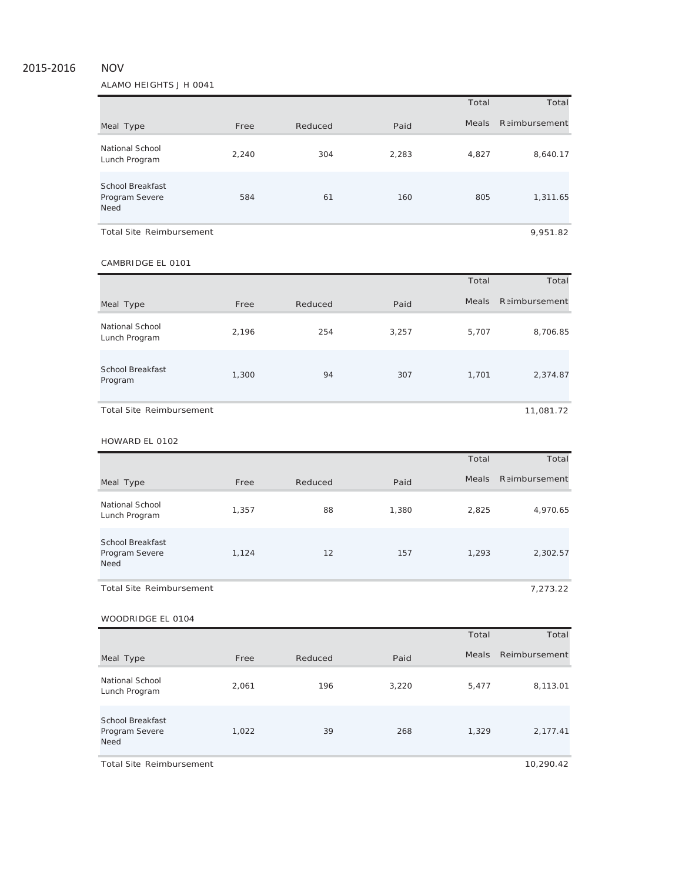2015-2016 NOV

ALAMO HEIGHTS J H 0041

| Meal Type | Free | Reduced | Paid | Total Meals | Total Reimbursement |
|---|---|---|---|---|---|
| National School Lunch Program | 2,240 | 304 | 2,283 | 4,827 | 8,640.17 |
| School Breakfast Program Severe Need | 584 | 61 | 160 | 805 | 1,311.65 |
| Total Site Reimbursement | | | | | 9,951.82 |

CAMBRIDGE EL 0101

| Meal Type | Free | Reduced | Paid | Total Meals | Total Reimbursement |
|---|---|---|---|---|---|
| National School Lunch Program | 2,196 | 254 | 3,257 | 5,707 | 8,706.85 |
| School Breakfast Program | 1,300 | 94 | 307 | 1,701 | 2,374.87 |
| Total Site Reimbursement | | | | | 11,081.72 |

HOWARD EL 0102

| Meal Type | Free | Reduced | Paid | Total Meals | Total Reimbursement |
|---|---|---|---|---|---|
| National School Lunch Program | 1,357 | 88 | 1,380 | 2,825 | 4,970.65 |
| School Breakfast Program Severe Need | 1,124 | 12 | 157 | 1,293 | 2,302.57 |
| Total Site Reimbursement | | | | | 7,273.22 |

WOODRIDGE EL 0104

| Meal Type | Free | Reduced | Paid | Total Meals | Total Reimbursement |
|---|---|---|---|---|---|
| National School Lunch Program | 2,061 | 196 | 3,220 | 5,477 | 8,113.01 |
| School Breakfast Program Severe Need | 1,022 | 39 | 268 | 1,329 | 2,177.41 |
| Total Site Reimbursement | | | | | 10,290.42 |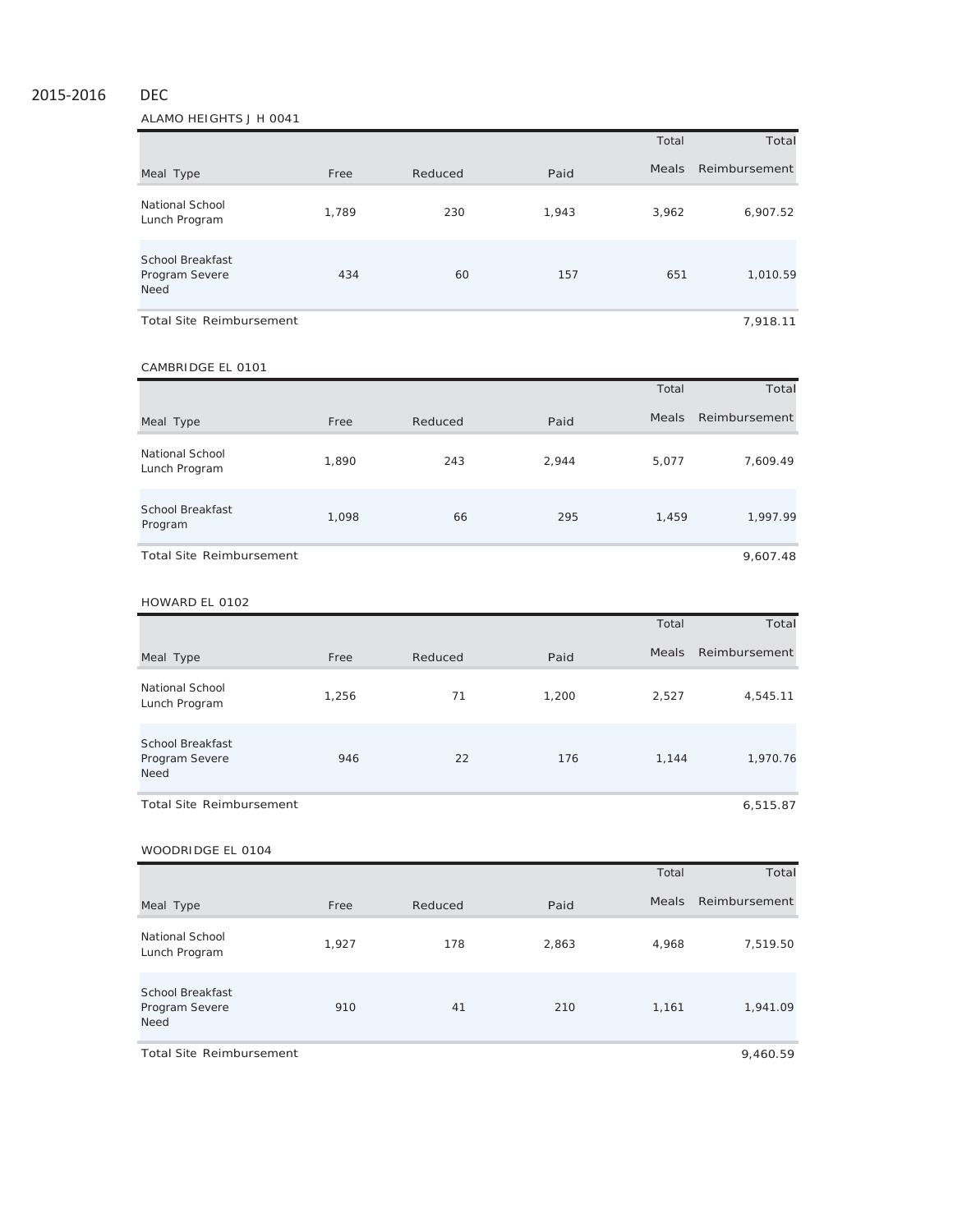2015-2016 DEC

ALAMO HEIGHTS J H 0041

| Meal Type | Free | Reduced | Paid | Total Meals | Total Reimbursement |
|---|---|---|---|---|---|
| National School Lunch Program | 1,789 | 230 | 1,943 | 3,962 | 6,907.52 |
| School Breakfast Program Severe Need | 434 | 60 | 157 | 651 | 1,010.59 |
| Total Site Reimbursement | | | | | 7,918.11 |

CAMBRIDGE EL 0101

| Meal Type | Free | Reduced | Paid | Total Meals | Total Reimbursement |
|---|---|---|---|---|---|
| National School Lunch Program | 1,890 | 243 | 2,944 | 5,077 | 7,609.49 |
| School Breakfast Program | 1,098 | 66 | 295 | 1,459 | 1,997.99 |
| Total Site Reimbursement | | | | | 9,607.48 |

HOWARD EL 0102

| Meal Type | Free | Reduced | Paid | Total Meals | Total Reimbursement |
|---|---|---|---|---|---|
| National School Lunch Program | 1,256 | 71 | 1,200 | 2,527 | 4,545.11 |
| School Breakfast Program Severe Need | 946 | 22 | 176 | 1,144 | 1,970.76 |
| Total Site Reimbursement | | | | | 6,515.87 |

WOODRIDGE EL 0104

| Meal Type | Free | Reduced | Paid | Total Meals | Total Reimbursement |
|---|---|---|---|---|---|
| National School Lunch Program | 1,927 | 178 | 2,863 | 4,968 | 7,519.50 |
| School Breakfast Program Severe Need | 910 | 41 | 210 | 1,161 | 1,941.09 |
| Total Site Reimbursement | | | | | 9,460.59 |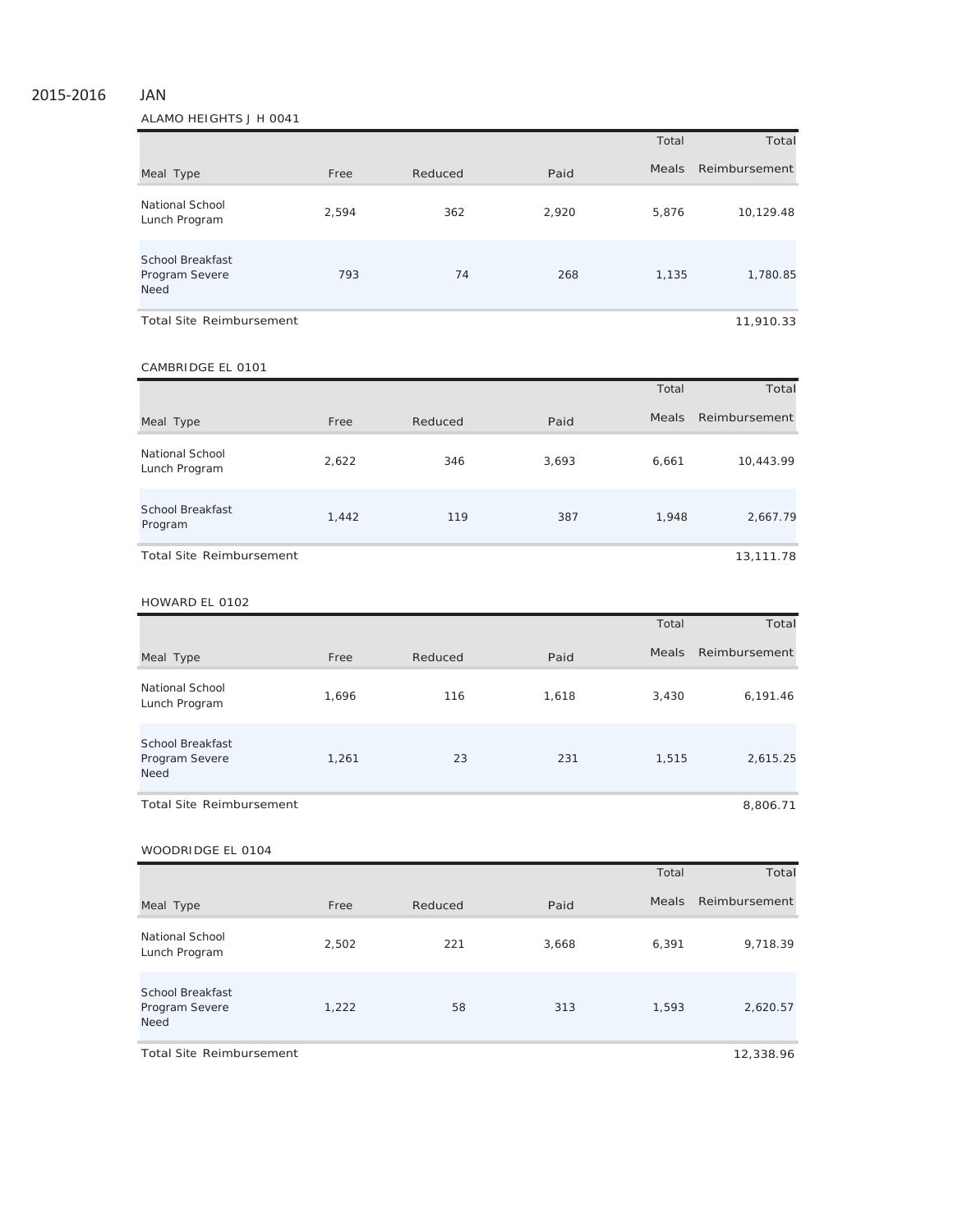2015-2016 JAN

ALAMO HEIGHTS J H 0041

| Meal Type | Free | Reduced | Paid | Total Meals | Total Reimbursement |
|---|---|---|---|---|---|
| National School Lunch Program | 2,594 | 362 | 2,920 | 5,876 | 10,129.48 |
| School Breakfast Program Severe Need | 793 | 74 | 268 | 1,135 | 1,780.85 |
| Total Site Reimbursement | | | | | 11,910.33 |

CAMBRIDGE EL 0101

| Meal Type | Free | Reduced | Paid | Total Meals | Total Reimbursement |
|---|---|---|---|---|---|
| National School Lunch Program | 2,622 | 346 | 3,693 | 6,661 | 10,443.99 |
| School Breakfast Program | 1,442 | 119 | 387 | 1,948 | 2,667.79 |
| Total Site Reimbursement | | | | | 13,111.78 |

HOWARD EL 0102

| Meal Type | Free | Reduced | Paid | Total Meals | Total Reimbursement |
|---|---|---|---|---|---|
| National School Lunch Program | 1,696 | 116 | 1,618 | 3,430 | 6,191.46 |
| School Breakfast Program Severe Need | 1,261 | 23 | 231 | 1,515 | 2,615.25 |
| Total Site Reimbursement | | | | | 8,806.71 |

WOODRIDGE EL 0104

| Meal Type | Free | Reduced | Paid | Total Meals | Total Reimbursement |
|---|---|---|---|---|---|
| National School Lunch Program | 2,502 | 221 | 3,668 | 6,391 | 9,718.39 |
| School Breakfast Program Severe Need | 1,222 | 58 | 313 | 1,593 | 2,620.57 |
| Total Site Reimbursement | | | | | 12,338.96 |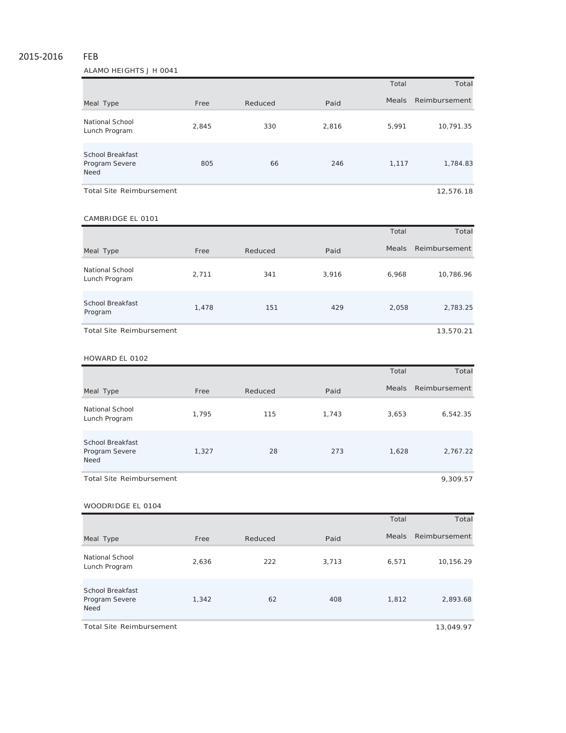2015-2016 FEB

ALAMO HEIGHTS J H 0041

| Meal Type | Free | Reduced | Paid | Total Meals | Total Reimbursement |
|---|---|---|---|---|---|
| National School Lunch Program | 2,845 | 330 | 2,816 | 5,991 | 10,791.35 |
| School Breakfast Program Severe Need | 805 | 66 | 246 | 1,117 | 1,784.83 |
| Total Site Reimbursement | | | | | 12,576.18 |

CAMBRIDGE EL 0101

| Meal Type | Free | Reduced | Paid | Total Meals | Total Reimbursement |
|---|---|---|---|---|---|
| National School Lunch Program | 2,711 | 341 | 3,916 | 6,968 | 10,786.96 |
| School Breakfast Program | 1,478 | 151 | 429 | 2,058 | 2,783.25 |
| Total Site Reimbursement | | | | | 13,570.21 |

HOWARD EL 0102

| Meal Type | Free | Reduced | Paid | Total Meals | Total Reimbursement |
|---|---|---|---|---|---|
| National School Lunch Program | 1,795 | 115 | 1,743 | 3,653 | 6,542.35 |
| School Breakfast Program Severe Need | 1,327 | 28 | 273 | 1,628 | 2,767.22 |
| Total Site Reimbursement | | | | | 9,309.57 |

WOODRIDGE EL 0104

| Meal Type | Free | Reduced | Paid | Total Meals | Total Reimbursement |
|---|---|---|---|---|---|
| National School Lunch Program | 2,636 | 222 | 3,713 | 6,571 | 10,156.29 |
| School Breakfast Program Severe Need | 1,342 | 62 | 408 | 1,812 | 2,893.68 |
| Total Site Reimbursement | | | | | 13,049.97 |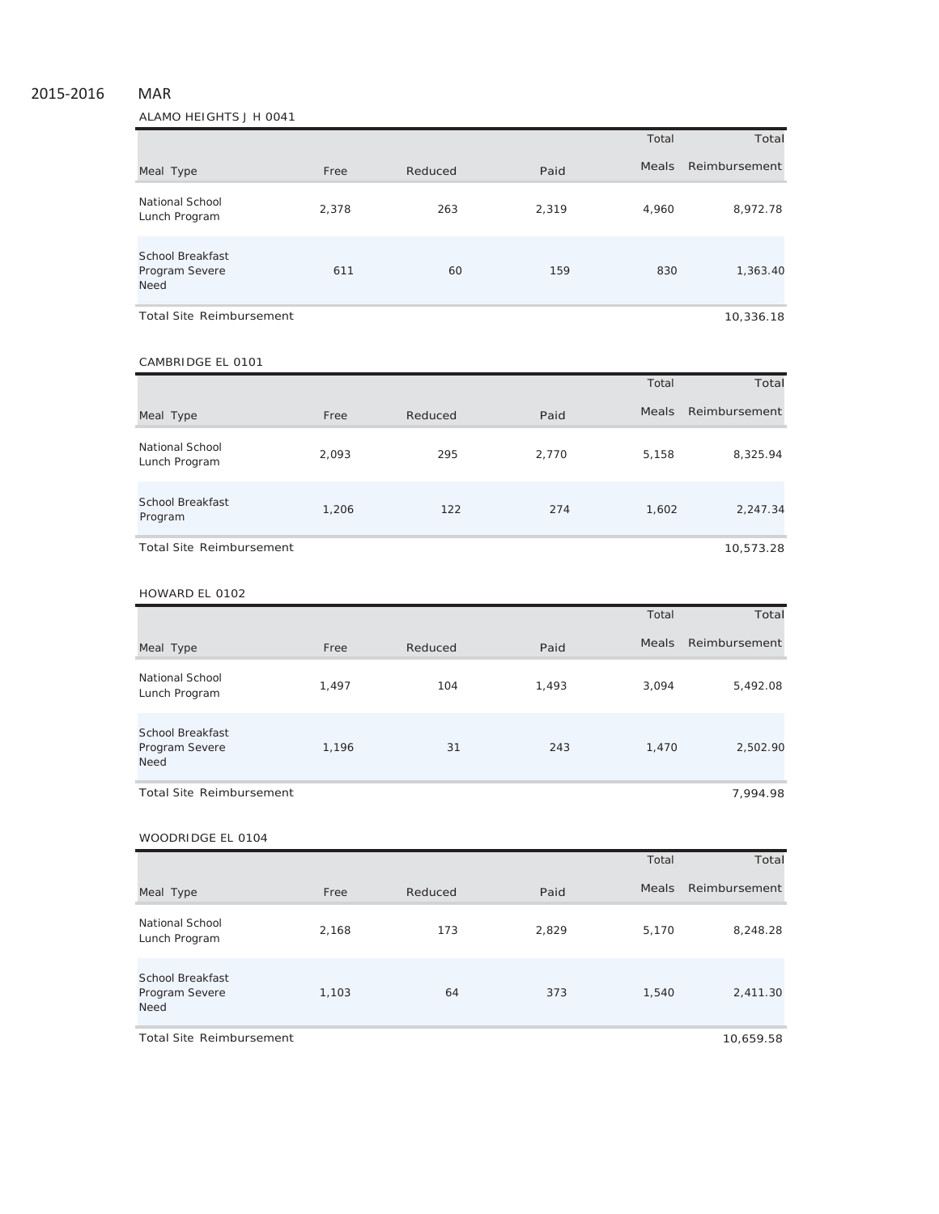2015-2016 MAR

ALAMO HEIGHTS J H 0041

| Meal Type | Free | Reduced | Paid | Total Meals | Total Reimbursement |
| --- | --- | --- | --- | --- | --- |
| National School Lunch Program | 2,378 | 263 | 2,319 | 4,960 | 8,972.78 |
| School Breakfast Program Severe Need | 611 | 60 | 159 | 830 | 1,363.40 |
| Total Site Reimbursement | | | | | 10,336.18 |

CAMBRIDGE EL 0101

| Meal Type | Free | Reduced | Paid | Total Meals | Total Reimbursement |
| --- | --- | --- | --- | --- | --- |
| National School Lunch Program | 2,093 | 295 | 2,770 | 5,158 | 8,325.94 |
| School Breakfast Program | 1,206 | 122 | 274 | 1,602 | 2,247.34 |
| Total Site Reimbursement | | | | | 10,573.28 |

HOWARD EL 0102

| Meal Type | Free | Reduced | Paid | Total Meals | Total Reimbursement |
| --- | --- | --- | --- | --- | --- |
| National School Lunch Program | 1,497 | 104 | 1,493 | 3,094 | 5,492.08 |
| School Breakfast Program Severe Need | 1,196 | 31 | 243 | 1,470 | 2,502.90 |
| Total Site Reimbursement | | | | | 7,994.98 |

WOODRIDGE EL 0104

| Meal Type | Free | Reduced | Paid | Total Meals | Total Reimbursement |
| --- | --- | --- | --- | --- | --- |
| National School Lunch Program | 2,168 | 173 | 2,829 | 5,170 | 8,248.28 |
| School Breakfast Program Severe Need | 1,103 | 64 | 373 | 1,540 | 2,411.30 |
| Total Site Reimbursement | | | | | 10,659.58 |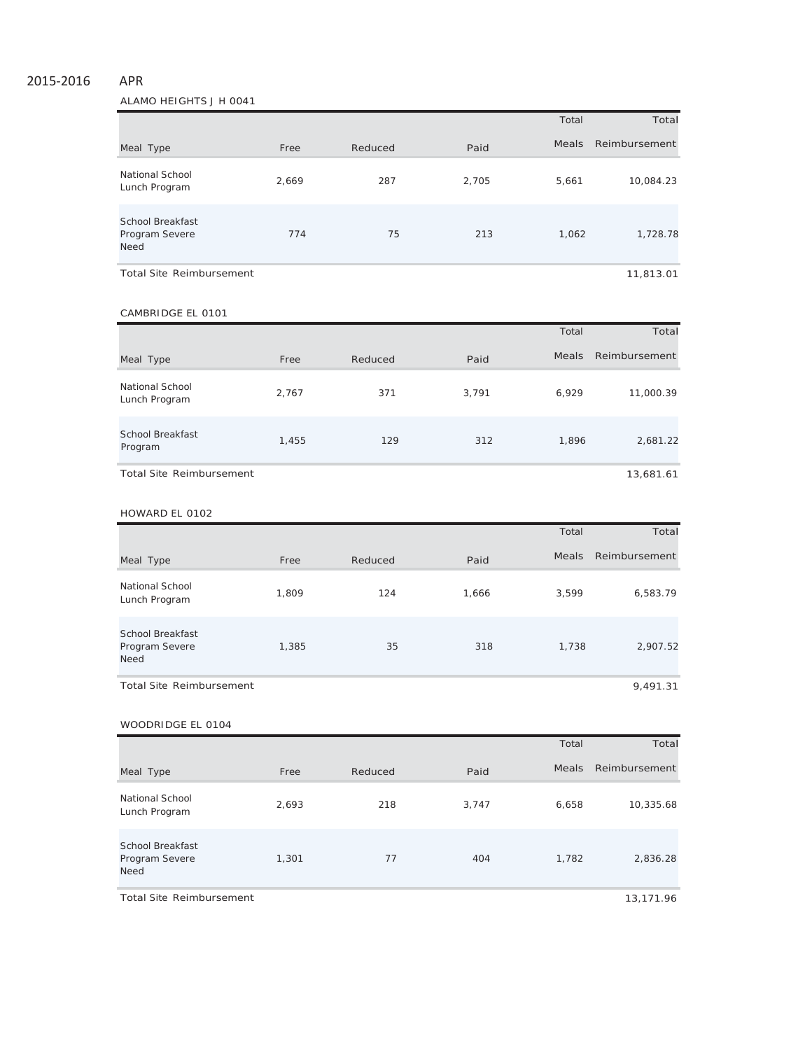2015-2016 APR

ALAMO HEIGHTS J H 0041

| Meal Type | Free | Reduced | Paid | Total Meals | Total Reimbursement |
|---|---|---|---|---|---|
| National School Lunch Program | 2,669 | 287 | 2,705 | 5,661 | 10,084.23 |
| School Breakfast Program Severe Need | 774 | 75 | 213 | 1,062 | 1,728.78 |
| Total Site Reimbursement | | | | | 11,813.01 |

CAMBRIDGE EL 0101

| Meal Type | Free | Reduced | Paid | Total Meals | Total Reimbursement |
|---|---|---|---|---|---|
| National School Lunch Program | 2,767 | 371 | 3,791 | 6,929 | 11,000.39 |
| School Breakfast Program | 1,455 | 129 | 312 | 1,896 | 2,681.22 |
| Total Site Reimbursement | | | | | 13,681.61 |

HOWARD EL 0102

| Meal Type | Free | Reduced | Paid | Total Meals | Total Reimbursement |
|---|---|---|---|---|---|
| National School Lunch Program | 1,809 | 124 | 1,666 | 3,599 | 6,583.79 |
| School Breakfast Program Severe Need | 1,385 | 35 | 318 | 1,738 | 2,907.52 |
| Total Site Reimbursement | | | | | 9,491.31 |

WOODRIDGE EL 0104

| Meal Type | Free | Reduced | Paid | Total Meals | Total Reimbursement |
|---|---|---|---|---|---|
| National School Lunch Program | 2,693 | 218 | 3,747 | 6,658 | 10,335.68 |
| School Breakfast Program Severe Need | 1,301 | 77 | 404 | 1,782 | 2,836.28 |
| Total Site Reimbursement | | | | | 13,171.96 |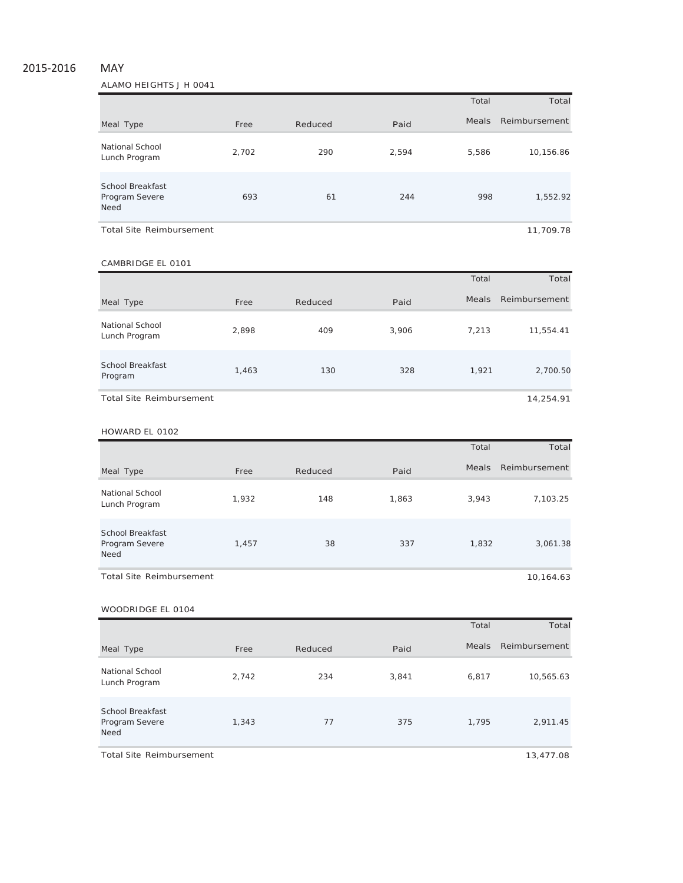2015-2016 MAY

ALAMO HEIGHTS J H 0041

| Meal Type | Free | Reduced | Paid | Total Meals | Total Reimbursement |
|---|---|---|---|---|---|
| National School Lunch Program | 2,702 | 290 | 2,594 | 5,586 | 10,156.86 |
| School Breakfast Program Severe Need | 693 | 61 | 244 | 998 | 1,552.92 |
| Total Site Reimbursement | | | | | 11,709.78 |

CAMBRIDGE EL 0101

| Meal Type | Free | Reduced | Paid | Total Meals | Total Reimbursement |
|---|---|---|---|---|---|
| National School Lunch Program | 2,898 | 409 | 3,906 | 7,213 | 11,554.41 |
| School Breakfast Program | 1,463 | 130 | 328 | 1,921 | 2,700.50 |
| Total Site Reimbursement | | | | | 14,254.91 |

HOWARD EL 0102

| Meal Type | Free | Reduced | Paid | Total Meals | Total Reimbursement |
|---|---|---|---|---|---|
| National School Lunch Program | 1,932 | 148 | 1,863 | 3,943 | 7,103.25 |
| School Breakfast Program Severe Need | 1,457 | 38 | 337 | 1,832 | 3,061.38 |
| Total Site Reimbursement | | | | | 10,164.63 |

WOODRIDGE EL 0104

| Meal Type | Free | Reduced | Paid | Total Meals | Total Reimbursement |
|---|---|---|---|---|---|
| National School Lunch Program | 2,742 | 234 | 3,841 | 6,817 | 10,565.63 |
| School Breakfast Program Severe Need | 1,343 | 77 | 375 | 1,795 | 2,911.45 |
| Total Site Reimbursement | | | | | 13,477.08 |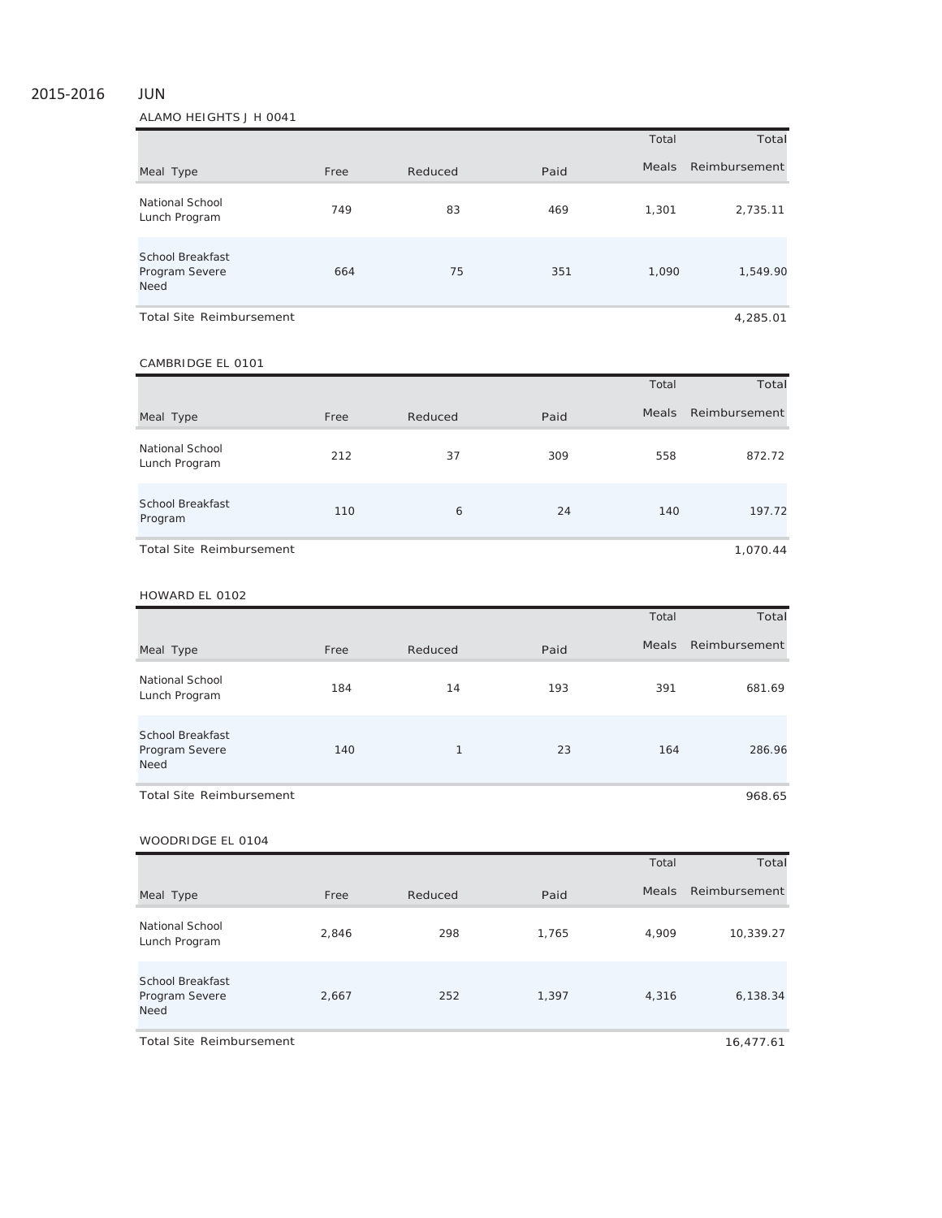2015-2016 JUN

ALAMO HEIGHTS J H 0041

| Meal Type | Free | Reduced | Paid | Total Meals | Total Reimbursement |
|---|---|---|---|---|---|
| National School Lunch Program | 749 | 83 | 469 | 1,301 | 2,735.11 |
| School Breakfast Program Severe Need | 664 | 75 | 351 | 1,090 | 1,549.90 |
| Total Site Reimbursement | | | | | 4,285.01 |

CAMBRIDGE EL 0101

| Meal Type | Free | Reduced | Paid | Total Meals | Total Reimbursement |
|---|---|---|---|---|---|
| National School Lunch Program | 212 | 37 | 309 | 558 | 872.72 |
| School Breakfast Program | 110 | 6 | 24 | 140 | 197.72 |
| Total Site Reimbursement | | | | | 1,070.44 |

HOWARD EL 0102

| Meal Type | Free | Reduced | Paid | Total Meals | Total Reimbursement |
|---|---|---|---|---|---|
| National School Lunch Program | 184 | 14 | 193 | 391 | 681.69 |
| School Breakfast Program Severe Need | 140 | 1 | 23 | 164 | 286.96 |
| Total Site Reimbursement | | | | | 968.65 |

WOODRIDGE EL 0104

| Meal Type | Free | Reduced | Paid | Total Meals | Total Reimbursement |
|---|---|---|---|---|---|
| National School Lunch Program | 2,846 | 298 | 1,765 | 4,909 | 10,339.27 |
| School Breakfast Program Severe Need | 2,667 | 252 | 1,397 | 4,316 | 6,138.34 |
| Total Site Reimbursement | | | | | 16,477.61 |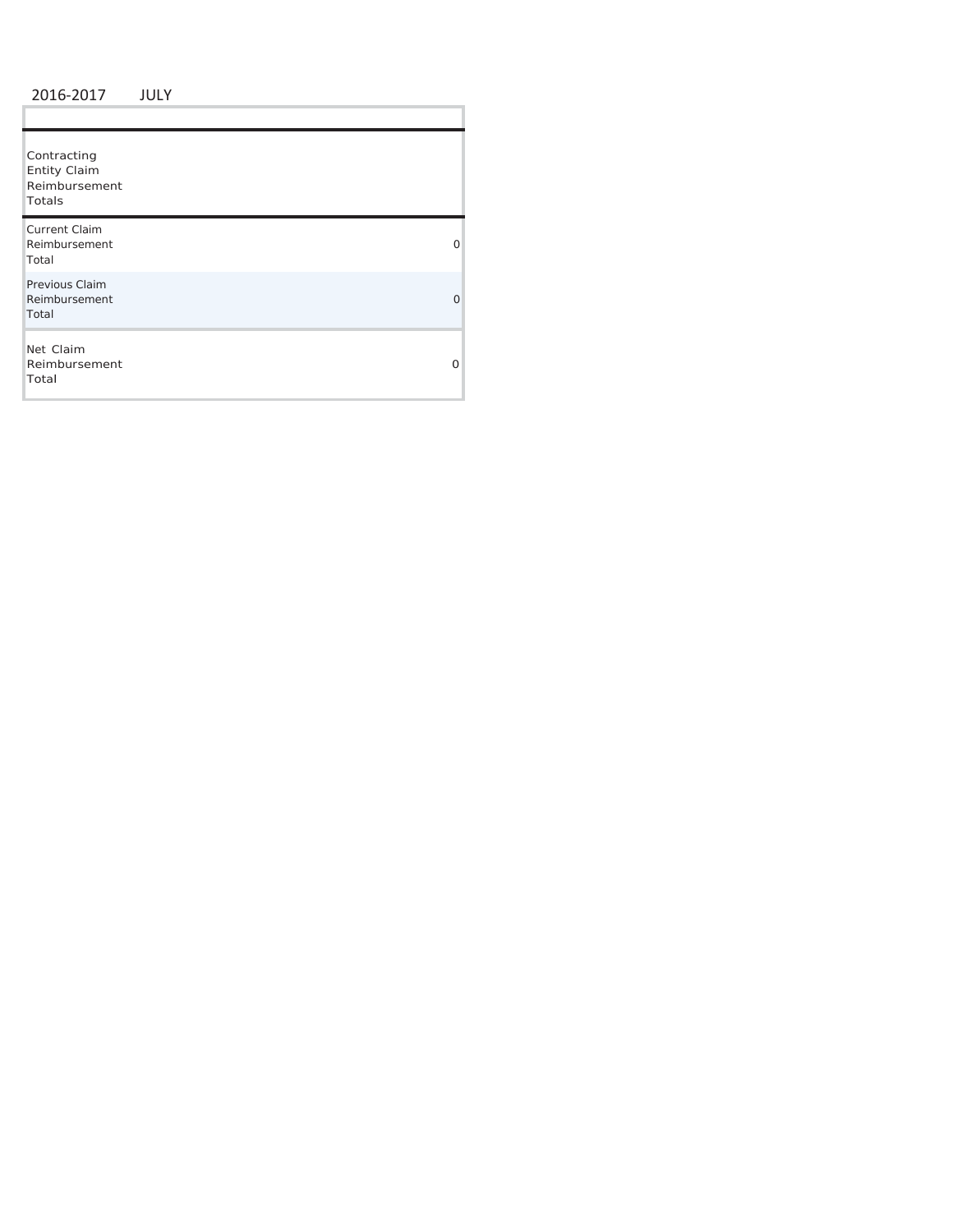2016-2017 JULY

| Contracting Entity Claim Reimbursement Totals | |
|---|---|
| Current Claim Reimbursement Total | 0 |
| Previous Claim Reimbursement Total | 0 |
| Net Claim Reimbursement Total | 0 |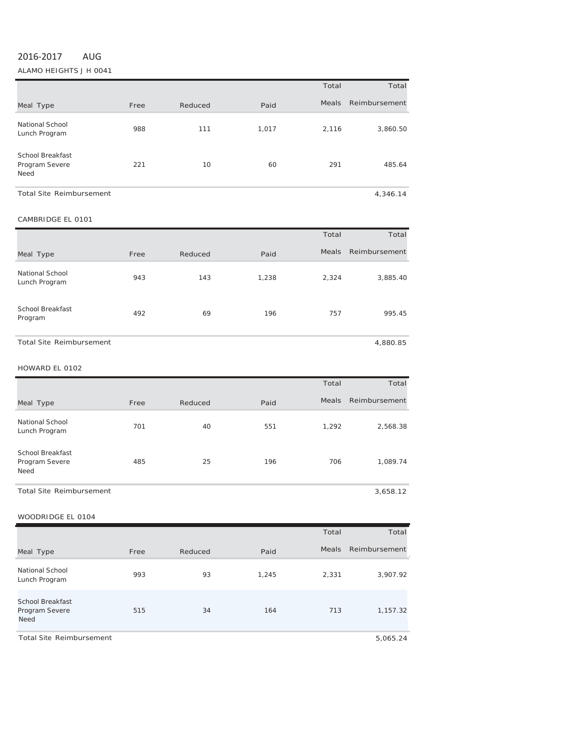2016-2017 AUG

ALAMO HEIGHTS J H 0041

| Meal Type | Free | Reduced | Paid | Total Meals | Total Reimbursement |
|---|---|---|---|---|---|
| National School Lunch Program | 988 | 111 | 1,017 | 2,116 | 3,860.50 |
| School Breakfast Program Severe Need | 221 | 10 | 60 | 291 | 485.64 |
| Total Site Reimbursement | | | | | 4,346.14 |

CAMBRIDGE EL 0101

| Meal Type | Free | Reduced | Paid | Total Meals | Total Reimbursement |
|---|---|---|---|---|---|
| National School Lunch Program | 943 | 143 | 1,238 | 2,324 | 3,885.40 |
| School Breakfast Program | 492 | 69 | 196 | 757 | 995.45 |
| Total Site Reimbursement | | | | | 4,880.85 |

HOWARD EL 0102

| Meal Type | Free | Reduced | Paid | Total Meals | Total Reimbursement |
|---|---|---|---|---|---|
| National School Lunch Program | 701 | 40 | 551 | 1,292 | 2,568.38 |
| School Breakfast Program Severe Need | 485 | 25 | 196 | 706 | 1,089.74 |
| Total Site Reimbursement | | | | | 3,658.12 |

WOODRIDGE EL 0104

| Meal Type | Free | Reduced | Paid | Total Meals | Total Reimbursement |
|---|---|---|---|---|---|
| National School Lunch Program | 993 | 93 | 1,245 | 2,331 | 3,907.92 |
| School Breakfast Program Severe Need | 515 | 34 | 164 | 713 | 1,157.32 |
| Total Site Reimbursement | | | | | 5,065.24 |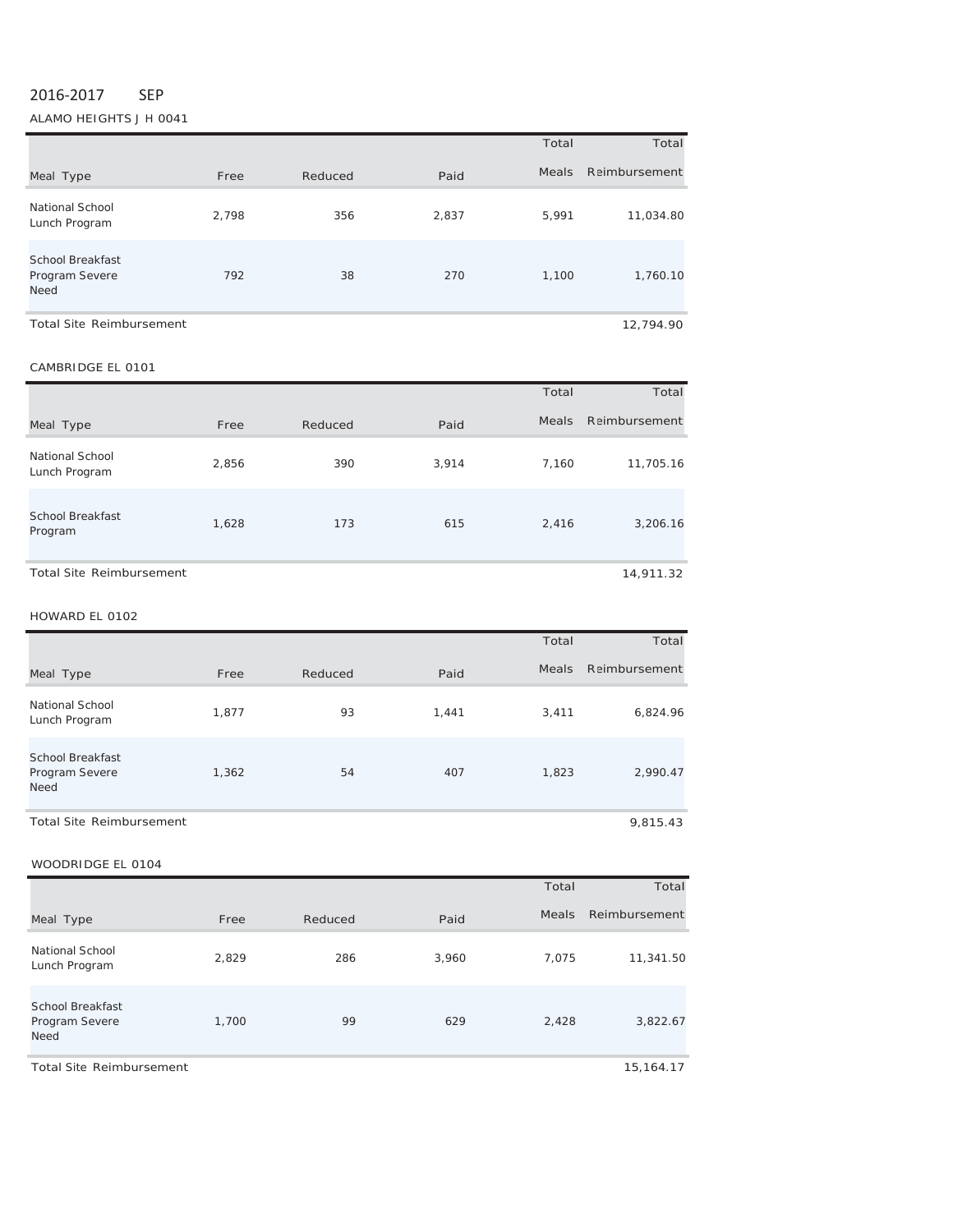2016-2017 SEP

ALAMO HEIGHTS J H 0041

| Meal Type | Free | Reduced | Paid | Total Meals | Total Reimbursement |
|---|---|---|---|---|---|
| National School Lunch Program | 2,798 | 356 | 2,837 | 5,991 | 11,034.80 |
| School Breakfast Program Severe Need | 792 | 38 | 270 | 1,100 | 1,760.10 |
| Total Site Reimbursement | | | | | 12,794.90 |

CAMBRIDGE EL 0101

| Meal Type | Free | Reduced | Paid | Total Meals | Total Reimbursement |
|---|---|---|---|---|---|
| National School Lunch Program | 2,856 | 390 | 3,914 | 7,160 | 11,705.16 |
| School Breakfast Program | 1,628 | 173 | 615 | 2,416 | 3,206.16 |
| Total Site Reimbursement | | | | | 14,911.32 |

HOWARD EL 0102

| Meal Type | Free | Reduced | Paid | Total Meals | Total Reimbursement |
|---|---|---|---|---|---|
| National School Lunch Program | 1,877 | 93 | 1,441 | 3,411 | 6,824.96 |
| School Breakfast Program Severe Need | 1,362 | 54 | 407 | 1,823 | 2,990.47 |
| Total Site Reimbursement | | | | | 9,815.43 |

WOODRIDGE EL 0104

| Meal Type | Free | Reduced | Paid | Total Meals | Total Reimbursement |
|---|---|---|---|---|---|
| National School Lunch Program | 2,829 | 286 | 3,960 | 7,075 | 11,341.50 |
| School Breakfast Program Severe Need | 1,700 | 99 | 629 | 2,428 | 3,822.67 |
| Total Site Reimbursement | | | | | 15,164.17 |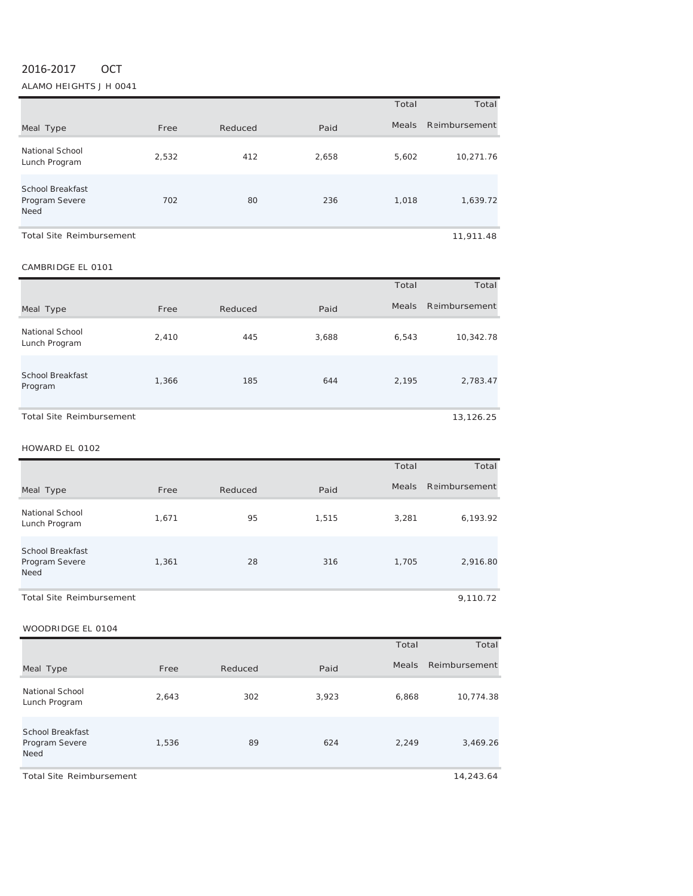2016-2017 OCT

ALAMO HEIGHTS J H 0041

| Meal Type | Free | Reduced | Paid | Total Meals | Total Reimbursement |
|---|---|---|---|---|---|
| National School Lunch Program | 2,532 | 412 | 2,658 | 5,602 | 10,271.76 |
| School Breakfast Program Severe Need | 702 | 80 | 236 | 1,018 | 1,639.72 |
| Total Site Reimbursement | | | | | 11,911.48 |

CAMBRIDGE EL 0101

| Meal Type | Free | Reduced | Paid | Total Meals | Total Reimbursement |
|---|---|---|---|---|---|
| National School Lunch Program | 2,410 | 445 | 3,688 | 6,543 | 10,342.78 |
| School Breakfast Program | 1,366 | 185 | 644 | 2,195 | 2,783.47 |
| Total Site Reimbursement | | | | | 13,126.25 |

HOWARD EL 0102

| Meal Type | Free | Reduced | Paid | Total Meals | Total Reimbursement |
|---|---|---|---|---|---|
| National School Lunch Program | 1,671 | 95 | 1,515 | 3,281 | 6,193.92 |
| School Breakfast Program Severe Need | 1,361 | 28 | 316 | 1,705 | 2,916.80 |
| Total Site Reimbursement | | | | | 9,110.72 |

WOODRIDGE EL 0104

| Meal Type | Free | Reduced | Paid | Total Meals | Total Reimbursement |
|---|---|---|---|---|---|
| National School Lunch Program | 2,643 | 302 | 3,923 | 6,868 | 10,774.38 |
| School Breakfast Program Severe Need | 1,536 | 89 | 624 | 2,249 | 3,469.26 |
| Total Site Reimbursement | | | | | 14,243.64 |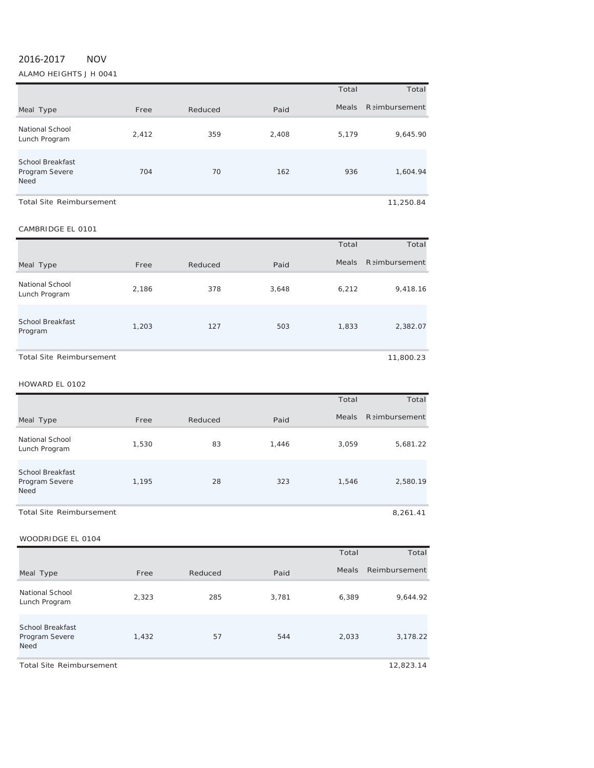2016-2017 NOV

ALAMO HEIGHTS J H 0041

| Meal Type | Free | Reduced | Paid | Total Meals | Total Reimbursement |
|---|---|---|---|---|---|
| National School Lunch Program | 2,412 | 359 | 2,408 | 5,179 | 9,645.90 |
| School Breakfast Program Severe Need | 704 | 70 | 162 | 936 | 1,604.94 |
| Total Site Reimbursement | | | | | 11,250.84 |

CAMBRIDGE EL 0101

| Meal Type | Free | Reduced | Paid | Total Meals | Total Reimbursement |
|---|---|---|---|---|---|
| National School Lunch Program | 2,186 | 378 | 3,648 | 6,212 | 9,418.16 |
| School Breakfast Program | 1,203 | 127 | 503 | 1,833 | 2,382.07 |
| Total Site Reimbursement | | | | | 11,800.23 |

HOWARD EL 0102

| Meal Type | Free | Reduced | Paid | Total Meals | Total Reimbursement |
|---|---|---|---|---|---|
| National School Lunch Program | 1,530 | 83 | 1,446 | 3,059 | 5,681.22 |
| School Breakfast Program Severe Need | 1,195 | 28 | 323 | 1,546 | 2,580.19 |
| Total Site Reimbursement | | | | | 8,261.41 |

WOODRIDGE EL 0104

| Meal Type | Free | Reduced | Paid | Total Meals | Total Reimbursement |
|---|---|---|---|---|---|
| National School Lunch Program | 2,323 | 285 | 3,781 | 6,389 | 9,644.92 |
| School Breakfast Program Severe Need | 1,432 | 57 | 544 | 2,033 | 3,178.22 |
| Total Site Reimbursement | | | | | 12,823.14 |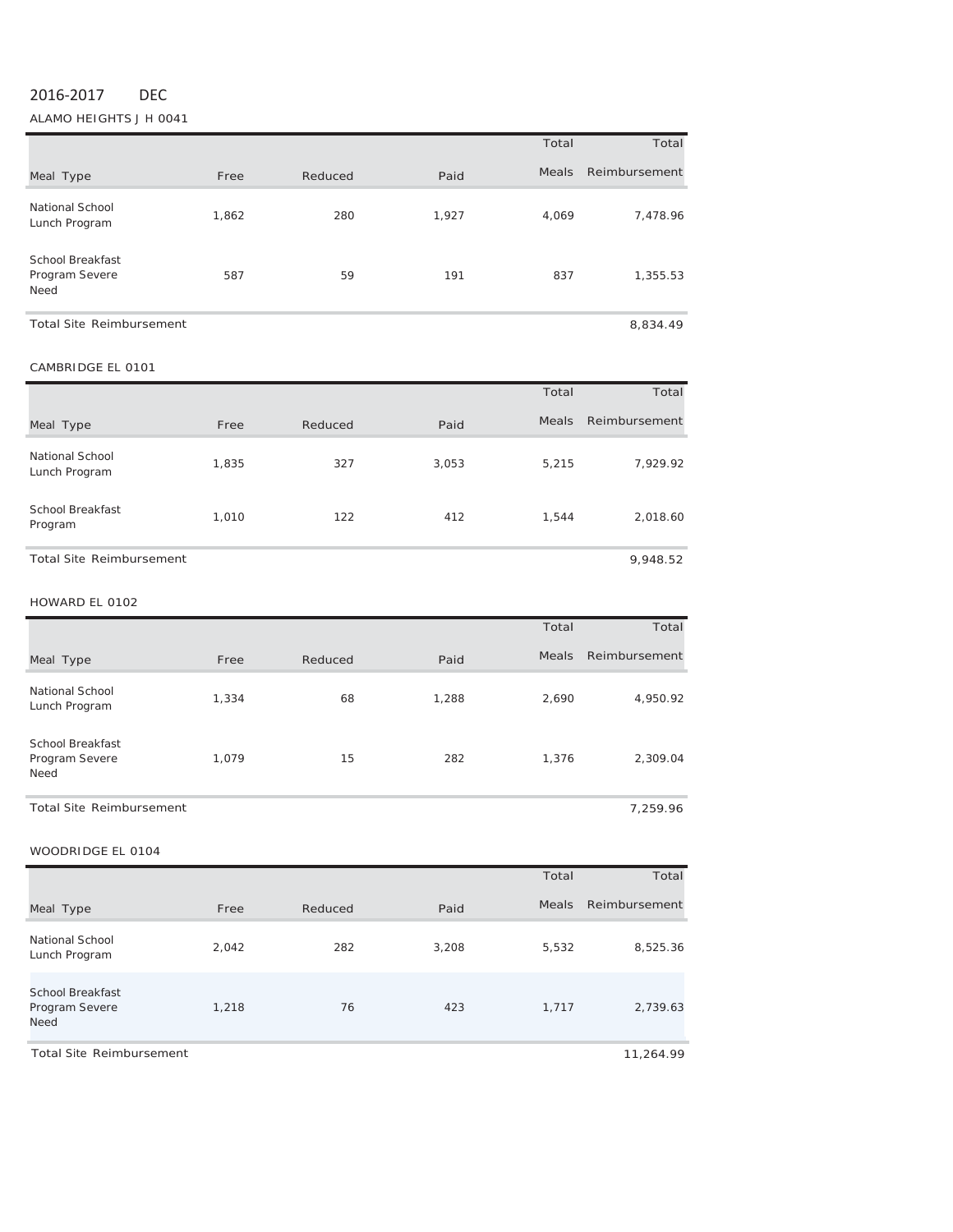2016-2017 DEC

ALAMO HEIGHTS J H 0041

| Meal Type | Free | Reduced | Paid | Total Meals | Total Reimbursement |
|---|---|---|---|---|---|
| National School Lunch Program | 1,862 | 280 | 1,927 | 4,069 | 7,478.96 |
| School Breakfast Program Severe Need | 587 | 59 | 191 | 837 | 1,355.53 |
| Total Site Reimbursement | | | | | 8,834.49 |

CAMBRIDGE EL 0101

| Meal Type | Free | Reduced | Paid | Total Meals | Total Reimbursement |
|---|---|---|---|---|---|
| National School Lunch Program | 1,835 | 327 | 3,053 | 5,215 | 7,929.92 |
| School Breakfast Program | 1,010 | 122 | 412 | 1,544 | 2,018.60 |
| Total Site Reimbursement | | | | | 9,948.52 |

HOWARD EL 0102

| Meal Type | Free | Reduced | Paid | Total Meals | Total Reimbursement |
|---|---|---|---|---|---|
| National School Lunch Program | 1,334 | 68 | 1,288 | 2,690 | 4,950.92 |
| School Breakfast Program Severe Need | 1,079 | 15 | 282 | 1,376 | 2,309.04 |
| Total Site Reimbursement | | | | | 7,259.96 |

WOODRIDGE EL 0104

| Meal Type | Free | Reduced | Paid | Total Meals | Total Reimbursement |
|---|---|---|---|---|---|
| National School Lunch Program | 2,042 | 282 | 3,208 | 5,532 | 8,525.36 |
| School Breakfast Program Severe Need | 1,218 | 76 | 423 | 1,717 | 2,739.63 |
| Total Site Reimbursement | | | | | 11,264.99 |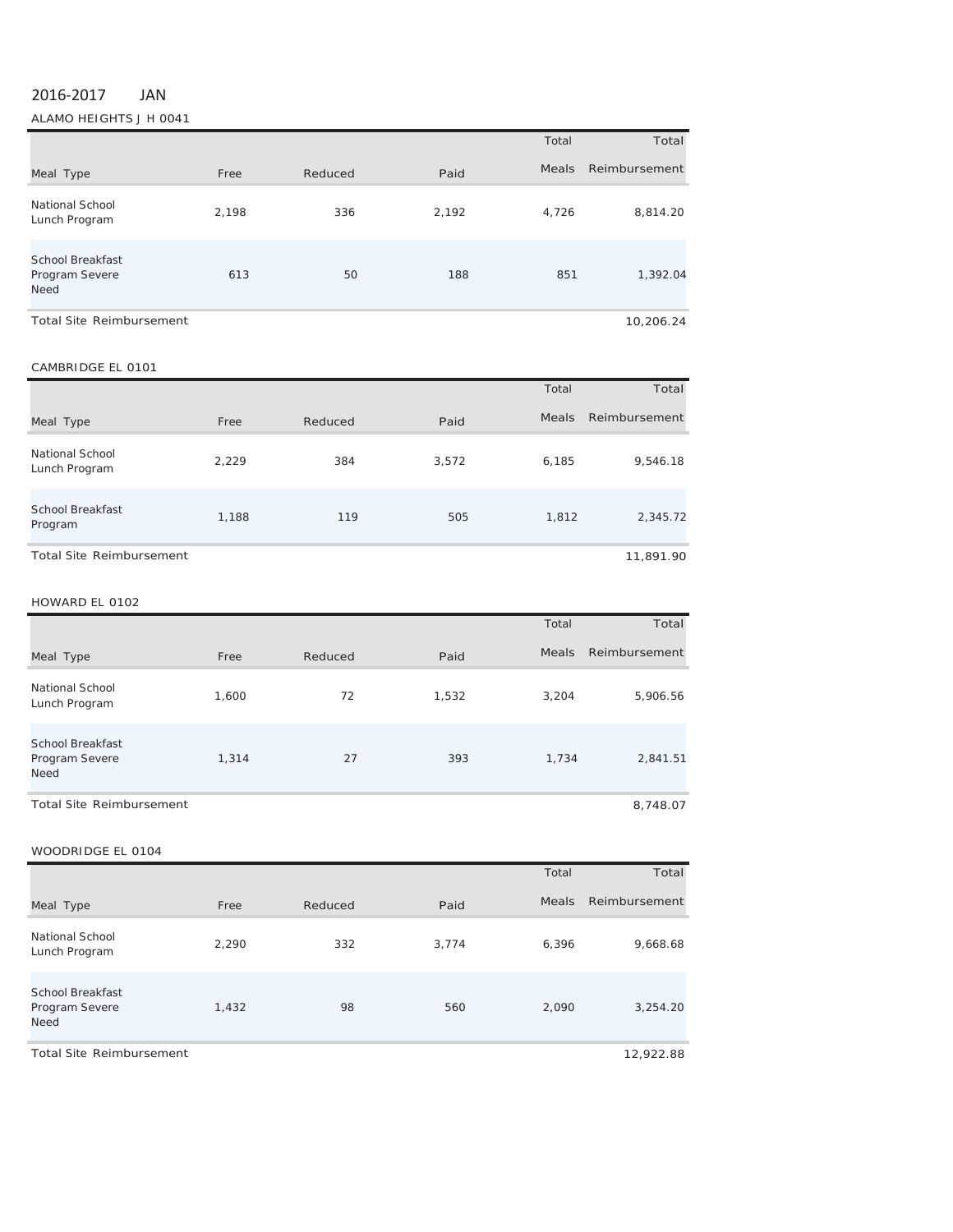2016-2017 JAN

ALAMO HEIGHTS J H 0041

| Meal Type | Free | Reduced | Paid | Total Meals | Total Reimbursement |
|---|---|---|---|---|---|
| National School Lunch Program | 2,198 | 336 | 2,192 | 4,726 | 8,814.20 |
| School Breakfast Program Severe Need | 613 | 50 | 188 | 851 | 1,392.04 |
| Total Site Reimbursement | | | | | 10,206.24 |

CAMBRIDGE EL 0101

| Meal Type | Free | Reduced | Paid | Total Meals | Total Reimbursement |
|---|---|---|---|---|---|
| National School Lunch Program | 2,229 | 384 | 3,572 | 6,185 | 9,546.18 |
| School Breakfast Program | 1,188 | 119 | 505 | 1,812 | 2,345.72 |
| Total Site Reimbursement | | | | | 11,891.90 |

HOWARD EL 0102

| Meal Type | Free | Reduced | Paid | Total Meals | Total Reimbursement |
|---|---|---|---|---|---|
| National School Lunch Program | 1,600 | 72 | 1,532 | 3,204 | 5,906.56 |
| School Breakfast Program Severe Need | 1,314 | 27 | 393 | 1,734 | 2,841.51 |
| Total Site Reimbursement | | | | | 8,748.07 |

WOODRIDGE EL 0104

| Meal Type | Free | Reduced | Paid | Total Meals | Total Reimbursement |
|---|---|---|---|---|---|
| National School Lunch Program | 2,290 | 332 | 3,774 | 6,396 | 9,668.68 |
| School Breakfast Program Severe Need | 1,432 | 98 | 560 | 2,090 | 3,254.20 |
| Total Site Reimbursement | | | | | 12,922.88 |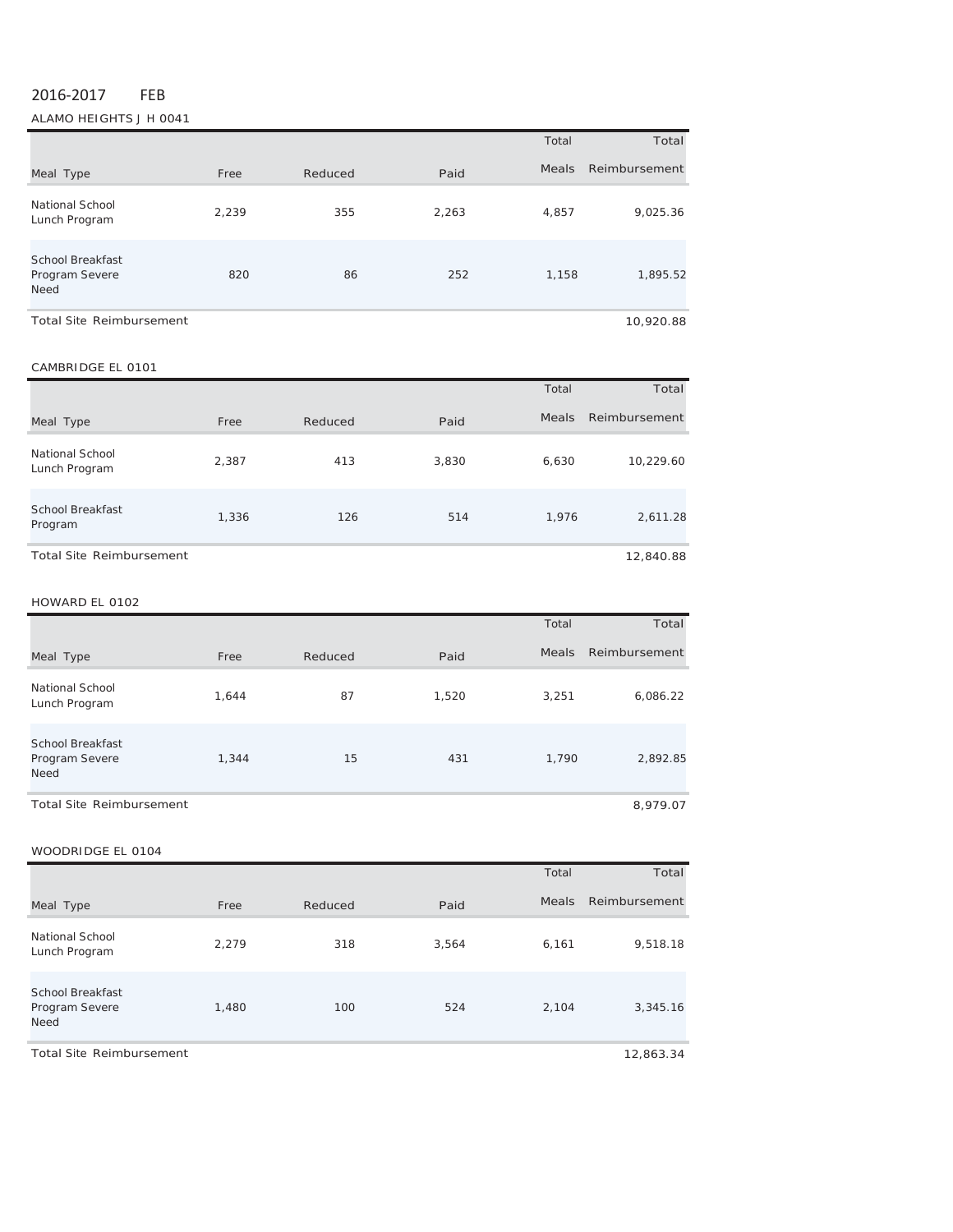2016-2017 FEB

ALAMO HEIGHTS J H 0041

| Meal Type | Free | Reduced | Paid | Total Meals | Total Reimbursement |
|---|---|---|---|---|---|
| National School Lunch Program | 2,239 | 355 | 2,263 | 4,857 | 9,025.36 |
| School Breakfast Program Severe Need | 820 | 86 | 252 | 1,158 | 1,895.52 |
| Total Site Reimbursement | | | | | 10,920.88 |

CAMBRIDGE EL 0101

| Meal Type | Free | Reduced | Paid | Total Meals | Total Reimbursement |
|---|---|---|---|---|---|
| National School Lunch Program | 2,387 | 413 | 3,830 | 6,630 | 10,229.60 |
| School Breakfast Program | 1,336 | 126 | 514 | 1,976 | 2,611.28 |
| Total Site Reimbursement | | | | | 12,840.88 |

HOWARD EL 0102

| Meal Type | Free | Reduced | Paid | Total Meals | Total Reimbursement |
|---|---|---|---|---|---|
| National School Lunch Program | 1,644 | 87 | 1,520 | 3,251 | 6,086.22 |
| School Breakfast Program Severe Need | 1,344 | 15 | 431 | 1,790 | 2,892.85 |
| Total Site Reimbursement | | | | | 8,979.07 |

WOODRIDGE EL 0104

| Meal Type | Free | Reduced | Paid | Total Meals | Total Reimbursement |
|---|---|---|---|---|---|
| National School Lunch Program | 2,279 | 318 | 3,564 | 6,161 | 9,518.18 |
| School Breakfast Program Severe Need | 1,480 | 100 | 524 | 2,104 | 3,345.16 |
| Total Site Reimbursement | | | | | 12,863.34 |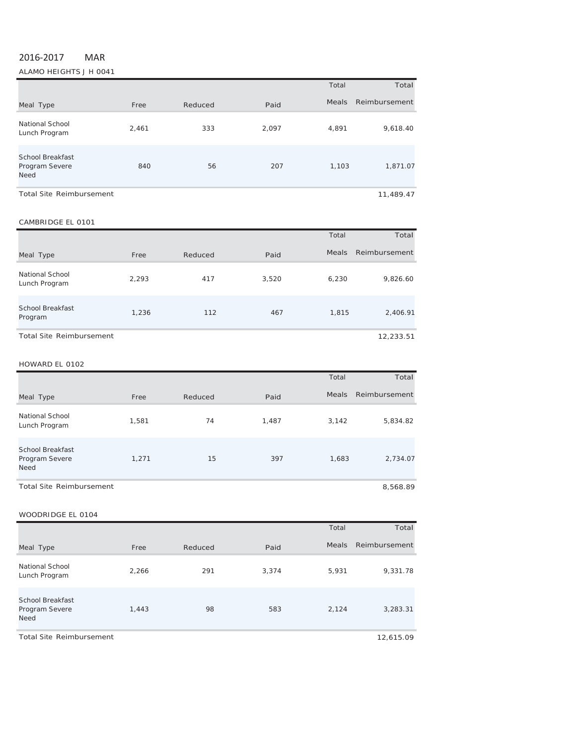2016-2017 MAR

ALAMO HEIGHTS J H 0041

| Meal Type | Free | Reduced | Paid | Total Meals | Total Reimbursement |
|---|---|---|---|---|---|
| National School Lunch Program | 2,461 | 333 | 2,097 | 4,891 | 9,618.40 |
| School Breakfast Program Severe Need | 840 | 56 | 207 | 1,103 | 1,871.07 |
| Total Site Reimbursement | | | | | 11,489.47 |

CAMBRIDGE EL 0101

| Meal Type | Free | Reduced | Paid | Total Meals | Total Reimbursement |
|---|---|---|---|---|---|
| National School Lunch Program | 2,293 | 417 | 3,520 | 6,230 | 9,826.60 |
| School Breakfast Program | 1,236 | 112 | 467 | 1,815 | 2,406.91 |
| Total Site Reimbursement | | | | | 12,233.51 |

HOWARD EL 0102

| Meal Type | Free | Reduced | Paid | Total Meals | Total Reimbursement |
|---|---|---|---|---|---|
| National School Lunch Program | 1,581 | 74 | 1,487 | 3,142 | 5,834.82 |
| School Breakfast Program Severe Need | 1,271 | 15 | 397 | 1,683 | 2,734.07 |
| Total Site Reimbursement | | | | | 8,568.89 |

WOODRIDGE EL 0104

| Meal Type | Free | Reduced | Paid | Total Meals | Total Reimbursement |
|---|---|---|---|---|---|
| National School Lunch Program | 2,266 | 291 | 3,374 | 5,931 | 9,331.78 |
| School Breakfast Program Severe Need | 1,443 | 98 | 583 | 2,124 | 3,283.31 |
| Total Site Reimbursement | | | | | 12,615.09 |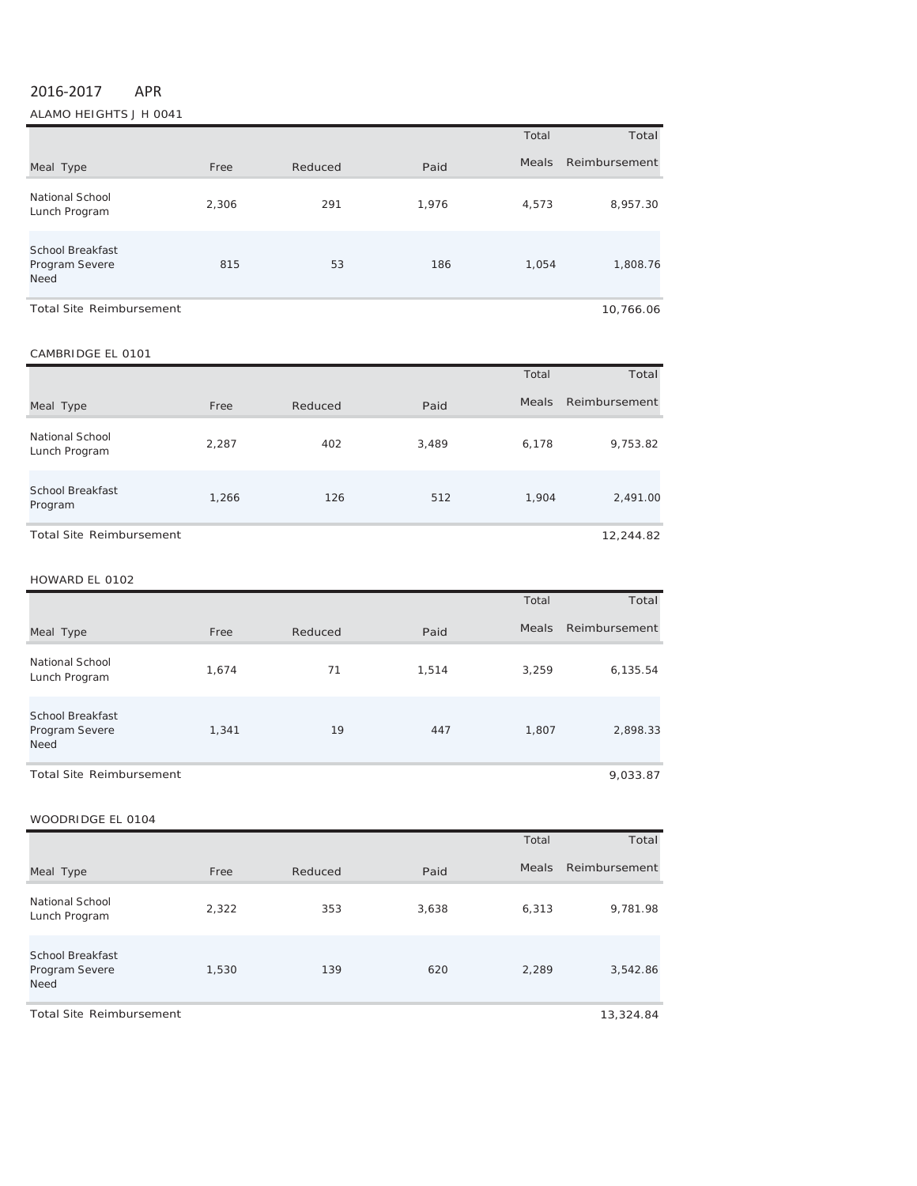2016-2017 APR

ALAMO HEIGHTS J H 0041

| Meal Type | Free | Reduced | Paid | Total Meals | Total Reimbursement |
|---|---|---|---|---|---|
| National School Lunch Program | 2,306 | 291 | 1,976 | 4,573 | 8,957.30 |
| School Breakfast Program Severe Need | 815 | 53 | 186 | 1,054 | 1,808.76 |
| Total Site Reimbursement | | | | | 10,766.06 |

CAMBRIDGE EL 0101

| Meal Type | Free | Reduced | Paid | Total Meals | Total Reimbursement |
|---|---|---|---|---|---|
| National School Lunch Program | 2,287 | 402 | 3,489 | 6,178 | 9,753.82 |
| School Breakfast Program | 1,266 | 126 | 512 | 1,904 | 2,491.00 |
| Total Site Reimbursement | | | | | 12,244.82 |

HOWARD EL 0102

| Meal Type | Free | Reduced | Paid | Total Meals | Total Reimbursement |
|---|---|---|---|---|---|
| National School Lunch Program | 1,674 | 71 | 1,514 | 3,259 | 6,135.54 |
| School Breakfast Program Severe Need | 1,341 | 19 | 447 | 1,807 | 2,898.33 |
| Total Site Reimbursement | | | | | 9,033.87 |

WOODRIDGE EL 0104

| Meal Type | Free | Reduced | Paid | Total Meals | Total Reimbursement |
|---|---|---|---|---|---|
| National School Lunch Program | 2,322 | 353 | 3,638 | 6,313 | 9,781.98 |
| School Breakfast Program Severe Need | 1,530 | 139 | 620 | 2,289 | 3,542.86 |
| Total Site Reimbursement | | | | | 13,324.84 |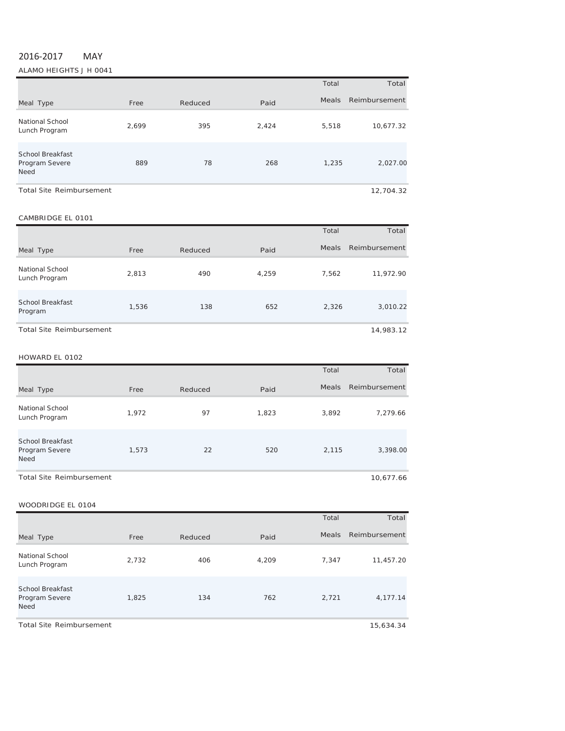2016-2017 MAY

ALAMO HEIGHTS J H 0041

| Meal Type | Free | Reduced | Paid | Total Meals | Total Reimbursement |
|---|---|---|---|---|---|
| National School Lunch Program | 2,699 | 395 | 2,424 | 5,518 | 10,677.32 |
| School Breakfast Program Severe Need | 889 | 78 | 268 | 1,235 | 2,027.00 |
| Total Site Reimbursement | | | | | 12,704.32 |

CAMBRIDGE EL 0101

| Meal Type | Free | Reduced | Paid | Total Meals | Total Reimbursement |
|---|---|---|---|---|---|
| National School Lunch Program | 2,813 | 490 | 4,259 | 7,562 | 11,972.90 |
| School Breakfast Program | 1,536 | 138 | 652 | 2,326 | 3,010.22 |
| Total Site Reimbursement | | | | | 14,983.12 |

HOWARD EL 0102

| Meal Type | Free | Reduced | Paid | Total Meals | Total Reimbursement |
|---|---|---|---|---|---|
| National School Lunch Program | 1,972 | 97 | 1,823 | 3,892 | 7,279.66 |
| School Breakfast Program Severe Need | 1,573 | 22 | 520 | 2,115 | 3,398.00 |
| Total Site Reimbursement | | | | | 10,677.66 |

WOODRIDGE EL 0104

| Meal Type | Free | Reduced | Paid | Total Meals | Total Reimbursement |
|---|---|---|---|---|---|
| National School Lunch Program | 2,732 | 406 | 4,209 | 7,347 | 11,457.20 |
| School Breakfast Program Severe Need | 1,825 | 134 | 762 | 2,721 | 4,177.14 |
| Total Site Reimbursement | | | | | 15,634.34 |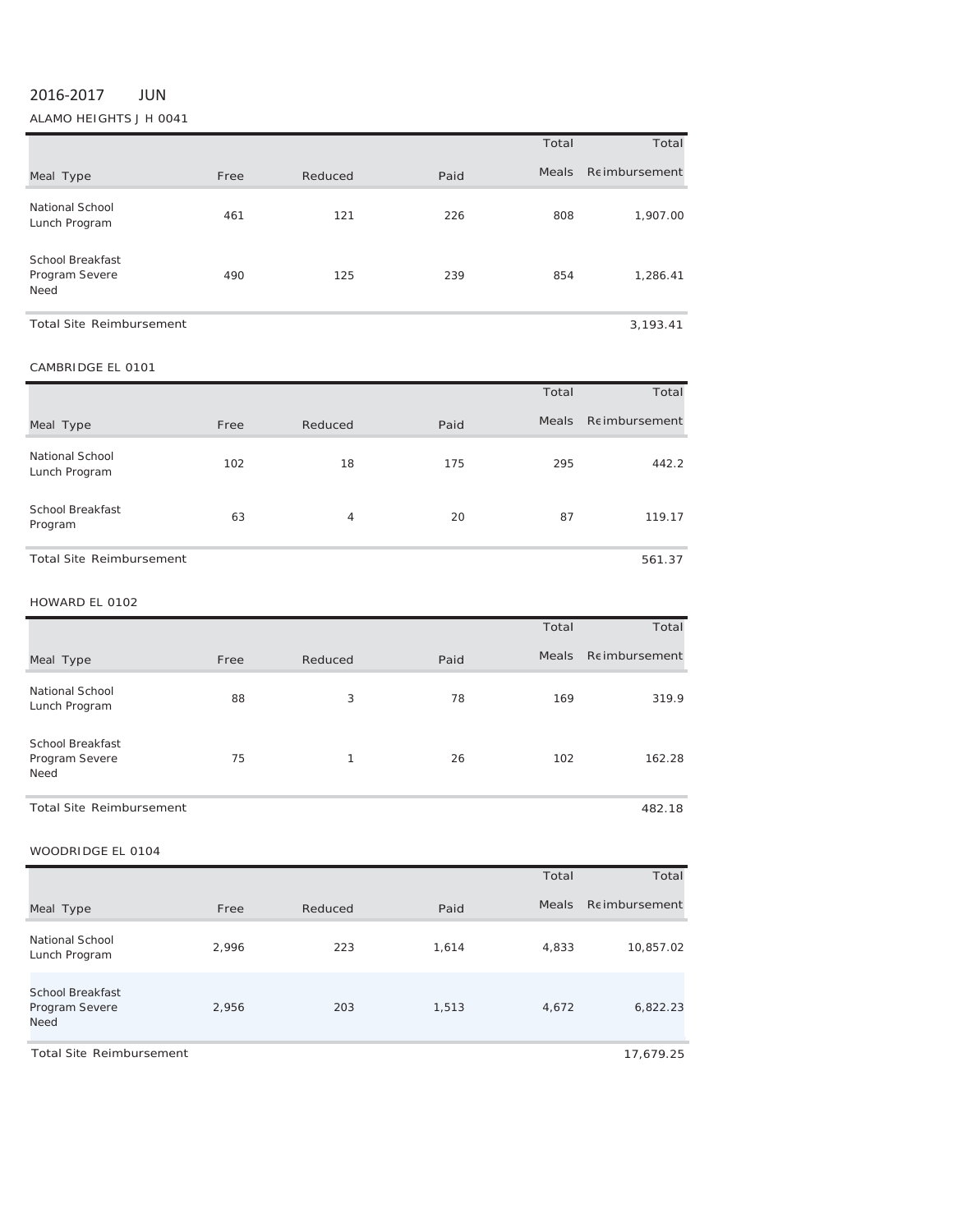2016-2017 JUN

ALAMO HEIGHTS J H 0041

| Meal Type | Free | Reduced | Paid | Total Meals | Total Reimbursement |
|---|---|---|---|---|---|
| National School Lunch Program | 461 | 121 | 226 | 808 | 1,907.00 |
| School Breakfast Program Severe Need | 490 | 125 | 239 | 854 | 1,286.41 |
| Total Site Reimbursement | | | | | 3,193.41 |

CAMBRIDGE EL 0101

| Meal Type | Free | Reduced | Paid | Total Meals | Total Reimbursement |
|---|---|---|---|---|---|
| National School Lunch Program | 102 | 18 | 175 | 295 | 442.2 |
| School Breakfast Program | 63 | 4 | 20 | 87 | 119.17 |
| Total Site Reimbursement | | | | | 561.37 |

HOWARD EL 0102

| Meal Type | Free | Reduced | Paid | Total Meals | Total Reimbursement |
|---|---|---|---|---|---|
| National School Lunch Program | 88 | 3 | 78 | 169 | 319.9 |
| School Breakfast Program Severe Need | 75 | 1 | 26 | 102 | 162.28 |
| Total Site Reimbursement | | | | | 482.18 |

WOODRIDGE EL 0104

| Meal Type | Free | Reduced | Paid | Total Meals | Total Reimbursement |
|---|---|---|---|---|---|
| National School Lunch Program | 2,996 | 223 | 1,614 | 4,833 | 10,857.02 |
| School Breakfast Program Severe Need | 2,956 | 203 | 1,513 | 4,672 | 6,822.23 |
| Total Site Reimbursement | | | | | 17,679.25 |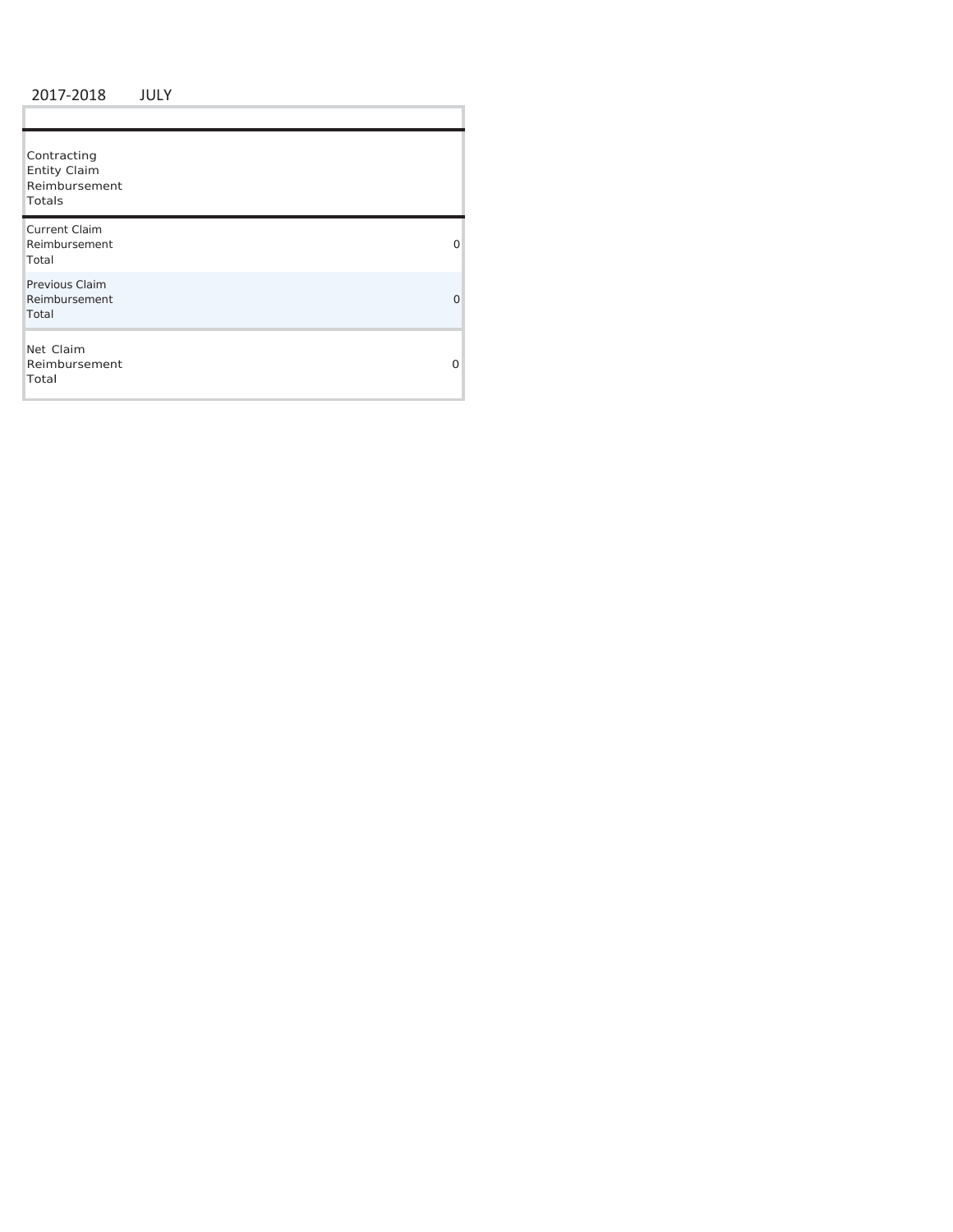2017-2018 JULY

| Contracting Entity Claim Reimbursement Totals | |
|---|---|
| Current Claim Reimbursement Total | 0 |
| Previous Claim Reimbursement Total | 0 |
| Net Claim Reimbursement Total | 0 |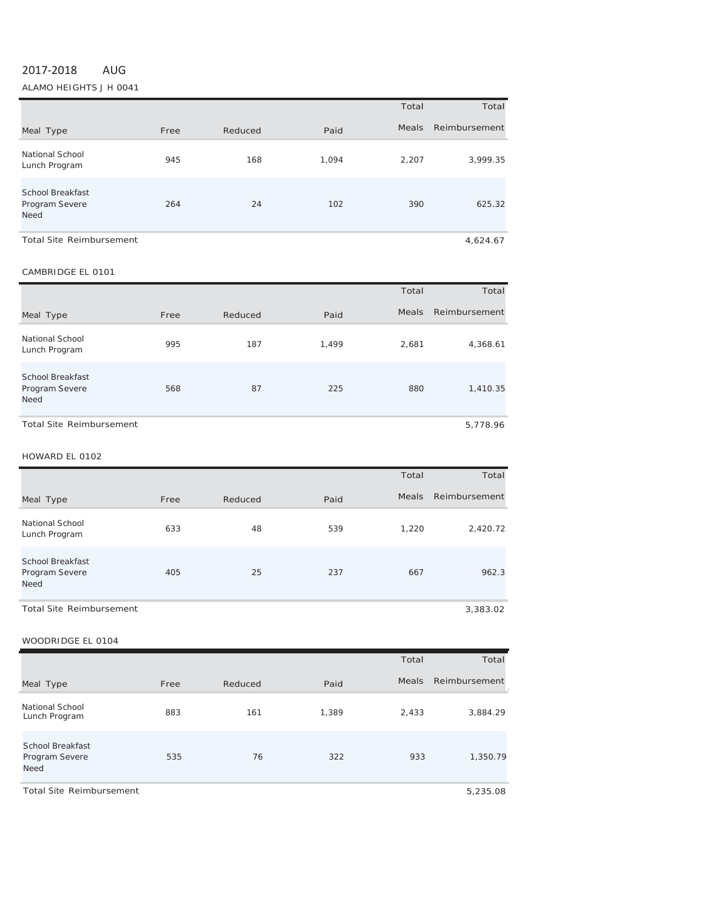2017-2018 AUG

ALAMO HEIGHTS J H 0041

| Meal Type | Free | Reduced | Paid | Total Meals | Total Reimbursement |
|---|---|---|---|---|---|
| National School Lunch Program | 945 | 168 | 1,094 | 2,207 | 3,999.35 |
| School Breakfast Program Severe Need | 264 | 24 | 102 | 390 | 625.32 |
| Total Site Reimbursement | | | | | 4,624.67 |

CAMBRIDGE EL 0101

| Meal Type | Free | Reduced | Paid | Total Meals | Total Reimbursement |
|---|---|---|---|---|---|
| National School Lunch Program | 995 | 187 | 1,499 | 2,681 | 4,368.61 |
| School Breakfast Program Severe Need | 568 | 87 | 225 | 880 | 1,410.35 |
| Total Site Reimbursement | | | | | 5,778.96 |

HOWARD EL 0102

| Meal Type | Free | Reduced | Paid | Total Meals | Total Reimbursement |
|---|---|---|---|---|---|
| National School Lunch Program | 633 | 48 | 539 | 1,220 | 2,420.72 |
| School Breakfast Program Severe Need | 405 | 25 | 237 | 667 | 962.3 |
| Total Site Reimbursement | | | | | 3,383.02 |

WOODRIDGE EL 0104

| Meal Type | Free | Reduced | Paid | Total Meals | Total Reimbursement |
|---|---|---|---|---|---|
| National School Lunch Program | 883 | 161 | 1,389 | 2,433 | 3,884.29 |
| School Breakfast Program Severe Need | 535 | 76 | 322 | 933 | 1,350.79 |
| Total Site Reimbursement | | | | | 5,235.08 |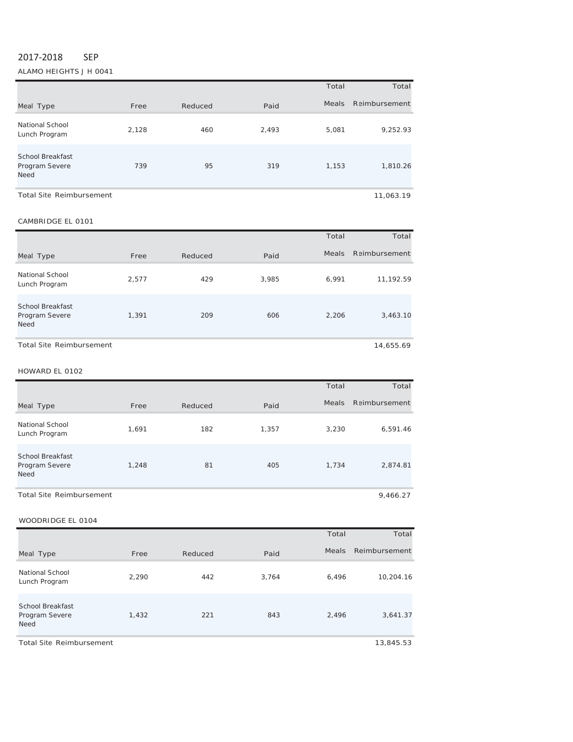2017-2018 SEP

ALAMO HEIGHTS J H 0041

| Meal Type | Free | Reduced | Paid | Total Meals | Total Reimbursement |
|---|---|---|---|---|---|
| National School Lunch Program | 2,128 | 460 | 2,493 | 5,081 | 9,252.93 |
| School Breakfast Program Severe Need | 739 | 95 | 319 | 1,153 | 1,810.26 |
| Total Site Reimbursement | | | | | 11,063.19 |

CAMBRIDGE EL 0101

| Meal Type | Free | Reduced | Paid | Total Meals | Total Reimbursement |
|---|---|---|---|---|---|
| National School Lunch Program | 2,577 | 429 | 3,985 | 6,991 | 11,192.59 |
| School Breakfast Program Severe Need | 1,391 | 209 | 606 | 2,206 | 3,463.10 |
| Total Site Reimbursement | | | | | 14,655.69 |

HOWARD EL 0102

| Meal Type | Free | Reduced | Paid | Total Meals | Total Reimbursement |
|---|---|---|---|---|---|
| National School Lunch Program | 1,691 | 182 | 1,357 | 3,230 | 6,591.46 |
| School Breakfast Program Severe Need | 1,248 | 81 | 405 | 1,734 | 2,874.81 |
| Total Site Reimbursement | | | | | 9,466.27 |

WOODRIDGE EL 0104

| Meal Type | Free | Reduced | Paid | Total Meals | Total Reimbursement |
|---|---|---|---|---|---|
| National School Lunch Program | 2,290 | 442 | 3,764 | 6,496 | 10,204.16 |
| School Breakfast Program Severe Need | 1,432 | 221 | 843 | 2,496 | 3,641.37 |
| Total Site Reimbursement | | | | | 13,845.53 |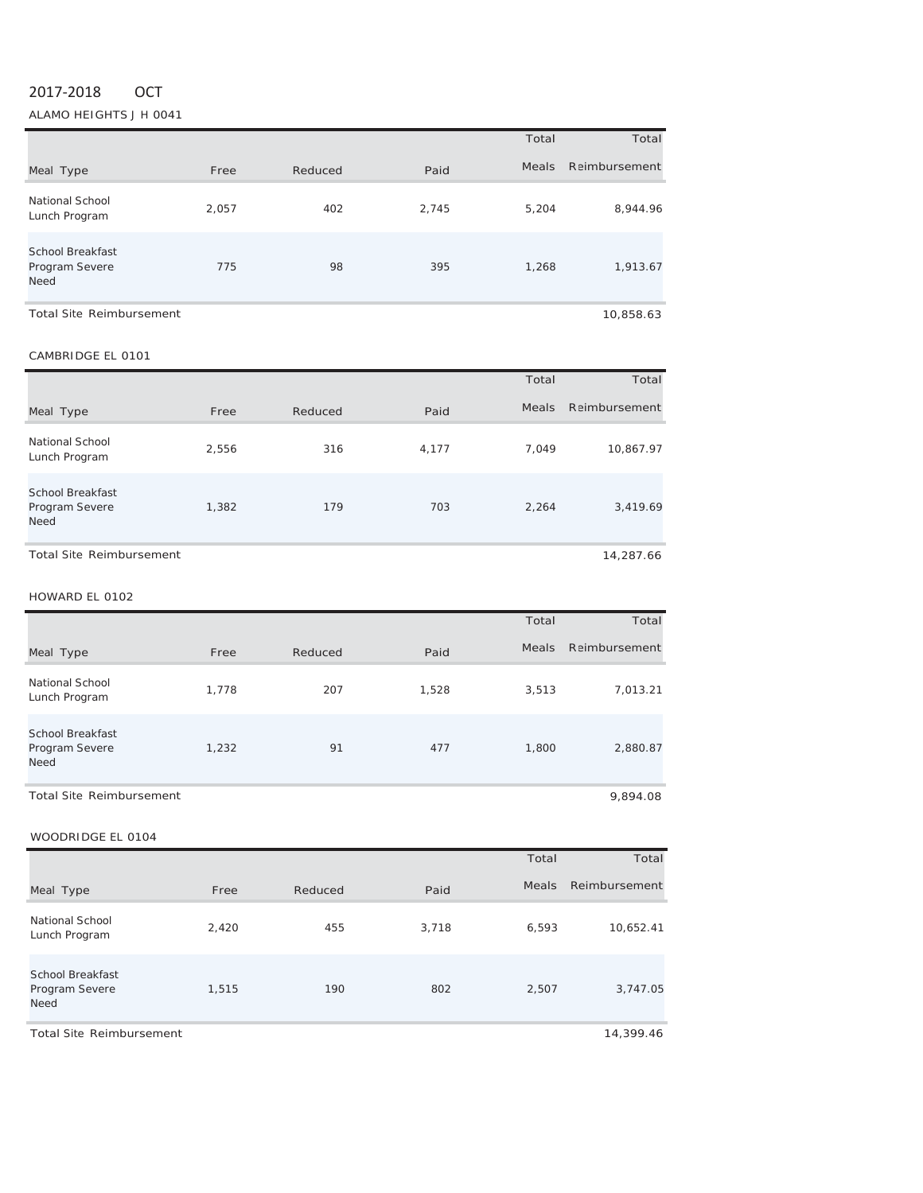2017-2018 OCT

ALAMO HEIGHTS J H 0041

| Meal Type | Free | Reduced | Paid | Total Meals | Total Reimbursement |
|---|---|---|---|---|---|
| National School Lunch Program | 2,057 | 402 | 2,745 | 5,204 | 8,944.96 |
| School Breakfast Program Severe Need | 775 | 98 | 395 | 1,268 | 1,913.67 |
| Total Site Reimbursement | | | | | 10,858.63 |

CAMBRIDGE EL 0101

| Meal Type | Free | Reduced | Paid | Total Meals | Total Reimbursement |
|---|---|---|---|---|---|
| National School Lunch Program | 2,556 | 316 | 4,177 | 7,049 | 10,867.97 |
| School Breakfast Program Severe Need | 1,382 | 179 | 703 | 2,264 | 3,419.69 |
| Total Site Reimbursement | | | | | 14,287.66 |

HOWARD EL 0102

| Meal Type | Free | Reduced | Paid | Total Meals | Total Reimbursement |
|---|---|---|---|---|---|
| National School Lunch Program | 1,778 | 207 | 1,528 | 3,513 | 7,013.21 |
| School Breakfast Program Severe Need | 1,232 | 91 | 477 | 1,800 | 2,880.87 |
| Total Site Reimbursement | | | | | 9,894.08 |

WOODRIDGE EL 0104

| Meal Type | Free | Reduced | Paid | Total Meals | Total Reimbursement |
|---|---|---|---|---|---|
| National School Lunch Program | 2,420 | 455 | 3,718 | 6,593 | 10,652.41 |
| School Breakfast Program Severe Need | 1,515 | 190 | 802 | 2,507 | 3,747.05 |
| Total Site Reimbursement | | | | | 14,399.46 |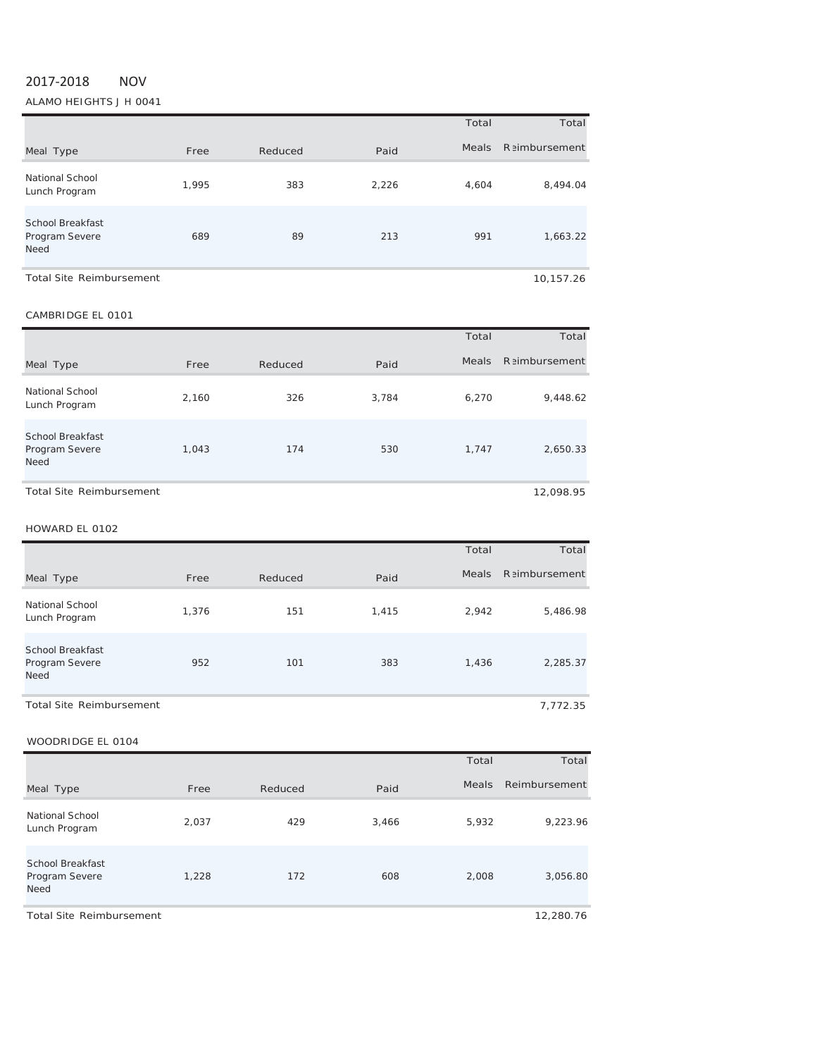2017-2018 NOV

ALAMO HEIGHTS J H 0041

| Meal Type | Free | Reduced | Paid | Total Meals | Total Reimbursement |
|---|---|---|---|---|---|
| National School Lunch Program | 1,995 | 383 | 2,226 | 4,604 | 8,494.04 |
| School Breakfast Program Severe Need | 689 | 89 | 213 | 991 | 1,663.22 |
| Total Site Reimbursement | | | | | 10,157.26 |

CAMBRIDGE EL 0101

| Meal Type | Free | Reduced | Paid | Total Meals | Total Reimbursement |
|---|---|---|---|---|---|
| National School Lunch Program | 2,160 | 326 | 3,784 | 6,270 | 9,448.62 |
| School Breakfast Program Severe Need | 1,043 | 174 | 530 | 1,747 | 2,650.33 |
| Total Site Reimbursement | | | | | 12,098.95 |

HOWARD EL 0102

| Meal Type | Free | Reduced | Paid | Total Meals | Total Reimbursement |
|---|---|---|---|---|---|
| National School Lunch Program | 1,376 | 151 | 1,415 | 2,942 | 5,486.98 |
| School Breakfast Program Severe Need | 952 | 101 | 383 | 1,436 | 2,285.37 |
| Total Site Reimbursement | | | | | 7,772.35 |

WOODRIDGE EL 0104

| Meal Type | Free | Reduced | Paid | Total Meals | Total Reimbursement |
|---|---|---|---|---|---|
| National School Lunch Program | 2,037 | 429 | 3,466 | 5,932 | 9,223.96 |
| School Breakfast Program Severe Need | 1,228 | 172 | 608 | 2,008 | 3,056.80 |
| Total Site Reimbursement | | | | | 12,280.76 |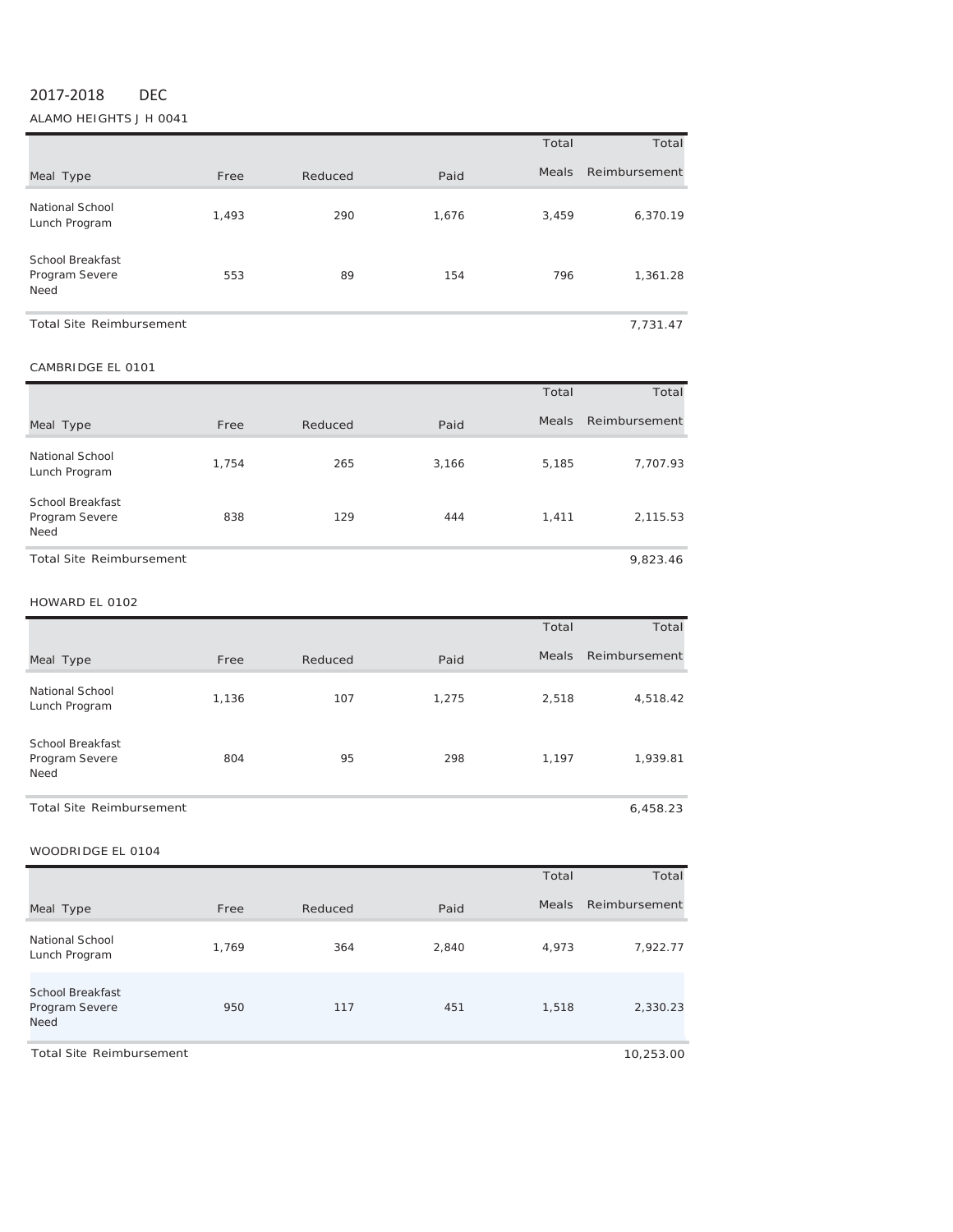2017-2018 DEC

ALAMO HEIGHTS J H 0041

| Meal Type | Free | Reduced | Paid | Total Meals | Total Reimbursement |
|---|---|---|---|---|---|
| National School Lunch Program | 1,493 | 290 | 1,676 | 3,459 | 6,370.19 |
| School Breakfast Program Severe Need | 553 | 89 | 154 | 796 | 1,361.28 |
| Total Site Reimbursement | | | | | 7,731.47 |

CAMBRIDGE EL 0101

| Meal Type | Free | Reduced | Paid | Total Meals | Total Reimbursement |
|---|---|---|---|---|---|
| National School Lunch Program | 1,754 | 265 | 3,166 | 5,185 | 7,707.93 |
| School Breakfast Program Severe Need | 838 | 129 | 444 | 1,411 | 2,115.53 |
| Total Site Reimbursement | | | | | 9,823.46 |

HOWARD EL 0102

| Meal Type | Free | Reduced | Paid | Total Meals | Total Reimbursement |
|---|---|---|---|---|---|
| National School Lunch Program | 1,136 | 107 | 1,275 | 2,518 | 4,518.42 |
| School Breakfast Program Severe Need | 804 | 95 | 298 | 1,197 | 1,939.81 |
| Total Site Reimbursement | | | | | 6,458.23 |

WOODRIDGE EL 0104

| Meal Type | Free | Reduced | Paid | Total Meals | Total Reimbursement |
|---|---|---|---|---|---|
| National School Lunch Program | 1,769 | 364 | 2,840 | 4,973 | 7,922.77 |
| School Breakfast Program Severe Need | 950 | 117 | 451 | 1,518 | 2,330.23 |
| Total Site Reimbursement | | | | | 10,253.00 |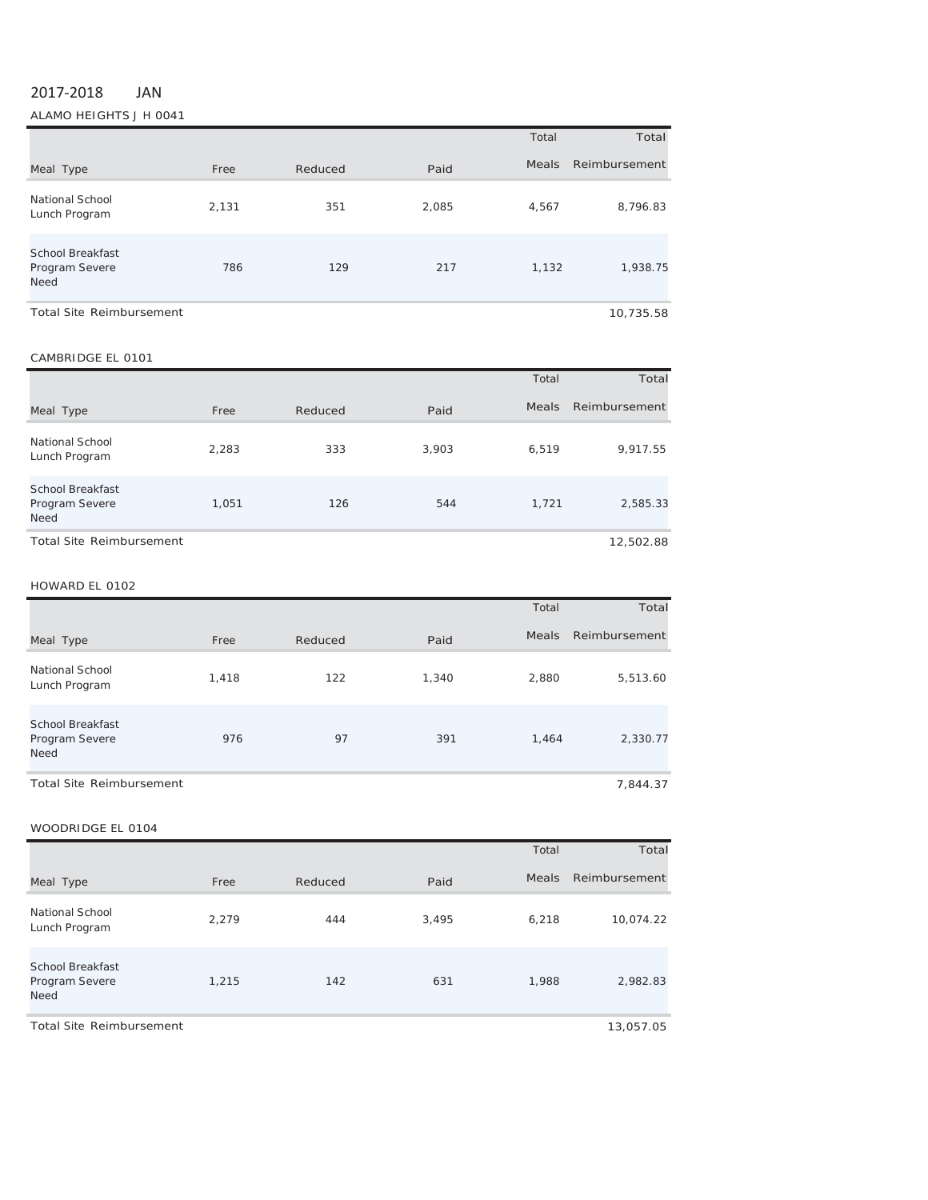2017-2018 JAN

ALAMO HEIGHTS J H 0041

| Meal Type | Free | Reduced | Paid | Total Meals | Total Reimbursement |
|---|---|---|---|---|---|
| National School Lunch Program | 2,131 | 351 | 2,085 | 4,567 | 8,796.83 |
| School Breakfast Program Severe Need | 786 | 129 | 217 | 1,132 | 1,938.75 |
| Total Site Reimbursement | | | | | 10,735.58 |

CAMBRIDGE EL 0101

| Meal Type | Free | Reduced | Paid | Total Meals | Total Reimbursement |
|---|---|---|---|---|---|
| National School Lunch Program | 2,283 | 333 | 3,903 | 6,519 | 9,917.55 |
| School Breakfast Program Severe Need | 1,051 | 126 | 544 | 1,721 | 2,585.33 |
| Total Site Reimbursement | | | | | 12,502.88 |

HOWARD EL 0102

| Meal Type | Free | Reduced | Paid | Total Meals | Total Reimbursement |
|---|---|---|---|---|---|
| National School Lunch Program | 1,418 | 122 | 1,340 | 2,880 | 5,513.60 |
| School Breakfast Program Severe Need | 976 | 97 | 391 | 1,464 | 2,330.77 |
| Total Site Reimbursement | | | | | 7,844.37 |

WOODRIDGE EL 0104

| Meal Type | Free | Reduced | Paid | Total Meals | Total Reimbursement |
|---|---|---|---|---|---|
| National School Lunch Program | 2,279 | 444 | 3,495 | 6,218 | 10,074.22 |
| School Breakfast Program Severe Need | 1,215 | 142 | 631 | 1,988 | 2,982.83 |
| Total Site Reimbursement | | | | | 13,057.05 |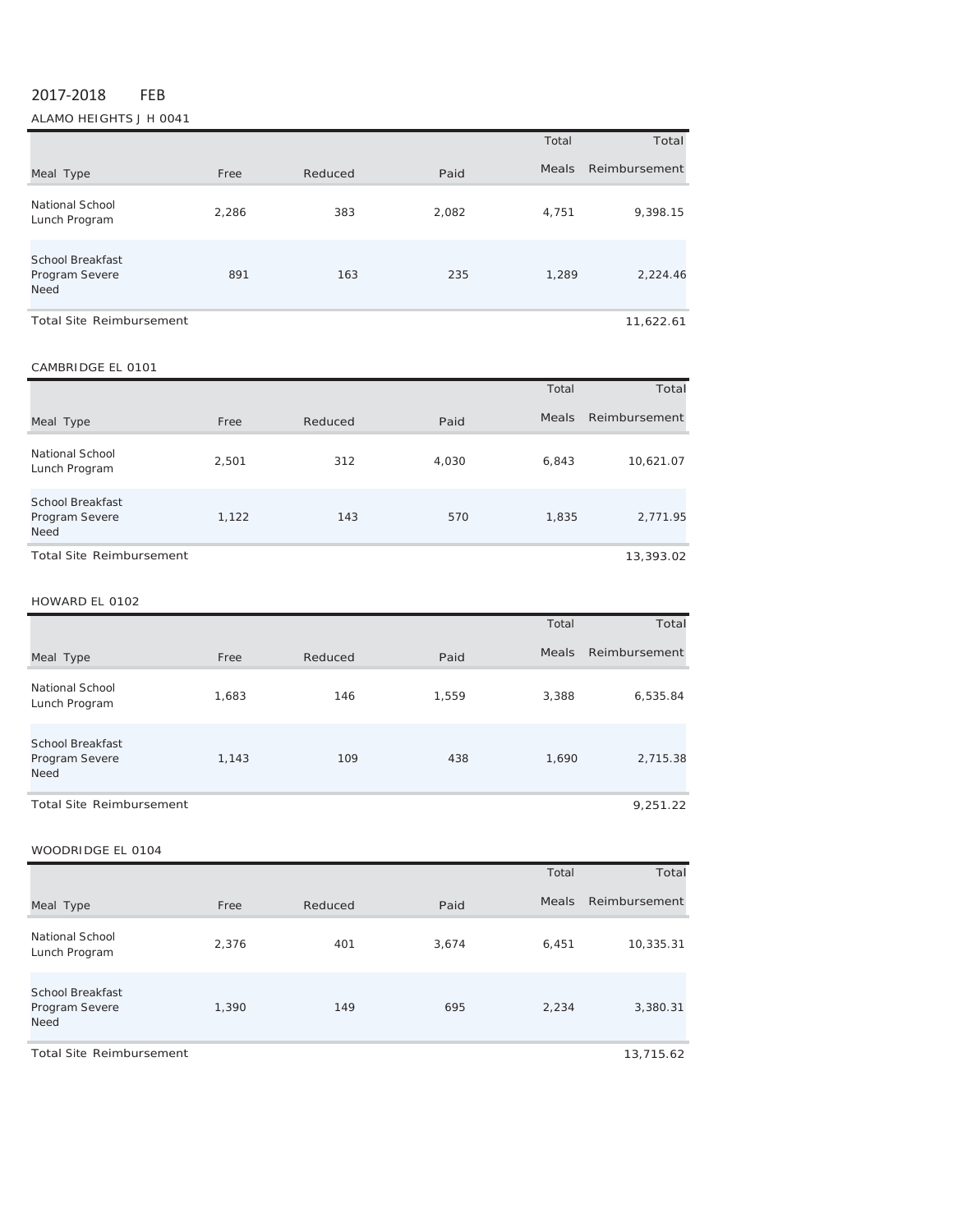2017-2018 FEB

ALAMO HEIGHTS J H 0041

| Meal Type | Free | Reduced | Paid | Total Meals | Total Reimbursement |
|---|---|---|---|---|---|
| National School Lunch Program | 2,286 | 383 | 2,082 | 4,751 | 9,398.15 |
| School Breakfast Program Severe Need | 891 | 163 | 235 | 1,289 | 2,224.46 |
| Total Site Reimbursement | | | | | 11,622.61 |

CAMBRIDGE EL 0101

| Meal Type | Free | Reduced | Paid | Total Meals | Total Reimbursement |
|---|---|---|---|---|---|
| National School Lunch Program | 2,501 | 312 | 4,030 | 6,843 | 10,621.07 |
| School Breakfast Program Severe Need | 1,122 | 143 | 570 | 1,835 | 2,771.95 |
| Total Site Reimbursement | | | | | 13,393.02 |

HOWARD EL 0102

| Meal Type | Free | Reduced | Paid | Total Meals | Total Reimbursement |
|---|---|---|---|---|---|
| National School Lunch Program | 1,683 | 146 | 1,559 | 3,388 | 6,535.84 |
| School Breakfast Program Severe Need | 1,143 | 109 | 438 | 1,690 | 2,715.38 |
| Total Site Reimbursement | | | | | 9,251.22 |

WOODRIDGE EL 0104

| Meal Type | Free | Reduced | Paid | Total Meals | Total Reimbursement |
|---|---|---|---|---|---|
| National School Lunch Program | 2,376 | 401 | 3,674 | 6,451 | 10,335.31 |
| School Breakfast Program Severe Need | 1,390 | 149 | 695 | 2,234 | 3,380.31 |
| Total Site Reimbursement | | | | | 13,715.62 |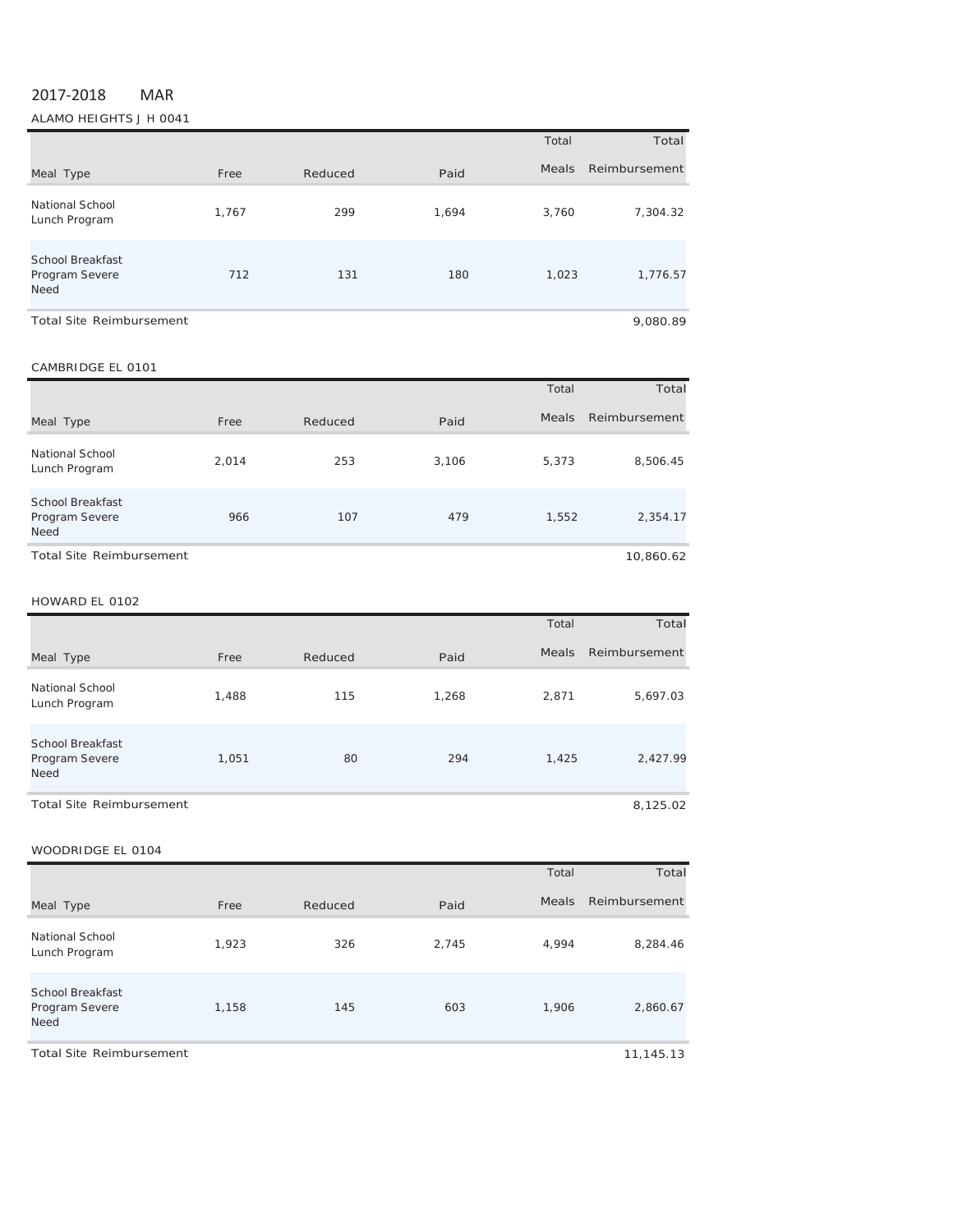2017-2018 MAR

ALAMO HEIGHTS J H 0041

| Meal Type | Free | Reduced | Paid | Total Meals | Total Reimbursement |
|---|---|---|---|---|---|
| National School Lunch Program | 1,767 | 299 | 1,694 | 3,760 | 7,304.32 |
| School Breakfast Program Severe Need | 712 | 131 | 180 | 1,023 | 1,776.57 |
| Total Site Reimbursement | | | | | 9,080.89 |

CAMBRIDGE EL 0101

| Meal Type | Free | Reduced | Paid | Total Meals | Total Reimbursement |
|---|---|---|---|---|---|
| National School Lunch Program | 2,014 | 253 | 3,106 | 5,373 | 8,506.45 |
| School Breakfast Program Severe Need | 966 | 107 | 479 | 1,552 | 2,354.17 |
| Total Site Reimbursement | | | | | 10,860.62 |

HOWARD EL 0102

| Meal Type | Free | Reduced | Paid | Total Meals | Total Reimbursement |
|---|---|---|---|---|---|
| National School Lunch Program | 1,488 | 115 | 1,268 | 2,871 | 5,697.03 |
| School Breakfast Program Severe Need | 1,051 | 80 | 294 | 1,425 | 2,427.99 |
| Total Site Reimbursement | | | | | 8,125.02 |

WOODRIDGE EL 0104

| Meal Type | Free | Reduced | Paid | Total Meals | Total Reimbursement |
|---|---|---|---|---|---|
| National School Lunch Program | 1,923 | 326 | 2,745 | 4,994 | 8,284.46 |
| School Breakfast Program Severe Need | 1,158 | 145 | 603 | 1,906 | 2,860.67 |
| Total Site Reimbursement | | | | | 11,145.13 |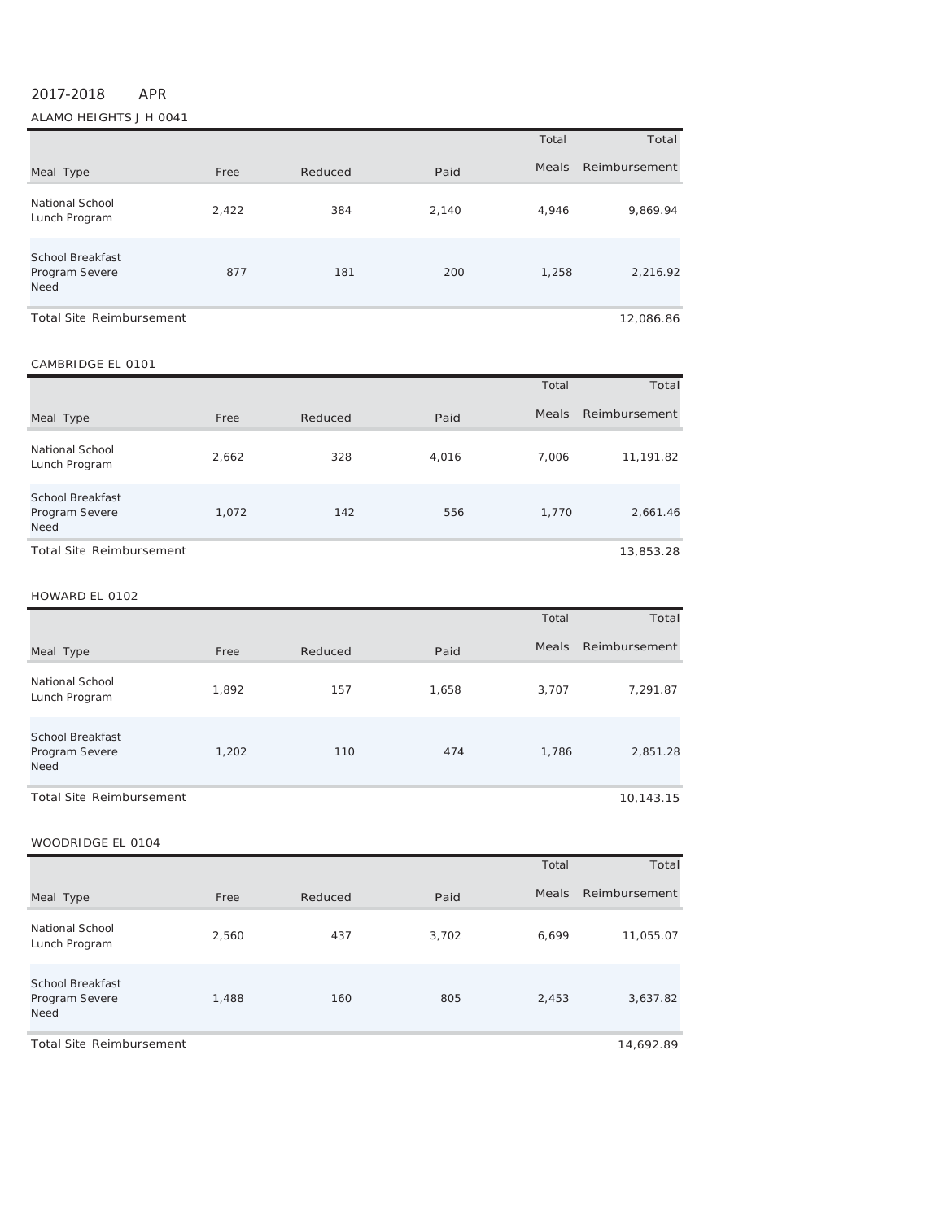2017-2018 APR

ALAMO HEIGHTS J H 0041

| Meal Type | Free | Reduced | Paid | Total Meals | Total Reimbursement |
|---|---|---|---|---|---|
| National School Lunch Program | 2,422 | 384 | 2,140 | 4,946 | 9,869.94 |
| School Breakfast Program Severe Need | 877 | 181 | 200 | 1,258 | 2,216.92 |
| Total Site Reimbursement | | | | | 12,086.86 |

CAMBRIDGE EL 0101

| Meal Type | Free | Reduced | Paid | Total Meals | Total Reimbursement |
|---|---|---|---|---|---|
| National School Lunch Program | 2,662 | 328 | 4,016 | 7,006 | 11,191.82 |
| School Breakfast Program Severe Need | 1,072 | 142 | 556 | 1,770 | 2,661.46 |
| Total Site Reimbursement | | | | | 13,853.28 |

HOWARD EL 0102

| Meal Type | Free | Reduced | Paid | Total Meals | Total Reimbursement |
|---|---|---|---|---|---|
| National School Lunch Program | 1,892 | 157 | 1,658 | 3,707 | 7,291.87 |
| School Breakfast Program Severe Need | 1,202 | 110 | 474 | 1,786 | 2,851.28 |
| Total Site Reimbursement | | | | | 10,143.15 |

WOODRIDGE EL 0104

| Meal Type | Free | Reduced | Paid | Total Meals | Total Reimbursement |
|---|---|---|---|---|---|
| National School Lunch Program | 2,560 | 437 | 3,702 | 6,699 | 11,055.07 |
| School Breakfast Program Severe Need | 1,488 | 160 | 805 | 2,453 | 3,637.82 |
| Total Site Reimbursement | | | | | 14,692.89 |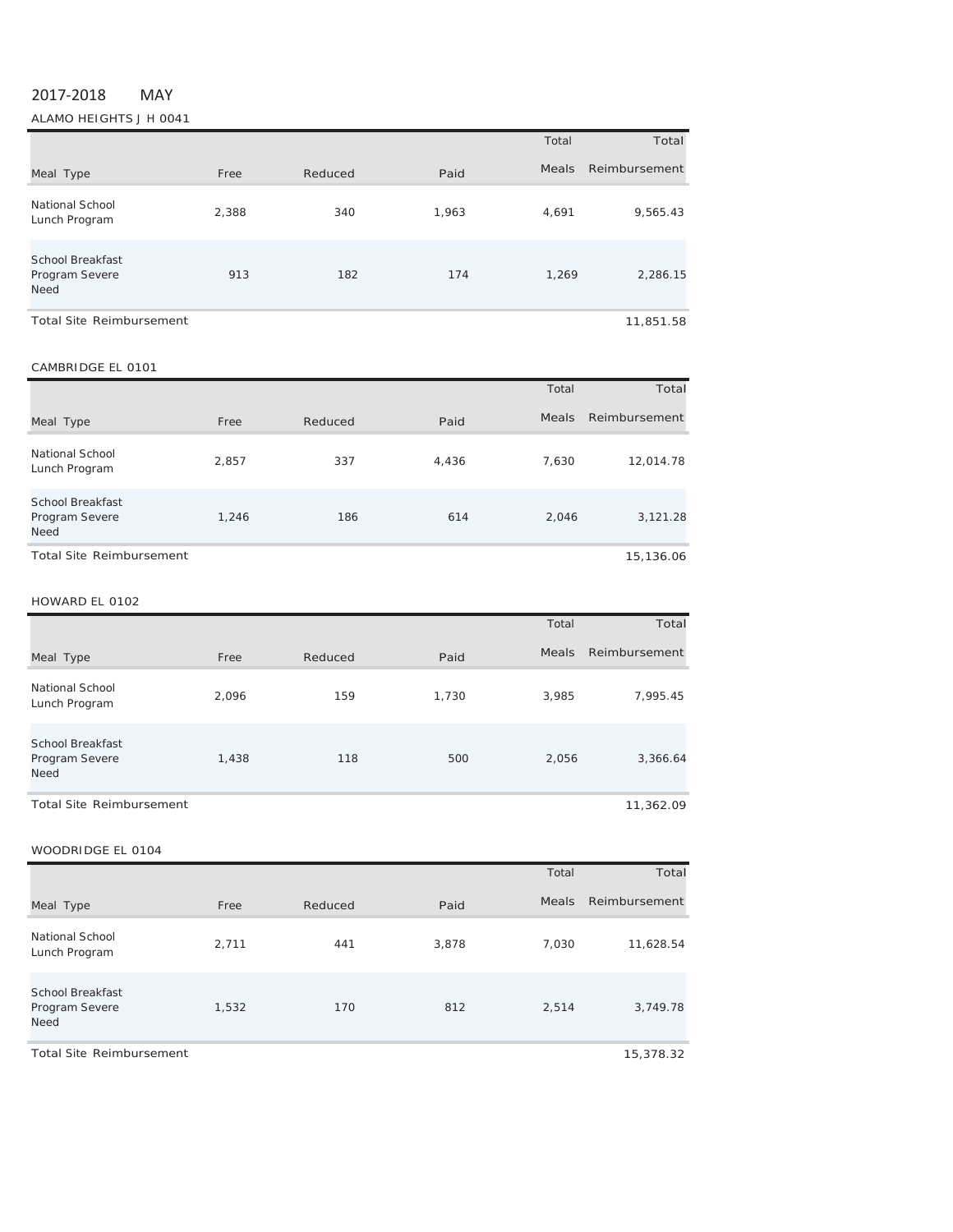2017-2018 MAY

ALAMO HEIGHTS J H 0041

| Meal Type | Free | Reduced | Paid | Total Meals | Total Reimbursement |
|---|---|---|---|---|---|
| National School Lunch Program | 2,388 | 340 | 1,963 | 4,691 | 9,565.43 |
| School Breakfast Program Severe Need | 913 | 182 | 174 | 1,269 | 2,286.15 |
| Total Site Reimbursement | | | | | 11,851.58 |

CAMBRIDGE EL 0101

| Meal Type | Free | Reduced | Paid | Total Meals | Total Reimbursement |
|---|---|---|---|---|---|
| National School Lunch Program | 2,857 | 337 | 4,436 | 7,630 | 12,014.78 |
| School Breakfast Program Severe Need | 1,246 | 186 | 614 | 2,046 | 3,121.28 |
| Total Site Reimbursement | | | | | 15,136.06 |

HOWARD EL 0102

| Meal Type | Free | Reduced | Paid | Total Meals | Total Reimbursement |
|---|---|---|---|---|---|
| National School Lunch Program | 2,096 | 159 | 1,730 | 3,985 | 7,995.45 |
| School Breakfast Program Severe Need | 1,438 | 118 | 500 | 2,056 | 3,366.64 |
| Total Site Reimbursement | | | | | 11,362.09 |

WOODRIDGE EL 0104

| Meal Type | Free | Reduced | Paid | Total Meals | Total Reimbursement |
|---|---|---|---|---|---|
| National School Lunch Program | 2,711 | 441 | 3,878 | 7,030 | 11,628.54 |
| School Breakfast Program Severe Need | 1,532 | 170 | 812 | 2,514 | 3,749.78 |
| Total Site Reimbursement | | | | | 15,378.32 |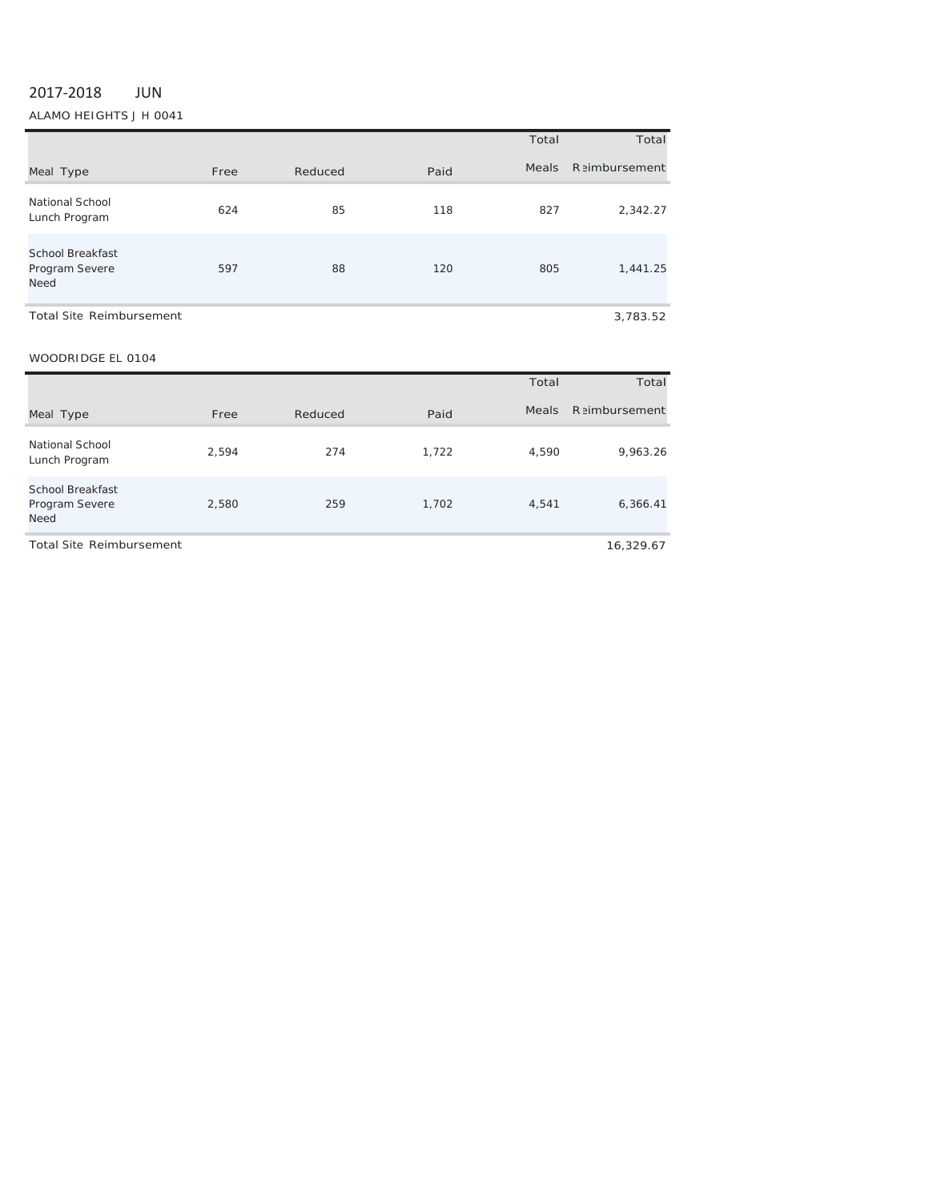2017-2018 JUN

ALAMO HEIGHTS J H 0041

| Meal Type | Free | Reduced | Paid | Total Meals | Total Reimbursement |
|---|---|---|---|---|---|
| National School Lunch Program | 624 | 85 | 118 | 827 | 2,342.27 |
| School Breakfast Program Severe Need | 597 | 88 | 120 | 805 | 1,441.25 |
| Total Site Reimbursement | | | | | 3,783.52 |

WOODRIDGE EL 0104

| Meal Type | Free | Reduced | Paid | Total Meals | Total Reimbursement |
|---|---|---|---|---|---|
| National School Lunch Program | 2,594 | 274 | 1,722 | 4,590 | 9,963.26 |
| School Breakfast Program Severe Need | 2,580 | 259 | 1,702 | 4,541 | 6,366.41 |
| Total Site Reimbursement | | | | | 16,329.67 |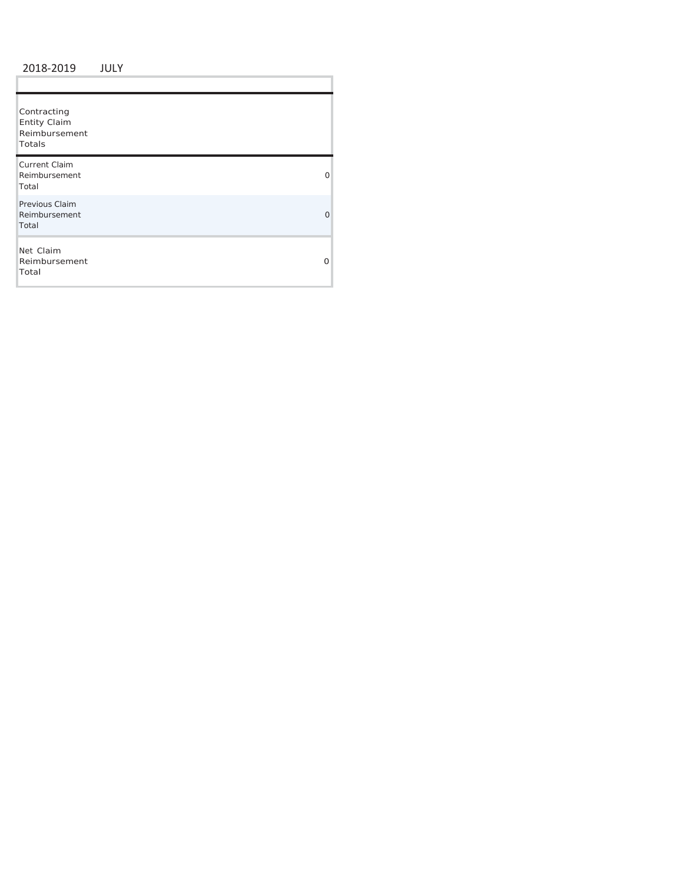2018-2019 JULY

| | |
|---|---|
| Contracting Entity Claim Reimbursement Totals | |
| Current Claim Reimbursement Total | 0 |
| Previous Claim Reimbursement Total | 0 |
| Net Claim Reimbursement Total | 0 |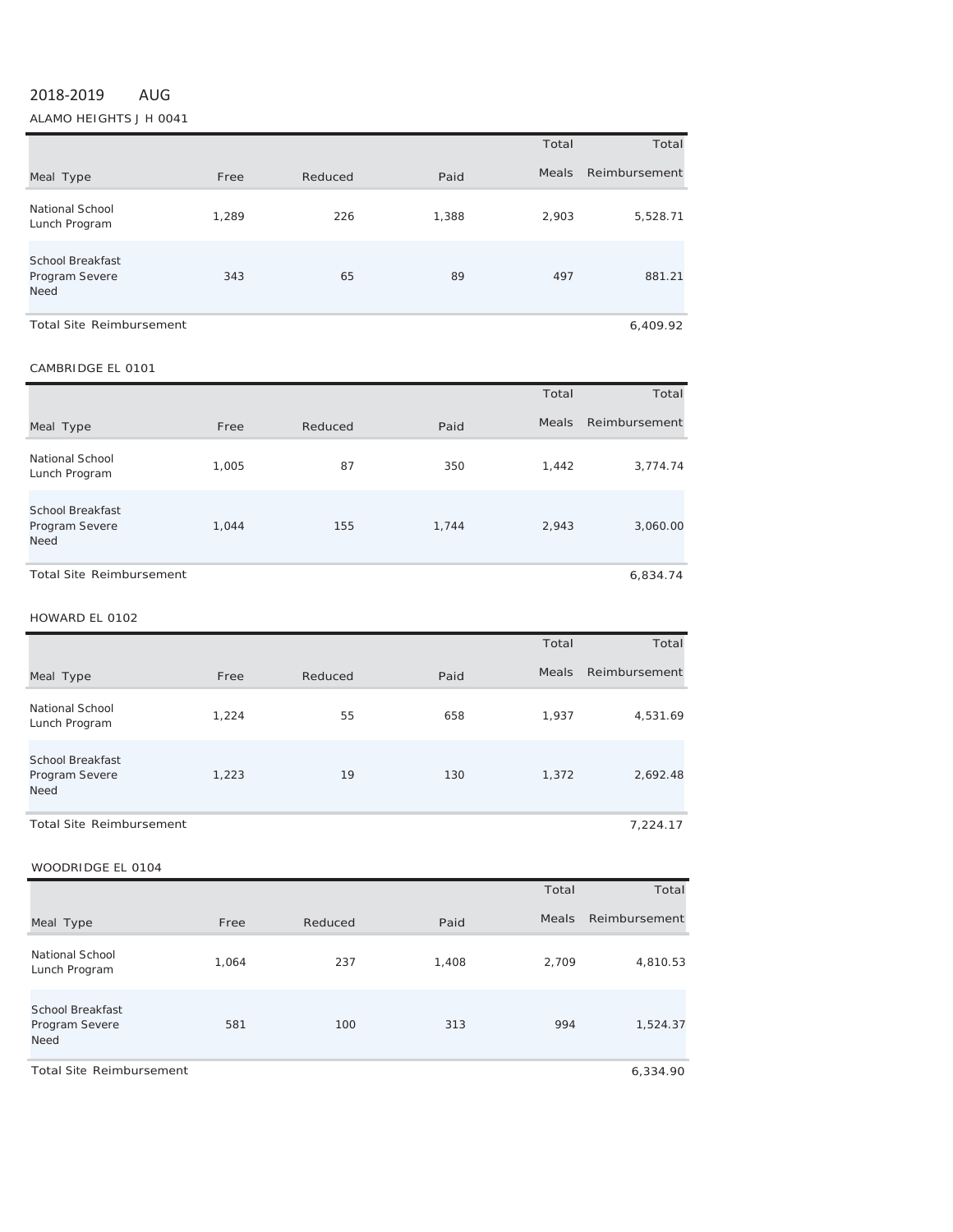2018-2019 AUG

ALAMO HEIGHTS J H 0041

| Meal Type | Free | Reduced | Paid | Total Meals | Total Reimbursement |
|---|---|---|---|---|---|
| National School Lunch Program | 1,289 | 226 | 1,388 | 2,903 | 5,528.71 |
| School Breakfast Program Severe Need | 343 | 65 | 89 | 497 | 881.21 |
| Total Site Reimbursement | | | | | 6,409.92 |

CAMBRIDGE EL 0101

| Meal Type | Free | Reduced | Paid | Total Meals | Total Reimbursement |
|---|---|---|---|---|---|
| National School Lunch Program | 1,005 | 87 | 350 | 1,442 | 3,774.74 |
| School Breakfast Program Severe Need | 1,044 | 155 | 1,744 | 2,943 | 3,060.00 |
| Total Site Reimbursement | | | | | 6,834.74 |

HOWARD EL 0102

| Meal Type | Free | Reduced | Paid | Total Meals | Total Reimbursement |
|---|---|---|---|---|---|
| National School Lunch Program | 1,224 | 55 | 658 | 1,937 | 4,531.69 |
| School Breakfast Program Severe Need | 1,223 | 19 | 130 | 1,372 | 2,692.48 |
| Total Site Reimbursement | | | | | 7,224.17 |

WOODRIDGE EL 0104

| Meal Type | Free | Reduced | Paid | Total Meals | Total Reimbursement |
|---|---|---|---|---|---|
| National School Lunch Program | 1,064 | 237 | 1,408 | 2,709 | 4,810.53 |
| School Breakfast Program Severe Need | 581 | 100 | 313 | 994 | 1,524.37 |
| Total Site Reimbursement | | | | | 6,334.90 |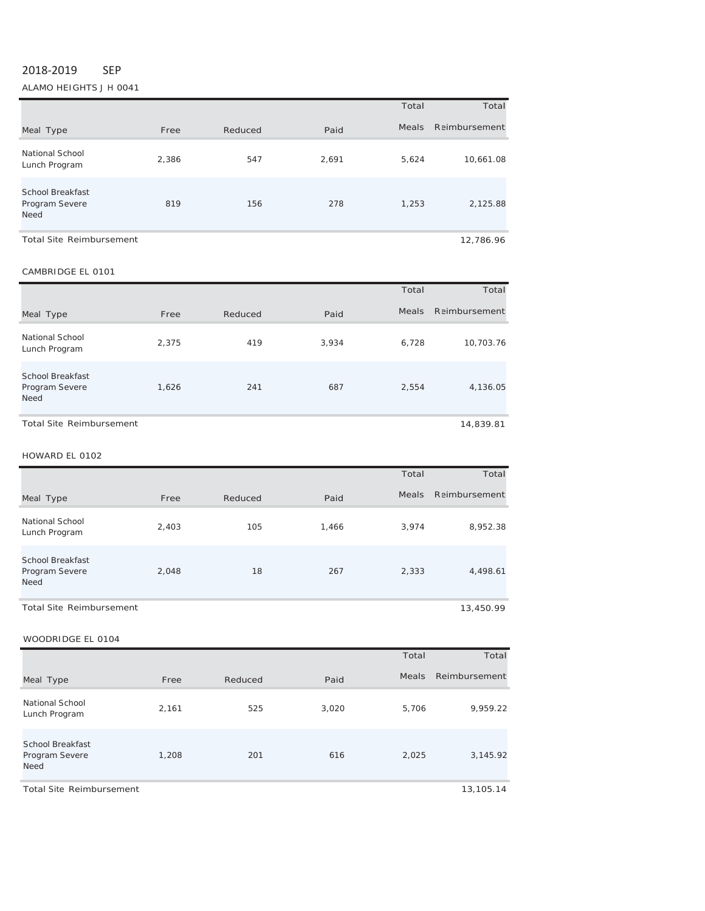2018-2019 SEP

ALAMO HEIGHTS J H 0041

| Meal Type | Free | Reduced | Paid | Total Meals | Total Reimbursement |
|---|---|---|---|---|---|
| National School Lunch Program | 2,386 | 547 | 2,691 | 5,624 | 10,661.08 |
| School Breakfast Program Severe Need | 819 | 156 | 278 | 1,253 | 2,125.88 |
| Total Site Reimbursement | | | | | 12,786.96 |

CAMBRIDGE EL 0101

| Meal Type | Free | Reduced | Paid | Total Meals | Total Reimbursement |
|---|---|---|---|---|---|
| National School Lunch Program | 2,375 | 419 | 3,934 | 6,728 | 10,703.76 |
| School Breakfast Program Severe Need | 1,626 | 241 | 687 | 2,554 | 4,136.05 |
| Total Site Reimbursement | | | | | 14,839.81 |

HOWARD EL 0102

| Meal Type | Free | Reduced | Paid | Total Meals | Total Reimbursement |
|---|---|---|---|---|---|
| National School Lunch Program | 2,403 | 105 | 1,466 | 3,974 | 8,952.38 |
| School Breakfast Program Severe Need | 2,048 | 18 | 267 | 2,333 | 4,498.61 |
| Total Site Reimbursement | | | | | 13,450.99 |

WOODRIDGE EL 0104

| Meal Type | Free | Reduced | Paid | Total Meals | Total Reimbursement |
|---|---|---|---|---|---|
| National School Lunch Program | 2,161 | 525 | 3,020 | 5,706 | 9,959.22 |
| School Breakfast Program Severe Need | 1,208 | 201 | 616 | 2,025 | 3,145.92 |
| Total Site Reimbursement | | | | | 13,105.14 |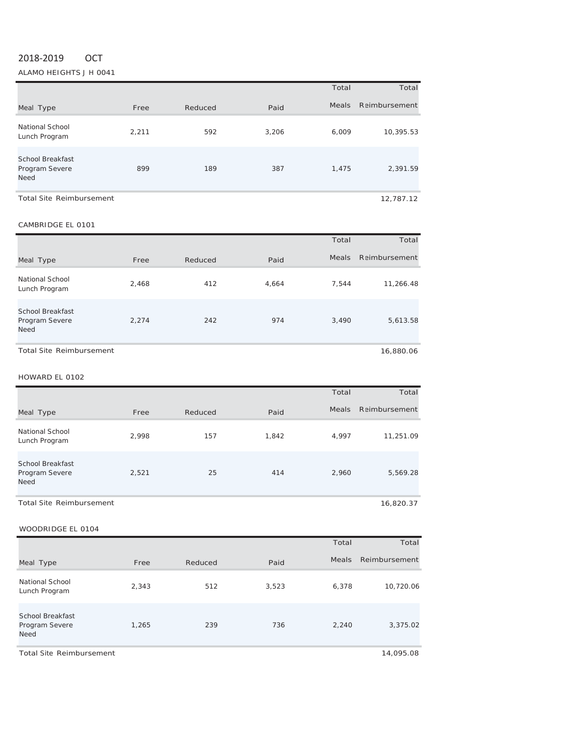2018-2019 OCT

ALAMO HEIGHTS J H 0041

| Meal Type | Free | Reduced | Paid | Total Meals | Total Reimbursement |
|---|---|---|---|---|---|
| National School Lunch Program | 2,211 | 592 | 3,206 | 6,009 | 10,395.53 |
| School Breakfast Program Severe Need | 899 | 189 | 387 | 1,475 | 2,391.59 |
| Total Site Reimbursement | | | | | 12,787.12 |

CAMBRIDGE EL 0101

| Meal Type | Free | Reduced | Paid | Total Meals | Total Reimbursement |
|---|---|---|---|---|---|
| National School Lunch Program | 2,468 | 412 | 4,664 | 7,544 | 11,266.48 |
| School Breakfast Program Severe Need | 2,274 | 242 | 974 | 3,490 | 5,613.58 |
| Total Site Reimbursement | | | | | 16,880.06 |

HOWARD EL 0102

| Meal Type | Free | Reduced | Paid | Total Meals | Total Reimbursement |
|---|---|---|---|---|---|
| National School Lunch Program | 2,998 | 157 | 1,842 | 4,997 | 11,251.09 |
| School Breakfast Program Severe Need | 2,521 | 25 | 414 | 2,960 | 5,569.28 |
| Total Site Reimbursement | | | | | 16,820.37 |

WOODRIDGE EL 0104

| Meal Type | Free | Reduced | Paid | Total Meals | Total Reimbursement |
|---|---|---|---|---|---|
| National School Lunch Program | 2,343 | 512 | 3,523 | 6,378 | 10,720.06 |
| School Breakfast Program Severe Need | 1,265 | 239 | 736 | 2,240 | 3,375.02 |
| Total Site Reimbursement | | | | | 14,095.08 |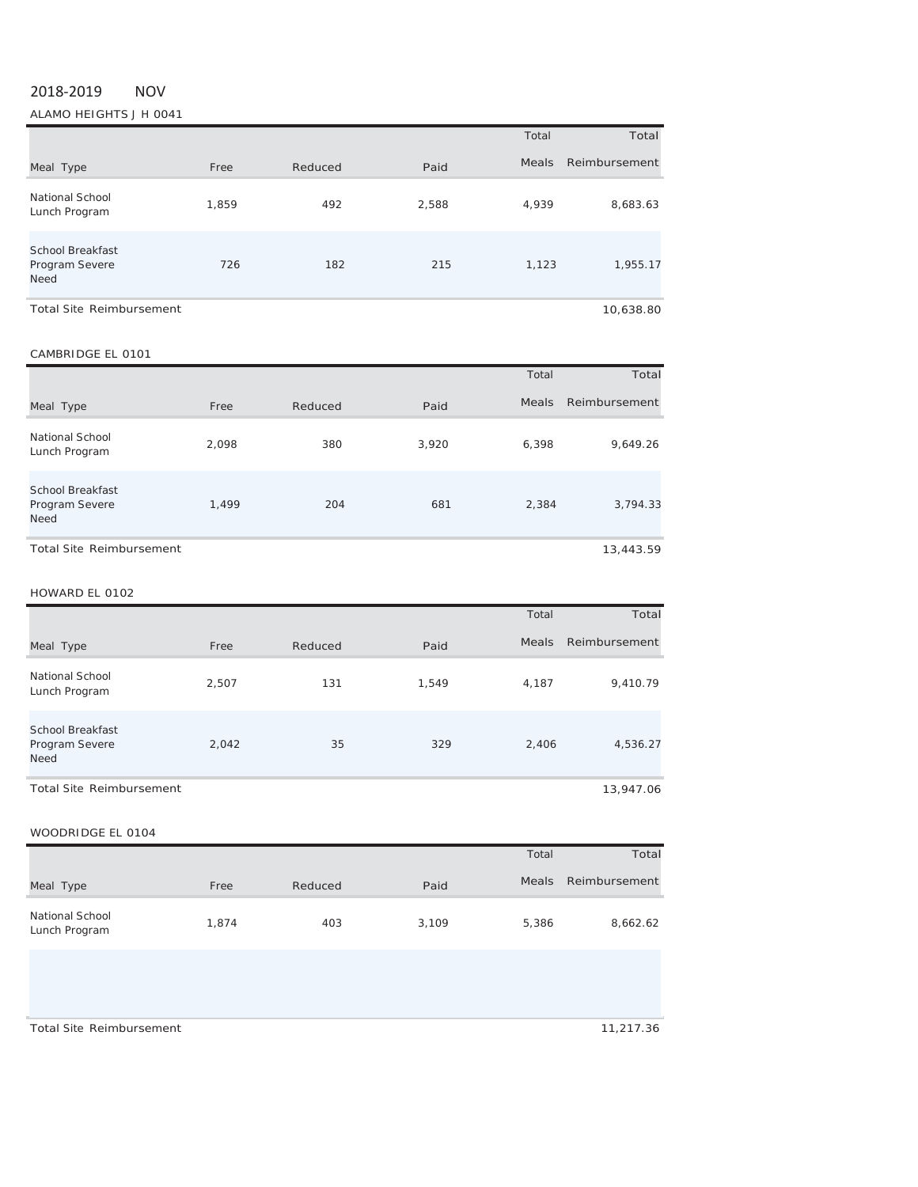2018-2019 NOV

ALAMO HEIGHTS J H 0041

| Meal Type | Free | Reduced | Paid | Total Meals | Total Reimbursement |
|---|---|---|---|---|---|
| National School Lunch Program | 1,859 | 492 | 2,588 | 4,939 | 8,683.63 |
| School Breakfast Program Severe Need | 726 | 182 | 215 | 1,123 | 1,955.17 |
| Total Site Reimbursement | | | | | 10,638.80 |

CAMBRIDGE EL 0101

| Meal Type | Free | Reduced | Paid | Total Meals | Total Reimbursement |
|---|---|---|---|---|---|
| National School Lunch Program | 2,098 | 380 | 3,920 | 6,398 | 9,649.26 |
| School Breakfast Program Severe Need | 1,499 | 204 | 681 | 2,384 | 3,794.33 |
| Total Site Reimbursement | | | | | 13,443.59 |

HOWARD EL 0102

| Meal Type | Free | Reduced | Paid | Total Meals | Total Reimbursement |
|---|---|---|---|---|---|
| National School Lunch Program | 2,507 | 131 | 1,549 | 4,187 | 9,410.79 |
| School Breakfast Program Severe Need | 2,042 | 35 | 329 | 2,406 | 4,536.27 |
| Total Site Reimbursement | | | | | 13,947.06 |

WOODRIDGE EL 0104

| Meal Type | Free | Reduced | Paid | Total Meals | Total Reimbursement |
|---|---|---|---|---|---|
| National School Lunch Program | 1,874 | 403 | 3,109 | 5,386 | 8,662.62 |
| | | | | | |
| Total Site Reimbursement | | | | | 11,217.36 |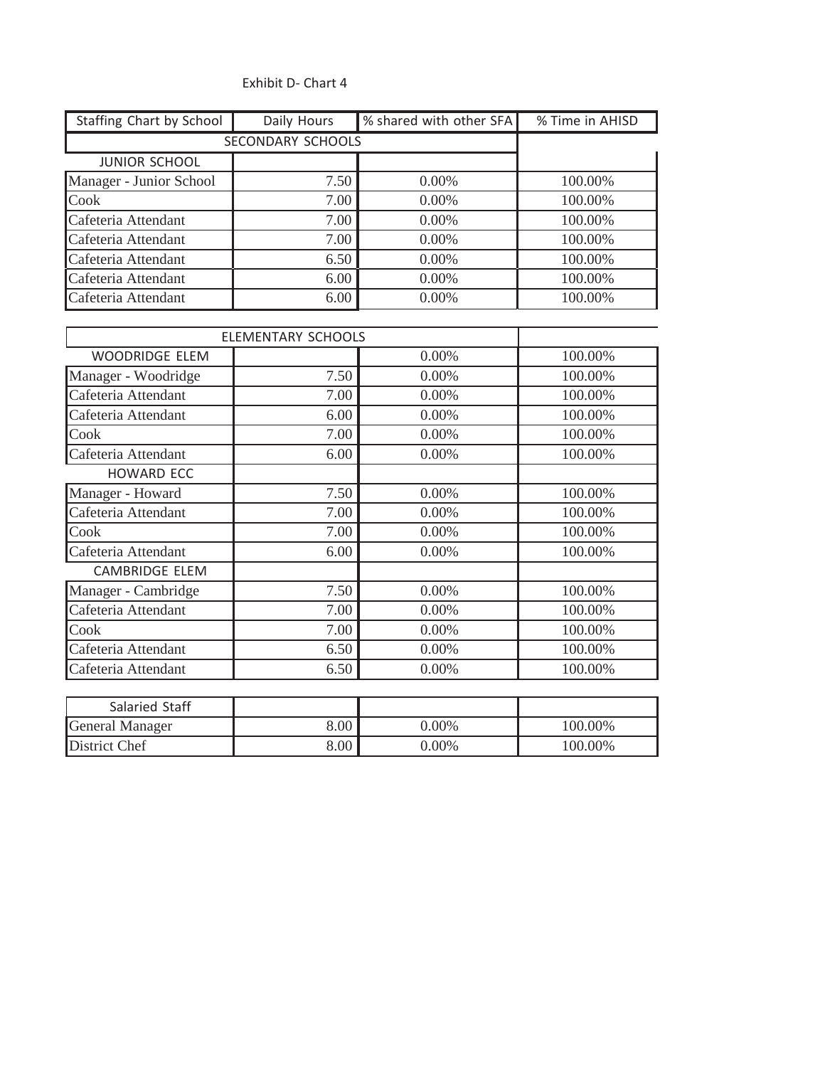Exhibit D- Chart 4

| Staffing Chart by School | Daily Hours | % shared with other SFA | % Time in AHISD |
|---|---|---|---|
| SECONDARY SCHOOLS | | | |
| JUNIOR SCHOOL | | | |
| Manager - Junior School | 7.50 | 0.00% | 100.00% |
| Cook | 7.00 | 0.00% | 100.00% |
| Cafeteria Attendant | 7.00 | 0.00% | 100.00% |
| Cafeteria Attendant | 7.00 | 0.00% | 100.00% |
| Cafeteria Attendant | 6.50 | 0.00% | 100.00% |
| Cafeteria Attendant | 6.00 | 0.00% | 100.00% |
| Cafeteria Attendant | 6.00 | 0.00% | 100.00% |
| ELEMENTARY SCHOOLS | | | |
| WOODRIDGE ELEM | | 0.00% | 100.00% |
| Manager - Woodridge | 7.50 | 0.00% | 100.00% |
| Cafeteria Attendant | 7.00 | 0.00% | 100.00% |
| Cafeteria Attendant | 6.00 | 0.00% | 100.00% |
| Cook | 7.00 | 0.00% | 100.00% |
| Cafeteria Attendant | 6.00 | 0.00% | 100.00% |
| HOWARD ECC | | | |
| Manager - Howard | 7.50 | 0.00% | 100.00% |
| Cafeteria Attendant | 7.00 | 0.00% | 100.00% |
| Cook | 7.00 | 0.00% | 100.00% |
| Cafeteria Attendant | 6.00 | 0.00% | 100.00% |
| CAMBRIDGE ELEM | | | |
| Manager - Cambridge | 7.50 | 0.00% | 100.00% |
| Cafeteria Attendant | 7.00 | 0.00% | 100.00% |
| Cook | 7.00 | 0.00% | 100.00% |
| Cafeteria Attendant | 6.50 | 0.00% | 100.00% |
| Cafeteria Attendant | 6.50 | 0.00% | 100.00% |
| Salaried Staff | | | |
| General Manager | 8.00 | 0.00% | 100.00% |
| District Chef | 8.00 | 0.00% | 100.00% |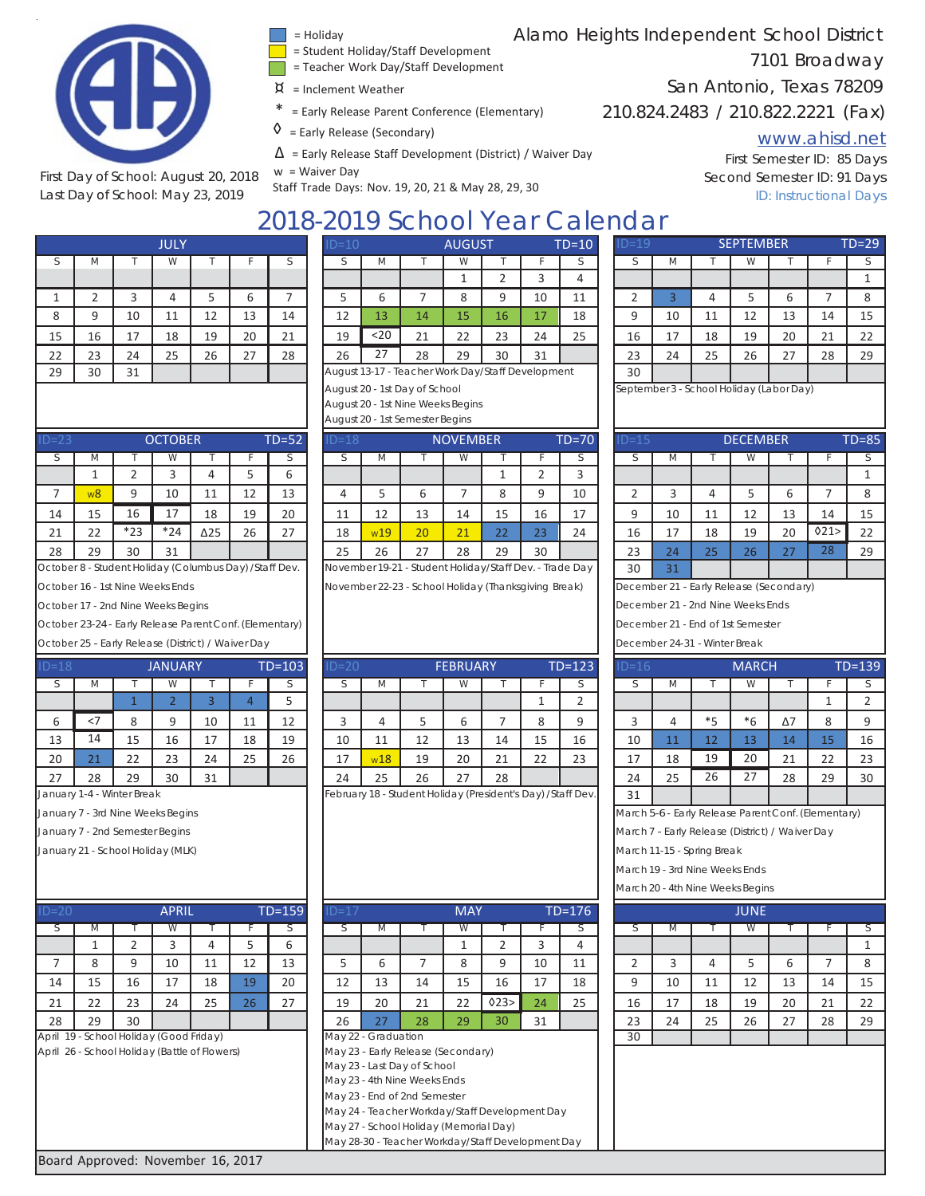# Alamo Heights Independent School District

7101 Broadway
San Antonio, Texas 78209
210.824.2483 / 210.822.2221 (Fax)
www.ahisd.net

First Semester ID: 85 Days
Second Semester ID: 91 Days
ID: Instructional Days

First Day of School: August 20, 2018
Last Day of School: May 23, 2019

**Legend:**
- = Holiday (blue)
- = Student Holiday/Staff Development (yellow)
- = Teacher Work Day/Staff Development (green)
- ¤ = Inclement Weather
- * = Early Release Parent Conference (Elementary)
- ◊ = Early Release (Secondary)
- Δ = Early Release Staff Development (District) / Waiver Day
- w = Waiver Day

Staff Trade Days: Nov. 19, 20, 21 & May 28, 29, 30

## 2018-2019 School Year Calendar

### JULY

| S | M | T | W | T | F | S |
|---|---|---|---|---|---|---|
| 1 | 2 | 3 | 4 | 5 | 6 | 7 |
| 8 | 9 | 10 | 11 | 12 | 13 | 14 |
| 15 | 16 | 17 | 18 | 19 | 20 | 21 |
| 22 | 23 | 24 | 25 | 26 | 27 | 28 |
| 29 | 30 | 31 | | | | |

### AUGUST (ID=10, TD=10)

| S | M | T | W | T | F | S |
|---|---|---|---|---|---|---|
| | | | 1 | 2 | 3 | 4 |
| 5 | 6 | 7 | 8 | 9 | 10 | 11 |
| 12 | 13 | 14 | 15 | 16 | 17 | 18 |
| 19 | <20 | 21 | 22 | 23 | 24 | 25 |
| 26 | 27 | 28 | 29 | 30 | 31 | |

August 13-17 - Teacher Work Day/Staff Development
August 20 - 1st Day of School
August 20 - 1st Nine Weeks Begins
August 20 - 1st Semester Begins

### SEPTEMBER (ID=19, TD=29)

| S | M | T | W | T | F | S |
|---|---|---|---|---|---|---|
| | | | | | | 1 |
| 2 | 3 | 4 | 5 | 6 | 7 | 8 |
| 9 | 10 | 11 | 12 | 13 | 14 | 15 |
| 16 | 17 | 18 | 19 | 20 | 21 | 22 |
| 23 | 24 | 25 | 26 | 27 | 28 | 29 |
| 30 | | | | | | |

September 3 - School Holiday (Labor Day)

### OCTOBER (ID=23, TD=52)

| S | M | T | W | T | F | S |
|---|---|---|---|---|---|---|
| | 1 | 2 | 3 | 4 | 5 | 6 |
| 7 | w8 | 9 | 10 | 11 | 12 | 13 |
| 14 | 15 | 16 | 17 | 18 | 19 | 20 |
| 21 | 22 | *23 | *24 | Δ25 | 26 | 27 |
| 28 | 29 | 30 | 31 | | | |

October 8 - Student Holiday (Columbus Day) / Staff Dev.
October 16 - 1st Nine Weeks Ends
October 17 - 2nd Nine Weeks Begins
October 23-24 - Early Release Parent Conf. (Elementary)
October 25 - Early Release (District) / Waiver Day

### NOVEMBER (ID=18, TD=70)

| S | M | T | W | T | F | S |
|---|---|---|---|---|---|---|
| | | | | 1 | 2 | 3 |
| 4 | 5 | 6 | 7 | 8 | 9 | 10 |
| 11 | 12 | 13 | 14 | 15 | 16 | 17 |
| 18 | w19 | 20 | 21 | 22 | 23 | 24 |
| 25 | 26 | 27 | 28 | 29 | 30 | |

November 19-21 - Student Holiday/Staff Dev. - Trade Day
November 22-23 - School Holiday (Thanksgiving Break)

### DECEMBER (ID=15, TD=85)

| S | M | T | W | T | F | S |
|---|---|---|---|---|---|---|
| | | | | | | 1 |
| 2 | 3 | 4 | 5 | 6 | 7 | 8 |
| 9 | 10 | 11 | 12 | 13 | 14 | 15 |
| 16 | 17 | 18 | 19 | 20 | ◊21> | 22 |
| 23 | 24 | 25 | 26 | 27 | 28 | 29 |
| 30 | 31 | | | | | |

December 21 - Early Release (Secondary)
December 21 - 2nd Nine Weeks Ends
December 21 - End of 1st Semester
December 24-31 - Winter Break

### JANUARY (ID=18, TD=103)

| S | M | T | W | T | F | S |
|---|---|---|---|---|---|---|
| | | 1 | 2 | 3 | 4 | 5 |
| 6 | <7 | 8 | 9 | 10 | 11 | 12 |
| 13 | 14 | 15 | 16 | 17 | 18 | 19 |
| 20 | 21 | 22 | 23 | 24 | 25 | 26 |
| 27 | 28 | 29 | 30 | 31 | | |

January 1-4 - Winter Break
January 7 - 3rd Nine Weeks Begins
January 7 - 2nd Semester Begins
January 21 - School Holiday (MLK)

### FEBRUARY (ID=20, TD=123)

| S | M | T | W | T | F | S |
|---|---|---|---|---|---|---|
| | | | | | 1 | 2 |
| 3 | 4 | 5 | 6 | 7 | 8 | 9 |
| 10 | 11 | 12 | 13 | 14 | 15 | 16 |
| 17 | w18 | 19 | 20 | 21 | 22 | 23 |
| 24 | 25 | 26 | 27 | 28 | | |

February 18 - Student Holiday (President's Day) / Staff Dev.

### MARCH (ID=16, TD=139)

| S | M | T | W | T | F | S |
|---|---|---|---|---|---|---|
| | | | | | 1 | 2 |
| 3 | 4 | *5 | *6 | Δ7 | 8 | 9 |
| 10 | 11 | 12 | 13 | 14 | 15 | 16 |
| 17 | 18 | 19 | 20 | 21 | 22 | 23 |
| 24 | 25 | 26 | 27 | 28 | 29 | 30 |
| 31 | | | | | | |

March 5-6 - Early Release Parent Conf. (Elementary)
March 7 - Early Release (District) / Waiver Day
March 11-15 - Spring Break
March 19 - 3rd Nine Weeks Ends
March 20 - 4th Nine Weeks Begins

### APRIL (ID=20, TD=159)

| S | M | T | W | T | F | S |
|---|---|---|---|---|---|---|
| | 1 | 2 | 3 | 4 | 5 | 6 |
| 7 | 8 | 9 | 10 | 11 | 12 | 13 |
| 14 | 15 | 16 | 17 | 18 | 19 | 20 |
| 21 | 22 | 23 | 24 | 25 | 26 | 27 |
| 28 | 29 | 30 | | | | |

April 19 - School Holiday (Good Friday)
April 26 - School Holiday (Battle of Flowers)

### MAY (ID=17, TD=176)

| S | M | T | W | T | F | S |
|---|---|---|---|---|---|---|
| | | | 1 | 2 | 3 | 4 |
| 5 | 6 | 7 | 8 | 9 | 10 | 11 |
| 12 | 13 | 14 | 15 | 16 | 17 | 18 |
| 19 | 20 | 21 | 22 | ◊23> | 24 | 25 |
| 26 | 27 | 28 | 29 | 30 | 31 | |

May 22 - Graduation
May 23 - Early Release (Secondary)
May 23 - Last Day of School
May 23 - 4th Nine Weeks Ends
May 23 - End of 2nd Semester
May 24 - Teacher Workday/Staff Development Day
May 27 - School Holiday (Memorial Day)
May 28-30 - Teacher Workday/Staff Development Day

### JUNE

| S | M | T | W | T | F | S |
|---|---|---|---|---|---|---|
| | | | | | | 1 |
| 2 | 3 | 4 | 5 | 6 | 7 | 8 |
| 9 | 10 | 11 | 12 | 13 | 14 | 15 |
| 16 | 17 | 18 | 19 | 20 | 21 | 22 |
| 23 | 24 | 25 | 26 | 27 | 28 | 29 |
| 30 | | | | | | |

Board Approved: November 16, 2017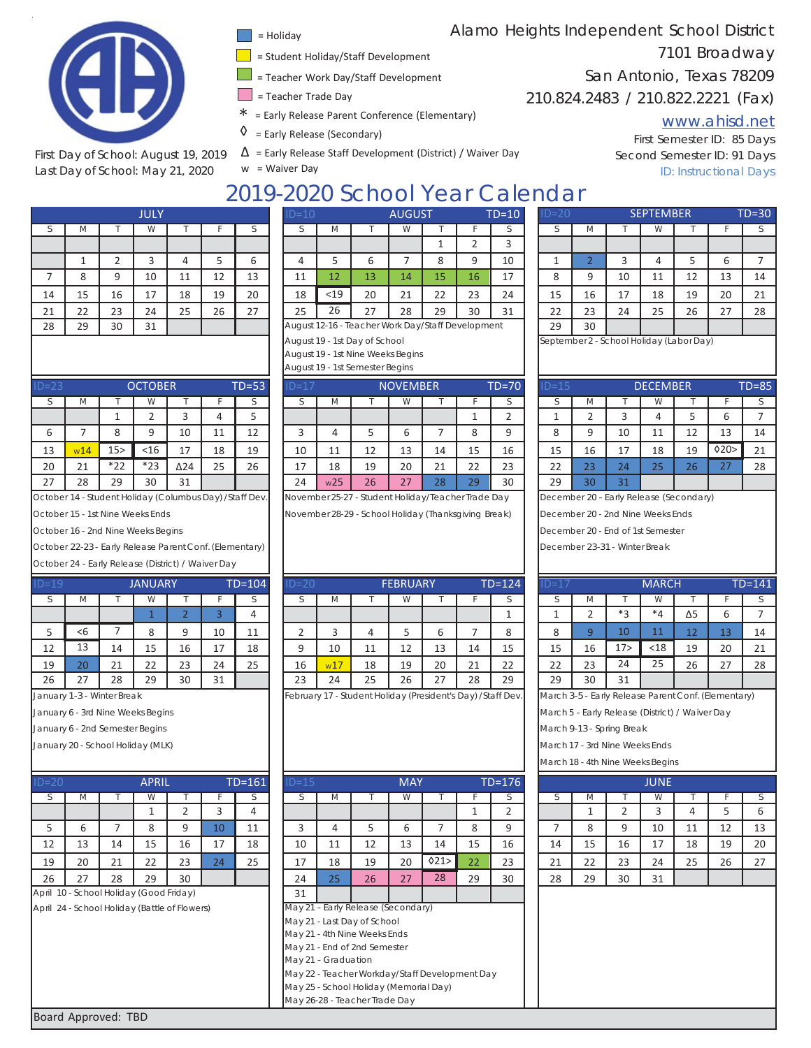# Alamo Heights Independent School District

7101 Broadway
San Antonio, Texas 78209
210.824.2483 / 210.822.2221 (Fax)
www.ahisd.net

First Semester ID: 85 Days
Second Semester ID: 91 Days
ID: Instructional Days

First Day of School: August 19, 2019
Last Day of School: May 21, 2020

**Legend:**
- = Holiday
- = Student Holiday/Staff Development
- = Teacher Work Day/Staff Development
- = Teacher Trade Day
- * = Early Release Parent Conference (Elementary)
- ◊ = Early Release (Secondary)
- Δ = Early Release Staff Development (District) / Waiver Day
- w = Waiver Day

## 2019-2020 School Year Calendar

### JULY

| S | M | T | W | T | F | S |
|---|---|---|---|---|---|---|
| | 1 | 2 | 3 | 4 | 5 | 6 |
| 7 | 8 | 9 | 10 | 11 | 12 | 13 |
| 14 | 15 | 16 | 17 | 18 | 19 | 20 |
| 21 | 22 | 23 | 24 | 25 | 26 | 27 |
| 28 | 29 | 30 | 31 | | | |

### AUGUST (ID=10, TD=10)

| S | M | T | W | T | F | S |
|---|---|---|---|---|---|---|
| | | | | 1 | 2 | 3 |
| 4 | 5 | 6 | 7 | 8 | 9 | 10 |
| 11 | 12 | 13 | 14 | 15 | 16 | 17 |
| 18 | <19 | 20 | 21 | 22 | 23 | 24 |
| 25 | 26 | 27 | 28 | 29 | 30 | 31 |

August 12-16 - Teacher Work Day/Staff Development
August 19 - 1st Day of School
August 19 - 1st Nine Weeks Begins
August 19 - 1st Semester Begins

### SEPTEMBER (ID=20, TD=30)

| S | M | T | W | T | F | S |
|---|---|---|---|---|---|---|
| 1 | 2 | 3 | 4 | 5 | 6 | 7 |
| 8 | 9 | 10 | 11 | 12 | 13 | 14 |
| 15 | 16 | 17 | 18 | 19 | 20 | 21 |
| 22 | 23 | 24 | 25 | 26 | 27 | 28 |
| 29 | 30 | | | | | |

September 2 - School Holiday (Labor Day)

### OCTOBER (ID=23, TD=53)

| S | M | T | W | T | F | S |
|---|---|---|---|---|---|---|
| | | 1 | 2 | 3 | 4 | 5 |
| 6 | 7 | 8 | 9 | 10 | 11 | 12 |
| 13 | w14 | 15> | <16 | 17 | 18 | 19 |
| 20 | 21 | *22 | *23 | Δ24 | 25 | 26 |
| 27 | 28 | 29 | 30 | 31 | | |

October 14 - Student Holiday (Columbus Day)/Staff Dev.
October 15 - 1st Nine Weeks Ends
October 16 - 2nd Nine Weeks Begins
October 22-23 - Early Release Parent Conf. (Elementary)
October 24 - Early Release (District) / Waiver Day

### NOVEMBER (ID=17, TD=70)

| S | M | T | W | T | F | S |
|---|---|---|---|---|---|---|
| | | | | | 1 | 2 |
| 3 | 4 | 5 | 6 | 7 | 8 | 9 |
| 10 | 11 | 12 | 13 | 14 | 15 | 16 |
| 17 | 18 | 19 | 20 | 21 | 22 | 23 |
| 24 | w25 | 26 | 27 | 28 | 29 | 30 |

November 25-27 - Student Holiday/Teacher Trade Day
November 28-29 - School Holiday (Thanksgiving Break)

### DECEMBER (ID=15, TD=85)

| S | M | T | W | T | F | S |
|---|---|---|---|---|---|---|
| 1 | 2 | 3 | 4 | 5 | 6 | 7 |
| 8 | 9 | 10 | 11 | 12 | 13 | 14 |
| 15 | 16 | 17 | 18 | 19 | ◊20> | 21 |
| 22 | 23 | 24 | 25 | 26 | 27 | 28 |
| 29 | 30 | 31 | | | | |

December 20 - Early Release (Secondary)
December 20 - 2nd Nine Weeks Ends
December 20 - End of 1st Semester
December 23-31 - Winter Break

### JANUARY (ID=19, TD=104)

| S | M | T | W | T | F | S |
|---|---|---|---|---|---|---|
| | | | 1 | 2 | 3 | 4 |
| 5 | <6 | 7 | 8 | 9 | 10 | 11 |
| 12 | 13 | 14 | 15 | 16 | 17 | 18 |
| 19 | 20 | 21 | 22 | 23 | 24 | 25 |
| 26 | 27 | 28 | 29 | 30 | 31 | |

January 1-3 - Winter Break
January 6 - 3rd Nine Weeks Begins
January 6 - 2nd Semester Begins
January 20 - School Holiday (MLK)

### FEBRUARY (ID=20, TD=124)

| S | M | T | W | T | F | S |
|---|---|---|---|---|---|---|
| | | | | | | 1 |
| 2 | 3 | 4 | 5 | 6 | 7 | 8 |
| 9 | 10 | 11 | 12 | 13 | 14 | 15 |
| 16 | w17 | 18 | 19 | 20 | 21 | 22 |
| 23 | 24 | 25 | 26 | 27 | 28 | 29 |

February 17 - Student Holiday (President's Day)/Staff Dev.

### MARCH (ID=17, TD=141)

| S | M | T | W | T | F | S |
|---|---|---|---|---|---|---|
| 1 | 2 | *3 | *4 | Δ5 | 6 | 7 |
| 8 | 9 | 10 | 11 | 12 | 13 | 14 |
| 15 | 16 | 17> | <18 | 19 | 20 | 21 |
| 22 | 23 | 24 | 25 | 26 | 27 | 28 |
| 29 | 30 | 31 | | | | |

March 3-5 - Early Release Parent Conf. (Elementary)
March 5 - Early Release (District) / Waiver Day
March 9-13 - Spring Break
March 17 - 3rd Nine Weeks Ends
March 18 - 4th Nine Weeks Begins

### APRIL (ID=20, TD=161)

| S | M | T | W | T | F | S |
|---|---|---|---|---|---|---|
| | | | 1 | 2 | 3 | 4 |
| 5 | 6 | 7 | 8 | 9 | 10 | 11 |
| 12 | 13 | 14 | 15 | 16 | 17 | 18 |
| 19 | 20 | 21 | 22 | 23 | 24 | 25 |
| 26 | 27 | 28 | 29 | 30 | | |

April 10 - School Holiday (Good Friday)
April 24 - School Holiday (Battle of Flowers)

### MAY (ID=15, TD=176)

| S | M | T | W | T | F | S |
|---|---|---|---|---|---|---|
| | | | | | 1 | 2 |
| 3 | 4 | 5 | 6 | 7 | 8 | 9 |
| 10 | 11 | 12 | 13 | 14 | 15 | 16 |
| 17 | 18 | 19 | 20 | ◊21> | 22 | 23 |
| 24 | 25 | 26 | 27 | 28 | 29 | 30 |
| 31 | | | | | | |

May 21 - Early Release (Secondary)
May 21 - Last Day of School
May 21 - 4th Nine Weeks Ends
May 21 - End of 2nd Semester
May 21 - Graduation
May 22 - Teacher Workday/Staff Development Day
May 25 - School Holiday (Memorial Day)
May 26-28 - Teacher Trade Day

### JUNE

| S | M | T | W | T | F | S |
|---|---|---|---|---|---|---|
| | 1 | 2 | 3 | 4 | 5 | 6 |
| 7 | 8 | 9 | 10 | 11 | 12 | 13 |
| 14 | 15 | 16 | 17 | 18 | 19 | 20 |
| 21 | 22 | 23 | 24 | 25 | 26 | 27 |
| 28 | 29 | 30 | 31 | | | |

Board Approved: TBD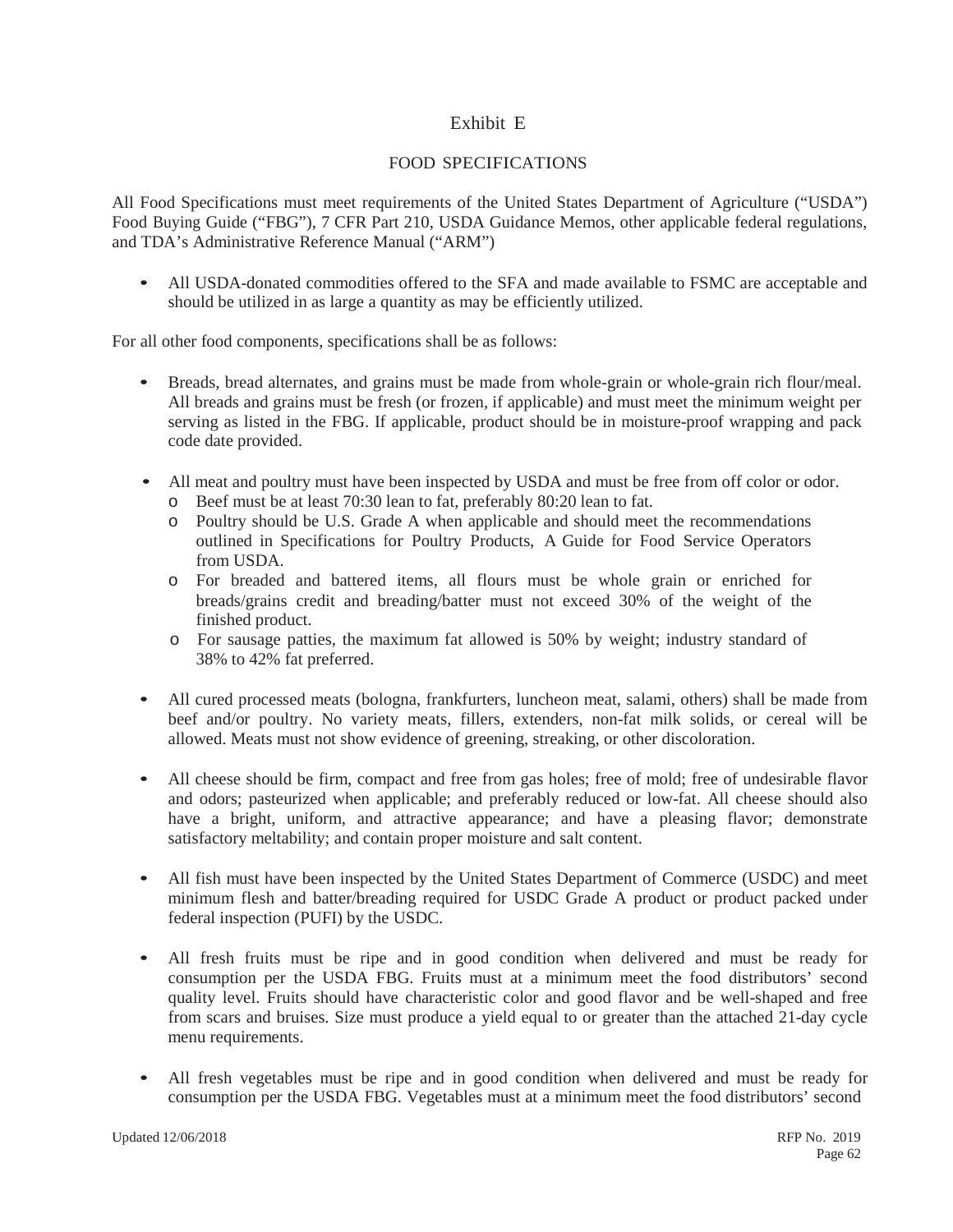# Exhibit E

## FOOD SPECIFICATIONS

All Food Specifications must meet requirements of the United States Department of Agriculture ("USDA") Food Buying Guide ("FBG"), 7 CFR Part 210, USDA Guidance Memos, other applicable federal regulations, and TDA's Administrative Reference Manual ("ARM")

- All USDA-donated commodities offered to the SFA and made available to FSMC are acceptable and should be utilized in as large a quantity as may be efficiently utilized.

For all other food components, specifications shall be as follows:

- Breads, bread alternates, and grains must be made from whole-grain or whole-grain rich flour/meal. All breads and grains must be fresh (or frozen, if applicable) and must meet the minimum weight per serving as listed in the FBG. If applicable, product should be in moisture-proof wrapping and pack code date provided.

- All meat and poultry must have been inspected by USDA and must be free from off color or odor.
  - Beef must be at least 70:30 lean to fat, preferably 80:20 lean to fat.
  - Poultry should be U.S. Grade A when applicable and should meet the recommendations outlined in Specifications for Poultry Products, A Guide for Food Service Operators from USDA.
  - For breaded and battered items, all flours must be whole grain or enriched for breads/grains credit and breading/batter must not exceed 30% of the weight of the finished product.
  - For sausage patties, the maximum fat allowed is 50% by weight; industry standard of 38% to 42% fat preferred.

- All cured processed meats (bologna, frankfurters, luncheon meat, salami, others) shall be made from beef and/or poultry. No variety meats, fillers, extenders, non-fat milk solids, or cereal will be allowed. Meats must not show evidence of greening, streaking, or other discoloration.

- All cheese should be firm, compact and free from gas holes; free of mold; free of undesirable flavor and odors; pasteurized when applicable; and preferably reduced or low-fat. All cheese should also have a bright, uniform, and attractive appearance; and have a pleasing flavor; demonstrate satisfactory meltability; and contain proper moisture and salt content.

- All fish must have been inspected by the United States Department of Commerce (USDC) and meet minimum flesh and batter/breading required for USDC Grade A product or product packed under federal inspection (PUFI) by the USDC.

- All fresh fruits must be ripe and in good condition when delivered and must be ready for consumption per the USDA FBG. Fruits must at a minimum meet the food distributors' second quality level. Fruits should have characteristic color and good flavor and be well-shaped and free from scars and bruises. Size must produce a yield equal to or greater than the attached 21-day cycle menu requirements.

- All fresh vegetables must be ripe and in good condition when delivered and must be ready for consumption per the USDA FBG. Vegetables must at a minimum meet the food distributors' second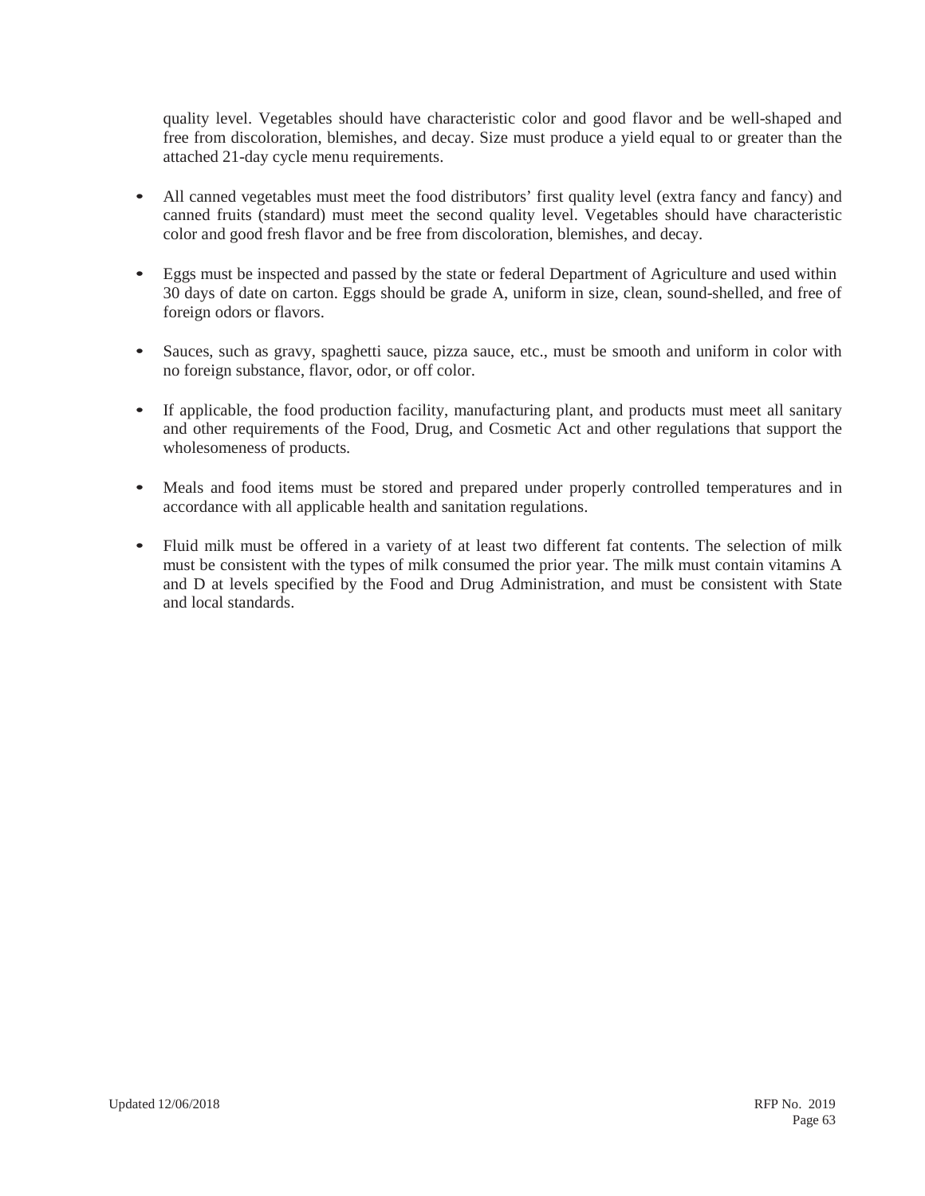quality level. Vegetables should have characteristic color and good flavor and be well-shaped and free from discoloration, blemishes, and decay. Size must produce a yield equal to or greater than the attached 21-day cycle menu requirements.

- All canned vegetables must meet the food distributors' first quality level (extra fancy and fancy) and canned fruits (standard) must meet the second quality level. Vegetables should have characteristic color and good fresh flavor and be free from discoloration, blemishes, and decay.

- Eggs must be inspected and passed by the state or federal Department of Agriculture and used within 30 days of date on carton. Eggs should be grade A, uniform in size, clean, sound-shelled, and free of foreign odors or flavors.

- Sauces, such as gravy, spaghetti sauce, pizza sauce, etc., must be smooth and uniform in color with no foreign substance, flavor, odor, or off color.

- If applicable, the food production facility, manufacturing plant, and products must meet all sanitary and other requirements of the Food, Drug, and Cosmetic Act and other regulations that support the wholesomeness of products.

- Meals and food items must be stored and prepared under properly controlled temperatures and in accordance with all applicable health and sanitation regulations.

- Fluid milk must be offered in a variety of at least two different fat contents. The selection of milk must be consistent with the types of milk consumed the prior year. The milk must contain vitamins A and D at levels specified by the Food and Drug Administration, and must be consistent with State and local standards.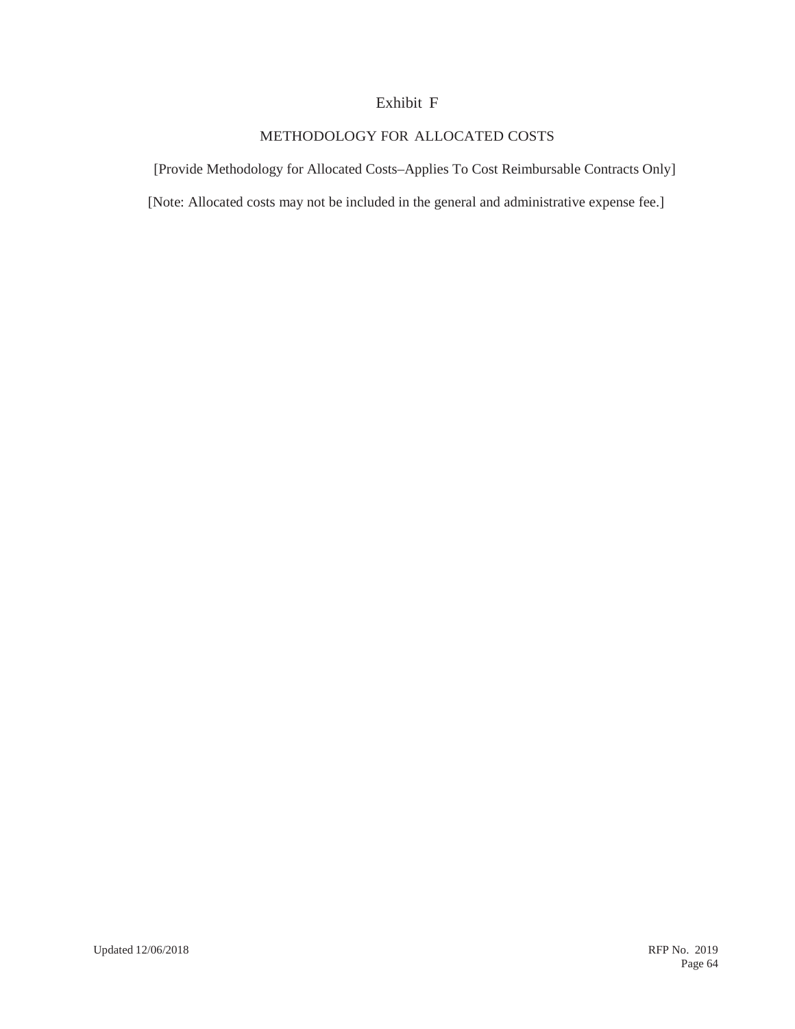# Exhibit F

## METHODOLOGY FOR ALLOCATED COSTS

[Provide Methodology for Allocated Costs–Applies To Cost Reimbursable Contracts Only]

[Note: Allocated costs may not be included in the general and administrative expense fee.]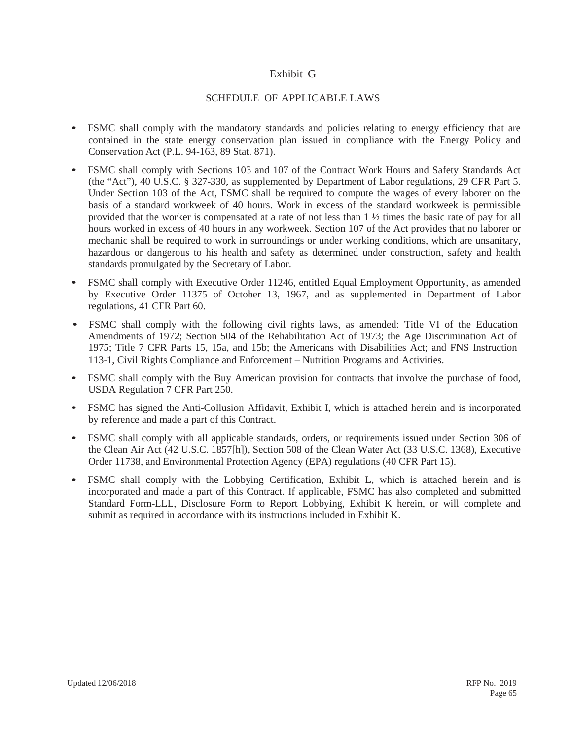# Exhibit G

## SCHEDULE OF APPLICABLE LAWS

- FSMC shall comply with the mandatory standards and policies relating to energy efficiency that are contained in the state energy conservation plan issued in compliance with the Energy Policy and Conservation Act (P.L. 94-163, 89 Stat. 871).
- FSMC shall comply with Sections 103 and 107 of the Contract Work Hours and Safety Standards Act (the "Act"), 40 U.S.C. § 327-330, as supplemented by Department of Labor regulations, 29 CFR Part 5. Under Section 103 of the Act, FSMC shall be required to compute the wages of every laborer on the basis of a standard workweek of 40 hours. Work in excess of the standard workweek is permissible provided that the worker is compensated at a rate of not less than 1 ½ times the basic rate of pay for all hours worked in excess of 40 hours in any workweek. Section 107 of the Act provides that no laborer or mechanic shall be required to work in surroundings or under working conditions, which are unsanitary, hazardous or dangerous to his health and safety as determined under construction, safety and health standards promulgated by the Secretary of Labor.
- FSMC shall comply with Executive Order 11246, entitled Equal Employment Opportunity, as amended by Executive Order 11375 of October 13, 1967, and as supplemented in Department of Labor regulations, 41 CFR Part 60.
- FSMC shall comply with the following civil rights laws, as amended: Title VI of the Education Amendments of 1972; Section 504 of the Rehabilitation Act of 1973; the Age Discrimination Act of 1975; Title 7 CFR Parts 15, 15a, and 15b; the Americans with Disabilities Act; and FNS Instruction 113-1, Civil Rights Compliance and Enforcement – Nutrition Programs and Activities.
- FSMC shall comply with the Buy American provision for contracts that involve the purchase of food, USDA Regulation 7 CFR Part 250.
- FSMC has signed the Anti-Collusion Affidavit, Exhibit I, which is attached herein and is incorporated by reference and made a part of this Contract.
- FSMC shall comply with all applicable standards, orders, or requirements issued under Section 306 of the Clean Air Act (42 U.S.C. 1857[h]), Section 508 of the Clean Water Act (33 U.S.C. 1368), Executive Order 11738, and Environmental Protection Agency (EPA) regulations (40 CFR Part 15).
- FSMC shall comply with the Lobbying Certification, Exhibit L, which is attached herein and is incorporated and made a part of this Contract. If applicable, FSMC has also completed and submitted Standard Form-LLL, Disclosure Form to Report Lobbying, Exhibit K herein, or will complete and submit as required in accordance with its instructions included in Exhibit K.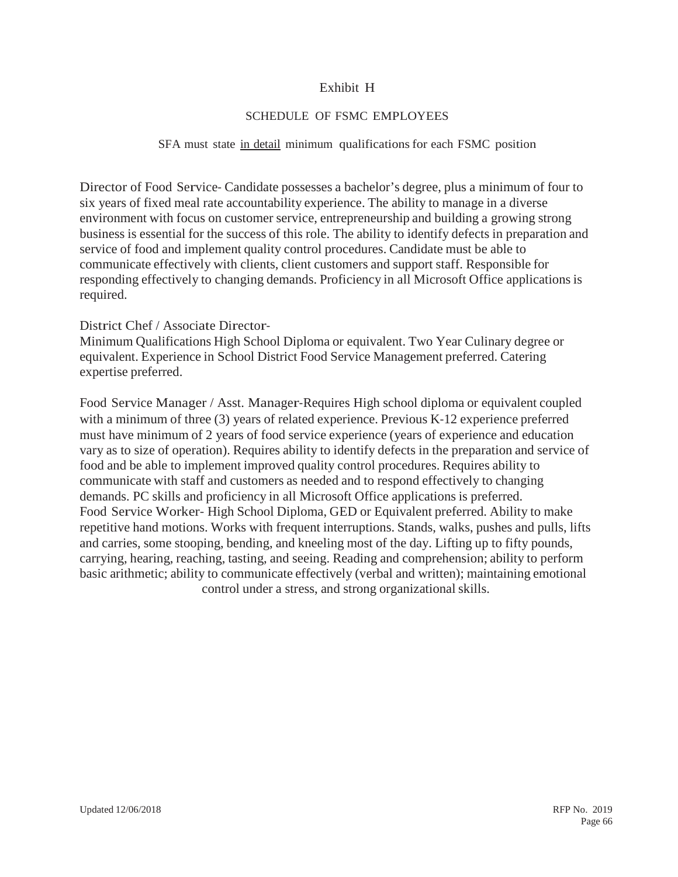# Exhibit H

## SCHEDULE OF FSMC EMPLOYEES

SFA must state <u>in detail</u> minimum qualifications for each FSMC position

Director of Food Service- Candidate possesses a bachelor's degree, plus a minimum of four to six years of fixed meal rate accountability experience. The ability to manage in a diverse environment with focus on customer service, entrepreneurship and building a growing strong business is essential for the success of this role. The ability to identify defects in preparation and service of food and implement quality control procedures. Candidate must be able to communicate effectively with clients, client customers and support staff. Responsible for responding effectively to changing demands. Proficiency in all Microsoft Office applications is required.

District Chef / Associate Director-

Minimum Qualifications High School Diploma or equivalent. Two Year Culinary degree or equivalent. Experience in School District Food Service Management preferred. Catering expertise preferred.

Food Service Manager / Asst. Manager-Requires High school diploma or equivalent coupled with a minimum of three (3) years of related experience. Previous K-12 experience preferred must have minimum of 2 years of food service experience (years of experience and education vary as to size of operation). Requires ability to identify defects in the preparation and service of food and be able to implement improved quality control procedures. Requires ability to communicate with staff and customers as needed and to respond effectively to changing demands. PC skills and proficiency in all Microsoft Office applications is preferred.

Food Service Worker- High School Diploma, GED or Equivalent preferred. Ability to make repetitive hand motions. Works with frequent interruptions. Stands, walks, pushes and pulls, lifts and carries, some stooping, bending, and kneeling most of the day. Lifting up to fifty pounds, carrying, hearing, reaching, tasting, and seeing. Reading and comprehension; ability to perform basic arithmetic; ability to communicate effectively (verbal and written); maintaining emotional control under a stress, and strong organizational skills.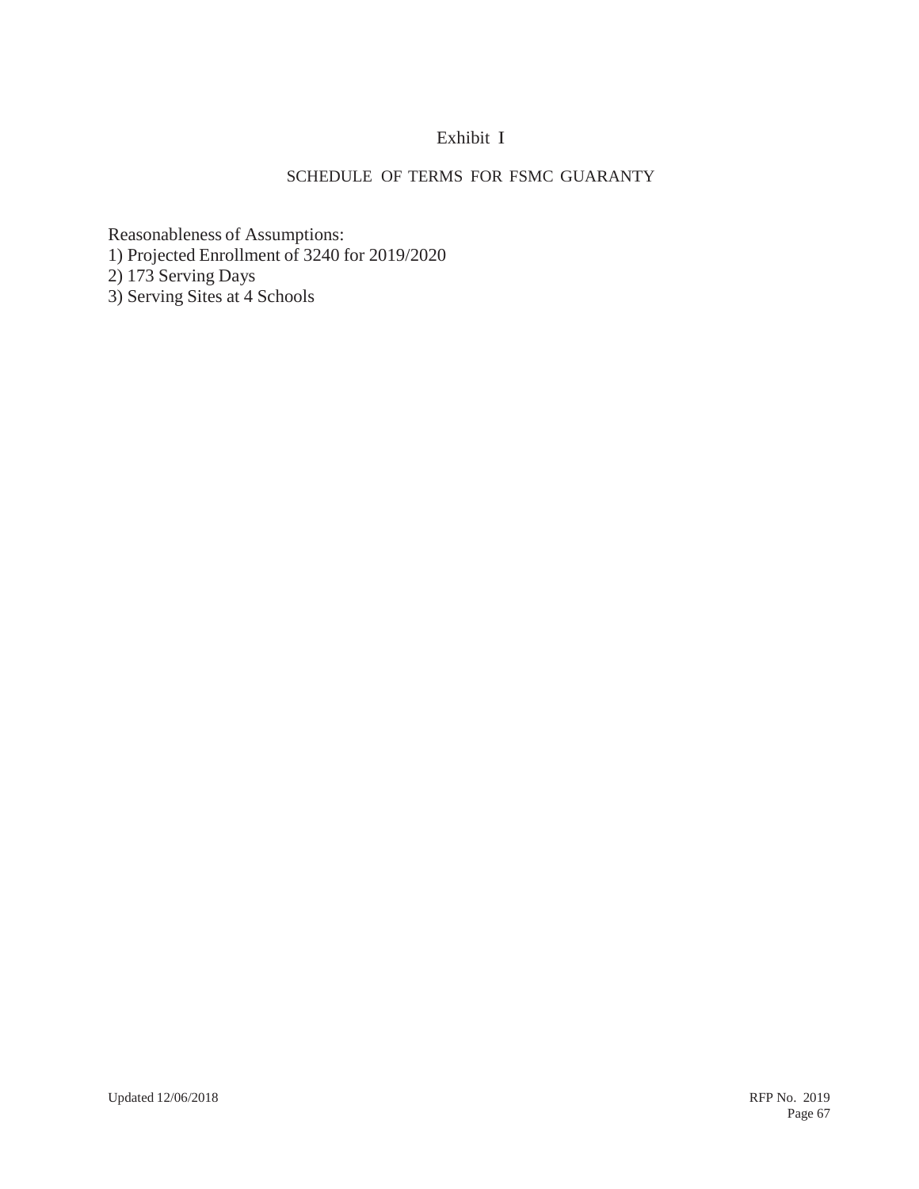# Exhibit I

## SCHEDULE OF TERMS FOR FSMC GUARANTY

Reasonableness of Assumptions:

1) Projected Enrollment of 3240 for 2019/2020
2) 173 Serving Days
3) Serving Sites at 4 Schools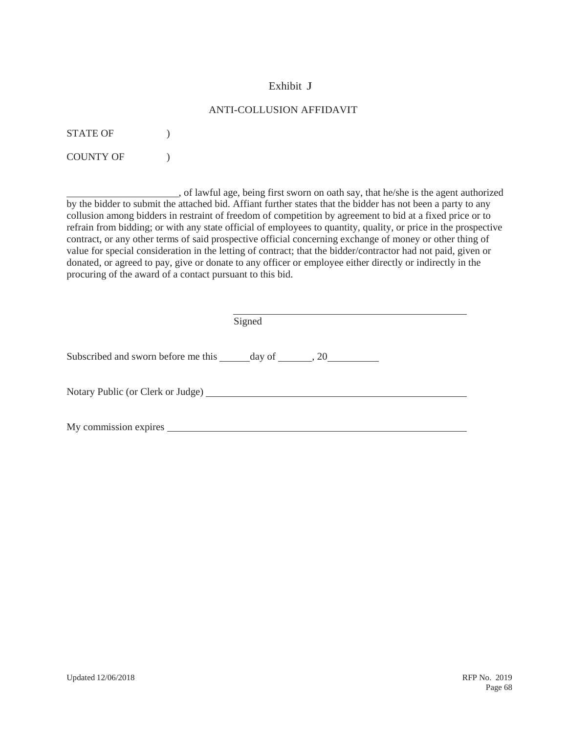# Exhibit J

## ANTI-COLLUSION AFFIDAVIT

STATE OF )

COUNTY OF )

______________________, of lawful age, being first sworn on oath say, that he/she is the agent authorized by the bidder to submit the attached bid. Affiant further states that the bidder has not been a party to any collusion among bidders in restraint of freedom of competition by agreement to bid at a fixed price or to refrain from bidding; or with any state official of employees to quantity, quality, or price in the prospective contract, or any other terms of said prospective official concerning exchange of money or other thing of value for special consideration in the letting of contract; that the bidder/contractor had not paid, given or donated, or agreed to pay, give or donate to any officer or employee either directly or indirectly in the procuring of the award of a contact pursuant to this bid.

_______________________________________________
Signed

Subscribed and sworn before me this ______day of _______, 20__________

Notary Public (or Clerk or Judge) _____________________________________________________

My commission expires _____________________________________________________________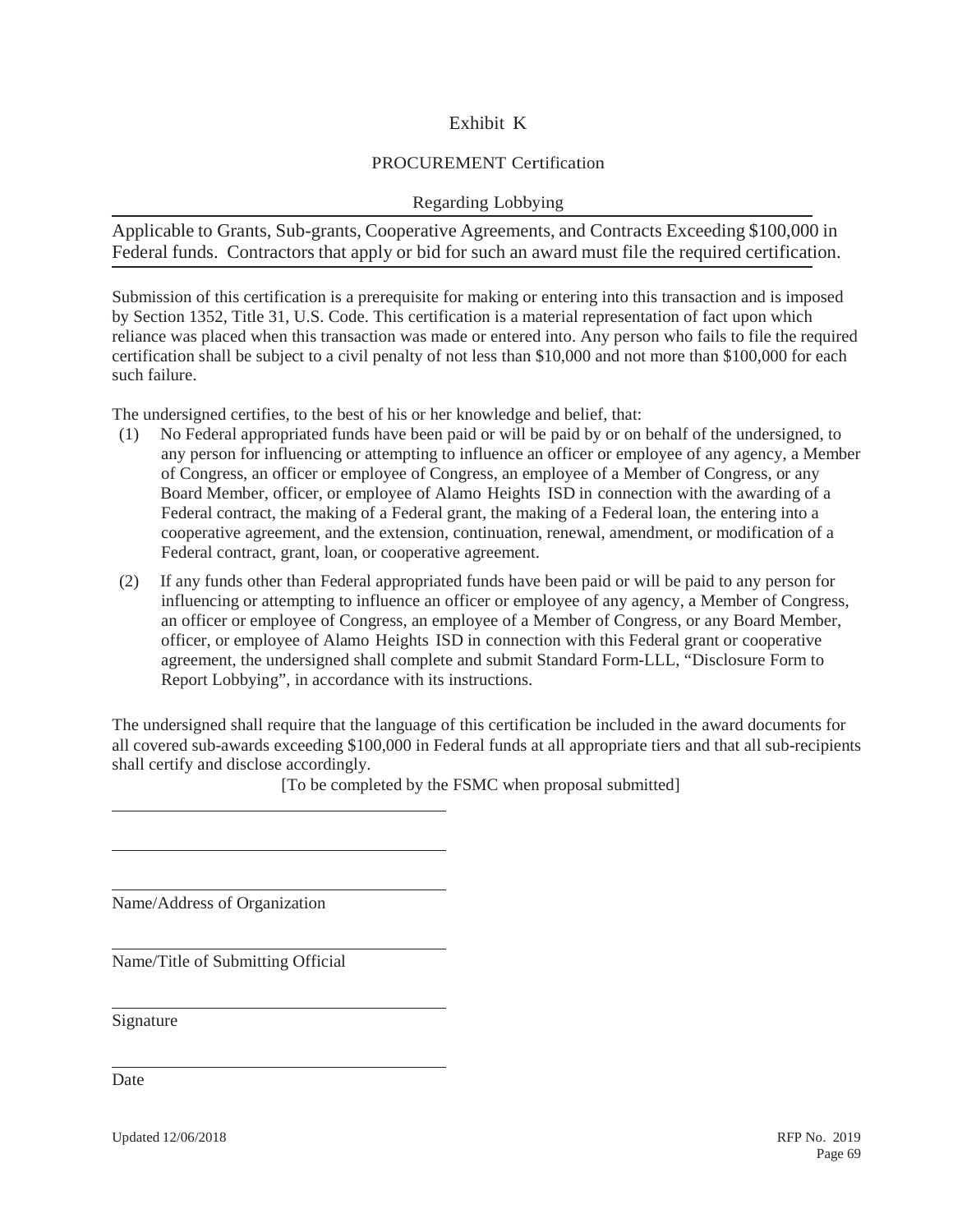# Exhibit K

## PROCUREMENT Certification

### Regarding Lobbying

Applicable to Grants, Sub-grants, Cooperative Agreements, and Contracts Exceeding $100,000 in Federal funds. Contractors that apply or bid for such an award must file the required certification.

Submission of this certification is a prerequisite for making or entering into this transaction and is imposed by Section 1352, Title 31, U.S. Code. This certification is a material representation of fact upon which reliance was placed when this transaction was made or entered into. Any person who fails to file the required certification shall be subject to a civil penalty of not less than $10,000 and not more than $100,000 for each such failure.

The undersigned certifies, to the best of his or her knowledge and belief, that:

(1) No Federal appropriated funds have been paid or will be paid by or on behalf of the undersigned, to any person for influencing or attempting to influence an officer or employee of any agency, a Member of Congress, an officer or employee of Congress, an employee of a Member of Congress, or any Board Member, officer, or employee of Alamo Heights ISD in connection with the awarding of a Federal contract, the making of a Federal grant, the making of a Federal loan, the entering into a cooperative agreement, and the extension, continuation, renewal, amendment, or modification of a Federal contract, grant, loan, or cooperative agreement.

(2) If any funds other than Federal appropriated funds have been paid or will be paid to any person for influencing or attempting to influence an officer or employee of any agency, a Member of Congress, an officer or employee of Congress, an employee of a Member of Congress, or any Board Member, officer, or employee of Alamo Heights ISD in connection with this Federal grant or cooperative agreement, the undersigned shall complete and submit Standard Form-LLL, "Disclosure Form to Report Lobbying", in accordance with its instructions.

The undersigned shall require that the language of this certification be included in the award documents for all covered sub-awards exceeding $100,000 in Federal funds at all appropriate tiers and that all sub-recipients shall certify and disclose accordingly.

[To be completed by the FSMC when proposal submitted]

\_\_\_\_\_\_\_\_\_\_\_\_\_\_\_\_\_\_\_\_\_\_\_\_\_\_\_\_\_\_\_\_\_\_\_\_\_\_

\_\_\_\_\_\_\_\_\_\_\_\_\_\_\_\_\_\_\_\_\_\_\_\_\_\_\_\_\_\_\_\_\_\_\_\_\_\_

\_\_\_\_\_\_\_\_\_\_\_\_\_\_\_\_\_\_\_\_\_\_\_\_\_\_\_\_\_\_\_\_\_\_\_\_\_\_
Name/Address of Organization

\_\_\_\_\_\_\_\_\_\_\_\_\_\_\_\_\_\_\_\_\_\_\_\_\_\_\_\_\_\_\_\_\_\_\_\_\_\_
Name/Title of Submitting Official

\_\_\_\_\_\_\_\_\_\_\_\_\_\_\_\_\_\_\_\_\_\_\_\_\_\_\_\_\_\_\_\_\_\_\_\_\_\_
Signature

\_\_\_\_\_\_\_\_\_\_\_\_\_\_\_\_\_\_\_\_\_\_\_\_\_\_\_\_\_\_\_\_\_\_\_\_\_\_
Date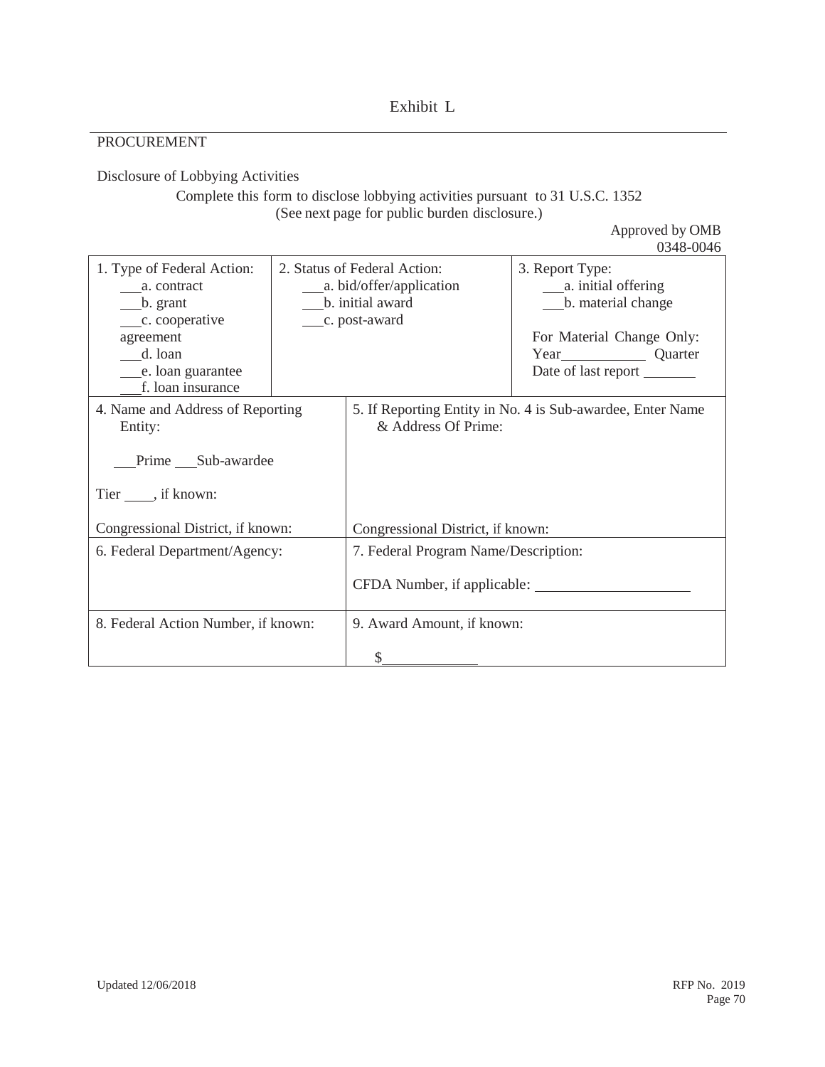Exhibit L

PROCUREMENT

Disclosure of Lobbying Activities

Complete this form to disclose lobbying activities pursuant to 31 U.S.C. 1352
(See next page for public burden disclosure.)

Approved by OMB
0348-0046

| 1. Type of Federal Action:<br>\_\_\_a. contract<br>\_\_\_b. grant<br>\_\_\_c. cooperative agreement<br>\_\_\_d. loan<br>\_\_\_e. loan guarantee<br>\_\_\_f. loan insurance | 2. Status of Federal Action:<br>\_\_\_a. bid/offer/application<br>\_\_\_b. initial award<br>\_\_\_c. post-award | 3. Report Type:<br>\_\_\_a. initial offering<br>\_\_\_b. material change<br><br>For Material Change Only:<br>Year\_\_\_\_\_\_\_\_\_\_ Quarter<br>Date of last report \_\_\_\_\_\_\_ |
|---|---|---|
| 4. Name and Address of Reporting Entity:<br><br>\_\_\_Prime \_\_\_Sub-awardee<br><br>Tier \_\_\_\_, if known:<br><br>Congressional District, if known: | 5. If Reporting Entity in No. 4 is Sub-awardee, Enter Name & Address Of Prime:<br><br><br><br>Congressional District, if known: | |
| 6. Federal Department/Agency: | 7. Federal Program Name/Description:<br><br>CFDA Number, if applicable: \_\_\_\_\_\_\_\_\_\_\_\_\_\_\_\_\_\_\_\_ | |
| 8. Federal Action Number, if known: | 9. Award Amount, if known:<br><br>$\_\_\_\_\_\_\_\_\_\_\_\_ | |

Updated 12/06/2018

RFP No. 2019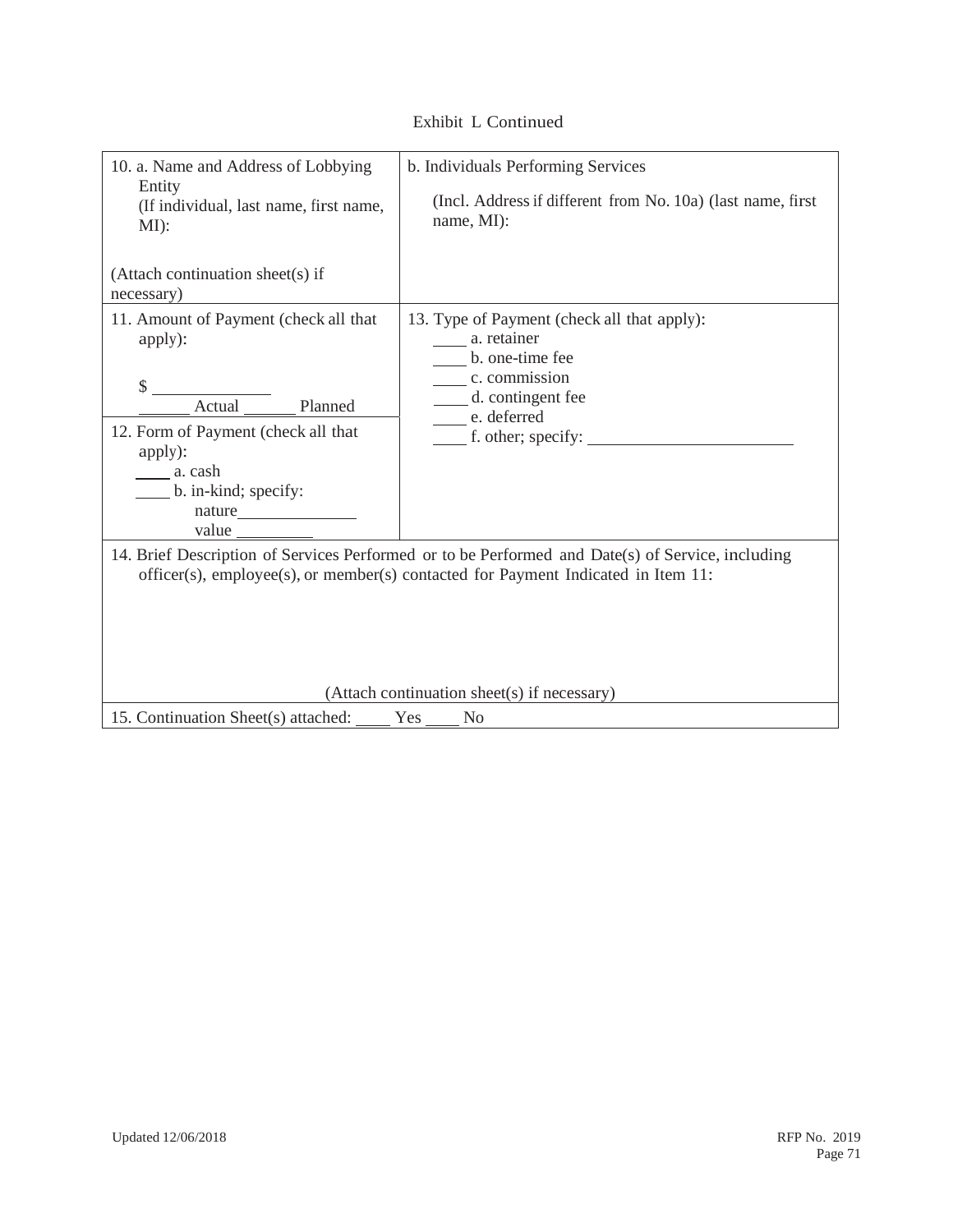Exhibit L Continued

| 10. a. Name and Address of Lobbying Entity (If individual, last name, first name, MI):<br><br>(Attach continuation sheet(s) if necessary) | b. Individuals Performing Services<br><br>(Incl. Address if different from No. 10a) (last name, first name, MI): |
|---|---|
| 11. Amount of Payment (check all that apply):<br><br>$ ____________<br>______ Actual ______ Planned | 13. Type of Payment (check all that apply):<br>____ a. retainer<br>____ b. one-time fee<br>____ c. commission<br>____ d. contingent fee<br>____ e. deferred<br>____ f. other; specify: ______________________ |
| 12. Form of Payment (check all that apply):<br>____ a. cash<br>____ b. in-kind; specify:<br>nature____________<br>value ________ | |

| 14. Brief Description of Services Performed or to be Performed and Date(s) of Service, including officer(s), employee(s), or member(s) contacted for Payment Indicated in Item 11:<br><br>(Attach continuation sheet(s) if necessary) |
|---|
| 15. Continuation Sheet(s) attached: ____ Yes ____ No |

Updated 12/06/2018

RFP No. 2019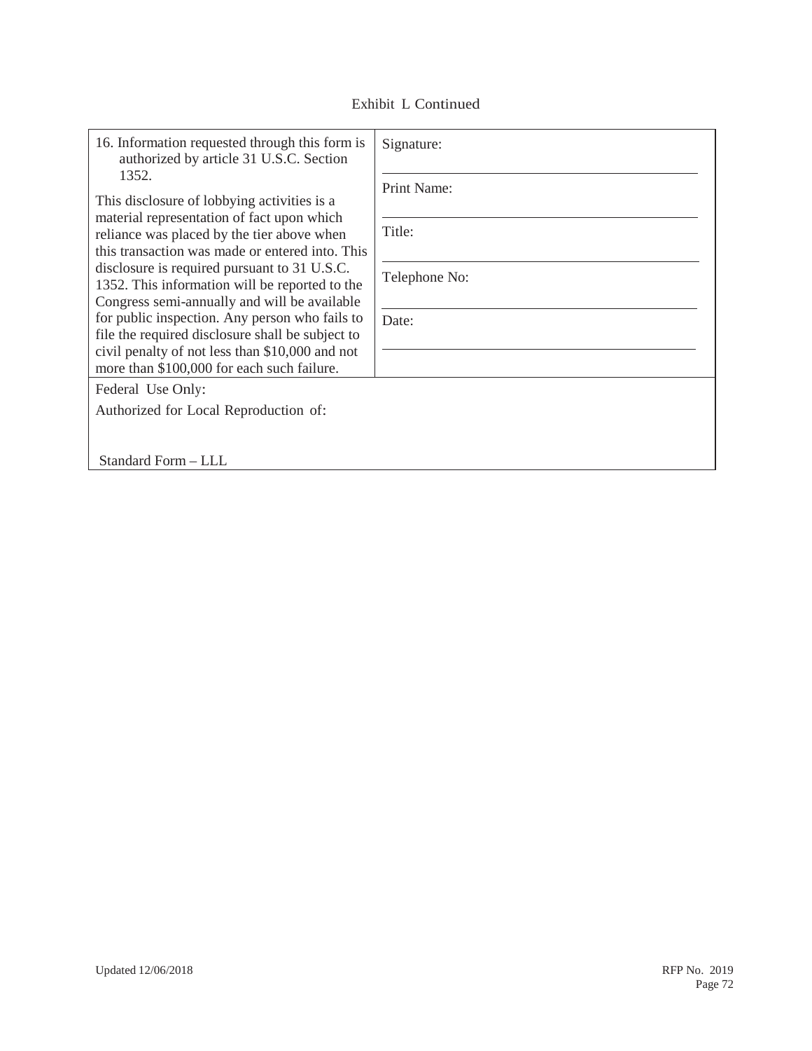Exhibit L Continued

| 16. Information requested through this form is authorized by article 31 U.S.C. Section 1352.<br><br>This disclosure of lobbying activities is a material representation of fact upon which reliance was placed by the tier above when this transaction was made or entered into. This disclosure is required pursuant to 31 U.S.C. 1352. This information will be reported to the Congress semi-annually and will be available for public inspection. Any person who fails to file the required disclosure shall be subject to civil penalty of not less than $10,000 and not more than $100,000 for each such failure. | Signature: ______________________<br><br>Print Name: ______________________<br><br>Title: ______________________<br><br>Telephone No: ______________________<br><br>Date: ______________________ |
|---|---|
| Federal Use Only:<br><br>Authorized for Local Reproduction of:<br><br>Standard Form – LLL | |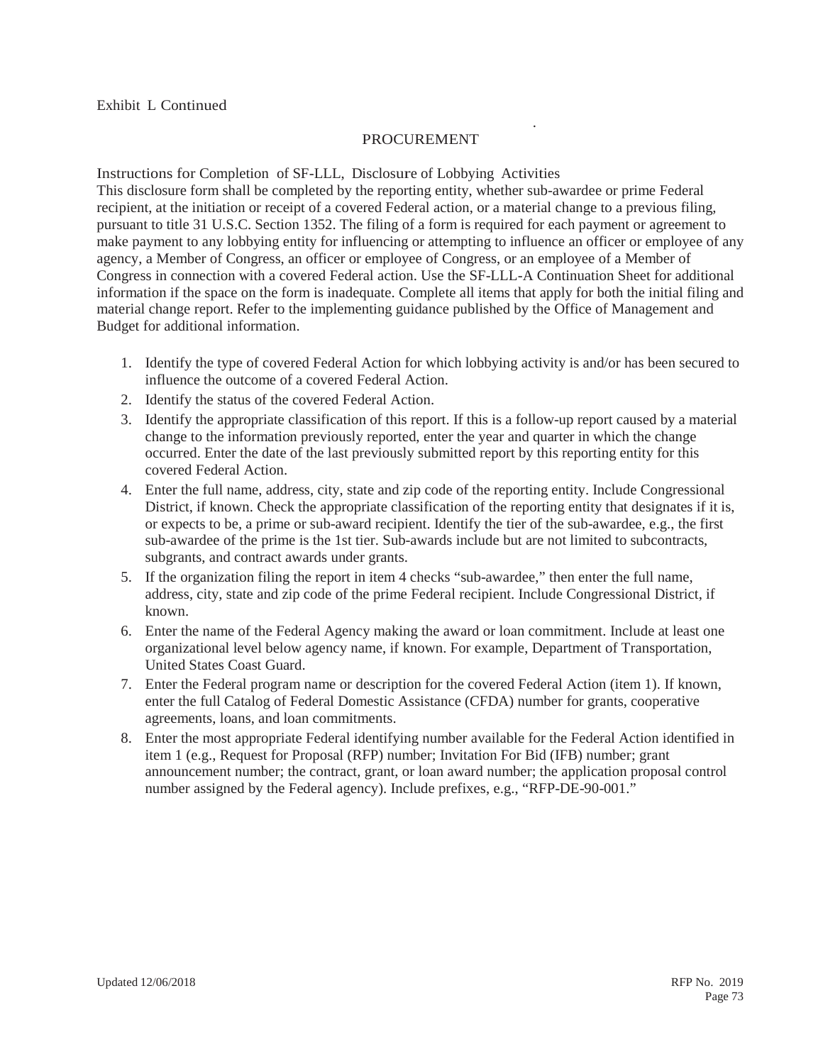Exhibit L Continued

## PROCUREMENT

### Instructions for Completion of SF-LLL, Disclosure of Lobbying Activities

This disclosure form shall be completed by the reporting entity, whether sub-awardee or prime Federal recipient, at the initiation or receipt of a covered Federal action, or a material change to a previous filing, pursuant to title 31 U.S.C. Section 1352. The filing of a form is required for each payment or agreement to make payment to any lobbying entity for influencing or attempting to influence an officer or employee of any agency, a Member of Congress, an officer or employee of Congress, or an employee of a Member of Congress in connection with a covered Federal action. Use the SF-LLL-A Continuation Sheet for additional information if the space on the form is inadequate. Complete all items that apply for both the initial filing and material change report. Refer to the implementing guidance published by the Office of Management and Budget for additional information.

1. Identify the type of covered Federal Action for which lobbying activity is and/or has been secured to influence the outcome of a covered Federal Action.
2. Identify the status of the covered Federal Action.
3. Identify the appropriate classification of this report. If this is a follow-up report caused by a material change to the information previously reported, enter the year and quarter in which the change occurred. Enter the date of the last previously submitted report by this reporting entity for this covered Federal Action.
4. Enter the full name, address, city, state and zip code of the reporting entity. Include Congressional District, if known. Check the appropriate classification of the reporting entity that designates if it is, or expects to be, a prime or sub-award recipient. Identify the tier of the sub-awardee, e.g., the first sub-awardee of the prime is the 1st tier. Sub-awards include but are not limited to subcontracts, subgrants, and contract awards under grants.
5. If the organization filing the report in item 4 checks "sub-awardee," then enter the full name, address, city, state and zip code of the prime Federal recipient. Include Congressional District, if known.
6. Enter the name of the Federal Agency making the award or loan commitment. Include at least one organizational level below agency name, if known. For example, Department of Transportation, United States Coast Guard.
7. Enter the Federal program name or description for the covered Federal Action (item 1). If known, enter the full Catalog of Federal Domestic Assistance (CFDA) number for grants, cooperative agreements, loans, and loan commitments.
8. Enter the most appropriate Federal identifying number available for the Federal Action identified in item 1 (e.g., Request for Proposal (RFP) number; Invitation For Bid (IFB) number; grant announcement number; the contract, grant, or loan award number; the application proposal control number assigned by the Federal agency). Include prefixes, e.g., "RFP-DE-90-001."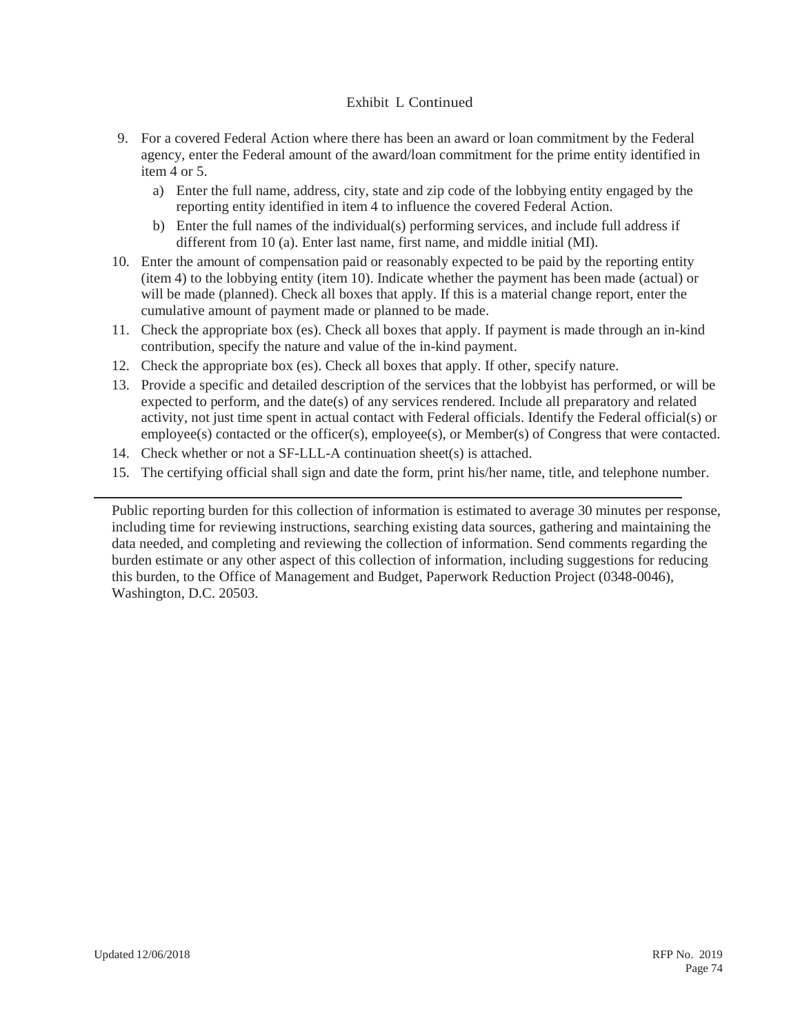Exhibit L Continued

9. For a covered Federal Action where there has been an award or loan commitment by the Federal agency, enter the Federal amount of the award/loan commitment for the prime entity identified in item 4 or 5.
   a) Enter the full name, address, city, state and zip code of the lobbying entity engaged by the reporting entity identified in item 4 to influence the covered Federal Action.
   b) Enter the full names of the individual(s) performing services, and include full address if different from 10 (a). Enter last name, first name, and middle initial (MI).
10. Enter the amount of compensation paid or reasonably expected to be paid by the reporting entity (item 4) to the lobbying entity (item 10). Indicate whether the payment has been made (actual) or will be made (planned). Check all boxes that apply. If this is a material change report, enter the cumulative amount of payment made or planned to be made.
11. Check the appropriate box (es). Check all boxes that apply. If payment is made through an in-kind contribution, specify the nature and value of the in-kind payment.
12. Check the appropriate box (es). Check all boxes that apply. If other, specify nature.
13. Provide a specific and detailed description of the services that the lobbyist has performed, or will be expected to perform, and the date(s) of any services rendered. Include all preparatory and related activity, not just time spent in actual contact with Federal officials. Identify the Federal official(s) or employee(s) contacted or the officer(s), employee(s), or Member(s) of Congress that were contacted.
14. Check whether or not a SF-LLL-A continuation sheet(s) is attached.
15. The certifying official shall sign and date the form, print his/her name, title, and telephone number.

---

Public reporting burden for this collection of information is estimated to average 30 minutes per response, including time for reviewing instructions, searching existing data sources, gathering and maintaining the data needed, and completing and reviewing the collection of information. Send comments regarding the burden estimate or any other aspect of this collection of information, including suggestions for reducing this burden, to the Office of Management and Budget, Paperwork Reduction Project (0348-0046), Washington, D.C. 20503.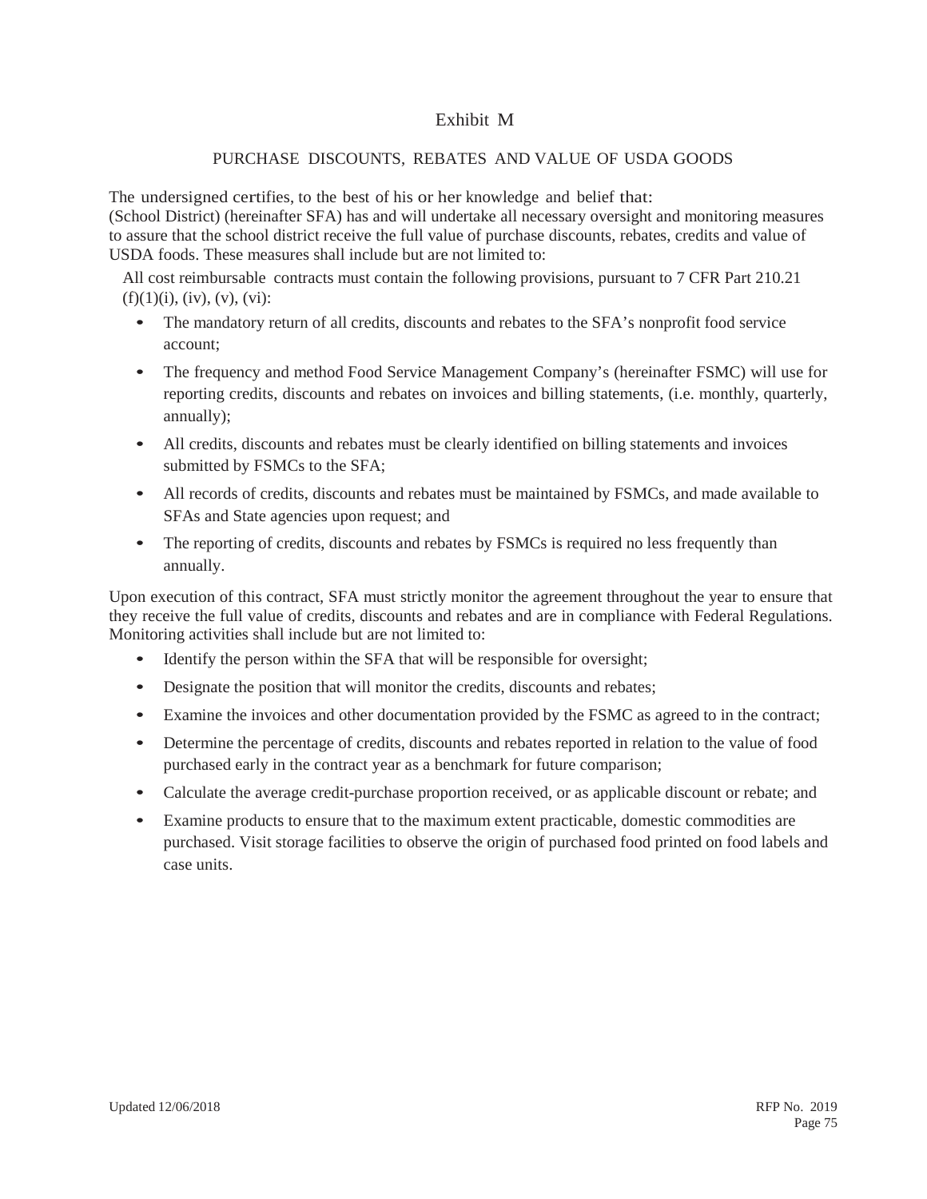# Exhibit M

## PURCHASE DISCOUNTS, REBATES AND VALUE OF USDA GOODS

The undersigned certifies, to the best of his or her knowledge and belief that:
(School District) (hereinafter SFA) has and will undertake all necessary oversight and monitoring measures to assure that the school district receive the full value of purchase discounts, rebates, credits and value of USDA foods. These measures shall include but are not limited to:

All cost reimbursable contracts must contain the following provisions, pursuant to 7 CFR Part 210.21 (f)(1)(i), (iv), (v), (vi):

- The mandatory return of all credits, discounts and rebates to the SFA's nonprofit food service account;
- The frequency and method Food Service Management Company's (hereinafter FSMC) will use for reporting credits, discounts and rebates on invoices and billing statements, (i.e. monthly, quarterly, annually);
- All credits, discounts and rebates must be clearly identified on billing statements and invoices submitted by FSMCs to the SFA;
- All records of credits, discounts and rebates must be maintained by FSMCs, and made available to SFAs and State agencies upon request; and
- The reporting of credits, discounts and rebates by FSMCs is required no less frequently than annually.

Upon execution of this contract, SFA must strictly monitor the agreement throughout the year to ensure that they receive the full value of credits, discounts and rebates and are in compliance with Federal Regulations. Monitoring activities shall include but are not limited to:

- Identify the person within the SFA that will be responsible for oversight;
- Designate the position that will monitor the credits, discounts and rebates;
- Examine the invoices and other documentation provided by the FSMC as agreed to in the contract;
- Determine the percentage of credits, discounts and rebates reported in relation to the value of food purchased early in the contract year as a benchmark for future comparison;
- Calculate the average credit-purchase proportion received, or as applicable discount or rebate; and
- Examine products to ensure that to the maximum extent practicable, domestic commodities are purchased. Visit storage facilities to observe the origin of purchased food printed on food labels and case units.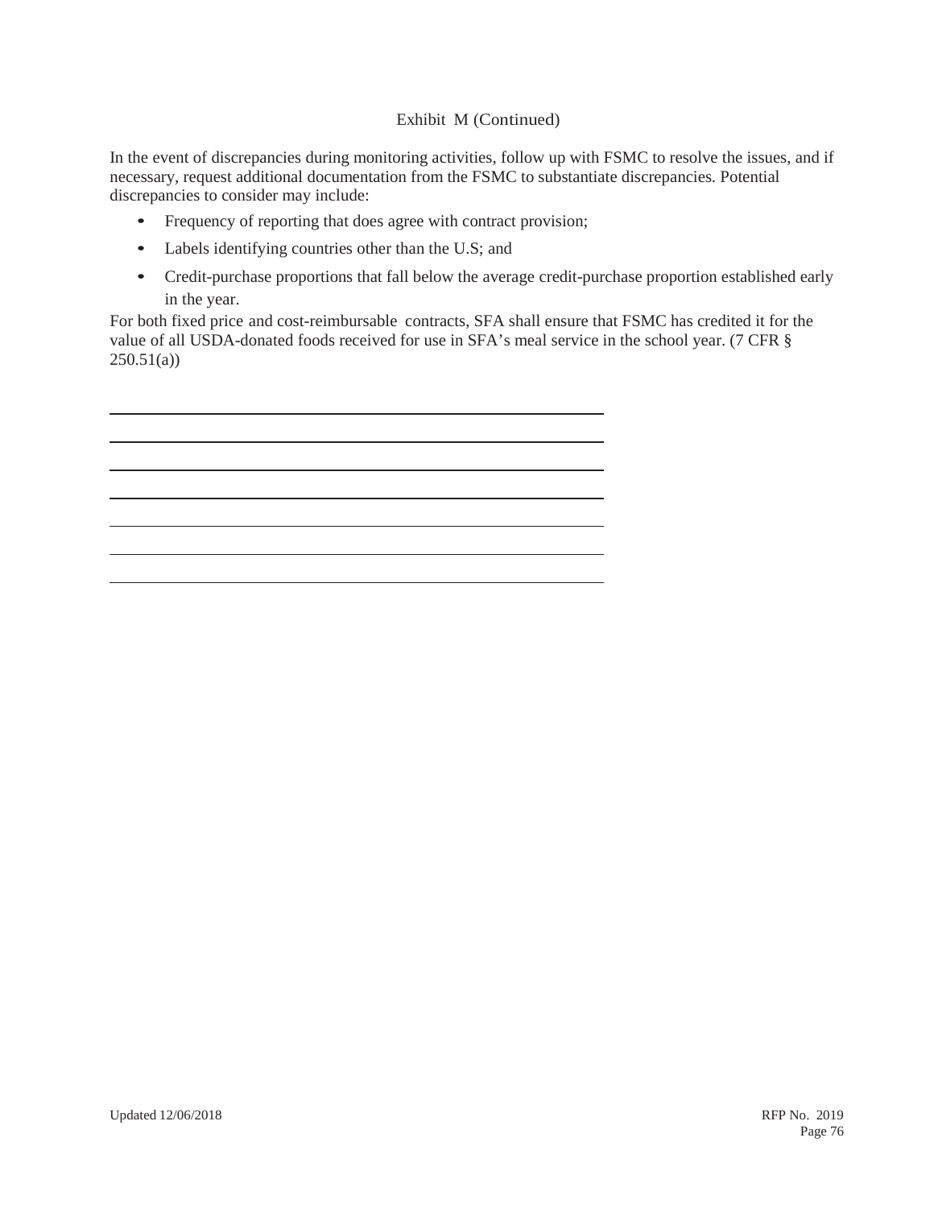Exhibit M (Continued)

In the event of discrepancies during monitoring activities, follow up with FSMC to resolve the issues, and if necessary, request additional documentation from the FSMC to substantiate discrepancies. Potential discrepancies to consider may include:

- Frequency of reporting that does agree with contract provision;
- Labels identifying countries other than the U.S; and
- Credit-purchase proportions that fall below the average credit-purchase proportion established early in the year.

For both fixed price and cost-reimbursable contracts, SFA shall ensure that FSMC has credited it for the value of all USDA-donated foods received for use in SFA's meal service in the school year. (7 CFR § 250.51(a))

\_\_\_\_\_\_\_\_\_\_\_\_\_\_\_\_\_\_\_\_\_\_\_\_\_\_\_\_\_\_\_\_\_\_\_\_\_\_\_\_\_\_\_\_\_\_\_\_

\_\_\_\_\_\_\_\_\_\_\_\_\_\_\_\_\_\_\_\_\_\_\_\_\_\_\_\_\_\_\_\_\_\_\_\_\_\_\_\_\_\_\_\_\_\_\_\_

\_\_\_\_\_\_\_\_\_\_\_\_\_\_\_\_\_\_\_\_\_\_\_\_\_\_\_\_\_\_\_\_\_\_\_\_\_\_\_\_\_\_\_\_\_\_\_\_

\_\_\_\_\_\_\_\_\_\_\_\_\_\_\_\_\_\_\_\_\_\_\_\_\_\_\_\_\_\_\_\_\_\_\_\_\_\_\_\_\_\_\_\_\_\_\_\_

\_\_\_\_\_\_\_\_\_\_\_\_\_\_\_\_\_\_\_\_\_\_\_\_\_\_\_\_\_\_\_\_\_\_\_\_\_\_\_\_\_\_\_\_\_\_\_\_

\_\_\_\_\_\_\_\_\_\_\_\_\_\_\_\_\_\_\_\_\_\_\_\_\_\_\_\_\_\_\_\_\_\_\_\_\_\_\_\_\_\_\_\_\_\_\_\_

\_\_\_\_\_\_\_\_\_\_\_\_\_\_\_\_\_\_\_\_\_\_\_\_\_\_\_\_\_\_\_\_\_\_\_\_\_\_\_\_\_\_\_\_\_\_\_\_